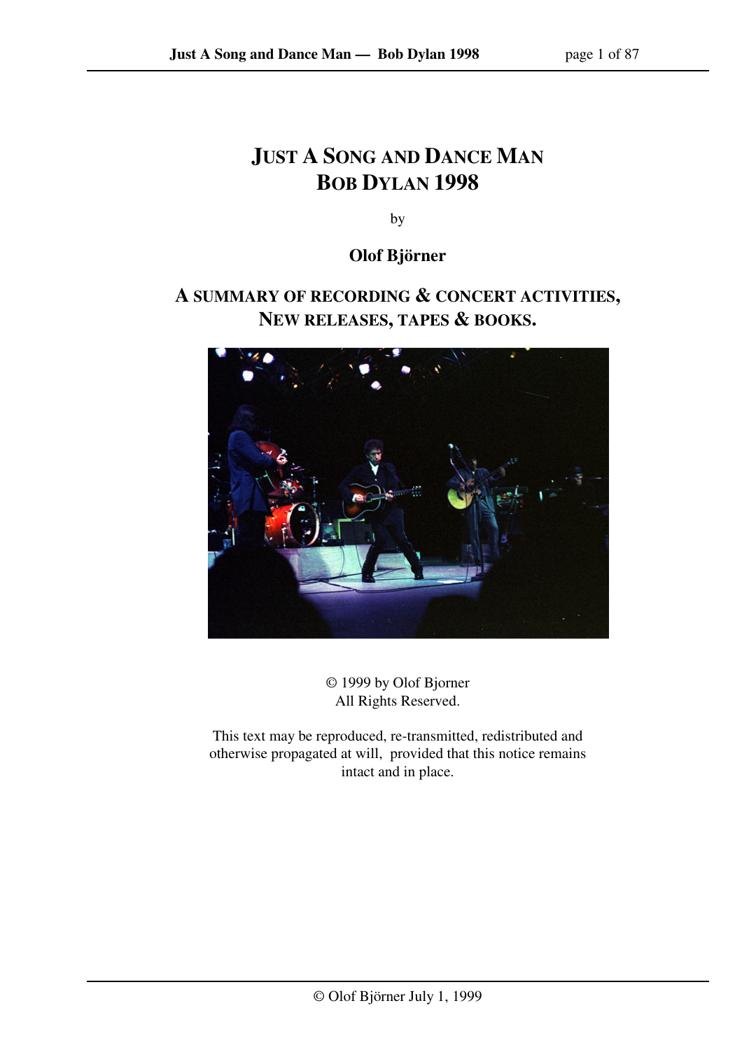# Just A Song and Dance Man
# Bob Dylan 1998

by

**Olof Björner**

## A summary of recording & concert activities, New releases, tapes & books.

© 1999 by Olof Bjorner
All Rights Reserved.

This text may be reproduced, re-transmitted, redistributed and otherwise propagated at will, provided that this notice remains intact and in place.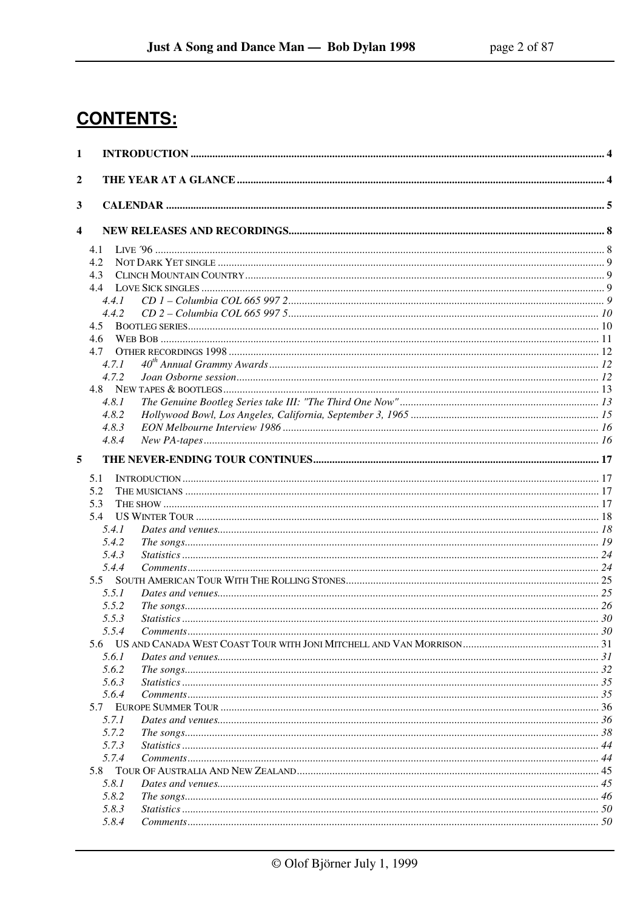# CONTENTS:

1 INTRODUCTION ..... 4

2 THE YEAR AT A GLANCE ..... 4

3 CALENDAR ..... 5

4 NEW RELEASES AND RECORDINGS ..... 8

- 4.1 LIVE ´96 ..... 8
- 4.2 NOT DARK YET SINGLE ..... 9
- 4.3 CLINCH MOUNTAIN COUNTRY ..... 9
- 4.4 LOVE SICK SINGLES ..... 9
  - *4.4.1 CD 1 – Columbia COL 665 997 2* ..... 9
  - *4.4.2 CD 2 – Columbia COL 665 997 5* ..... 10
- 4.5 BOOTLEG SERIES ..... 10
- 4.6 WEB BOB ..... 11
- 4.7 OTHER RECORDINGS 1998 ..... 12
  - *4.7.1 40th Annual Grammy Awards* ..... 12
  - *4.7.2 Joan Osborne session* ..... 12
- 4.8 NEW TAPES & BOOTLEGS ..... 13
  - *4.8.1 The Genuine Bootleg Series take III: "The Third One Now"* ..... 13
  - *4.8.2 Hollywood Bowl, Los Angeles, California, September 3, 1965* ..... 15
  - *4.8.3 EON Melbourne Interview 1986* ..... 16
  - *4.8.4 New PA-tapes* ..... 16

5 THE NEVER-ENDING TOUR CONTINUES ..... 17

- 5.1 INTRODUCTION ..... 17
- 5.2 THE MUSICIANS ..... 17
- 5.3 THE SHOW ..... 17
- 5.4 US WINTER TOUR ..... 18
  - *5.4.1 Dates and venues* ..... 18
  - *5.4.2 The songs* ..... 19
  - *5.4.3 Statistics* ..... 24
  - *5.4.4 Comments* ..... 24
- 5.5 SOUTH AMERICAN TOUR WITH THE ROLLING STONES ..... 25
  - *5.5.1 Dates and venues* ..... 25
  - *5.5.2 The songs* ..... 26
  - *5.5.3 Statistics* ..... 30
  - *5.5.4 Comments* ..... 30
- 5.6 US AND CANADA WEST COAST TOUR WITH JONI MITCHELL AND VAN MORRISON ..... 31
  - *5.6.1 Dates and venues* ..... 31
  - *5.6.2 The songs* ..... 32
  - *5.6.3 Statistics* ..... 35
  - *5.6.4 Comments* ..... 35
- 5.7 EUROPE SUMMER TOUR ..... 36
  - *5.7.1 Dates and venues* ..... 36
  - *5.7.2 The songs* ..... 38
  - *5.7.3 Statistics* ..... 44
  - *5.7.4 Comments* ..... 44
- 5.8 TOUR OF AUSTRALIA AND NEW ZEALAND ..... 45
  - *5.8.1 Dates and venues* ..... 45
  - *5.8.2 The songs* ..... 46
  - *5.8.3 Statistics* ..... 50
  - *5.8.4 Comments* ..... 50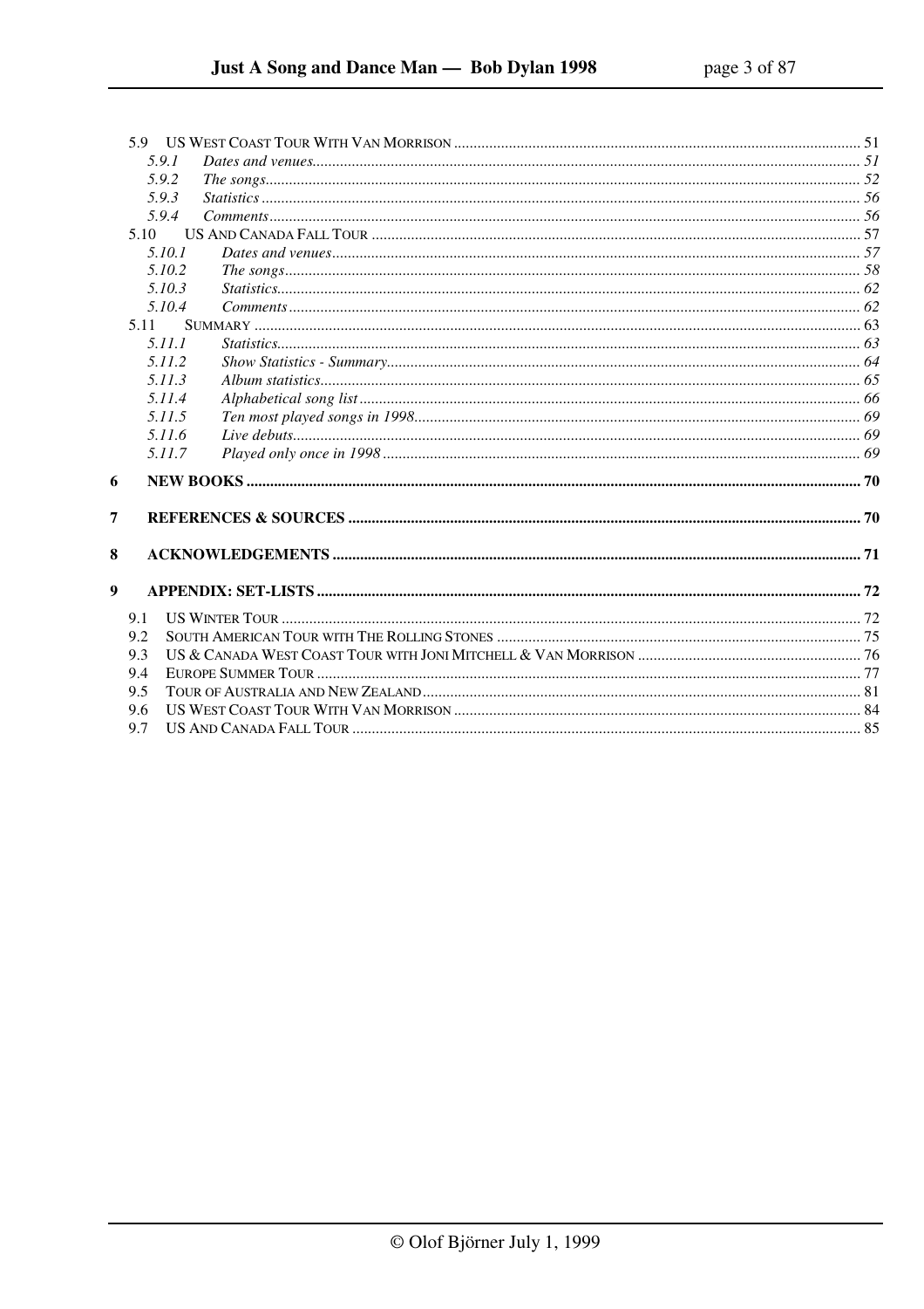5.9 US West Coast Tour With Van Morrison ........ 51

- 5.9.1 *Dates and venues* ........ 51
- 5.9.2 *The songs* ........ 52
- 5.9.3 *Statistics* ........ 56
- 5.9.4 *Comments* ........ 56

5.10 US And Canada Fall Tour ........ 57

- 5.10.1 *Dates and venues* ........ 57
- 5.10.2 *The songs* ........ 58
- 5.10.3 *Statistics* ........ 62
- 5.10.4 *Comments* ........ 62

5.11 Summary ........ 63

- 5.11.1 *Statistics* ........ 63
- 5.11.2 *Show Statistics - Summary* ........ 64
- 5.11.3 *Album statistics* ........ 65
- 5.11.4 *Alphabetical song list* ........ 66
- 5.11.5 *Ten most played songs in 1998* ........ 69
- 5.11.6 *Live debuts* ........ 69
- 5.11.7 *Played only once in 1998* ........ 69

**6 NEW BOOKS ........ 70**

**7 REFERENCES & SOURCES ........ 70**

**8 ACKNOWLEDGEMENTS ........ 71**

**9 APPENDIX: SET-LISTS ........ 72**

- 9.1 US Winter Tour ........ 72
- 9.2 South American Tour with The Rolling Stones ........ 75
- 9.3 US & Canada West Coast Tour with Joni Mitchell & Van Morrison ........ 76
- 9.4 Europe Summer Tour ........ 77
- 9.5 Tour of Australia and New Zealand ........ 81
- 9.6 US West Coast Tour With Van Morrison ........ 84
- 9.7 US And Canada Fall Tour ........ 85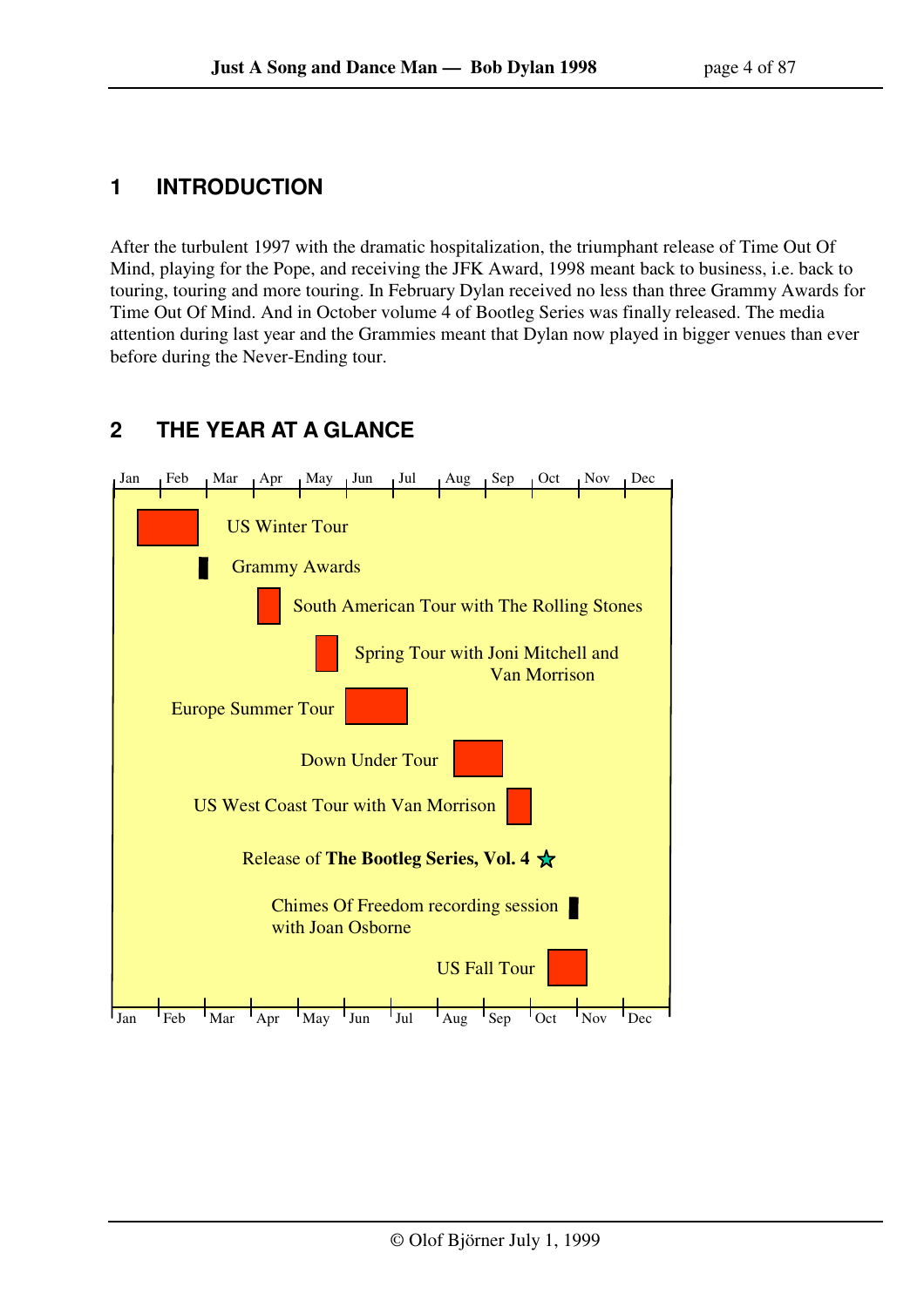# 1 INTRODUCTION

After the turbulent 1997 with the dramatic hospitalization, the triumphant release of Time Out Of Mind, playing for the Pope, and receiving the JFK Award, 1998 meant back to business, i.e. back to touring, touring and more touring. In February Dylan received no less than three Grammy Awards for Time Out Of Mind. And in October volume 4 of Bootleg Series was finally released. The media attention during last year and the Grammies meant that Dylan now played in bigger venues than ever before during the Never-Ending tour.

# 2 THE YEAR AT A GLANCE

Jan Feb Mar Apr May Jun Jul Aug Sep Oct Nov Dec

US Winter Tour

Grammy Awards

South American Tour with The Rolling Stones

Spring Tour with Joni Mitchell and Van Morrison

Europe Summer Tour

Down Under Tour

US West Coast Tour with Van Morrison

Release of **The Bootleg Series, Vol. 4**

Chimes Of Freedom recording session with Joan Osborne

US Fall Tour

Jan Feb Mar Apr May Jun Jul Aug Sep Oct Nov Dec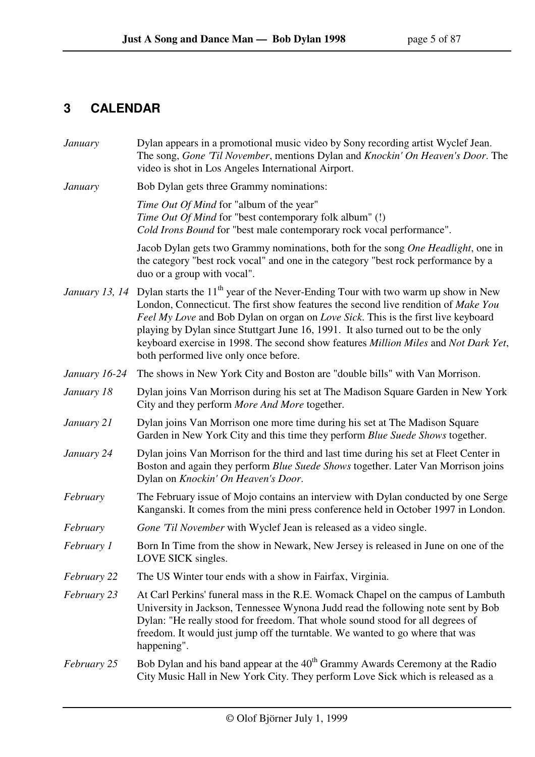# 3 CALENDAR

| | |
|---|---|
| *January* | Dylan appears in a promotional music video by Sony recording artist Wyclef Jean. The song, *Gone 'Til November*, mentions Dylan and *Knockin' On Heaven's Door*. The video is shot in Los Angeles International Airport. |
| *January* | Bob Dylan gets three Grammy nominations:<br>*Time Out Of Mind* for "album of the year"<br>*Time Out Of Mind* for "best contemporary folk album" (!)<br>*Cold Irons Bound* for "best male contemporary rock vocal performance".<br>Jacob Dylan gets two Grammy nominations, both for the song *One Headlight*, one in the category "best rock vocal" and one in the category "best rock performance by a duo or a group with vocal". |
| *January 13, 14* | Dylan starts the 11th year of the Never-Ending Tour with two warm up show in New London, Connecticut. The first show features the second live rendition of *Make You Feel My Love* and Bob Dylan on organ on *Love Sick*. This is the first live keyboard playing by Dylan since Stuttgart June 16, 1991. It also turned out to be the only keyboard exercise in 1998. The second show features *Million Miles* and *Not Dark Yet*, both performed live only once before. |
| *January 16-24* | The shows in New York City and Boston are "double bills" with Van Morrison. |
| *January 18* | Dylan joins Van Morrison during his set at The Madison Square Garden in New York City and they perform *More And More* together. |
| *January 21* | Dylan joins Van Morrison one more time during his set at The Madison Square Garden in New York City and this time they perform *Blue Suede Shows* together. |
| *January 24* | Dylan joins Van Morrison for the third and last time during his set at Fleet Center in Boston and again they perform *Blue Suede Shows* together. Later Van Morrison joins Dylan on *Knockin' On Heaven's Door*. |
| *February* | The February issue of Mojo contains an interview with Dylan conducted by one Serge Kanganski. It comes from the mini press conference held in October 1997 in London. |
| *February* | *Gone 'Til November* with Wyclef Jean is released as a video single. |
| *February 1* | Born In Time from the show in Newark, New Jersey is released in June on one of the LOVE SICK singles. |
| *February 22* | The US Winter tour ends with a show in Fairfax, Virginia. |
| *February 23* | At Carl Perkins' funeral mass in the R.E. Womack Chapel on the campus of Lambuth University in Jackson, Tennessee Wynona Judd read the following note sent by Bob Dylan: "He really stood for freedom. That whole sound stood for all degrees of freedom. It would just jump off the turntable. We wanted to go where that was happening". |
| *February 25* | Bob Dylan and his band appear at the 40th Grammy Awards Ceremony at the Radio City Music Hall in New York City. They perform Love Sick which is released as a |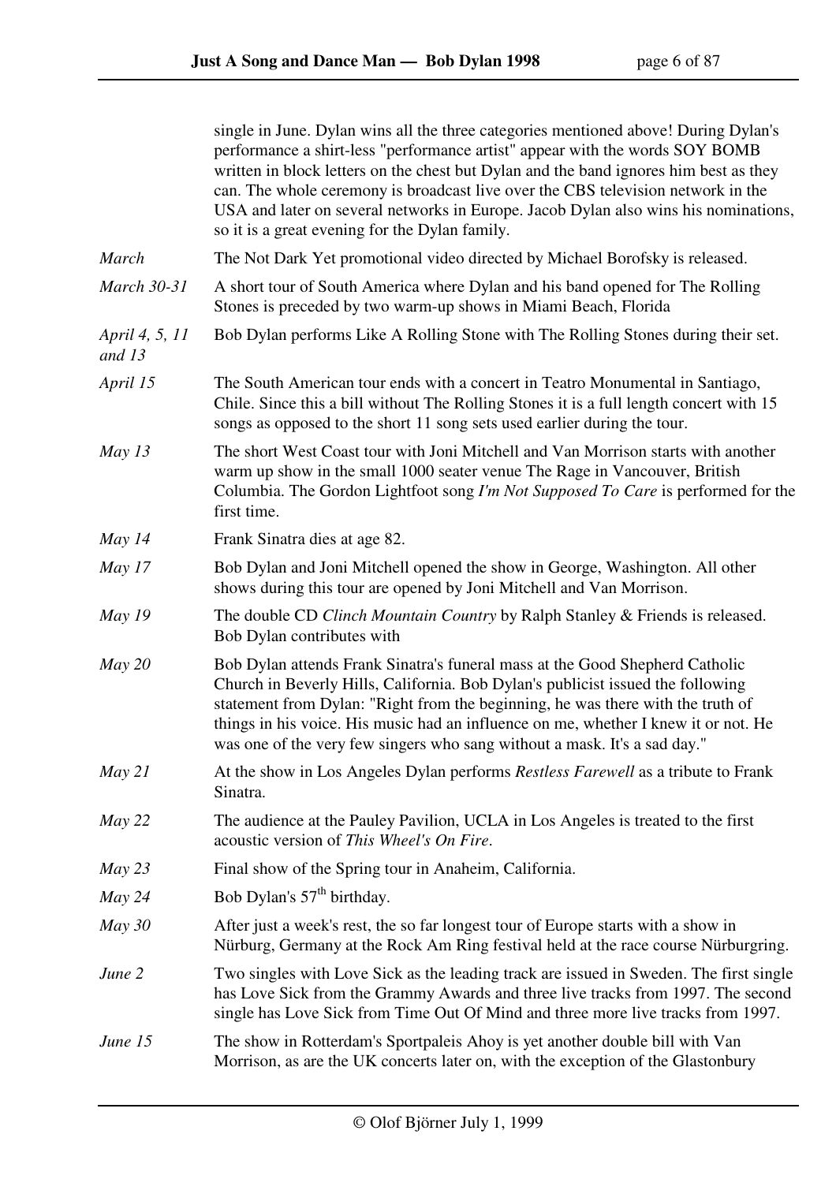single in June. Dylan wins all the three categories mentioned above! During Dylan's performance a shirt-less "performance artist" appear with the words SOY BOMB written in block letters on the chest but Dylan and the band ignores him best as they can. The whole ceremony is broadcast live over the CBS television network in the USA and later on several networks in Europe. Jacob Dylan also wins his nominations, so it is a great evening for the Dylan family.

| | |
|---|---|
| *March* | The Not Dark Yet promotional video directed by Michael Borofsky is released. |
| *March 30-31* | A short tour of South America where Dylan and his band opened for The Rolling Stones is preceded by two warm-up shows in Miami Beach, Florida |
| *April 4, 5, 11 and 13* | Bob Dylan performs Like A Rolling Stone with The Rolling Stones during their set. |
| *April 15* | The South American tour ends with a concert in Teatro Monumental in Santiago, Chile. Since this a bill without The Rolling Stones it is a full length concert with 15 songs as opposed to the short 11 song sets used earlier during the tour. |
| *May 13* | The short West Coast tour with Joni Mitchell and Van Morrison starts with another warm up show in the small 1000 seater venue The Rage in Vancouver, British Columbia. The Gordon Lightfoot song *I'm Not Supposed To Care* is performed for the first time. |
| *May 14* | Frank Sinatra dies at age 82. |
| *May 17* | Bob Dylan and Joni Mitchell opened the show in George, Washington. All other shows during this tour are opened by Joni Mitchell and Van Morrison. |
| *May 19* | The double CD *Clinch Mountain Country* by Ralph Stanley & Friends is released. Bob Dylan contributes with |
| *May 20* | Bob Dylan attends Frank Sinatra's funeral mass at the Good Shepherd Catholic Church in Beverly Hills, California. Bob Dylan's publicist issued the following statement from Dylan: "Right from the beginning, he was there with the truth of things in his voice. His music had an influence on me, whether I knew it or not. He was one of the very few singers who sang without a mask. It's a sad day." |
| *May 21* | At the show in Los Angeles Dylan performs *Restless Farewell* as a tribute to Frank Sinatra. |
| *May 22* | The audience at the Pauley Pavilion, UCLA in Los Angeles is treated to the first acoustic version of *This Wheel's On Fire*. |
| *May 23* | Final show of the Spring tour in Anaheim, California. |
| *May 24* | Bob Dylan's 57th birthday. |
| *May 30* | After just a week's rest, the so far longest tour of Europe starts with a show in Nürburg, Germany at the Rock Am Ring festival held at the race course Nürburgring. |
| *June 2* | Two singles with Love Sick as the leading track are issued in Sweden. The first single has Love Sick from the Grammy Awards and three live tracks from 1997. The second single has Love Sick from Time Out Of Mind and three more live tracks from 1997. |
| *June 15* | The show in Rotterdam's Sportpaleis Ahoy is yet another double bill with Van Morrison, as are the UK concerts later on, with the exception of the Glastonbury |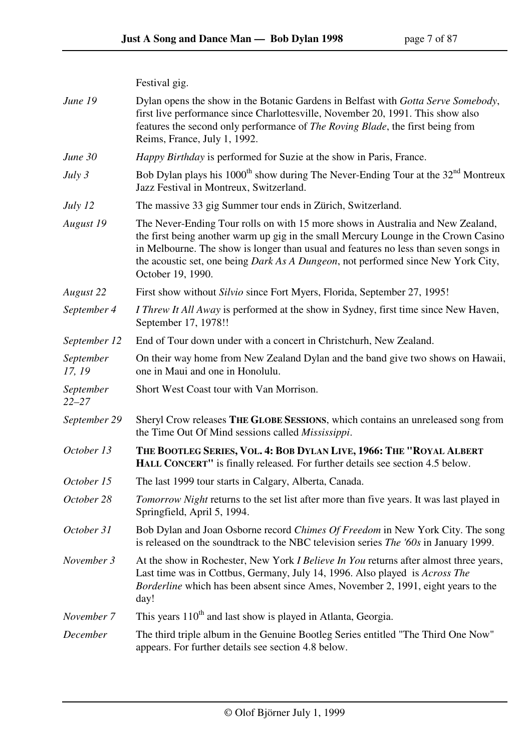Festival gig.

| | |
|---|---|
| *June 19* | Dylan opens the show in the Botanic Gardens in Belfast with *Gotta Serve Somebody*, first live performance since Charlottesville, November 20, 1991. This show also features the second only performance of *The Roving Blade*, the first being from Reims, France, July 1, 1992. |
| *June 30* | *Happy Birthday* is performed for Suzie at the show in Paris, France. |
| *July 3* | Bob Dylan plays his 1000th show during The Never-Ending Tour at the 32nd Montreux Jazz Festival in Montreux, Switzerland. |
| *July 12* | The massive 33 gig Summer tour ends in Zürich, Switzerland. |
| *August 19* | The Never-Ending Tour rolls on with 15 more shows in Australia and New Zealand, the first being another warm up gig in the small Mercury Lounge in the Crown Casino in Melbourne. The show is longer than usual and features no less than seven songs in the acoustic set, one being *Dark As A Dungeon*, not performed since New York City, October 19, 1990. |
| *August 22* | First show without *Silvio* since Fort Myers, Florida, September 27, 1995! |
| *September 4* | *I Threw It All Away* is performed at the show in Sydney, first time since New Haven, September 17, 1978!! |
| *September 12* | End of Tour down under with a concert in Christchurh, New Zealand. |
| *September 17, 19* | On their way home from New Zealand Dylan and the band give two shows on Hawaii, one in Maui and one in Honolulu. |
| *September 22–27* | Short West Coast tour with Van Morrison. |
| *September 29* | Sheryl Crow releases **THE GLOBE SESSIONS**, which contains an unreleased song from the Time Out Of Mind sessions called *Mississippi*. |
| *October 13* | **THE BOOTLEG SERIES, VOL. 4: BOB DYLAN LIVE, 1966: THE "ROYAL ALBERT HALL CONCERT"** is finally released. For further details see section 4.5 below. |
| *October 15* | The last 1999 tour starts in Calgary, Alberta, Canada. |
| *October 28* | *Tomorrow Night* returns to the set list after more than five years. It was last played in Springfield, April 5, 1994. |
| *October 31* | Bob Dylan and Joan Osborne record *Chimes Of Freedom* in New York City. The song is released on the soundtrack to the NBC television series *The '60s* in January 1999. |
| *November 3* | At the show in Rochester, New York *I Believe In You* returns after almost three years, Last time was in Cottbus, Germany, July 14, 1996. Also played is *Across The Borderline* which has been absent since Ames, November 2, 1991, eight years to the day! |
| *November 7* | This years 110th and last show is played in Atlanta, Georgia. |
| *December* | The third triple album in the Genuine Bootleg Series entitled "The Third One Now" appears. For further details see section 4.8 below. |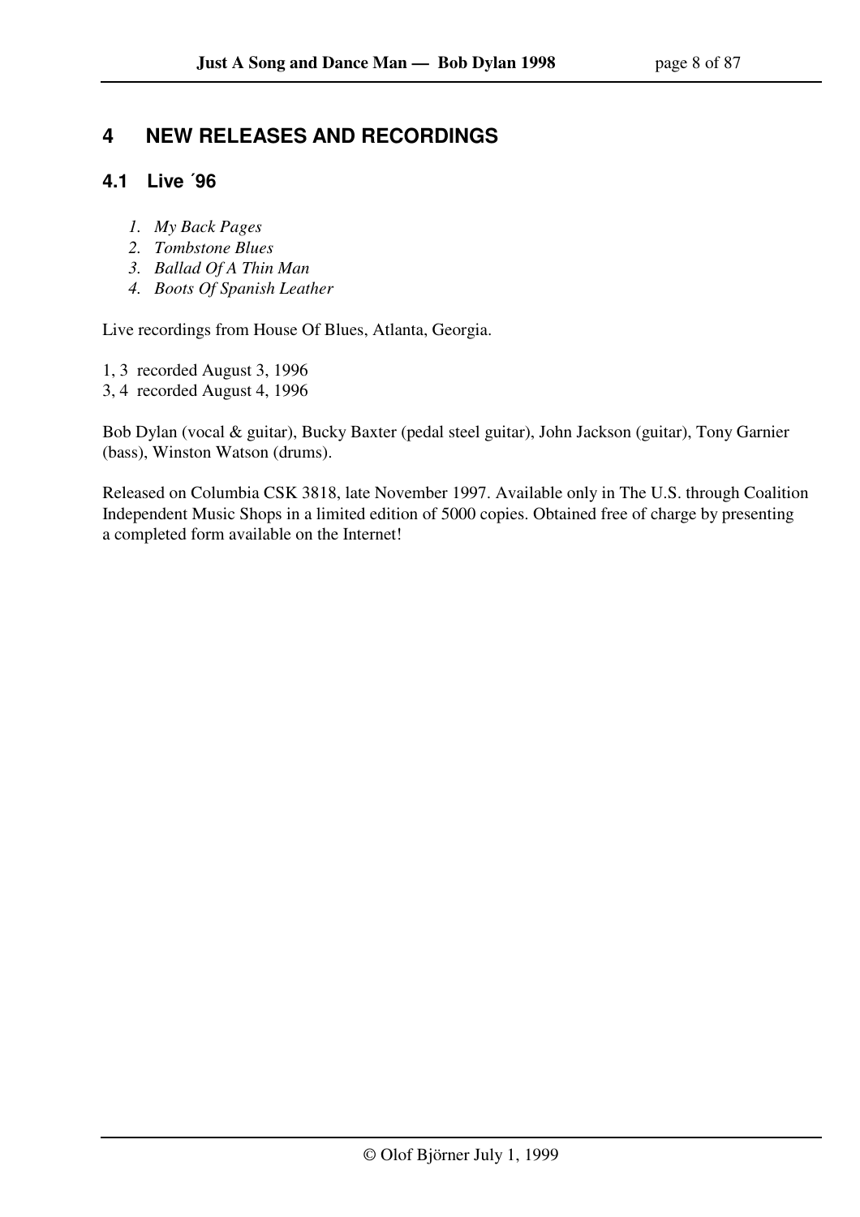# 4 NEW RELEASES AND RECORDINGS

## 4.1 Live ´96

1. *My Back Pages*
2. *Tombstone Blues*
3. *Ballad Of A Thin Man*
4. *Boots Of Spanish Leather*

Live recordings from House Of Blues, Atlanta, Georgia.

1, 3 recorded August 3, 1996
3, 4 recorded August 4, 1996

Bob Dylan (vocal & guitar), Bucky Baxter (pedal steel guitar), John Jackson (guitar), Tony Garnier (bass), Winston Watson (drums).

Released on Columbia CSK 3818, late November 1997. Available only in The U.S. through Coalition Independent Music Shops in a limited edition of 5000 copies. Obtained free of charge by presenting a completed form available on the Internet!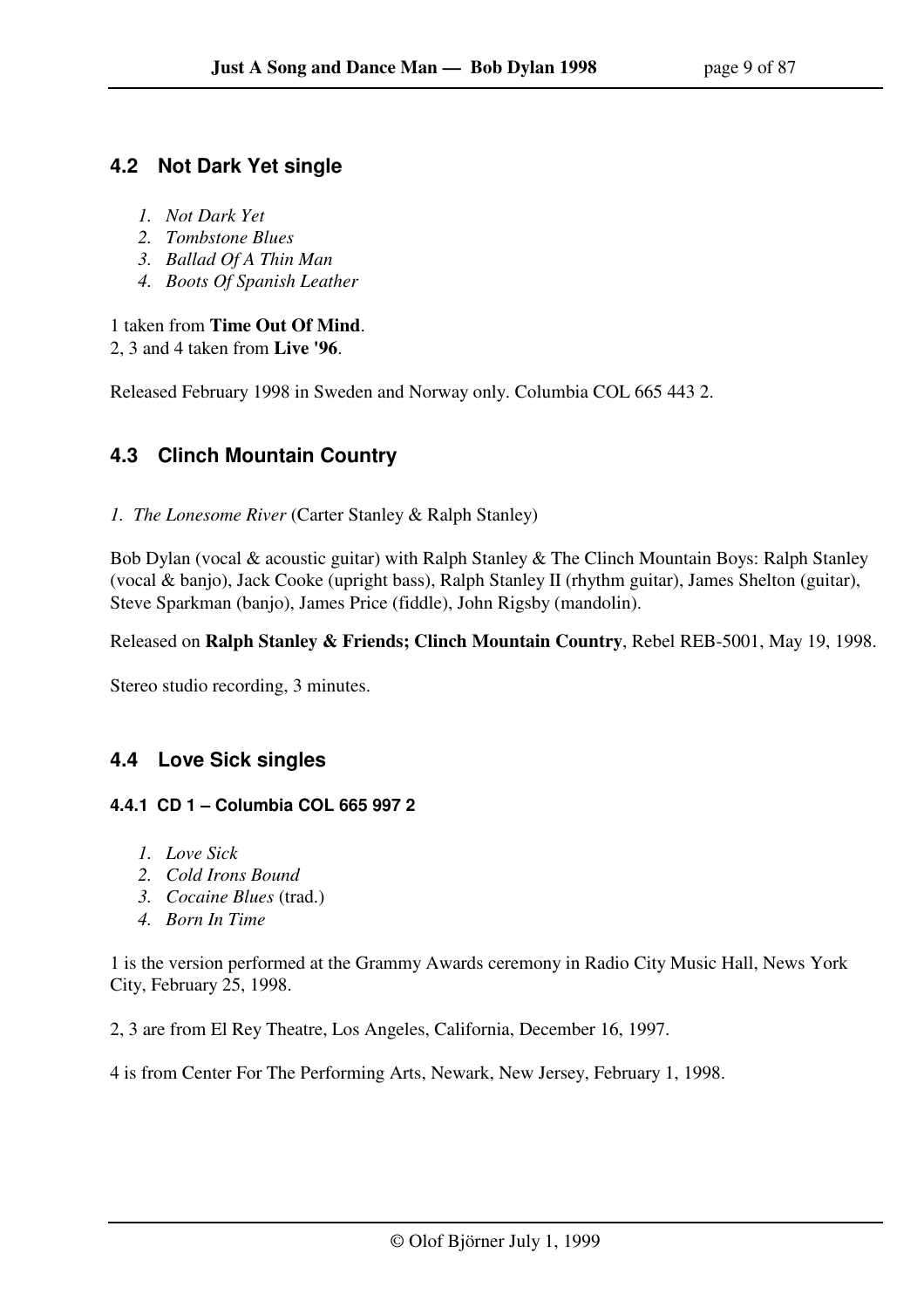## 4.2 Not Dark Yet single

1. *Not Dark Yet*
2. *Tombstone Blues*
3. *Ballad Of A Thin Man*
4. *Boots Of Spanish Leather*

1 taken from **Time Out Of Mind**.
2, 3 and 4 taken from **Live '96**.

Released February 1998 in Sweden and Norway only. Columbia COL 665 443 2.

## 4.3 Clinch Mountain Country

1. *The Lonesome River* (Carter Stanley & Ralph Stanley)

Bob Dylan (vocal & acoustic guitar) with Ralph Stanley & The Clinch Mountain Boys: Ralph Stanley (vocal & banjo), Jack Cooke (upright bass), Ralph Stanley II (rhythm guitar), James Shelton (guitar), Steve Sparkman (banjo), James Price (fiddle), John Rigsby (mandolin).

Released on **Ralph Stanley & Friends; Clinch Mountain Country**, Rebel REB-5001, May 19, 1998.

Stereo studio recording, 3 minutes.

## 4.4 Love Sick singles

### 4.4.1 CD 1 – Columbia COL 665 997 2

1. *Love Sick*
2. *Cold Irons Bound*
3. *Cocaine Blues* (trad.)
4. *Born In Time*

1 is the version performed at the Grammy Awards ceremony in Radio City Music Hall, News York City, February 25, 1998.

2, 3 are from El Rey Theatre, Los Angeles, California, December 16, 1997.

4 is from Center For The Performing Arts, Newark, New Jersey, February 1, 1998.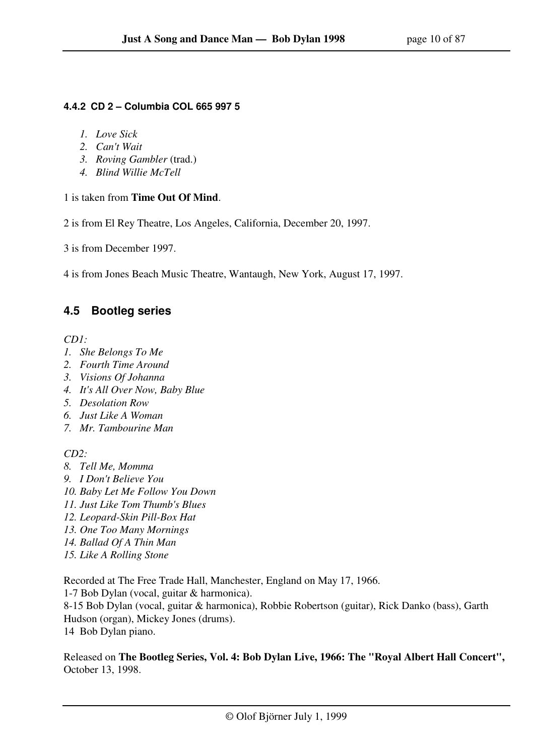#### 4.4.2 CD 2 – Columbia COL 665 997 5

1. *Love Sick*
2. *Can't Wait*
3. *Roving Gambler* (trad.)
4. *Blind Willie McTell*

1 is taken from **Time Out Of Mind**.

2 is from El Rey Theatre, Los Angeles, California, December 20, 1997.

3 is from December 1997.

4 is from Jones Beach Music Theatre, Wantaugh, New York, August 17, 1997.

## 4.5 Bootleg series

*CD1:*

1. *She Belongs To Me*
2. *Fourth Time Around*
3. *Visions Of Johanna*
4. *It's All Over Now, Baby Blue*
5. *Desolation Row*
6. *Just Like A Woman*
7. *Mr. Tambourine Man*

*CD2:*

8. *Tell Me, Momma*
9. *I Don't Believe You*
10. *Baby Let Me Follow You Down*
11. *Just Like Tom Thumb's Blues*
12. *Leopard-Skin Pill-Box Hat*
13. *One Too Many Mornings*
14. *Ballad Of A Thin Man*
15. *Like A Rolling Stone*

Recorded at The Free Trade Hall, Manchester, England on May 17, 1966.
1-7 Bob Dylan (vocal, guitar & harmonica).
8-15 Bob Dylan (vocal, guitar & harmonica), Robbie Robertson (guitar), Rick Danko (bass), Garth Hudson (organ), Mickey Jones (drums).
14 Bob Dylan piano.

Released on **The Bootleg Series, Vol. 4: Bob Dylan Live, 1966: The "Royal Albert Hall Concert",** October 13, 1998.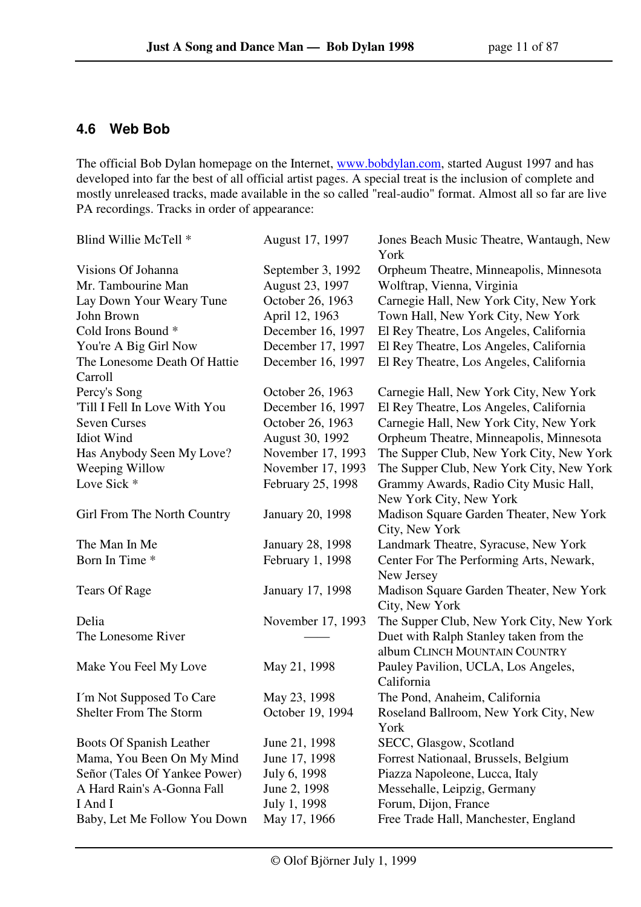### 4.6 Web Bob

The official Bob Dylan homepage on the Internet, www.bobdylan.com, started August 1997 and has developed into far the best of all official artist pages. A special treat is the inclusion of complete and mostly unreleased tracks, made available in the so called "real-audio" format. Almost all so far are live PA recordings. Tracks in order of appearance:

| | | |
|---|---|---|
| Blind Willie McTell * | August 17, 1997 | Jones Beach Music Theatre, Wantaugh, New York |
| Visions Of Johanna | September 3, 1992 | Orpheum Theatre, Minneapolis, Minnesota |
| Mr. Tambourine Man | August 23, 1997 | Wolftrap, Vienna, Virginia |
| Lay Down Your Weary Tune | October 26, 1963 | Carnegie Hall, New York City, New York |
| John Brown | April 12, 1963 | Town Hall, New York City, New York |
| Cold Irons Bound * | December 16, 1997 | El Rey Theatre, Los Angeles, California |
| You're A Big Girl Now | December 17, 1997 | El Rey Theatre, Los Angeles, California |
| The Lonesome Death Of Hattie Carroll | December 16, 1997 | El Rey Theatre, Los Angeles, California |
| Percy's Song | October 26, 1963 | Carnegie Hall, New York City, New York |
| 'Till I Fell In Love With You | December 16, 1997 | El Rey Theatre, Los Angeles, California |
| Seven Curses | October 26, 1963 | Carnegie Hall, New York City, New York |
| Idiot Wind | August 30, 1992 | Orpheum Theatre, Minneapolis, Minnesota |
| Has Anybody Seen My Love? | November 17, 1993 | The Supper Club, New York City, New York |
| Weeping Willow | November 17, 1993 | The Supper Club, New York City, New York |
| Love Sick * | February 25, 1998 | Grammy Awards, Radio City Music Hall, New York City, New York |
| Girl From The North Country | January 20, 1998 | Madison Square Garden Theater, New York City, New York |
| The Man In Me | January 28, 1998 | Landmark Theatre, Syracuse, New York |
| Born In Time * | February 1, 1998 | Center For The Performing Arts, Newark, New Jersey |
| Tears Of Rage | January 17, 1998 | Madison Square Garden Theater, New York City, New York |
| Delia | November 17, 1993 | The Supper Club, New York City, New York |
| The Lonesome River | —— | Duet with Ralph Stanley taken from the album CLINCH MOUNTAIN COUNTRY |
| Make You Feel My Love | May 21, 1998 | Pauley Pavilion, UCLA, Los Angeles, California |
| I´m Not Supposed To Care | May 23, 1998 | The Pond, Anaheim, California |
| Shelter From The Storm | October 19, 1994 | Roseland Ballroom, New York City, New York |
| Boots Of Spanish Leather | June 21, 1998 | SECC, Glasgow, Scotland |
| Mama, You Been On My Mind | June 17, 1998 | Forrest Nationaal, Brussels, Belgium |
| Señor (Tales Of Yankee Power) | July 6, 1998 | Piazza Napoleone, Lucca, Italy |
| A Hard Rain's A-Gonna Fall | June 2, 1998 | Messehalle, Leipzig, Germany |
| I And I | July 1, 1998 | Forum, Dijon, France |
| Baby, Let Me Follow You Down | May 17, 1966 | Free Trade Hall, Manchester, England |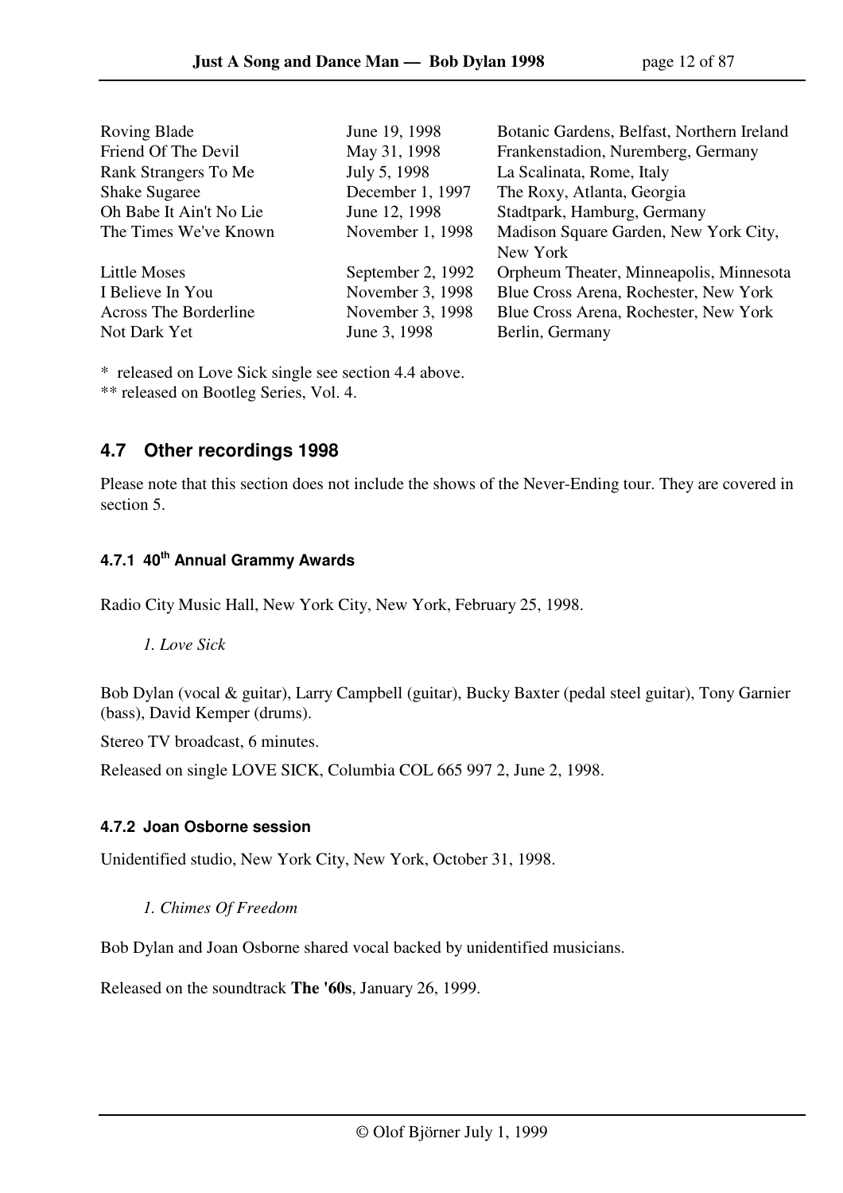| | | |
|---|---|---|
| Roving Blade | June 19, 1998 | Botanic Gardens, Belfast, Northern Ireland |
| Friend Of The Devil | May 31, 1998 | Frankenstadion, Nuremberg, Germany |
| Rank Strangers To Me | July 5, 1998 | La Scalinata, Rome, Italy |
| Shake Sugaree | December 1, 1997 | The Roxy, Atlanta, Georgia |
| Oh Babe It Ain't No Lie | June 12, 1998 | Stadtpark, Hamburg, Germany |
| The Times We've Known | November 1, 1998 | Madison Square Garden, New York City, New York |
| Little Moses | September 2, 1992 | Orpheum Theater, Minneapolis, Minnesota |
| I Believe In You | November 3, 1998 | Blue Cross Arena, Rochester, New York |
| Across The Borderline | November 3, 1998 | Blue Cross Arena, Rochester, New York |
| Not Dark Yet | June 3, 1998 | Berlin, Germany |

* released on Love Sick single see section 4.4 above.
** released on Bootleg Series, Vol. 4.

## 4.7 Other recordings 1998

Please note that this section does not include the shows of the Never-Ending tour. They are covered in section 5.

### 4.7.1 40th Annual Grammy Awards

Radio City Music Hall, New York City, New York, February 25, 1998.

*1. Love Sick*

Bob Dylan (vocal & guitar), Larry Campbell (guitar), Bucky Baxter (pedal steel guitar), Tony Garnier (bass), David Kemper (drums).

Stereo TV broadcast, 6 minutes.

Released on single LOVE SICK, Columbia COL 665 997 2, June 2, 1998.

### 4.7.2 Joan Osborne session

Unidentified studio, New York City, New York, October 31, 1998.

*1. Chimes Of Freedom*

Bob Dylan and Joan Osborne shared vocal backed by unidentified musicians.

Released on the soundtrack **The '60s**, January 26, 1999.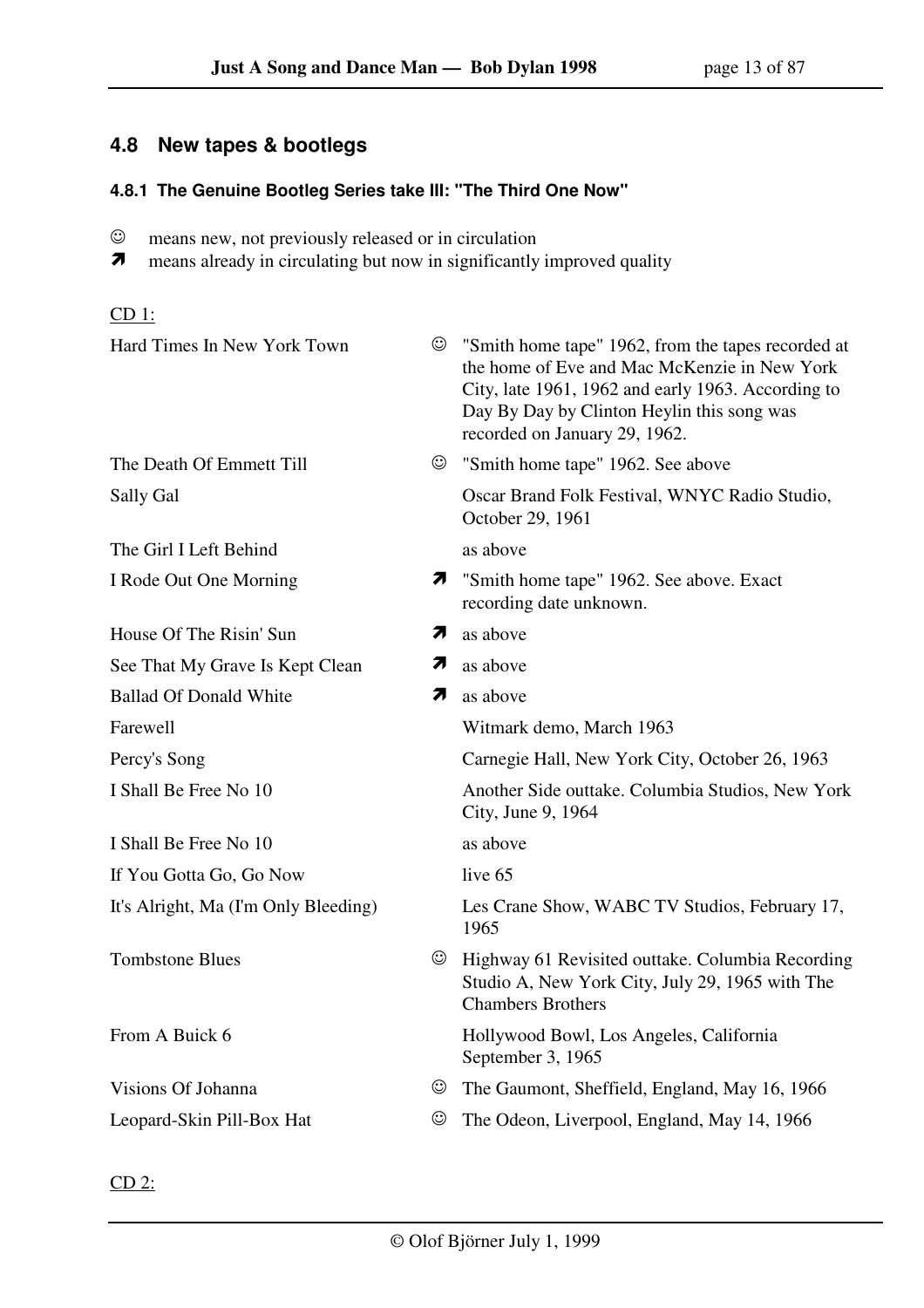## 4.8 New tapes & bootlegs

### 4.8.1 The Genuine Bootleg Series take III: "The Third One Now"

☺ means new, not previously released or in circulation
➚ means already in circulating but now in significantly improved quality

CD 1:

| | | |
|---|---|---|
| Hard Times In New York Town | ☺ | "Smith home tape" 1962, from the tapes recorded at the home of Eve and Mac McKenzie in New York City, late 1961, 1962 and early 1963. According to Day By Day by Clinton Heylin this song was recorded on January 29, 1962. |
| The Death Of Emmett Till | ☺ | "Smith home tape" 1962. See above |
| Sally Gal | | Oscar Brand Folk Festival, WNYC Radio Studio, October 29, 1961 |
| The Girl I Left Behind | | as above |
| I Rode Out One Morning | ➚ | "Smith home tape" 1962. See above. Exact recording date unknown. |
| House Of The Risin' Sun | ➚ | as above |
| See That My Grave Is Kept Clean | ➚ | as above |
| Ballad Of Donald White | ➚ | as above |
| Farewell | | Witmark demo, March 1963 |
| Percy's Song | | Carnegie Hall, New York City, October 26, 1963 |
| I Shall Be Free No 10 | | Another Side outtake. Columbia Studios, New York City, June 9, 1964 |
| I Shall Be Free No 10 | | as above |
| If You Gotta Go, Go Now | | live 65 |
| It's Alright, Ma (I'm Only Bleeding) | | Les Crane Show, WABC TV Studios, February 17, 1965 |
| Tombstone Blues | ☺ | Highway 61 Revisited outtake. Columbia Recording Studio A, New York City, July 29, 1965 with The Chambers Brothers |
| From A Buick 6 | | Hollywood Bowl, Los Angeles, California September 3, 1965 |
| Visions Of Johanna | ☺ | The Gaumont, Sheffield, England, May 16, 1966 |
| Leopard-Skin Pill-Box Hat | ☺ | The Odeon, Liverpool, England, May 14, 1966 |

CD 2: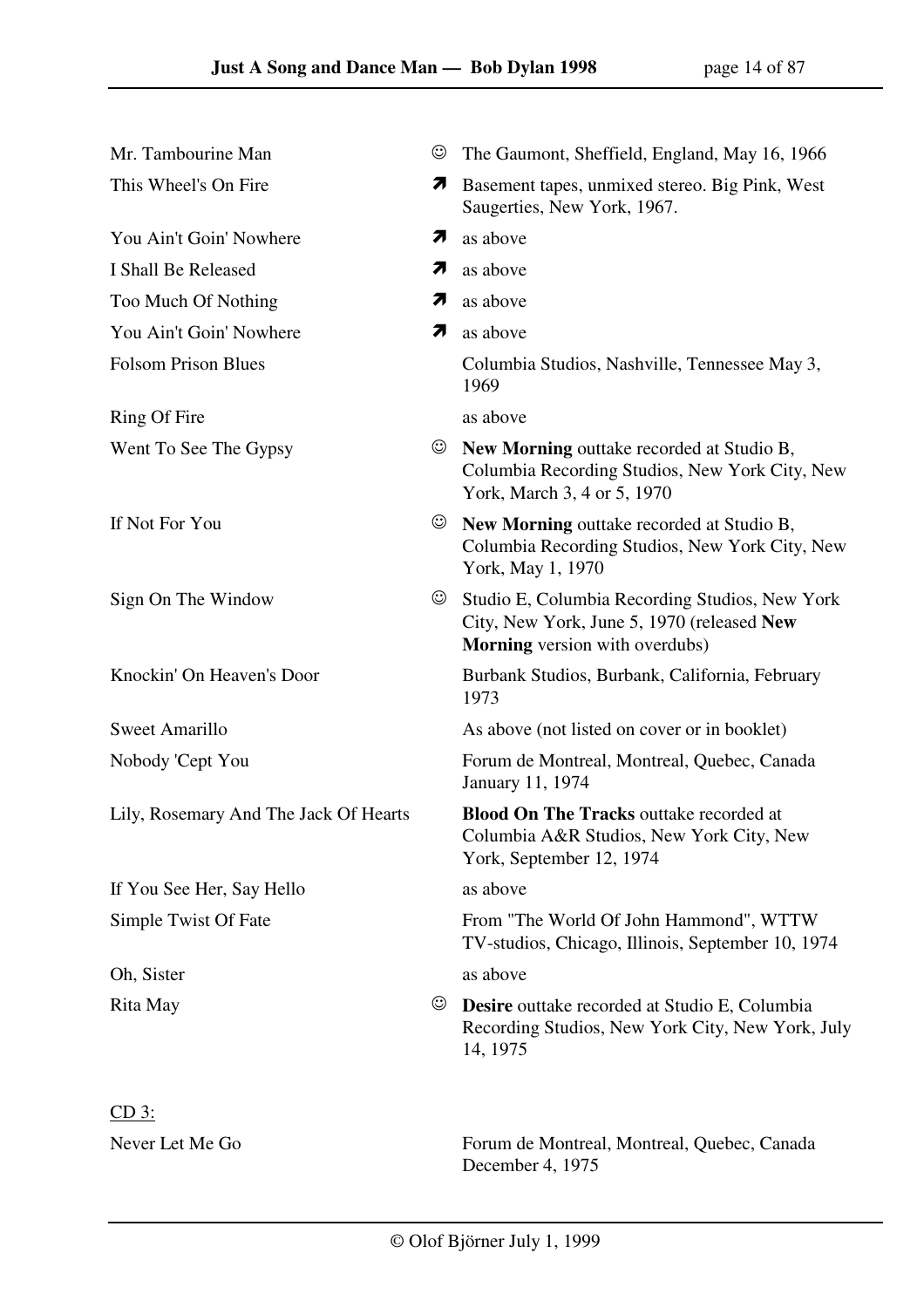| | | |
|---|---|---|
| Mr. Tambourine Man | ☺ | The Gaumont, Sheffield, England, May 16, 1966 |
| This Wheel's On Fire | ➚ | Basement tapes, unmixed stereo. Big Pink, West Saugerties, New York, 1967. |
| You Ain't Goin' Nowhere | ➚ | as above |
| I Shall Be Released | ➚ | as above |
| Too Much Of Nothing | ➚ | as above |
| You Ain't Goin' Nowhere | ➚ | as above |
| Folsom Prison Blues | | Columbia Studios, Nashville, Tennessee May 3, 1969 |
| Ring Of Fire | | as above |
| Went To See The Gypsy | ☺ | **New Morning** outtake recorded at Studio B, Columbia Recording Studios, New York City, New York, March 3, 4 or 5, 1970 |
| If Not For You | ☺ | **New Morning** outtake recorded at Studio B, Columbia Recording Studios, New York City, New York, May 1, 1970 |
| Sign On The Window | ☺ | Studio E, Columbia Recording Studios, New York City, New York, June 5, 1970 (released **New Morning** version with overdubs) |
| Knockin' On Heaven's Door | | Burbank Studios, Burbank, California, February 1973 |
| Sweet Amarillo | | As above (not listed on cover or in booklet) |
| Nobody 'Cept You | | Forum de Montreal, Montreal, Quebec, Canada January 11, 1974 |
| Lily, Rosemary And The Jack Of Hearts | | **Blood On The Tracks** outtake recorded at Columbia A&R Studios, New York City, New York, September 12, 1974 |
| If You See Her, Say Hello | | as above |
| Simple Twist Of Fate | | From "The World Of John Hammond", WTTW TV-studios, Chicago, Illinois, September 10, 1974 |
| Oh, Sister | | as above |
| Rita May | ☺ | **Desire** outtake recorded at Studio E, Columbia Recording Studios, New York City, New York, July 14, 1975 |

CD 3:

| | | |
|---|---|---|
| Never Let Me Go | | Forum de Montreal, Montreal, Quebec, Canada December 4, 1975 |

© Olof Björner July 1, 1999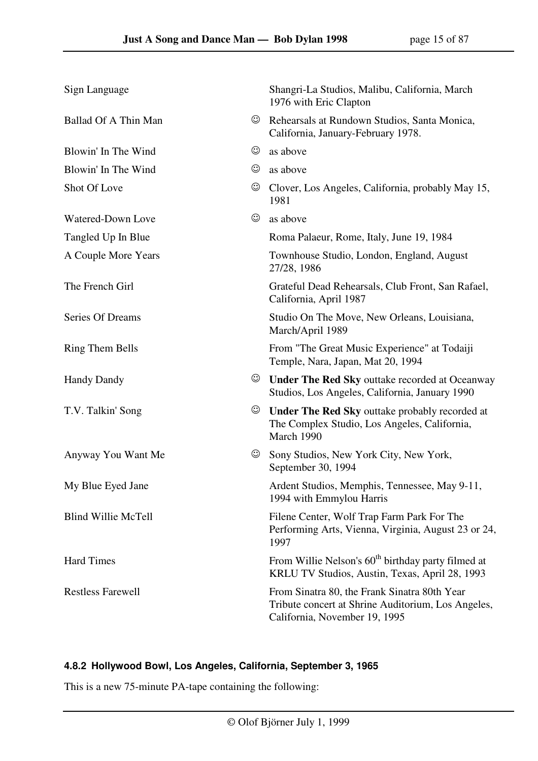| | | |
|---|---|---|
| Sign Language | | Shangri-La Studios, Malibu, California, March 1976 with Eric Clapton |
| Ballad Of A Thin Man | ☺ | Rehearsals at Rundown Studios, Santa Monica, California, January-February 1978. |
| Blowin' In The Wind | ☺ | as above |
| Blowin' In The Wind | ☺ | as above |
| Shot Of Love | ☺ | Clover, Los Angeles, California, probably May 15, 1981 |
| Watered-Down Love | ☺ | as above |
| Tangled Up In Blue | | Roma Palaeur, Rome, Italy, June 19, 1984 |
| A Couple More Years | | Townhouse Studio, London, England, August 27/28, 1986 |
| The French Girl | | Grateful Dead Rehearsals, Club Front, San Rafael, California, April 1987 |
| Series Of Dreams | | Studio On The Move, New Orleans, Louisiana, March/April 1989 |
| Ring Them Bells | | From "The Great Music Experience" at Todaiji Temple, Nara, Japan, Mat 20, 1994 |
| Handy Dandy | ☺ | **Under The Red Sky** outtake recorded at Oceanway Studios, Los Angeles, California, January 1990 |
| T.V. Talkin' Song | ☺ | **Under The Red Sky** outtake probably recorded at The Complex Studio, Los Angeles, California, March 1990 |
| Anyway You Want Me | ☺ | Sony Studios, New York City, New York, September 30, 1994 |
| My Blue Eyed Jane | | Ardent Studios, Memphis, Tennessee, May 9-11, 1994 with Emmylou Harris |
| Blind Willie McTell | | Filene Center, Wolf Trap Farm Park For The Performing Arts, Vienna, Virginia, August 23 or 24, 1997 |
| Hard Times | | From Willie Nelson's 60th birthday party filmed at KRLU TV Studios, Austin, Texas, April 28, 1993 |
| Restless Farewell | | From Sinatra 80, the Frank Sinatra 80th Year Tribute concert at Shrine Auditorium, Los Angeles, California, November 19, 1995 |

#### 4.8.2 Hollywood Bowl, Los Angeles, California, September 3, 1965

This is a new 75-minute PA-tape containing the following: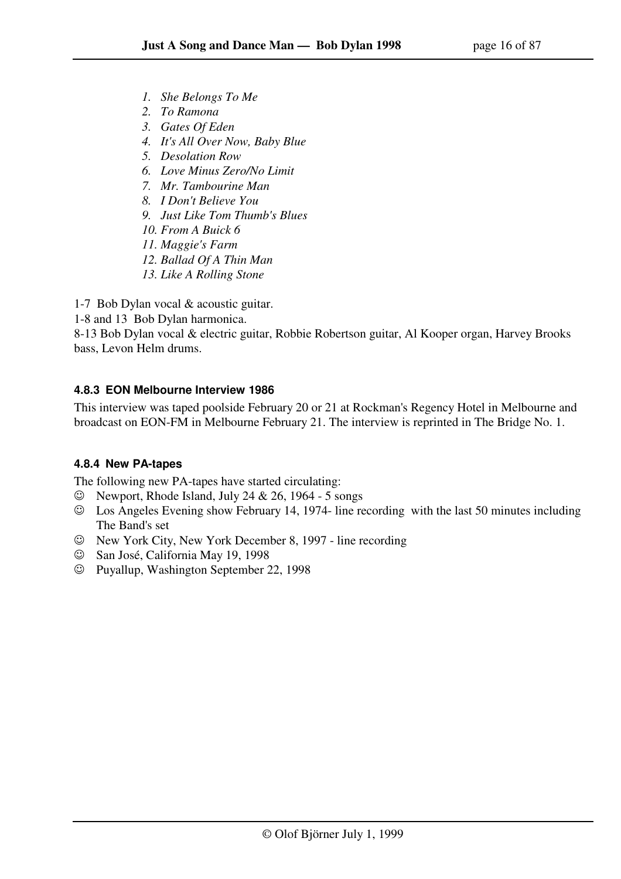1. *She Belongs To Me*
2. *To Ramona*
3. *Gates Of Eden*
4. *It's All Over Now, Baby Blue*
5. *Desolation Row*
6. *Love Minus Zero/No Limit*
7. *Mr. Tambourine Man*
8. *I Don't Believe You*
9. *Just Like Tom Thumb's Blues*
10. *From A Buick 6*
11. *Maggie's Farm*
12. *Ballad Of A Thin Man*
13. *Like A Rolling Stone*

1-7 Bob Dylan vocal & acoustic guitar.
1-8 and 13 Bob Dylan harmonica.
8-13 Bob Dylan vocal & electric guitar, Robbie Robertson guitar, Al Kooper organ, Harvey Brooks bass, Levon Helm drums.

#### 4.8.3 EON Melbourne Interview 1986

This interview was taped poolside February 20 or 21 at Rockman's Regency Hotel in Melbourne and broadcast on EON-FM in Melbourne February 21. The interview is reprinted in The Bridge No. 1.

#### 4.8.4 New PA-tapes

The following new PA-tapes have started circulating:

- ☺ Newport, Rhode Island, July 24 & 26, 1964 - 5 songs
- ☺ Los Angeles Evening show February 14, 1974- line recording with the last 50 minutes including The Band's set
- ☺ New York City, New York December 8, 1997 - line recording
- ☺ San José, California May 19, 1998
- ☺ Puyallup, Washington September 22, 1998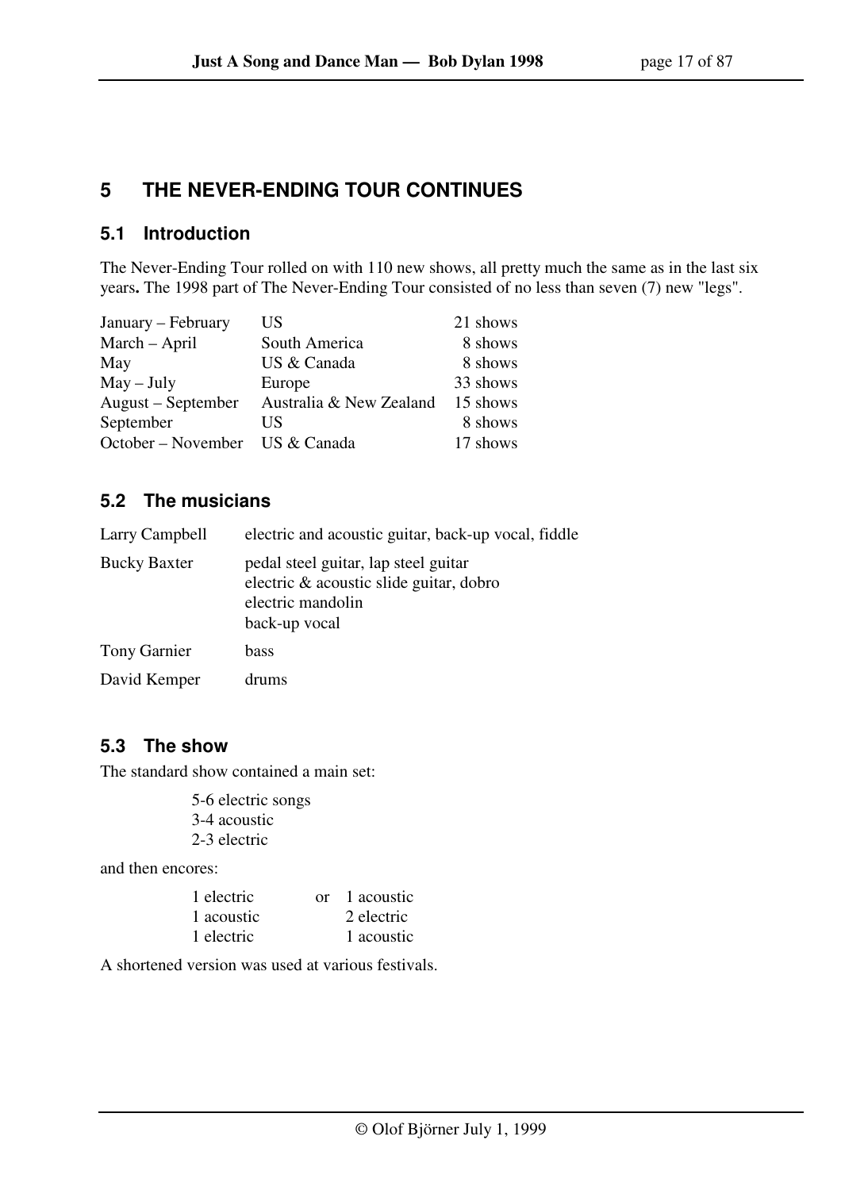# 5 THE NEVER-ENDING TOUR CONTINUES

## 5.1 Introduction

The Never-Ending Tour rolled on with 110 new shows, all pretty much the same as in the last six years**.** The 1998 part of The Never-Ending Tour consisted of no less than seven (7) new "legs".

| | | |
|---|---|---|
| January – February | US | 21 shows |
| March – April | South America | 8 shows |
| May | US & Canada | 8 shows |
| May – July | Europe | 33 shows |
| August – September | Australia & New Zealand | 15 shows |
| September | US | 8 shows |
| October – November | US & Canada | 17 shows |

## 5.2 The musicians

| | |
|---|---|
| Larry Campbell | electric and acoustic guitar, back-up vocal, fiddle |
| Bucky Baxter | pedal steel guitar, lap steel guitar<br>electric & acoustic slide guitar, dobro<br>electric mandolin<br>back-up vocal |
| Tony Garnier | bass |
| David Kemper | drums |

## 5.3 The show

The standard show contained a main set:

5-6 electric songs
3-4 acoustic
2-3 electric

and then encores:

| | | |
|---|---|---|
| 1 electric | or | 1 acoustic |
| 1 acoustic | | 2 electric |
| 1 electric | | 1 acoustic |

A shortened version was used at various festivals.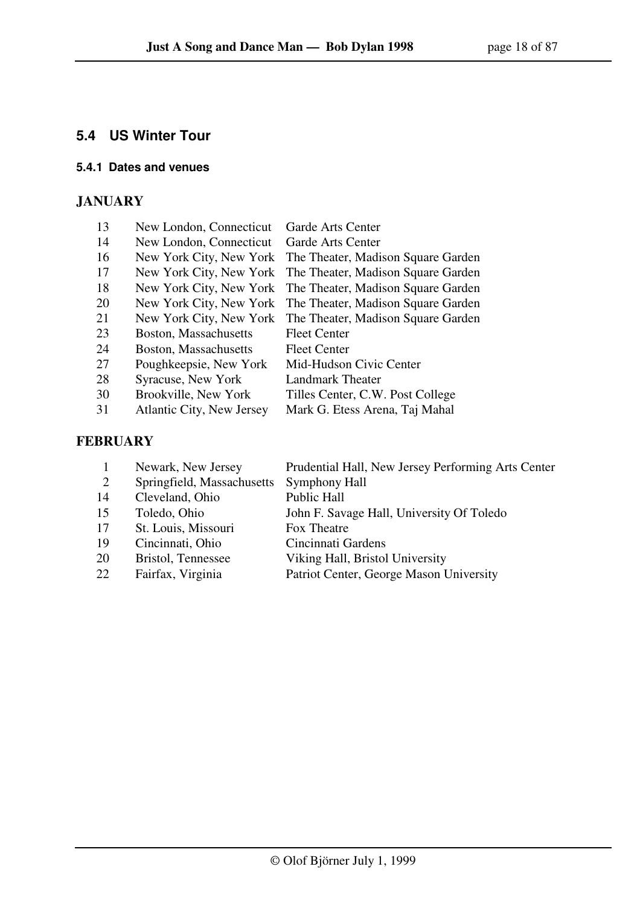## 5.4 US Winter Tour

### 5.4.1 Dates and venues

**JANUARY**

| | | |
|---|---|---|
| 13 | New London, Connecticut | Garde Arts Center |
| 14 | New London, Connecticut | Garde Arts Center |
| 16 | New York City, New York | The Theater, Madison Square Garden |
| 17 | New York City, New York | The Theater, Madison Square Garden |
| 18 | New York City, New York | The Theater, Madison Square Garden |
| 20 | New York City, New York | The Theater, Madison Square Garden |
| 21 | New York City, New York | The Theater, Madison Square Garden |
| 23 | Boston, Massachusetts | Fleet Center |
| 24 | Boston, Massachusetts | Fleet Center |
| 27 | Poughkeepsie, New York | Mid-Hudson Civic Center |
| 28 | Syracuse, New York | Landmark Theater |
| 30 | Brookville, New York | Tilles Center, C.W. Post College |
| 31 | Atlantic City, New Jersey | Mark G. Etess Arena, Taj Mahal |

**FEBRUARY**

| | | |
|---|---|---|
| 1 | Newark, New Jersey | Prudential Hall, New Jersey Performing Arts Center |
| 2 | Springfield, Massachusetts | Symphony Hall |
| 14 | Cleveland, Ohio | Public Hall |
| 15 | Toledo, Ohio | John F. Savage Hall, University Of Toledo |
| 17 | St. Louis, Missouri | Fox Theatre |
| 19 | Cincinnati, Ohio | Cincinnati Gardens |
| 20 | Bristol, Tennessee | Viking Hall, Bristol University |
| 22 | Fairfax, Virginia | Patriot Center, George Mason University |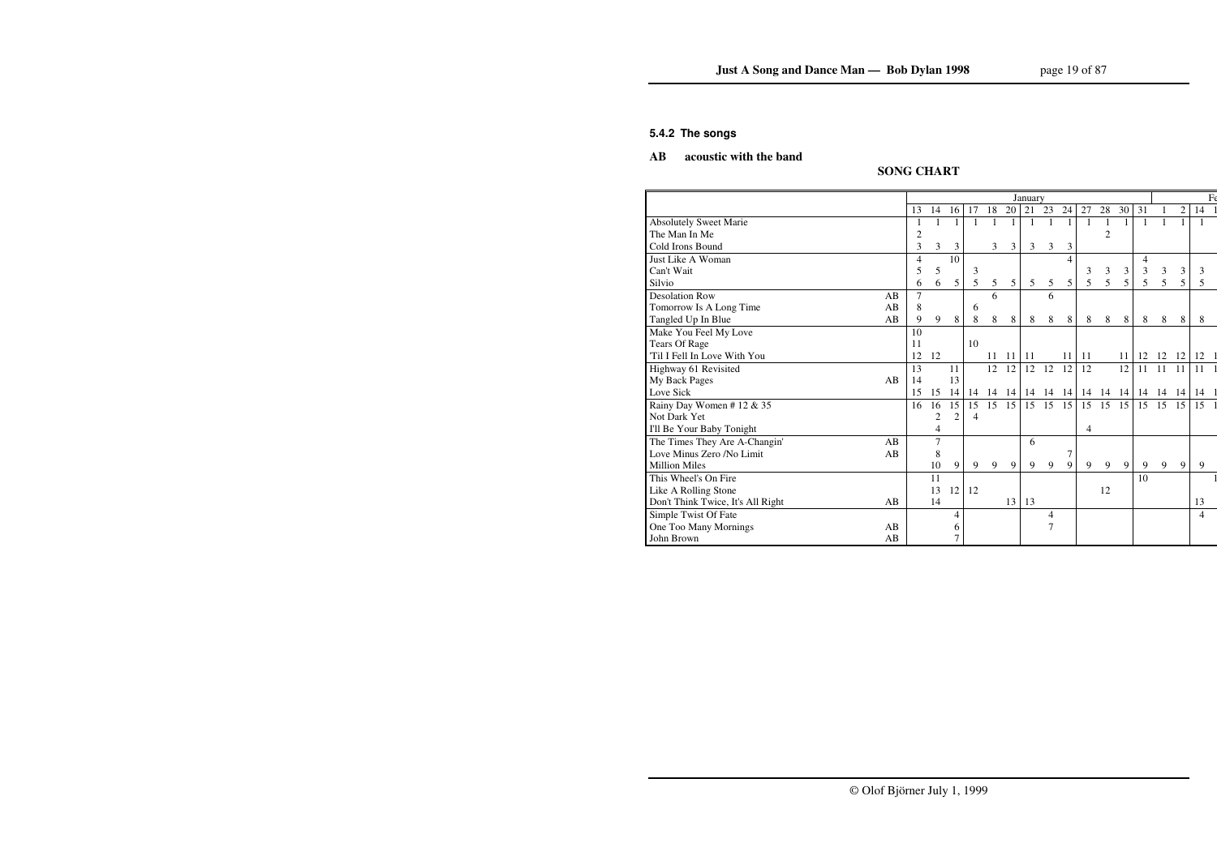### 5.4.2 The songs

**AB** **acoustic with the band**

**SONG CHART**

| | | January | | | | | | | | | | | | | | | Fe | |
|---|---|---|---|---|---|---|---|---|---|---|---|---|---|---|---|---|---|---|
| | | 13 | 14 | 16 | 17 | 18 | 20 | 21 | 23 | 24 | 27 | 28 | 30 | 31 | 1 | 2 | 14 | 1 |
| Absolutely Sweet Marie | | 1 | 1 | 1 | 1 | 1 | 1 | 1 | 1 | 1 | 1 | 1 | 1 | 1 | 1 | 1 | 1 | |
| The Man In Me | | 2 | | | | | | | | | | 2 | | | | | | |
| Cold Irons Bound | | 3 | 3 | 3 | | 3 | 3 | 3 | 3 | 3 | | | | | | | | |
| Just Like A Woman | | 4 | | 10 | | | | | | 4 | | | | 4 | | | | |
| Can't Wait | | 5 | 5 | | 3 | | | | | | 3 | 3 | 3 | 3 | 3 | 3 | 3 | |
| Silvio | | 6 | 6 | 5 | 5 | 5 | 5 | 5 | 5 | 5 | 5 | 5 | 5 | 5 | 5 | 5 | 5 | |
| Desolation Row | AB | 7 | | | | 6 | | | 6 | | | | | | | | | |
| Tomorrow Is A Long Time | AB | 8 | | | 6 | | | | | | | | | | | | | |
| Tangled Up In Blue | AB | 9 | 9 | 8 | 8 | 8 | 8 | 8 | 8 | 8 | 8 | 8 | 8 | 8 | 8 | 8 | 8 | |
| Make You Feel My Love | | 10 | | | | | | | | | | | | | | | | |
| Tears Of Rage | | 11 | | | 10 | | | | | | | | | | | | | |
| 'Til I Fell In Love With You | | 12 | 12 | | | 11 | 11 | 11 | | 11 | 11 | | 11 | 12 | 12 | 12 | 12 | 1 |
| Highway 61 Revisited | | 13 | | 11 | | 12 | 12 | 12 | 12 | 12 | 12 | | 12 | 11 | 11 | 11 | 11 | 1 |
| My Back Pages | AB | 14 | | 13 | | | | | | | | | | | | | | |
| Love Sick | | 15 | 15 | 14 | 14 | 14 | 14 | 14 | 14 | 14 | 14 | 14 | 14 | 14 | 14 | 14 | 14 | 1 |
| Rainy Day Women # 12 & 35 | | 16 | 16 | 15 | 15 | 15 | 15 | 15 | 15 | 15 | 15 | 15 | 15 | 15 | 15 | 15 | 15 | 1 |
| Not Dark Yet | | | 2 | 2 | 4 | | | | | | | | | | | | | |
| I'll Be Your Baby Tonight | | | 4 | | | | | | | | 4 | | | | | | | |
| The Times They Are A-Changin' | AB | | 7 | | | | | 6 | | | | | | | | | | |
| Love Minus Zero /No Limit | AB | | 8 | | | | | | | 7 | | | | | | | | |
| Million Miles | | | 10 | 9 | 9 | 9 | 9 | 9 | 9 | 9 | 9 | 9 | 9 | 9 | 9 | 9 | 9 | |
| This Wheel's On Fire | | | 11 | | | | | | | | | | | 10 | | | | 1 |
| Like A Rolling Stone | | | 13 | 12 | 12 | | | | | | | 12 | | | | | | |
| Don't Think Twice, It's All Right | AB | | 14 | | | | 13 | 13 | | | | | | | | | 13 | |
| Simple Twist Of Fate | | | | 4 | | | | | 4 | | | | | | | | 4 | |
| One Too Many Mornings | AB | | | 6 | | | | | 7 | | | | | | | | | |
| John Brown | AB | | | 7 | | | | | | | | | | | | | | |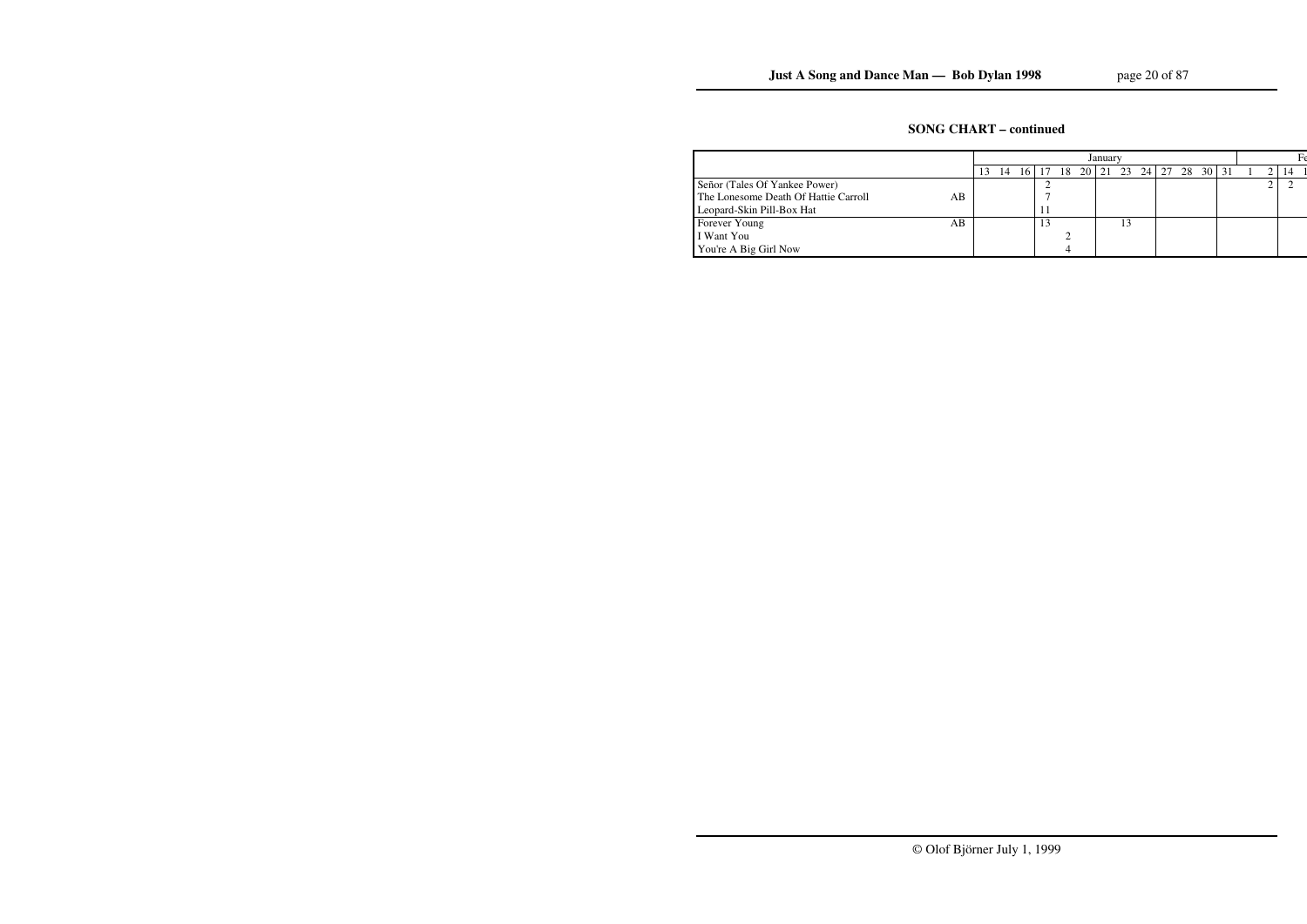**SONG CHART – continued**

| | | January | | | | | | | | | | | | | Fe | | | |
|---|---|---|---|---|---|---|---|---|---|---|---|---|---|---|---|---|---|---|
| | | 13 | 14 | 16 | 17 | 18 | 20 | 21 | 23 | 24 | 27 | 28 | 30 | 31 | 1 | 2 | 14 | 1 |
| Señor (Tales Of Yankee Power) | | | | | 2 | | | | | | | | | | | 2 | 2 | |
| The Lonesome Death Of Hattie Carroll | AB | | | | 7 | | | | | | | | | | | | | |
| Leopard-Skin Pill-Box Hat | | | | | 11 | | | | | | | | | | | | | |
| Forever Young | AB | | | | 13 | | | | 13 | | | | | | | | | |
| I Want You | | | | | | 2 | | | | | | | | | | | | |
| You're A Big Girl Now | | | | | | 4 | | | | | | | | | | | | |

© Olof Björner July 1, 1999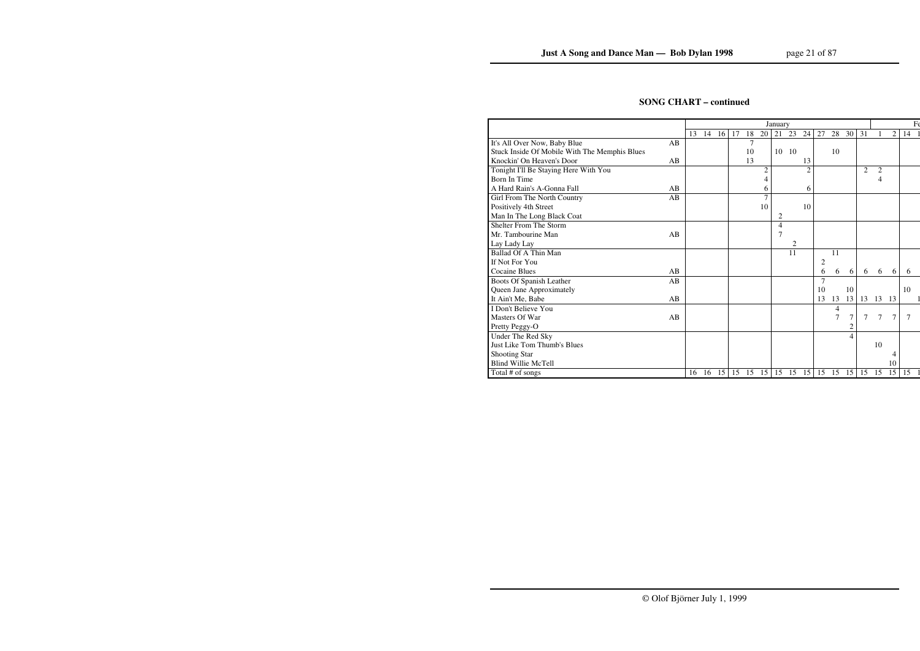## SONG CHART – continued

| | | January | | | | | | | | | | | | | Fe | | | |
|---|---|---|---|---|---|---|---|---|---|---|---|---|---|---|---|---|---|---|
| | | 13 | 14 | 16 | 17 | 18 | 20 | 21 | 23 | 24 | 27 | 28 | 30 | 31 | 1 | 2 | 14 | 1 |
| It's All Over Now, Baby Blue | AB | | | | | 7 | | | | | | | | | | | | |
| Stuck Inside Of Mobile With The Memphis Blues | | | | | | 10 | | 10 | 10 | | | 10 | | | | | | |
| Knockin' On Heaven's Door | AB | | | | | 13 | | | | 13 | | | | | | | | |
| Tonight I'll Be Staying Here With You | | | | | | | 2 | | | 2 | | | | 2 | 2 | | | |
| Born In Time | | | | | | | 4 | | | | | | | | 4 | | | |
| A Hard Rain's A-Gonna Fall | AB | | | | | | 6 | | | 6 | | | | | | | | |
| Girl From The North Country | AB | | | | | | 7 | | | | | | | | | | | |
| Positively 4th Street | | | | | | | 10 | | | 10 | | | | | | | | |
| Man In The Long Black Coat | | | | | | | | 2 | | | | | | | | | | |
| Shelter From The Storm | | | | | | | | 4 | | | | | | | | | | |
| Mr. Tambourine Man | AB | | | | | | | 7 | | | | | | | | | | |
| Lay Lady Lay | | | | | | | | | 2 | | | | | | | | | |
| Ballad Of A Thin Man | | | | | | | | | 11 | | | 11 | | | | | | |
| If Not For You | | | | | | | | | | | 2 | | | | | | | |
| Cocaine Blues | AB | | | | | | | | | | 6 | 6 | 6 | 6 | 6 | 6 | 6 | |
| Boots Of Spanish Leather | AB | | | | | | | | | | 7 | | | | | | | |
| Queen Jane Approximately | | | | | | | | | | | 10 | | 10 | | | | 10 | |
| It Ain't Me, Babe | AB | | | | | | | | | | 13 | 13 | 13 | 13 | 13 | 13 | | 1 |
| I Don't Believe You | | | | | | | | | | | | 4 | | | | | | |
| Masters Of War | AB | | | | | | | | | | | 7 | 7 | 7 | 7 | 7 | 7 | |
| Pretty Peggy-O | | | | | | | | | | | | | 2 | | | | | |
| Under The Red Sky | | | | | | | | | | | | | 4 | | | | | |
| Just Like Tom Thumb's Blues | | | | | | | | | | | | | | | 10 | | | |
| Shooting Star | | | | | | | | | | | | | | | | 4 | | |
| Blind Willie McTell | | | | | | | | | | | | | | | | 10 | | |
| Total # of songs | | 16 | 16 | 15 | 15 | 15 | 15 | 15 | 15 | 15 | 15 | 15 | 15 | 15 | 15 | 15 | 15 | 1 |

© Olof Björner July 1, 1999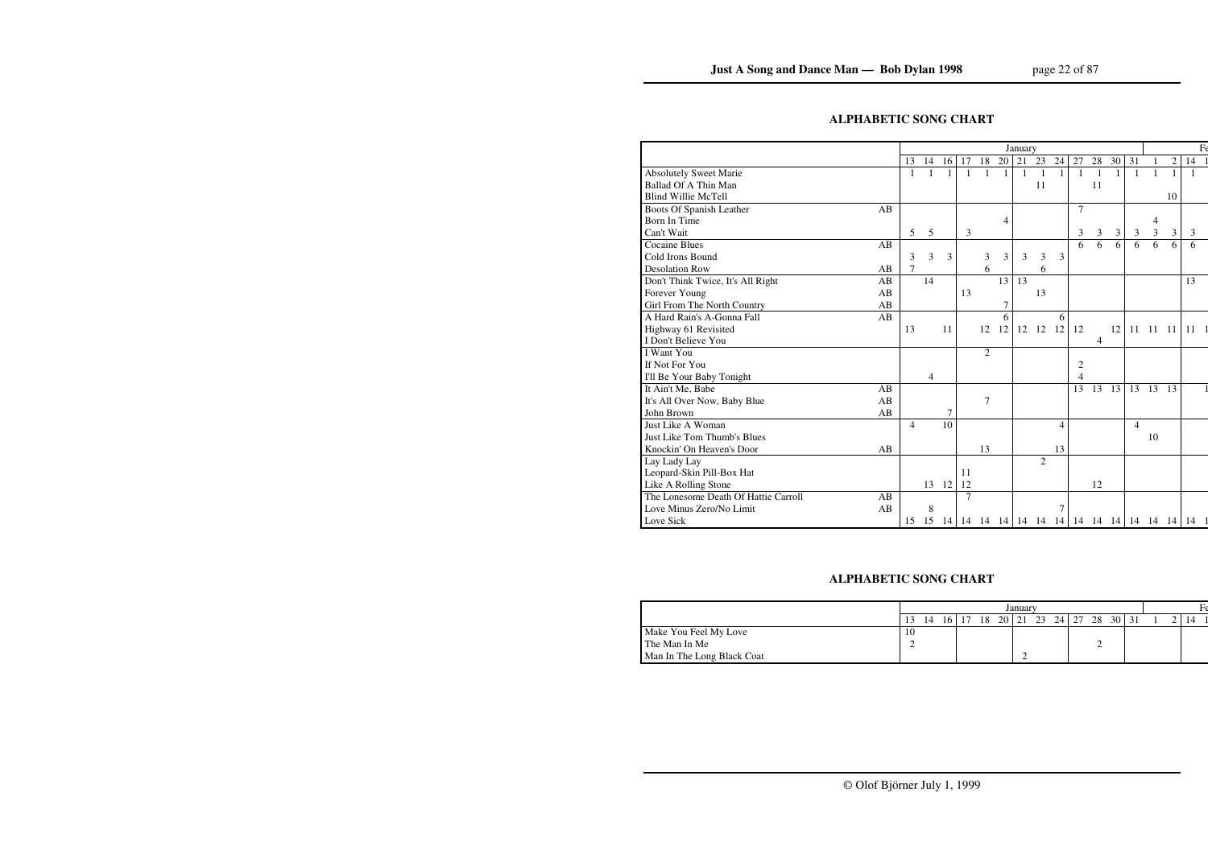## ALPHABETIC SONG CHART

| | | January | | | | | | | | | | | | | | | Fe | |
|---|---|---|---|---|---|---|---|---|---|---|---|---|---|---|---|---|---|---|
| | | 13 | 14 | 16 | 17 | 18 | 20 | 21 | 23 | 24 | 27 | 28 | 30 | 31 | 1 | 2 | 14 | 1 |
| Absolutely Sweet Marie | | 1 | 1 | 1 | 1 | 1 | 1 | 1 | 1 | 1 | 1 | 1 | 1 | 1 | 1 | 1 | 1 | |
| Ballad Of A Thin Man | | | | | | | | | 11 | | | 11 | | | | | | |
| Blind Willie McTell | | | | | | | | | | | | | | | | 10 | | |
| Boots Of Spanish Leather | AB | | | | | | | | | | 7 | | | | | | | |
| Born In Time | | | | | | | 4 | | | | | | | | 4 | | | |
| Can't Wait | | 5 | 5 | | 3 | | | | | | 3 | 3 | 3 | 3 | 3 | 3 | 3 | |
| Cocaine Blues | AB | | | | | | | | | | 6 | 6 | 6 | 6 | 6 | 6 | 6 | |
| Cold Irons Bound | | 3 | 3 | 3 | | 3 | 3 | 3 | 3 | 3 | | | | | | | | |
| Desolation Row | AB | 7 | | | | 6 | | | 6 | | | | | | | | | |
| Don't Think Twice, It's All Right | AB | | 14 | | | | 13 | 13 | | | | | | | | | 13 | |
| Forever Young | AB | | | | 13 | | | | 13 | | | | | | | | | |
| Girl From The North Country | AB | | | | | | 7 | | | | | | | | | | | |
| A Hard Rain's A-Gonna Fall | AB | | | | | | 6 | | | 6 | | | | | | | | |
| Highway 61 Revisited | | 13 | | 11 | | 12 | 12 | 12 | 12 | 12 | 12 | | 12 | 11 | 11 | 11 | 11 | 1 |
| I Don't Believe You | | | | | | | | | | | | 4 | | | | | | |
| I Want You | | | | | | 2 | | | | | | | | | | | | |
| If Not For You | | | | | | | | | | | 2 | | | | | | | |
| I'll Be Your Baby Tonight | | | 4 | | | | | | | | 4 | | | | | | | |
| It Ain't Me, Babe | AB | | | | | | | | | | 13 | 13 | 13 | 13 | 13 | 13 | | 1 |
| It's All Over Now, Baby Blue | AB | | | | | 7 | | | | | | | | | | | | |
| John Brown | AB | | | 7 | | | | | | | | | | | | | | |
| Just Like A Woman | | 4 | | 10 | | | | | | 4 | | | | 4 | | | | |
| Just Like Tom Thumb's Blues | | | | | | | | | | | | | | | 10 | | | |
| Knockin' On Heaven's Door | AB | | | | | 13 | | | | 13 | | | | | | | | |
| Lay Lady Lay | | | | | | | | | 2 | | | | | | | | | |
| Leopard-Skin Pill-Box Hat | | | | | 11 | | | | | | | | | | | | | |
| Like A Rolling Stone | | | 13 | 12 | 12 | | | | | | | 12 | | | | | | |
| The Lonesome Death Of Hattie Carroll | AB | | | | 7 | | | | | | | | | | | | | |
| Love Minus Zero/No Limit | AB | | 8 | | | | | | | 7 | | | | | | | | |
| Love Sick | | 15 | 15 | 14 | 14 | 14 | 14 | 14 | 14 | 14 | 14 | 14 | 14 | 14 | 14 | 14 | 14 | 1 |

## ALPHABETIC SONG CHART

| | January | | | | | | | | | | | | | | | Fe | |
|---|---|---|---|---|---|---|---|---|---|---|---|---|---|---|---|---|---|
| | 13 | 14 | 16 | 17 | 18 | 20 | 21 | 23 | 24 | 27 | 28 | 30 | 31 | 1 | 2 | 14 | 1 |
| Make You Feel My Love | 10 | | | | | | | | | | | | | | | | |
| The Man In Me | 2 | | | | | | | | | | 2 | | | | | | |
| Man In The Long Black Coat | | | | | | | 2 | | | | | | | | | | |

© Olof Björner July 1, 1999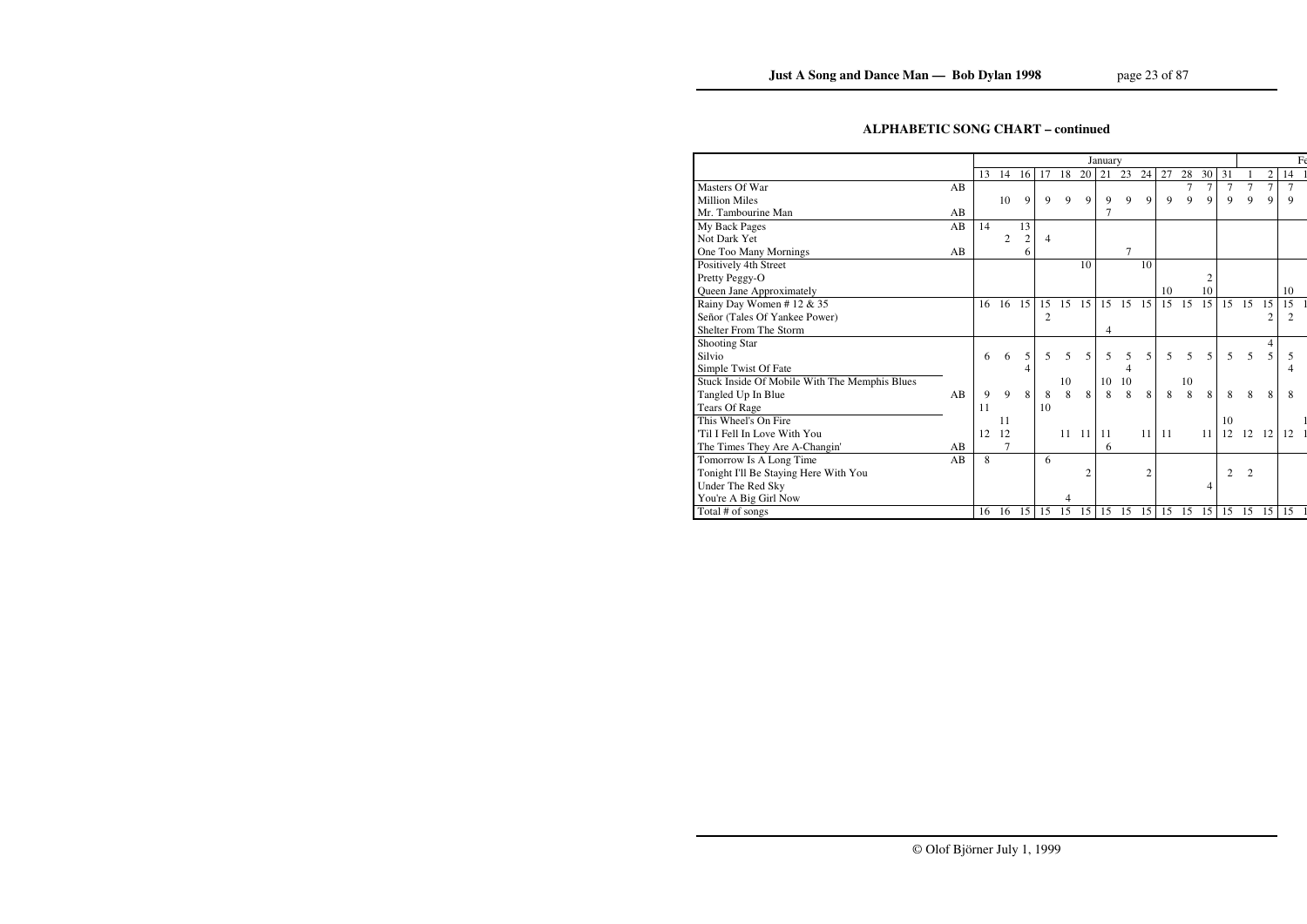## ALPHABETIC SONG CHART – continued

| | | January | | | | | | | | | | | | | | | Fe | |
|---|---|---|---|---|---|---|---|---|---|---|---|---|---|---|---|---|---|---|
| | | 13 | 14 | 16 | 17 | 18 | 20 | 21 | 23 | 24 | 27 | 28 | 30 | 31 | 1 | 2 | 14 | 1 |
| Masters Of War | AB | | | | | | | | | | | 7 | 7 | 7 | 7 | 7 | 7 | |
| Million Miles | | | 10 | 9 | 9 | 9 | 9 | 9 | 9 | 9 | 9 | 9 | 9 | 9 | 9 | 9 | 9 | |
| Mr. Tambourine Man | AB | | | | | | | 7 | | | | | | | | | | |
| My Back Pages | AB | 14 | | 13 | | | | | | | | | | | | | | |
| Not Dark Yet | | | 2 | 2 | 4 | | | | | | | | | | | | | |
| One Too Many Mornings | AB | | | 6 | | | | | 7 | | | | | | | | | |
| Positively 4th Street | | | | | | | 10 | | | 10 | | | | | | | | |
| Pretty Peggy-O | | | | | | | | | | | | | 2 | | | | | |
| Queen Jane Approximately | | | | | | | | | | | 10 | | 10 | | | | 10 | |
| Rainy Day Women # 12 & 35 | | 16 | 16 | 15 | 15 | 15 | 15 | 15 | 15 | 15 | 15 | 15 | 15 | 15 | 15 | 15 | 15 | 1 |
| Señor (Tales Of Yankee Power) | | | | | 2 | | | | | | | | | | | 2 | 2 | |
| Shelter From The Storm | | | | | | | | 4 | | | | | | | | | | |
| Shooting Star | | | | | | | | | | | | | | | | 4 | | |
| Silvio | | 6 | 6 | 5 | 5 | 5 | 5 | 5 | 5 | 5 | 5 | 5 | 5 | 5 | 5 | 5 | 5 | |
| Simple Twist Of Fate | | | | 4 | | | | | 4 | | | | | | | | 4 | |
| Stuck Inside Of Mobile With The Memphis Blues | | | | | | 10 | | 10 | 10 | | | 10 | | | | | | |
| Tangled Up In Blue | AB | 9 | 9 | 8 | 8 | 8 | 8 | 8 | 8 | 8 | 8 | 8 | 8 | 8 | 8 | 8 | 8 | |
| Tears Of Rage | | 11 | | | 10 | | | | | | | | | | | | | |
| This Wheel's On Fire | | | 11 | | | | | | | | | | | 10 | | | | 1 |
| 'Til I Fell In Love With You | | 12 | 12 | | | 11 | 11 | 11 | | 11 | 11 | | 11 | 12 | 12 | 12 | 12 | 1 |
| The Times They Are A-Changin' | AB | | 7 | | | | | 6 | | | | | | | | | | |
| Tomorrow Is A Long Time | AB | 8 | | | 6 | | | | | | | | | | | | | |
| Tonight I'll Be Staying Here With You | | | | | | | 2 | | | 2 | | | | 2 | 2 | | | |
| Under The Red Sky | | | | | | | | | | | | | 4 | | | | | |
| You're A Big Girl Now | | | | | | 4 | | | | | | | | | | | | |
| Total # of songs | | 16 | 16 | 15 | 15 | 15 | 15 | 15 | 15 | 15 | 15 | 15 | 15 | 15 | 15 | 15 | 15 | 1 |

© Olof Björner July 1, 1999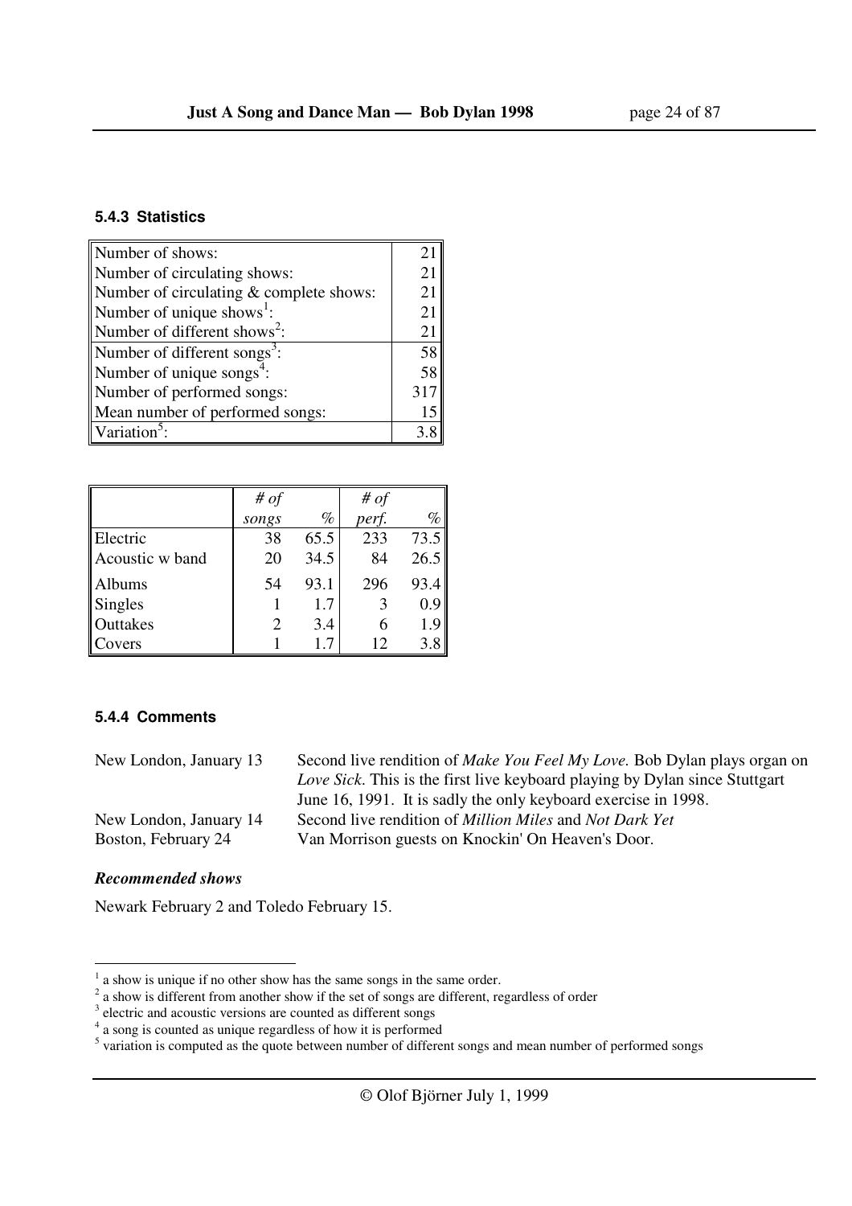#### 5.4.3 Statistics

| | |
|---|---|
| Number of shows: | 21 |
| Number of circulating shows: | 21 |
| Number of circulating & complete shows: | 21 |
| Number of unique shows[1]: | 21 |
| Number of different shows[2]: | 21 |
| Number of different songs[3]: | 58 |
| Number of unique songs[4]: | 58 |
| Number of performed songs: | 317 |
| Mean number of performed songs: | 15 |
| Variation[5]: | 3.8 |

| | *# of songs* | *%* | *# of perf.* | *%* |
|---|---|---|---|---|
| Electric | 38 | 65.5 | 233 | 73.5 |
| Acoustic w band | 20 | 34.5 | 84 | 26.5 |
| Albums | 54 | 93.1 | 296 | 93.4 |
| Singles | 1 | 1.7 | 3 | 0.9 |
| Outtakes | 2 | 3.4 | 6 | 1.9 |
| Covers | 1 | 1.7 | 12 | 3.8 |

#### 5.4.4 Comments

| | |
|---|---|
| New London, January 13 | Second live rendition of *Make You Feel My Love.* Bob Dylan plays organ on *Love Sick*. This is the first live keyboard playing by Dylan since Stuttgart June 16, 1991. It is sadly the only keyboard exercise in 1998. |
| New London, January 14 | Second live rendition of *Million Miles* and *Not Dark Yet* |
| Boston, February 24 | Van Morrison guests on Knockin' On Heaven's Door. |

***Recommended shows***

Newark February 2 and Toledo February 15.

---

[1] a show is unique if no other show has the same songs in the same order.

[2] a show is different from another show if the set of songs are different, regardless of order

[3] electric and acoustic versions are counted as different songs

[4] a song is counted as unique regardless of how it is performed

[5] variation is computed as the quote between number of different songs and mean number of performed songs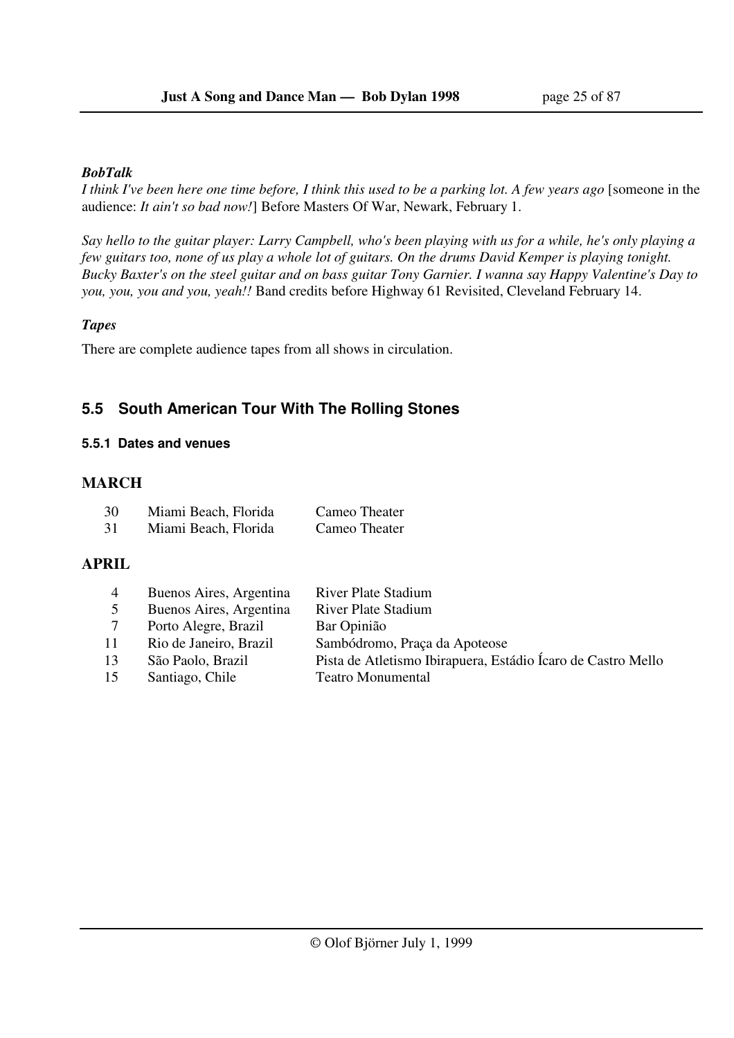***BobTalk***

*I think I've been here one time before, I think this used to be a parking lot. A few years ago* [someone in the audience: *It ain't so bad now!*] Before Masters Of War, Newark, February 1.

*Say hello to the guitar player: Larry Campbell, who's been playing with us for a while, he's only playing a few guitars too, none of us play a whole lot of guitars. On the drums David Kemper is playing tonight. Bucky Baxter's on the steel guitar and on bass guitar Tony Garnier. I wanna say Happy Valentine's Day to you, you, you and you, yeah!!* Band credits before Highway 61 Revisited, Cleveland February 14.

***Tapes***

There are complete audience tapes from all shows in circulation.

## 5.5 South American Tour With The Rolling Stones

### 5.5.1 Dates and venues

**MARCH**

| | | |
|---|---|---|
| 30 | Miami Beach, Florida | Cameo Theater |
| 31 | Miami Beach, Florida | Cameo Theater |

**APRIL**

| | | |
|---|---|---|
| 4 | Buenos Aires, Argentina | River Plate Stadium |
| 5 | Buenos Aires, Argentina | River Plate Stadium |
| 7 | Porto Alegre, Brazil | Bar Opinião |
| 11 | Rio de Janeiro, Brazil | Sambódromo, Praça da Apoteose |
| 13 | São Paolo, Brazil | Pista de Atletismo Ibirapuera, Estádio Ícaro de Castro Mello |
| 15 | Santiago, Chile | Teatro Monumental |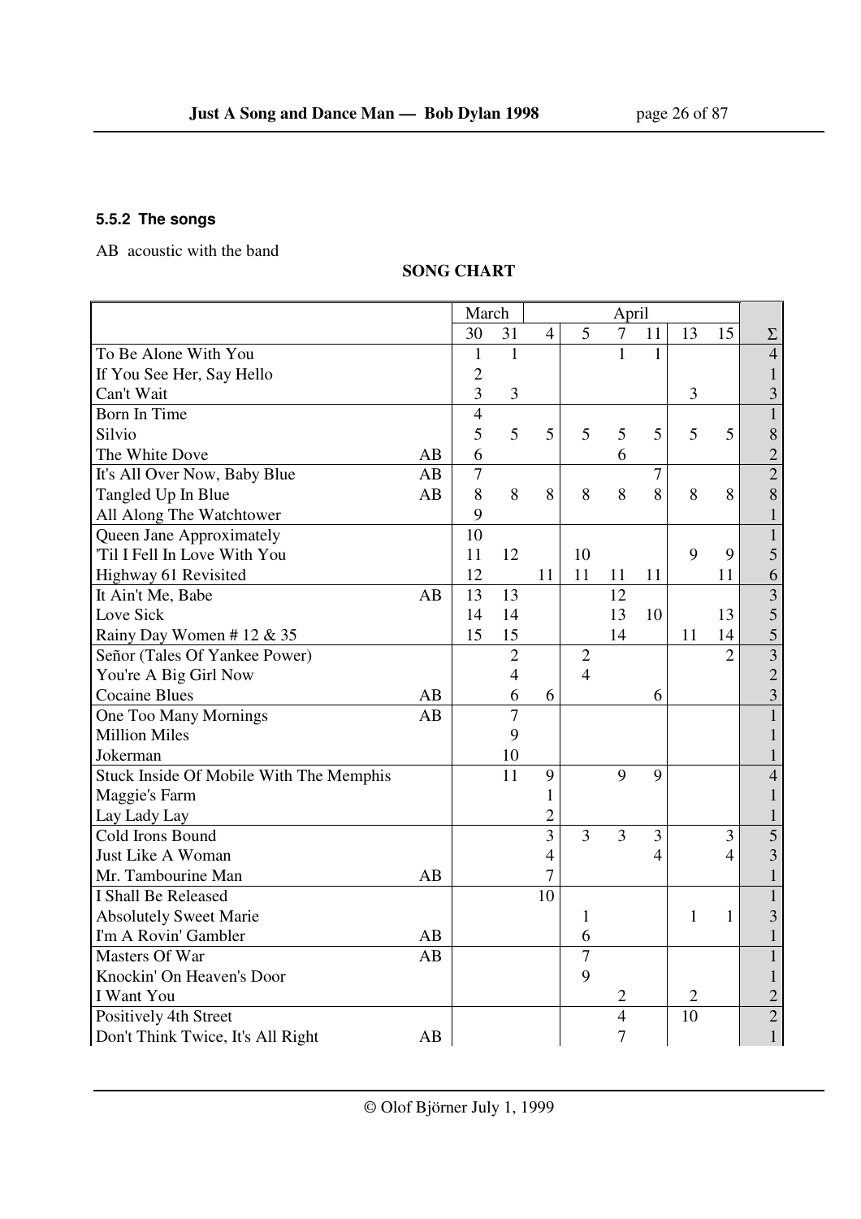### 5.5.2 The songs

AB acoustic with the band

**SONG CHART**

| | | March | | April | | | | | | |
|---|---|---|---|---|---|---|---|---|---|---|
| | | 30 | 31 | 4 | 5 | 7 | 11 | 13 | 15 | Σ |
| To Be Alone With You | | 1 | 1 | | | 1 | 1 | | | 4 |
| If You See Her, Say Hello | | 2 | | | | | | | | 1 |
| Can't Wait | | 3 | 3 | | | | | 3 | | 3 |
| Born In Time | | 4 | | | | | | | | 1 |
| Silvio | | 5 | 5 | 5 | 5 | 5 | 5 | 5 | 5 | 8 |
| The White Dove | AB | 6 | | | | 6 | | | | 2 |
| It's All Over Now, Baby Blue | AB | 7 | | | | | 7 | | | 2 |
| Tangled Up In Blue | AB | 8 | 8 | 8 | 8 | 8 | 8 | 8 | 8 | 8 |
| All Along The Watchtower | | 9 | | | | | | | | 1 |
| Queen Jane Approximately | | 10 | | | | | | | | 1 |
| 'Til I Fell In Love With You | | 11 | 12 | | 10 | | | 9 | 9 | 5 |
| Highway 61 Revisited | | 12 | | 11 | 11 | 11 | 11 | | 11 | 6 |
| It Ain't Me, Babe | AB | 13 | 13 | | | 12 | | | | 3 |
| Love Sick | | 14 | 14 | | | 13 | 10 | | 13 | 5 |
| Rainy Day Women # 12 & 35 | | 15 | 15 | | | 14 | | 11 | 14 | 5 |
| Señor (Tales Of Yankee Power) | | | 2 | | 2 | | | | 2 | 3 |
| You're A Big Girl Now | | | 4 | | 4 | | | | | 2 |
| Cocaine Blues | AB | | 6 | 6 | | | 6 | | | 3 |
| One Too Many Mornings | AB | | 7 | | | | | | | 1 |
| Million Miles | | | 9 | | | | | | | 1 |
| Jokerman | | | 10 | | | | | | | 1 |
| Stuck Inside Of Mobile With The Memphis | | | 11 | 9 | | 9 | 9 | | | 4 |
| Maggie's Farm | | | | 1 | | | | | | 1 |
| Lay Lady Lay | | | | 2 | | | | | | 1 |
| Cold Irons Bound | | | | 3 | 3 | 3 | 3 | | 3 | 5 |
| Just Like A Woman | | | | 4 | | | 4 | | 4 | 3 |
| Mr. Tambourine Man | AB | | | 7 | | | | | | 1 |
| I Shall Be Released | | | | 10 | | | | | | 1 |
| Absolutely Sweet Marie | | | | | 1 | | | 1 | 1 | 3 |
| I'm A Rovin' Gambler | AB | | | | 6 | | | | | 1 |
| Masters Of War | AB | | | | 7 | | | | | 1 |
| Knockin' On Heaven's Door | | | | | 9 | | | | | 1 |
| I Want You | | | | | | 2 | | 2 | | 2 |
| Positively 4th Street | | | | | | 4 | | 10 | | 2 |
| Don't Think Twice, It's All Right | AB | | | | | 7 | | | | 1 |

© Olof Björner July 1, 1999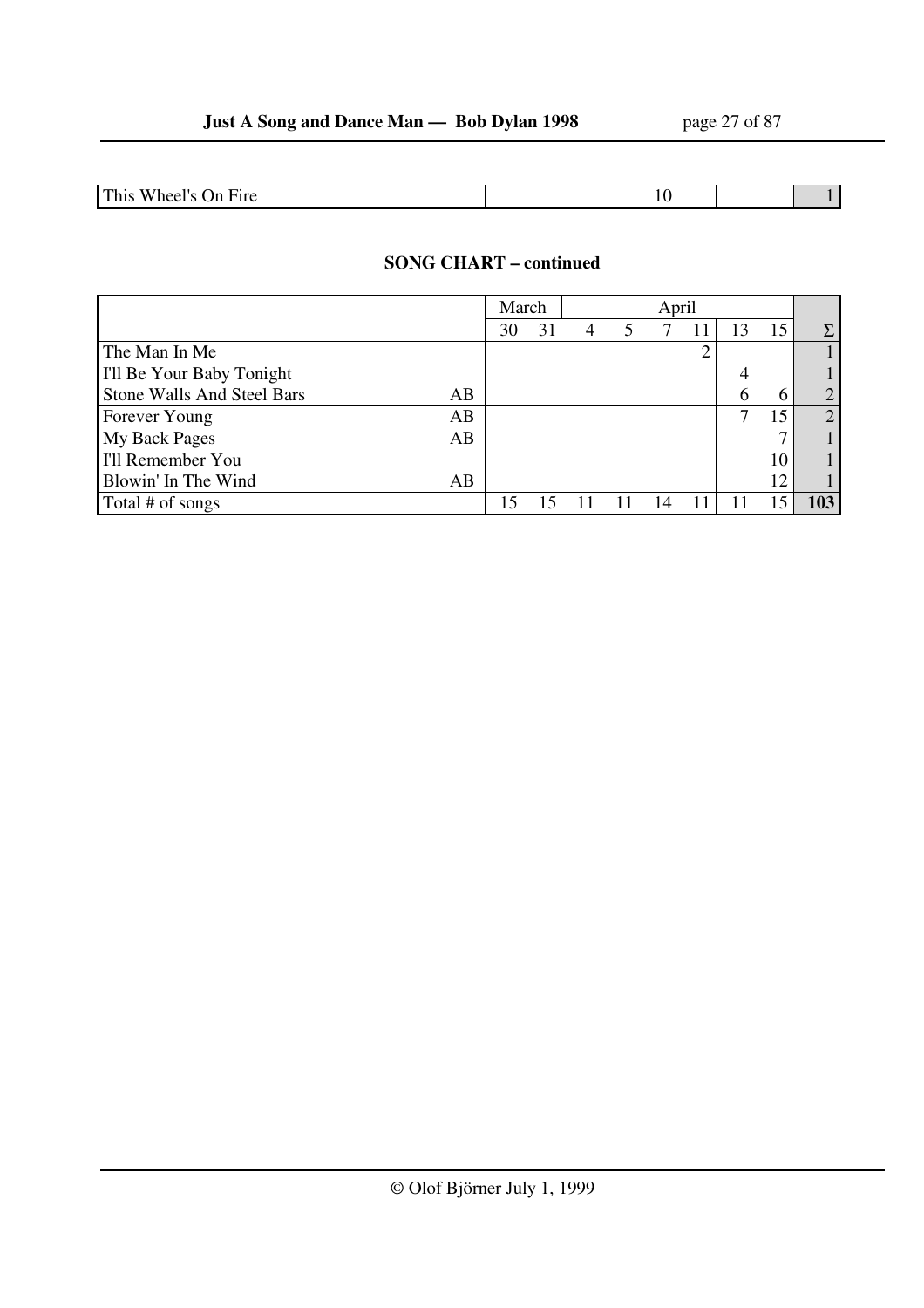| | | | | |
|---|---|---|---|---|
| This Wheel's On Fire | | 10 | | 1 |

**SONG CHART – continued**

| | | March | | April | | | | | | |
|---|---|---|---|---|---|---|---|---|---|---|
| | | 30 | 31 | 4 | 5 | 7 | 11 | 13 | 15 | Σ |
| The Man In Me | | | | | | | 2 | | | 1 |
| I'll Be Your Baby Tonight | | | | | | | | 4 | | 1 |
| Stone Walls And Steel Bars | AB | | | | | | | 6 | 6 | 2 |
| Forever Young | AB | | | | | | | 7 | 15 | 2 |
| My Back Pages | AB | | | | | | | | 7 | 1 |
| I'll Remember You | | | | | | | | | 10 | 1 |
| Blowin' In The Wind | AB | | | | | | | | 12 | 1 |
| Total # of songs | | 15 | 15 | 11 | 11 | 14 | 11 | 11 | 15 | **103** |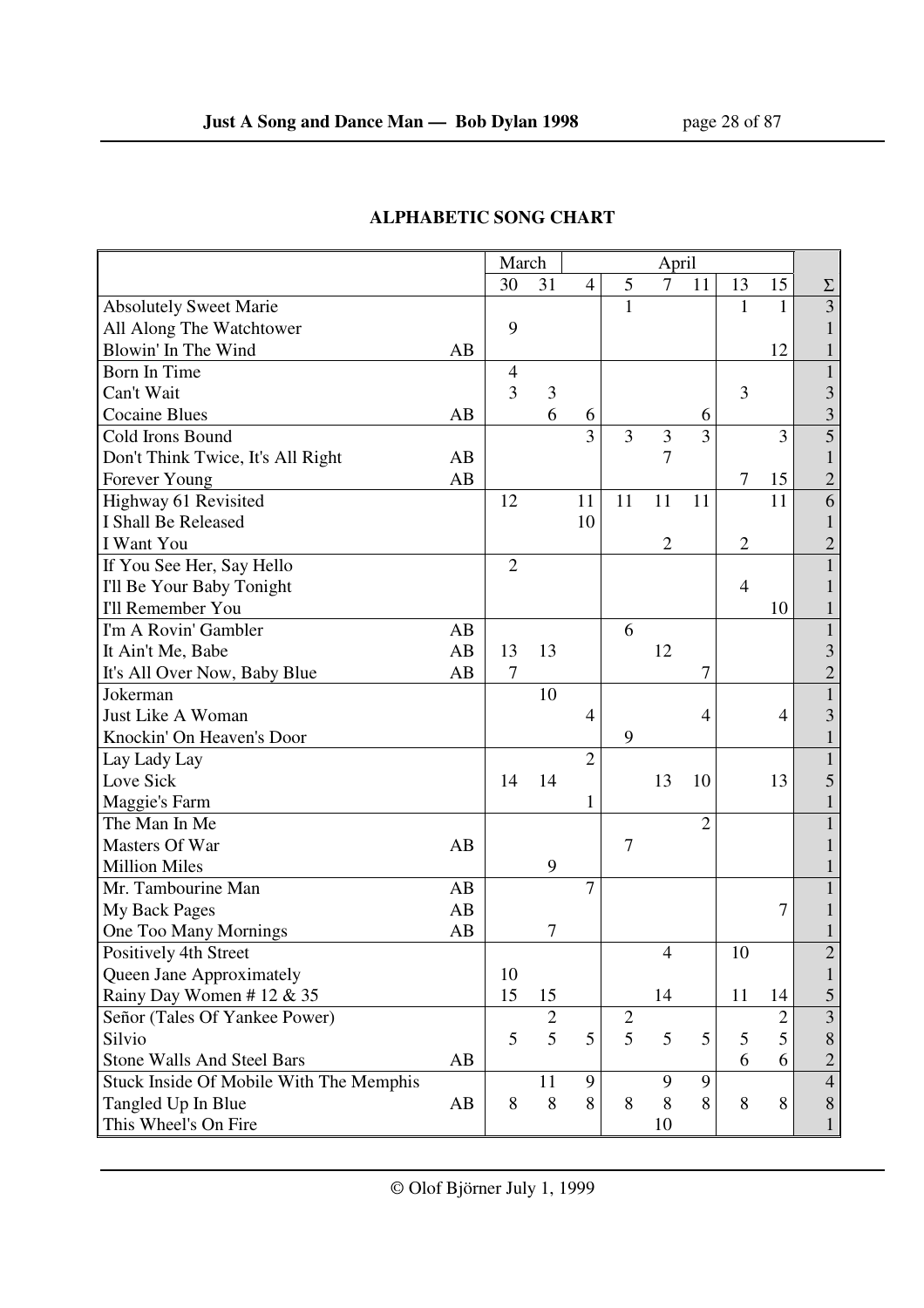## ALPHABETIC SONG CHART

| | | March | | April | | | | | | |
|---|---|---|---|---|---|---|---|---|---|---|
| | | 30 | 31 | 4 | 5 | 7 | 11 | 13 | 15 | Σ |
| Absolutely Sweet Marie | | | | | 1 | | | 1 | 1 | 3 |
| All Along The Watchtower | | 9 | | | | | | | | 1 |
| Blowin' In The Wind | AB | | | | | | | | 12 | 1 |
| Born In Time | | 4 | | | | | | | | 1 |
| Can't Wait | | 3 | 3 | | | | | 3 | | 3 |
| Cocaine Blues | AB | | 6 | 6 | | | 6 | | | 3 |
| Cold Irons Bound | | | | 3 | 3 | 3 | 3 | | 3 | 5 |
| Don't Think Twice, It's All Right | AB | | | | | 7 | | | | 1 |
| Forever Young | AB | | | | | | | 7 | 15 | 2 |
| Highway 61 Revisited | | 12 | | 11 | 11 | 11 | 11 | | 11 | 6 |
| I Shall Be Released | | | | 10 | | | | | | 1 |
| I Want You | | | | | | 2 | | 2 | | 2 |
| If You See Her, Say Hello | | 2 | | | | | | | | 1 |
| I'll Be Your Baby Tonight | | | | | | | | 4 | | 1 |
| I'll Remember You | | | | | | | | | 10 | 1 |
| I'm A Rovin' Gambler | AB | | | | 6 | | | | | 1 |
| It Ain't Me, Babe | AB | 13 | 13 | | | 12 | | | | 3 |
| It's All Over Now, Baby Blue | AB | 7 | | | | | 7 | | | 2 |
| Jokerman | | | 10 | | | | | | | 1 |
| Just Like A Woman | | | | 4 | | | 4 | | 4 | 3 |
| Knockin' On Heaven's Door | | | | | 9 | | | | | 1 |
| Lay Lady Lay | | | | 2 | | | | | | 1 |
| Love Sick | | 14 | 14 | | | 13 | 10 | | 13 | 5 |
| Maggie's Farm | | | | 1 | | | | | | 1 |
| The Man In Me | | | | | | | 2 | | | 1 |
| Masters Of War | AB | | | | 7 | | | | | 1 |
| Million Miles | | | 9 | | | | | | | 1 |
| Mr. Tambourine Man | AB | | | 7 | | | | | | 1 |
| My Back Pages | AB | | | | | | | | 7 | 1 |
| One Too Many Mornings | AB | | 7 | | | | | | | 1 |
| Positively 4th Street | | | | | | 4 | | 10 | | 2 |
| Queen Jane Approximately | | 10 | | | | | | | | 1 |
| Rainy Day Women # 12 & 35 | | 15 | 15 | | | 14 | | 11 | 14 | 5 |
| Señor (Tales Of Yankee Power) | | | 2 | | 2 | | | | 2 | 3 |
| Silvio | | 5 | 5 | 5 | 5 | 5 | 5 | 5 | 5 | 8 |
| Stone Walls And Steel Bars | AB | | | | | | | 6 | 6 | 2 |
| Stuck Inside Of Mobile With The Memphis | | | 11 | 9 | | 9 | 9 | | | 4 |
| Tangled Up In Blue | AB | 8 | 8 | 8 | 8 | 8 | 8 | 8 | 8 | 8 |
| This Wheel's On Fire | | | | | | 10 | | | | 1 |

© Olof Björner July 1, 1999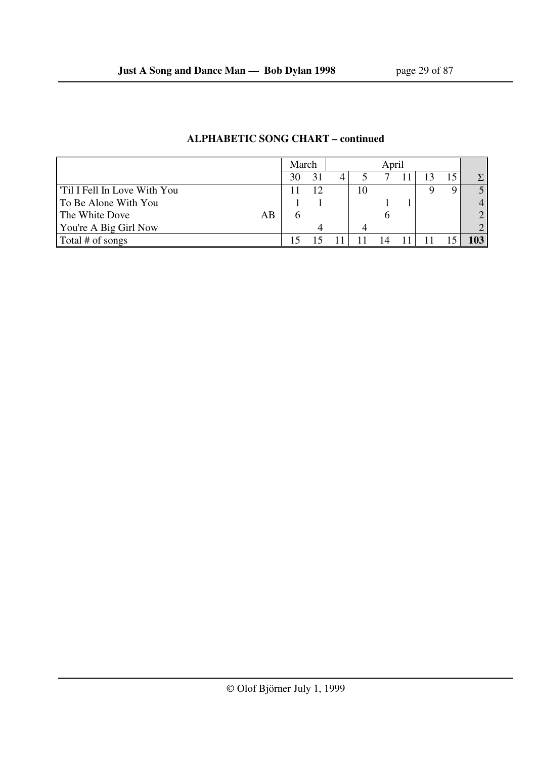### ALPHABETIC SONG CHART – continued

| | | March | | April | | | | | | |
|---|---|---|---|---|---|---|---|---|---|---|
| | | 30 | 31 | 4 | 5 | 7 | 11 | 13 | 15 | Σ |
| 'Til I Fell In Love With You | | 11 | 12 | | 10 | | | 9 | 9 | 5 |
| To Be Alone With You | | 1 | 1 | | | 1 | 1 | | | 4 |
| The White Dove | AB | 6 | | | | 6 | | | | 2 |
| You're A Big Girl Now | | | 4 | | 4 | | | | | 2 |
| Total # of songs | | 15 | 15 | 11 | 11 | 14 | 11 | 11 | 15 | **103** |

© Olof Björner July 1, 1999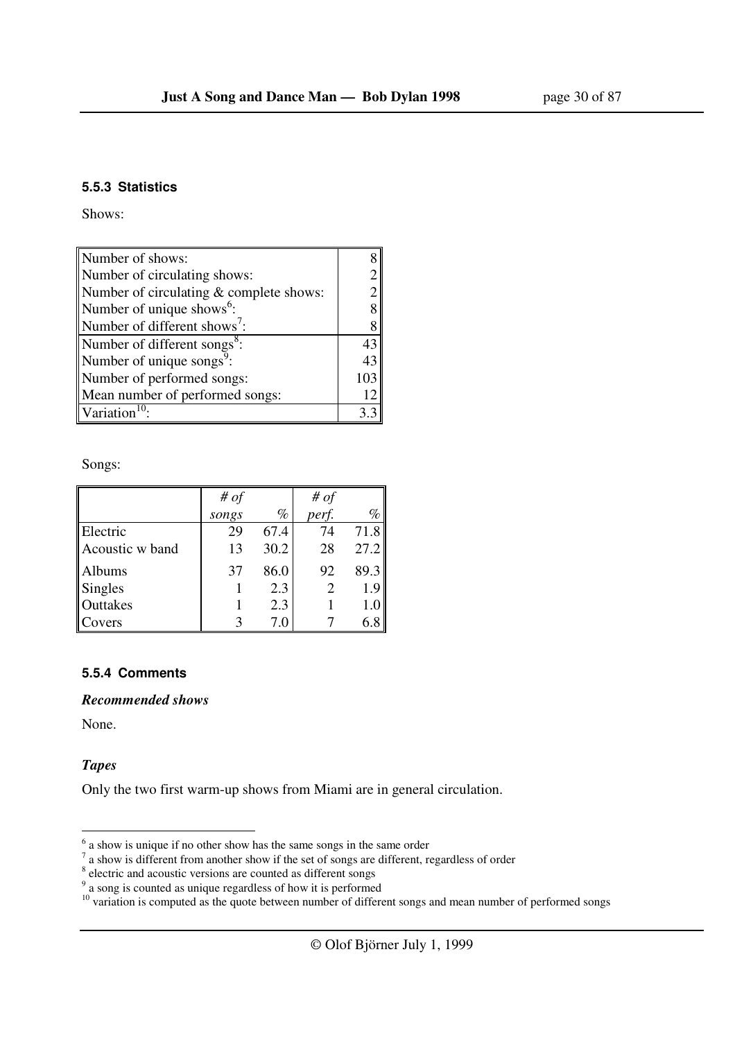#### 5.5.3 Statistics

Shows:

| | |
|---|---|
| Number of shows: | 8 |
| Number of circulating shows: | 2 |
| Number of circulating & complete shows: | 2 |
| Number of unique shows[6]: | 8 |
| Number of different shows[7]: | 8 |
| Number of different songs[8]: | 43 |
| Number of unique songs[9]: | 43 |
| Number of performed songs: | 103 |
| Mean number of performed songs: | 12 |
| Variation[10]: | 3.3 |

Songs:

| | *# of songs* | *%* | *# of perf.* | *%* |
|---|---|---|---|---|
| Electric | 29 | 67.4 | 74 | 71.8 |
| Acoustic w band | 13 | 30.2 | 28 | 27.2 |
| Albums | 37 | 86.0 | 92 | 89.3 |
| Singles | 1 | 2.3 | 2 | 1.9 |
| Outtakes | 1 | 2.3 | 1 | 1.0 |
| Covers | 3 | 7.0 | 7 | 6.8 |

#### 5.5.4 Comments

***Recommended shows***

None.

***Tapes***

Only the two first warm-up shows from Miami are in general circulation.

[6] a show is unique if no other show has the same songs in the same order
[7] a show is different from another show if the set of songs are different, regardless of order
[8] electric and acoustic versions are counted as different songs
[9] a song is counted as unique regardless of how it is performed
[10] variation is computed as the quote between number of different songs and mean number of performed songs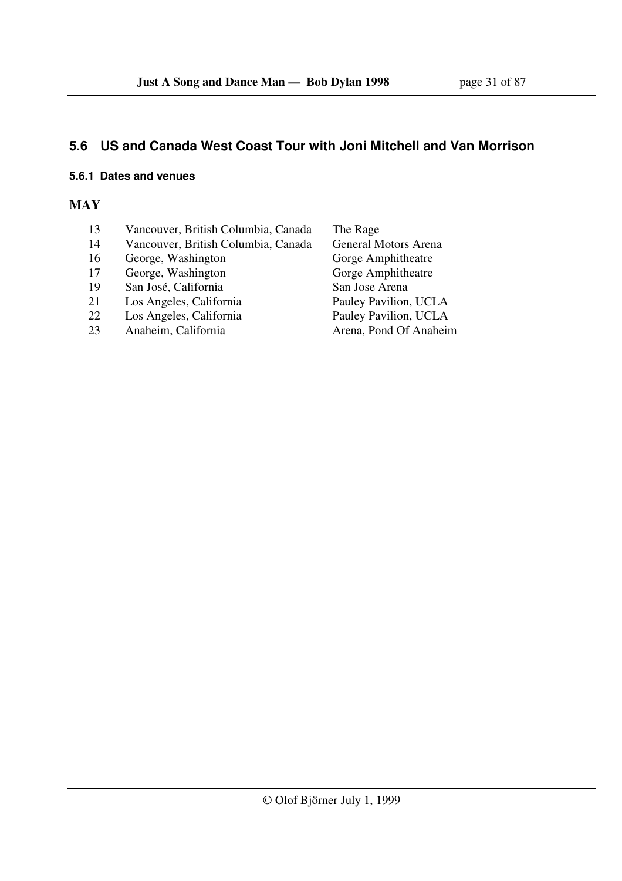## 5.6 US and Canada West Coast Tour with Joni Mitchell and Van Morrison

### 5.6.1 Dates and venues

**MAY**

| | | |
|---|---|---|
| 13 | Vancouver, British Columbia, Canada | The Rage |
| 14 | Vancouver, British Columbia, Canada | General Motors Arena |
| 16 | George, Washington | Gorge Amphitheatre |
| 17 | George, Washington | Gorge Amphitheatre |
| 19 | San José, California | San Jose Arena |
| 21 | Los Angeles, California | Pauley Pavilion, UCLA |
| 22 | Los Angeles, California | Pauley Pavilion, UCLA |
| 23 | Anaheim, California | Arena, Pond Of Anaheim |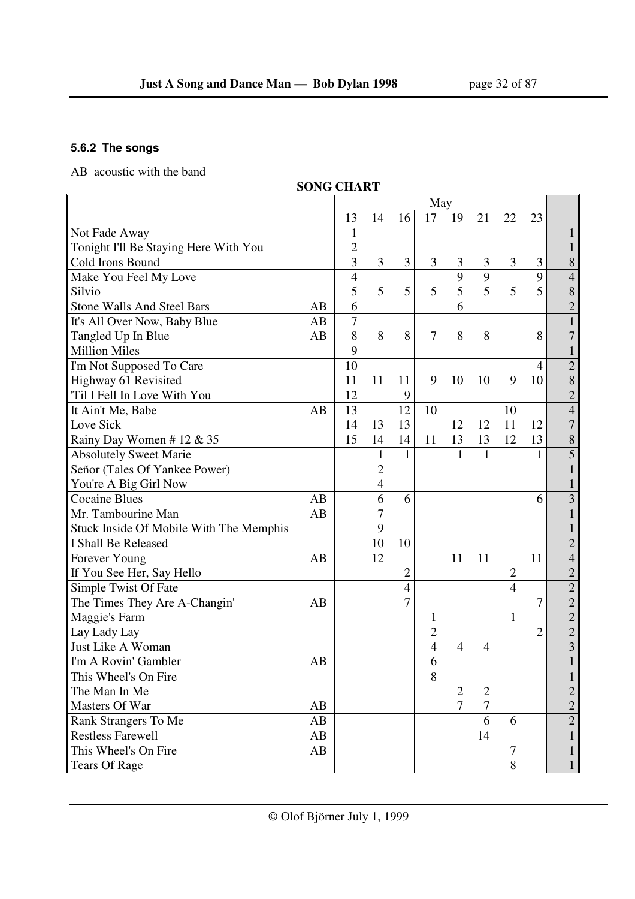### 5.6.2 The songs

AB acoustic with the band

**SONG CHART**

| | | May | | | | | | | | |
|---|---|---|---|---|---|---|---|---|---|---|
| | | 13 | 14 | 16 | 17 | 19 | 21 | 22 | 23 | |
| Not Fade Away | | 1 | | | | | | | | 1 |
| Tonight I'll Be Staying Here With You | | 2 | | | | | | | | 1 |
| Cold Irons Bound | | 3 | 3 | 3 | 3 | 3 | 3 | 3 | 3 | 8 |
| Make You Feel My Love | | 4 | | | | 9 | 9 | | 9 | 4 |
| Silvio | | 5 | 5 | 5 | 5 | 5 | 5 | 5 | 5 | 8 |
| Stone Walls And Steel Bars | AB | 6 | | | | 6 | | | | 2 |
| It's All Over Now, Baby Blue | AB | 7 | | | | | | | | 1 |
| Tangled Up In Blue | AB | 8 | 8 | 8 | 7 | 8 | 8 | | 8 | 7 |
| Million Miles | | 9 | | | | | | | | 1 |
| I'm Not Supposed To Care | | 10 | | | | | | | 4 | 2 |
| Highway 61 Revisited | | 11 | 11 | 11 | 9 | 10 | 10 | 9 | 10 | 8 |
| 'Til I Fell In Love With You | | 12 | | 9 | | | | | | 2 |
| It Ain't Me, Babe | AB | 13 | | 12 | 10 | | | 10 | | 4 |
| Love Sick | | 14 | 13 | 13 | | 12 | 12 | 11 | 12 | 7 |
| Rainy Day Women # 12 & 35 | | 15 | 14 | 14 | 11 | 13 | 13 | 12 | 13 | 8 |
| Absolutely Sweet Marie | | | 1 | 1 | | 1 | 1 | | 1 | 5 |
| Señor (Tales Of Yankee Power) | | | 2 | | | | | | | 1 |
| You're A Big Girl Now | | | 4 | | | | | | | 1 |
| Cocaine Blues | AB | | 6 | 6 | | | | | 6 | 3 |
| Mr. Tambourine Man | AB | | 7 | | | | | | | 1 |
| Stuck Inside Of Mobile With The Memphis | | | 9 | | | | | | | 1 |
| I Shall Be Released | | | 10 | 10 | | | | | | 2 |
| Forever Young | AB | | 12 | | | 11 | 11 | | 11 | 4 |
| If You See Her, Say Hello | | | | 2 | | | | 2 | | 2 |
| Simple Twist Of Fate | | | | 4 | | | | 4 | | 2 |
| The Times They Are A-Changin' | AB | | | 7 | | | | | 7 | 2 |
| Maggie's Farm | | | | | 1 | | | 1 | | 2 |
| Lay Lady Lay | | | | | 2 | | | | 2 | 2 |
| Just Like A Woman | | | | | 4 | 4 | 4 | | | 3 |
| I'm A Rovin' Gambler | AB | | | | 6 | | | | | 1 |
| This Wheel's On Fire | | | | | 8 | | | | | 1 |
| The Man In Me | | | | | | 2 | 2 | | | 2 |
| Masters Of War | AB | | | | | 7 | 7 | | | 2 |
| Rank Strangers To Me | AB | | | | | | 6 | 6 | | 2 |
| Restless Farewell | AB | | | | | | 14 | | | 1 |
| This Wheel's On Fire | AB | | | | | | | 7 | | 1 |
| Tears Of Rage | | | | | | | | 8 | | 1 |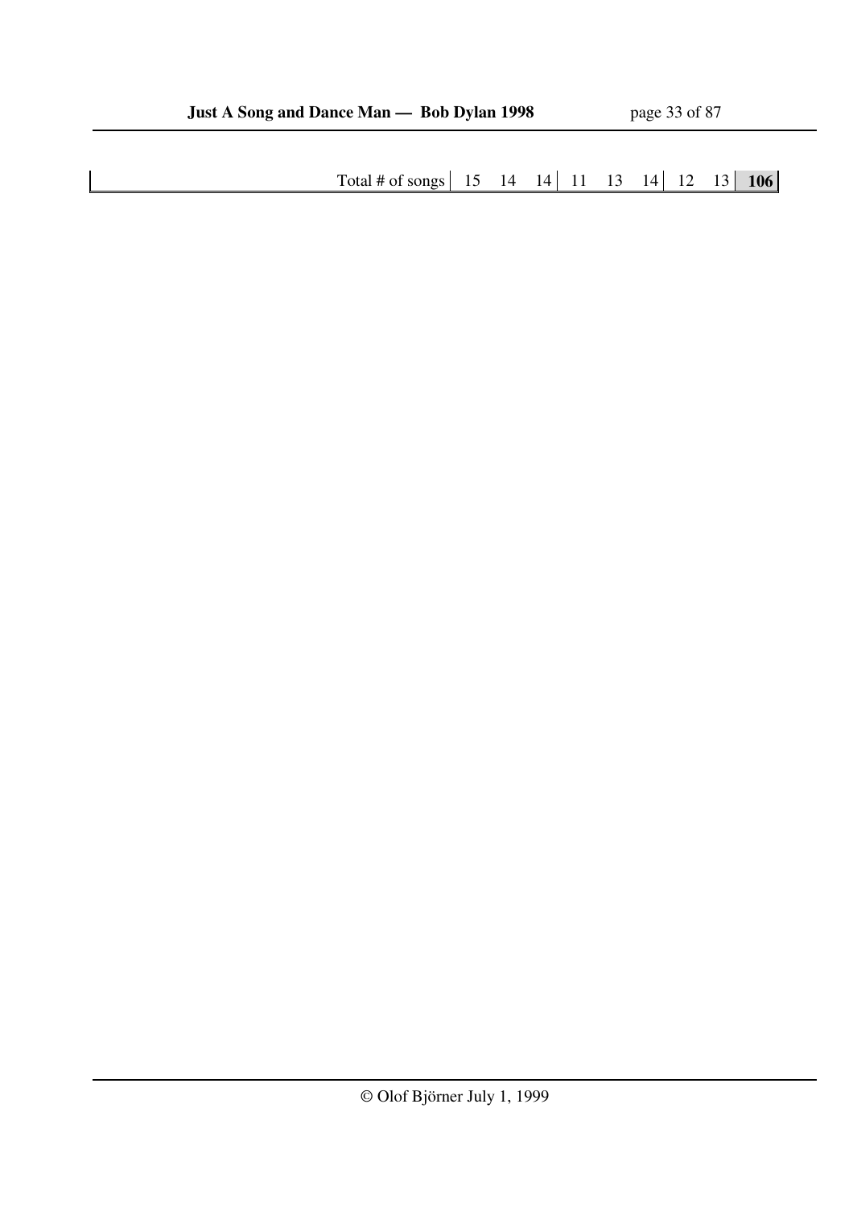| | Total # of songs | 15 | 14 | 14 | 11 | 13 | 14 | 12 | 13 | **106** |
|---|---|---|---|---|---|---|---|---|---|---|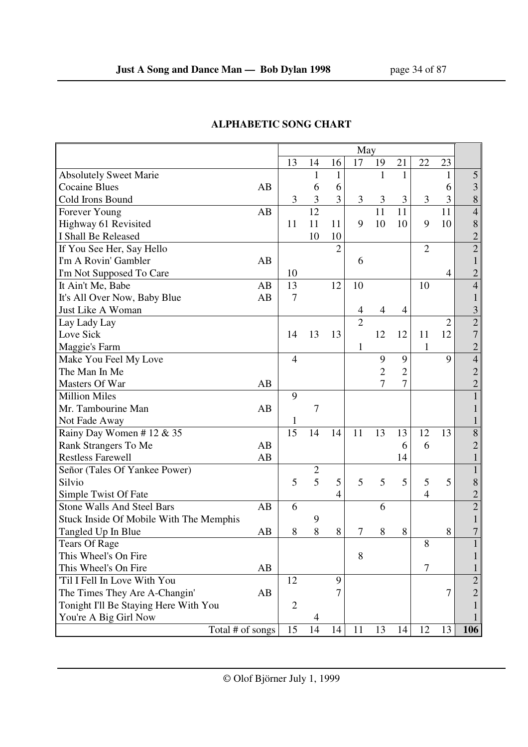## ALPHABETIC SONG CHART

| | | May | | | | | | | | |
|---|---|---|---|---|---|---|---|---|---|---|
| | | 13 | 14 | 16 | 17 | 19 | 21 | 22 | 23 | |
| Absolutely Sweet Marie | | | 1 | 1 | | 1 | 1 | | 1 | 5 |
| Cocaine Blues | AB | | 6 | 6 | | | | | 6 | 3 |
| Cold Irons Bound | | 3 | 3 | 3 | 3 | 3 | 3 | 3 | 3 | 8 |
| Forever Young | AB | | 12 | | | 11 | 11 | | 11 | 4 |
| Highway 61 Revisited | | 11 | 11 | 11 | 9 | 10 | 10 | 9 | 10 | 8 |
| I Shall Be Released | | | 10 | 10 | | | | | | 2 |
| If You See Her, Say Hello | | | | 2 | | | | 2 | | 2 |
| I'm A Rovin' Gambler | AB | | | | 6 | | | | | 1 |
| I'm Not Supposed To Care | | 10 | | | | | | | 4 | 2 |
| It Ain't Me, Babe | AB | 13 | | 12 | 10 | | | 10 | | 4 |
| It's All Over Now, Baby Blue | AB | 7 | | | | | | | | 1 |
| Just Like A Woman | | | | | 4 | 4 | 4 | | | 3 |
| Lay Lady Lay | | | | | 2 | | | | 2 | 2 |
| Love Sick | | 14 | 13 | 13 | | 12 | 12 | 11 | 12 | 7 |
| Maggie's Farm | | | | | 1 | | | 1 | | 2 |
| Make You Feel My Love | | 4 | | | | 9 | 9 | | 9 | 4 |
| The Man In Me | | | | | | 2 | 2 | | | 2 |
| Masters Of War | AB | | | | | 7 | 7 | | | 2 |
| Million Miles | | 9 | | | | | | | | 1 |
| Mr. Tambourine Man | AB | | 7 | | | | | | | 1 |
| Not Fade Away | | 1 | | | | | | | | 1 |
| Rainy Day Women # 12 & 35 | | 15 | 14 | 14 | 11 | 13 | 13 | 12 | 13 | 8 |
| Rank Strangers To Me | AB | | | | | | 6 | 6 | | 2 |
| Restless Farewell | AB | | | | | | 14 | | | 1 |
| Señor (Tales Of Yankee Power) | | | 2 | | | | | | | 1 |
| Silvio | | 5 | 5 | 5 | 5 | 5 | 5 | 5 | 5 | 8 |
| Simple Twist Of Fate | | | | 4 | | | | 4 | | 2 |
| Stone Walls And Steel Bars | AB | 6 | | | | 6 | | | | 2 |
| Stuck Inside Of Mobile With The Memphis | | | 9 | | | | | | | 1 |
| Tangled Up In Blue | AB | 8 | 8 | 8 | 7 | 8 | 8 | | 8 | 7 |
| Tears Of Rage | | | | | | | | 8 | | 1 |
| This Wheel's On Fire | | | | | 8 | | | | | 1 |
| This Wheel's On Fire | AB | | | | | | | 7 | | 1 |
| 'Til I Fell In Love With You | | 12 | | 9 | | | | | | 2 |
| The Times They Are A-Changin' | AB | | | 7 | | | | | 7 | 2 |
| Tonight I'll Be Staying Here With You | | 2 | | | | | | | | 1 |
| You're A Big Girl Now | | | 4 | | | | | | | 1 |
| Total # of songs | | 15 | 14 | 14 | 11 | 13 | 14 | 12 | 13 | **106** |

© Olof Björner July 1, 1999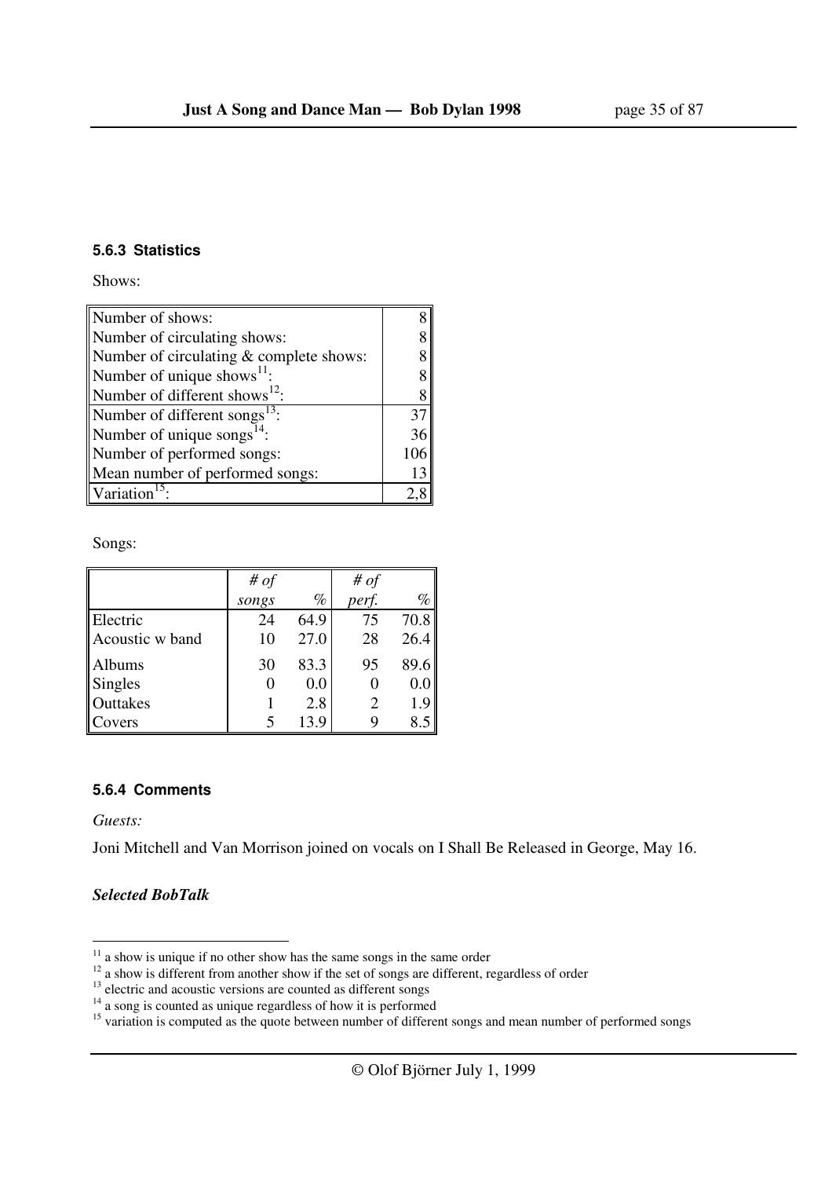### 5.6.3 Statistics

Shows:

| | |
|---|---|
| Number of shows: | 8 |
| Number of circulating shows: | 8 |
| Number of circulating & complete shows: | 8 |
| Number of unique shows[11]: | 8 |
| Number of different shows[12]: | 8 |
| Number of different songs[13]: | 37 |
| Number of unique songs[14]: | 36 |
| Number of performed songs: | 106 |
| Mean number of performed songs: | 13 |
| Variation[15]: | 2,8 |

Songs:

| | *# of songs* | *%* | *# of perf.* | *%* |
|---|---|---|---|---|
| Electric | 24 | 64.9 | 75 | 70.8 |
| Acoustic w band | 10 | 27.0 | 28 | 26.4 |
| Albums | 30 | 83.3 | 95 | 89.6 |
| Singles | 0 | 0.0 | 0 | 0.0 |
| Outtakes | 1 | 2.8 | 2 | 1.9 |
| Covers | 5 | 13.9 | 9 | 8.5 |

### 5.6.4 Comments

*Guests:*

Joni Mitchell and Van Morrison joined on vocals on I Shall Be Released in George, May 16.

***Selected BobTalk***

[11] a show is unique if no other show has the same songs in the same order
[12] a show is different from another show if the set of songs are different, regardless of order
[13] electric and acoustic versions are counted as different songs
[14] a song is counted as unique regardless of how it is performed
[15] variation is computed as the quote between number of different songs and mean number of performed songs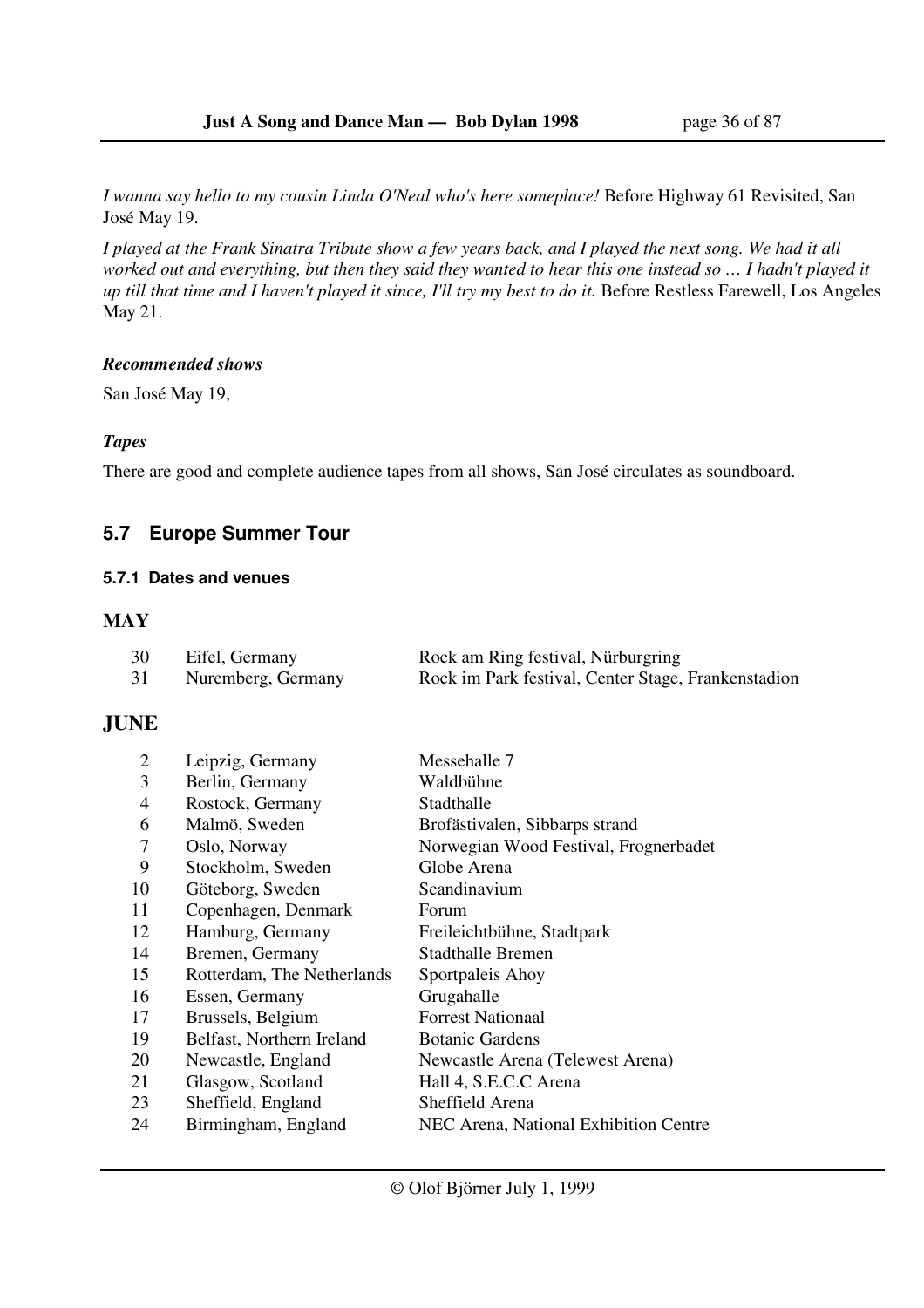*I wanna say hello to my cousin Linda O'Neal who's here someplace!* Before Highway 61 Revisited, San José May 19.

*I played at the Frank Sinatra Tribute show a few years back, and I played the next song. We had it all worked out and everything, but then they said they wanted to hear this one instead so … I hadn't played it up till that time and I haven't played it since, I'll try my best to do it.* Before Restless Farewell, Los Angeles May 21.

***Recommended shows***

San José May 19,

***Tapes***

There are good and complete audience tapes from all shows, San José circulates as soundboard.

## 5.7 Europe Summer Tour

### 5.7.1 Dates and venues

**MAY**

| | | |
|---|---|---|
| 30 | Eifel, Germany | Rock am Ring festival, Nürburgring |
| 31 | Nuremberg, Germany | Rock im Park festival, Center Stage, Frankenstadion |

**JUNE**

| | | |
|---|---|---|
| 2 | Leipzig, Germany | Messehalle 7 |
| 3 | Berlin, Germany | Waldbühne |
| 4 | Rostock, Germany | Stadthalle |
| 6 | Malmö, Sweden | Brofästivalen, Sibbarps strand |
| 7 | Oslo, Norway | Norwegian Wood Festival, Frognerbadet |
| 9 | Stockholm, Sweden | Globe Arena |
| 10 | Göteborg, Sweden | Scandinavium |
| 11 | Copenhagen, Denmark | Forum |
| 12 | Hamburg, Germany | Freileichtbühne, Stadtpark |
| 14 | Bremen, Germany | Stadthalle Bremen |
| 15 | Rotterdam, The Netherlands | Sportpaleis Ahoy |
| 16 | Essen, Germany | Grugahalle |
| 17 | Brussels, Belgium | Forrest Nationaal |
| 19 | Belfast, Northern Ireland | Botanic Gardens |
| 20 | Newcastle, England | Newcastle Arena (Telewest Arena) |
| 21 | Glasgow, Scotland | Hall 4, S.E.C.C Arena |
| 23 | Sheffield, England | Sheffield Arena |
| 24 | Birmingham, England | NEC Arena, National Exhibition Centre |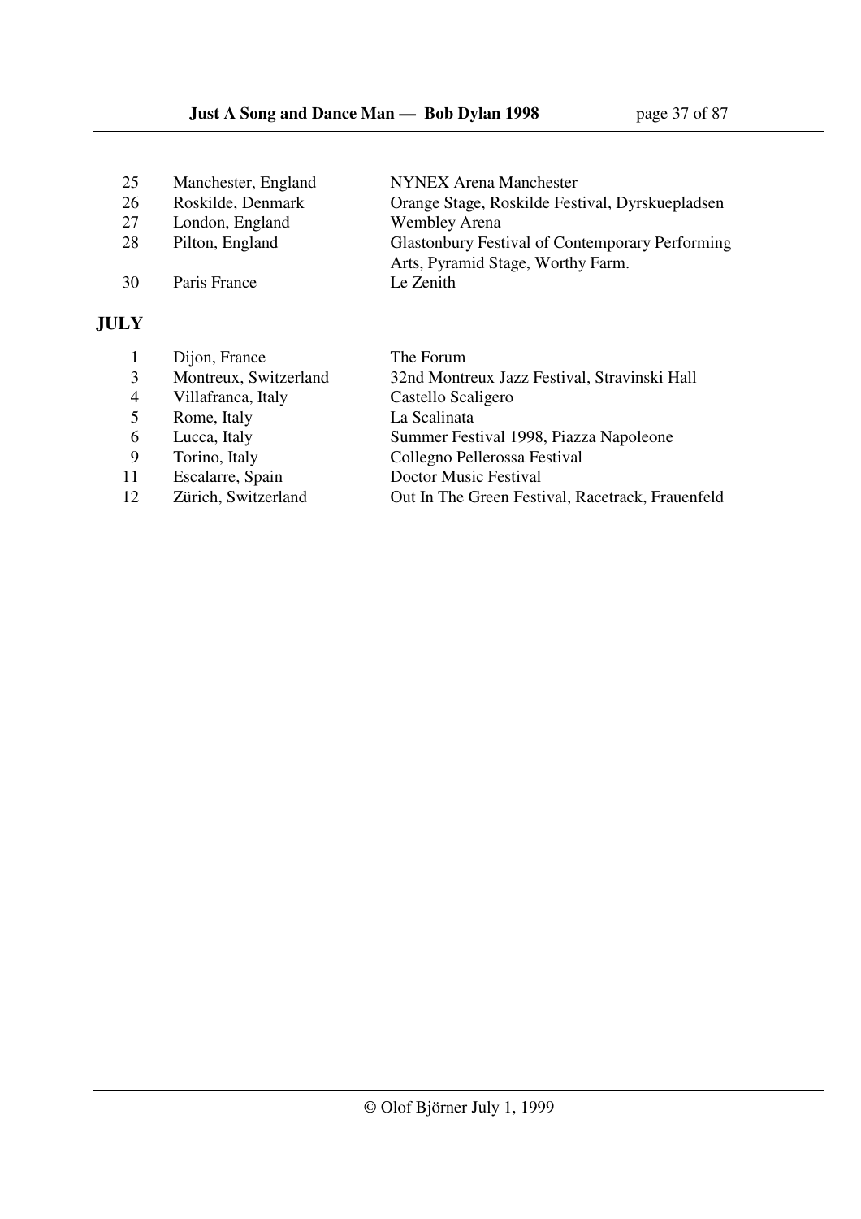| | | |
|---|---|---|
| 25 | Manchester, England | NYNEX Arena Manchester |
| 26 | Roskilde, Denmark | Orange Stage, Roskilde Festival, Dyrskuepladsen |
| 27 | London, England | Wembley Arena |
| 28 | Pilton, England | Glastonbury Festival of Contemporary Performing Arts, Pyramid Stage, Worthy Farm. |
| 30 | Paris France | Le Zenith |

**JULY**

| | | |
|---|---|---|
| 1 | Dijon, France | The Forum |
| 3 | Montreux, Switzerland | 32nd Montreux Jazz Festival, Stravinski Hall |
| 4 | Villafranca, Italy | Castello Scaligero |
| 5 | Rome, Italy | La Scalinata |
| 6 | Lucca, Italy | Summer Festival 1998, Piazza Napoleone |
| 9 | Torino, Italy | Collegno Pellerossa Festival |
| 11 | Escalarre, Spain | Doctor Music Festival |
| 12 | Zürich, Switzerland | Out In The Green Festival, Racetrack, Frauenfeld |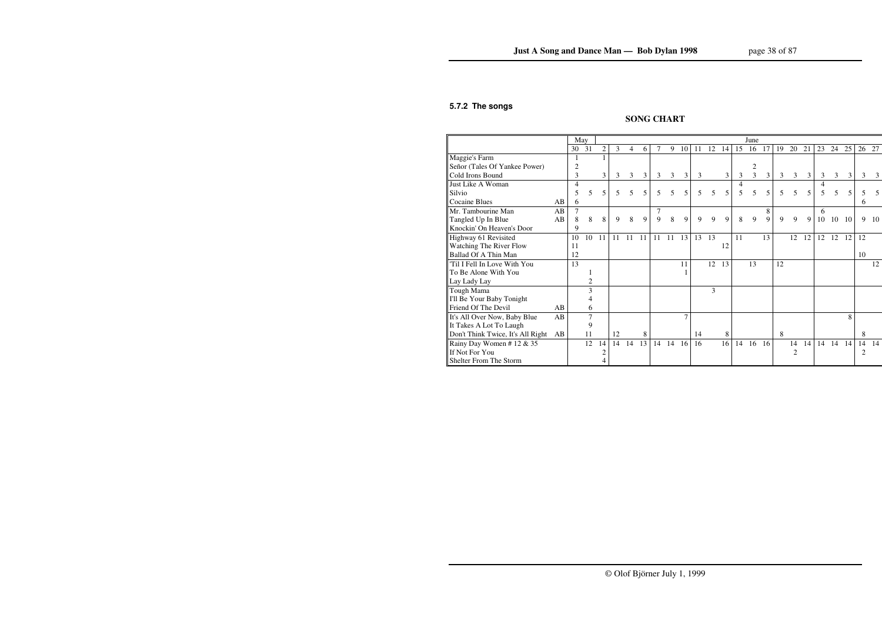### 5.7.2 The songs

**SONG CHART**

| | | May | | June | | | | | | | | | | | | | | | | | | | | | | |
|---|---|---|---|---|---|---|---|---|---|---|---|---|---|---|---|---|---|---|---|---|---|---|---|---|---|---|
| | | 30 | 31 | 2 | 3 | 4 | 6 | 7 | 9 | 10 | 11 | 12 | 14 | 15 | 16 | 17 | 19 | 20 | 21 | 23 | 24 | 25 | 26 | 27 |
| Maggie's Farm | | 1 | | 1 | | | | | | | | | | | | | | | | | | | | |
| Señor (Tales Of Yankee Power) | | 2 | | | | | | | | | | | | | 2 | | | | | | | | | |
| Cold Irons Bound | | 3 | | 3 | 3 | 3 | 3 | 3 | 3 | 3 | 3 | | 3 | 3 | 3 | 3 | 3 | 3 | 3 | 3 | 3 | 3 | 3 | 3 |
| Just Like A Woman | | 4 | | | | | | | | | | | | 4 | | | | | | 4 | | | | |
| Silvio | | 5 | 5 | 5 | 5 | 5 | 5 | 5 | 5 | 5 | 5 | 5 | 5 | 5 | 5 | 5 | 5 | 5 | 5 | 5 | 5 | 5 | 5 | 5 |
| Cocaine Blues | AB | 6 | | | | | | | | | | | | | | | | | | | | | 6 | |
| Mr. Tambourine Man | AB | 7 | | | | | | 7 | | | | | | | | 8 | | | | 6 | | | | |
| Tangled Up In Blue | AB | 8 | 8 | 8 | 9 | 8 | 9 | 9 | 8 | 9 | 9 | 9 | 9 | 8 | 9 | 9 | 9 | 9 | 9 | 10 | 10 | 10 | 9 | 10 |
| Knockin' On Heaven's Door | | 9 | | | | | | | | | | | | | | | | | | | | | | |
| Highway 61 Revisited | | 10 | 10 | 11 | 11 | 11 | 11 | 11 | 11 | 13 | 13 | 13 | | 11 | | 13 | | 12 | 12 | 12 | 12 | 12 | 12 | |
| Watching The River Flow | | 11 | | | | | | | | | | | 12 | | | | | | | | | | | |
| Ballad Of A Thin Man | | 12 | | | | | | | | | | | | | | | | | | | | | 10 | |
| 'Til I Fell In Love With You | | 13 | | | | | | | | 11 | | 12 | 13 | | 13 | | 12 | | | | | | | 12 |
| To Be Alone With You | | | 1 | | | | | | | 1 | | | | | | | | | | | | | | |
| Lay Lady Lay | | | 2 | | | | | | | | | | | | | | | | | | | | | |
| Tough Mama | | | 3 | | | | | | | | | 3 | | | | | | | | | | | | |
| I'll Be Your Baby Tonight | | | 4 | | | | | | | | | | | | | | | | | | | | | |
| Friend Of The Devil | AB | | 6 | | | | | | | | | | | | | | | | | | | | | |
| It's All Over Now, Baby Blue | AB | | 7 | | | | | | | 7 | | | | | | | | | | | | 8 | | |
| It Takes A Lot To Laugh | | | 9 | | | | | | | | | | | | | | | | | | | | | |
| Don't Think Twice, It's All Right | AB | | 11 | | 12 | | 8 | | | | 14 | | 8 | | | | 8 | | | | | | 8 | |
| Rainy Day Women # 12 & 35 | | | 12 | 14 | 14 | 14 | 13 | 14 | 14 | 16 | 16 | | 16 | 14 | 16 | 16 | | 14 | 14 | 14 | 14 | 14 | 14 | 14 |
| If Not For You | | | | 2 | | | | | | | | | | | | | | 2 | | | | | 2 | |
| Shelter From The Storm | | | | 4 | | | | | | | | | | | | | | | | | | | | |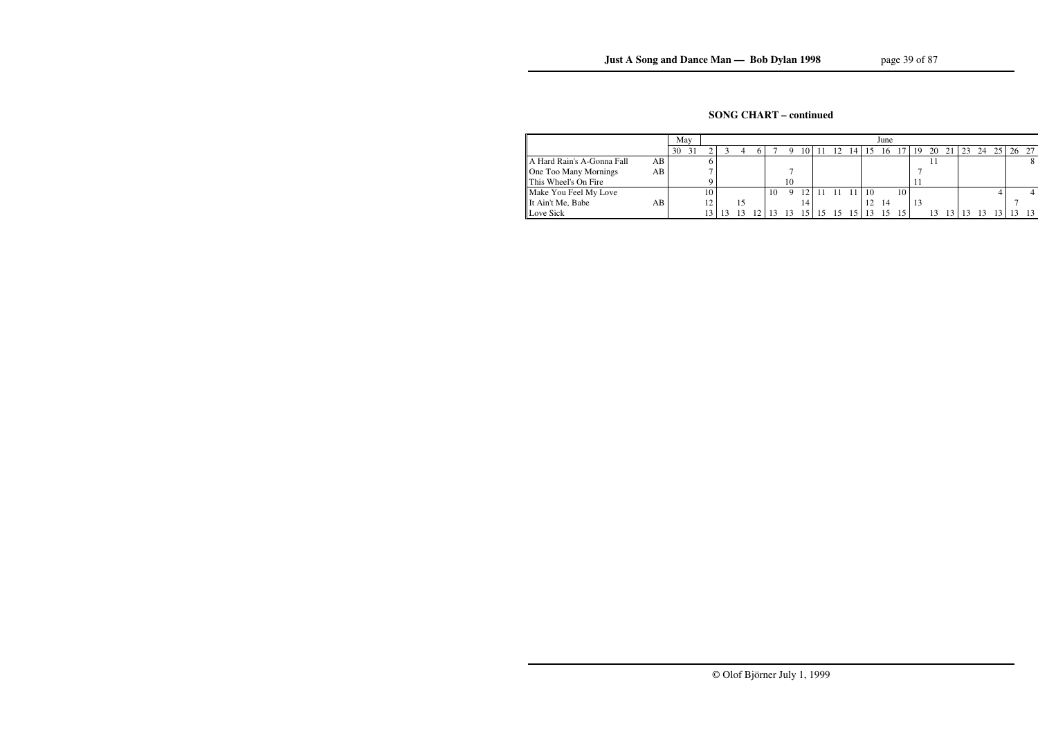## SONG CHART – continued

| | | May | | June | | | | | | | | | | | | | | | | | | | | |
|---|---|---|---|---|---|---|---|---|---|---|---|---|---|---|---|---|---|---|---|---|---|---|---|---|
| | | 30 | 31 | 2 | 3 | 4 | 6 | 7 | 9 | 10 | 11 | 12 | 14 | 15 | 16 | 17 | 19 | 20 | 21 | 23 | 24 | 25 | 26 | 27 |
| A Hard Rain's A-Gonna Fall | AB | | | 6 | | | | | | | | | | | | | | 11 | | | | | | 8 |
| One Too Many Mornings | AB | | | 7 | | | | | 7 | | | | | | | | 7 | | | | | | | |
| This Wheel's On Fire | | | | 9 | | | | | 10 | | | | | | | | 11 | | | | | | | |
| Make You Feel My Love | | | | 10 | | | | 10 | 9 | 12 | 11 | 11 | 11 | 10 | | 10 | | | | | | 4 | | 4 |
| It Ain't Me, Babe | AB | | | 12 | | 15 | | | | 14 | | | | 12 | 14 | | 13 | | | | | | 7 | |
| Love Sick | | | | 13 | 13 | 13 | 12 | 13 | 13 | 15 | 15 | 15 | 15 | 13 | 15 | 15 | | 13 | 13 | 13 | 13 | 13 | 13 | 13 |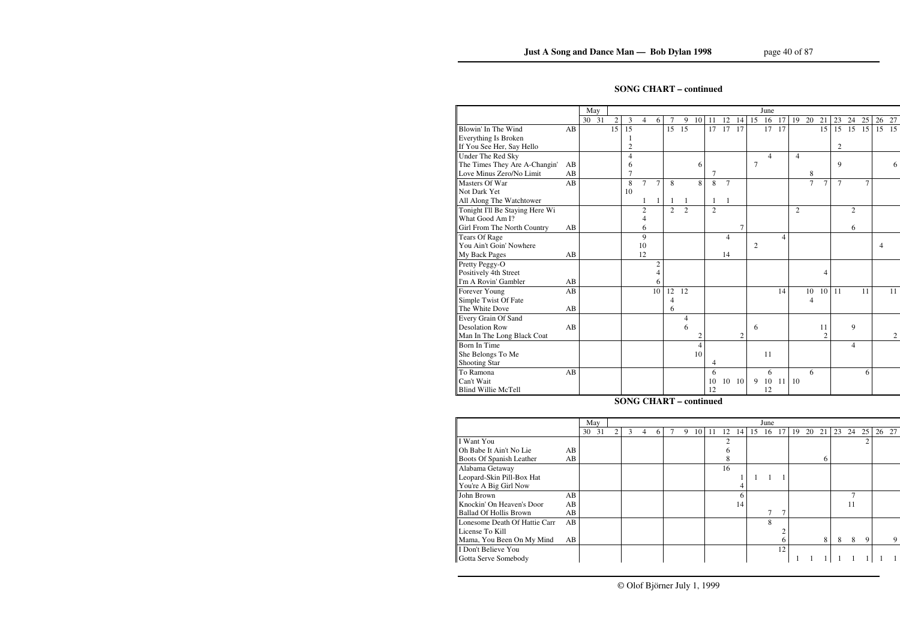**SONG CHART – continued**

| | | May | | June | | | | | | | | | | | | | | | | | | | | |
|---|---|---|---|---|---|---|---|---|---|---|---|---|---|---|---|---|---|---|---|---|---|---|---|---|
| | | 30 | 31 | 2 | 3 | 4 | 6 | 7 | 9 | 10 | 11 | 12 | 14 | 15 | 16 | 17 | 19 | 20 | 21 | 23 | 24 | 25 | 26 | 27 |
| Blowin' In The Wind | AB | | | 15 | 15 | | | 15 | 15 | | 17 | 17 | 17 | | 17 | 17 | | | 15 | 15 | 15 | 15 | 15 | 15 |
| Everything Is Broken | | | | | 1 | | | | | | | | | | | | | | | | | | | |
| If You See Her, Say Hello | | | | | 2 | | | | | | | | | | | | | | | 2 | | | | |
| Under The Red Sky | | | | | 4 | | | | | | | | | | 4 | | 4 | | | | | | | |
| The Times They Are A-Changin' | AB | | | | 6 | | | | | 6 | | | | 7 | | | | | | 9 | | | | 6 |
| Love Minus Zero/No Limit | AB | | | | 7 | | | | | | 7 | | | | | | | 8 | | | | | | |
| Masters Of War | AB | | | | 8 | 7 | 7 | 8 | | 8 | 8 | 7 | | | | | | 7 | 7 | 7 | | 7 | | |
| Not Dark Yet | | | | | 10 | | | | | | | | | | | | | | | | | | | |
| All Along The Watchtower | | | | | | 1 | 1 | 1 | 1 | | 1 | 1 | | | | | | | | | | | | |
| Tonight I'll Be Staying Here Wi | | | | | | 2 | | 2 | 2 | | 2 | | | | | | 2 | | | | 2 | | | |
| What Good Am I? | | | | | | 4 | | | | | | | | | | | | | | | | | | |
| Girl From The North Country | AB | | | | | 6 | | | | | | | 7 | | | | | | | | 6 | | | |
| Tears Of Rage | | | | | | 9 | | | | | | 4 | | | | 4 | | | | | | | | |
| You Ain't Goin' Nowhere | | | | | | 10 | | | | | | | | 2 | | | | | | | | | 4 | |
| My Back Pages | AB | | | | | 12 | | | | | | 14 | | | | | | | | | | | | |
| Pretty Peggy-O | | | | | | | 2 | | | | | | | | | | | | | | | | | |
| Positively 4th Street | | | | | | | 4 | | | | | | | | | | | | 4 | | | | | |
| I'm A Rovin' Gambler | AB | | | | | | 6 | | | | | | | | | | | | | | | | | |
| Forever Young | AB | | | | | | 10 | 12 | 12 | | | | | | | 14 | | 10 | 10 | 11 | | 11 | | 11 |
| Simple Twist Of Fate | | | | | | | | 4 | | | | | | | | | | 4 | | | | | | |
| The White Dove | AB | | | | | | | 6 | | | | | | | | | | | | | | | | |
| Every Grain Of Sand | | | | | | | | | 4 | | | | | | | | | | | | | | | |
| Desolation Row | AB | | | | | | | | 6 | | | | | 6 | | | | | 11 | | 9 | | | |
| Man In The Long Black Coat | | | | | | | | | | 2 | | | 2 | | | | | | 2 | | | | | 2 |
| Born In Time | | | | | | | | | | 4 | | | | | | | | | | | 4 | | | |
| She Belongs To Me | | | | | | | | | | 10 | | | | | 11 | | | | | | | | | |
| Shooting Star | | | | | | | | | | | 4 | | | | | | | | | | | | | |
| To Ramona | AB | | | | | | | | | | 6 | | | | 6 | | | 6 | | | | 6 | | |
| Can't Wait | | | | | | | | | | | 10 | 10 | 10 | 9 | 10 | 11 | 10 | | | | | | | |
| Blind Willie McTell | | | | | | | | | | | 12 | | | | 12 | | | | | | | | | |

**SONG CHART – continued**

| | | May | | June | | | | | | | | | | | | | | | | | | | | |
|---|---|---|---|---|---|---|---|---|---|---|---|---|---|---|---|---|---|---|---|---|---|---|---|---|
| | | 30 | 31 | 2 | 3 | 4 | 6 | 7 | 9 | 10 | 11 | 12 | 14 | 15 | 16 | 17 | 19 | 20 | 21 | 23 | 24 | 25 | 26 | 27 |
| I Want You | | | | | | | | | | | | 2 | | | | | | | | | | 2 | | |
| Oh Babe It Ain't No Lie | AB | | | | | | | | | | | 6 | | | | | | | | | | | | |
| Boots Of Spanish Leather | AB | | | | | | | | | | | 8 | | | | | | | 6 | | | | | |
| Alabama Getaway | | | | | | | | | | | | 16 | | | | | | | | | | | | |
| Leopard-Skin Pill-Box Hat | | | | | | | | | | | | | 1 | 1 | 1 | 1 | | | | | | | | |
| You're A Big Girl Now | | | | | | | | | | | | | 4 | | | | | | | | | | | |
| John Brown | AB | | | | | | | | | | | | 6 | | | | | | | | 7 | | | |
| Knockin' On Heaven's Door | AB | | | | | | | | | | | | 14 | | | | | | | | 11 | | | |
| Ballad Of Hollis Brown | AB | | | | | | | | | | | | | | 7 | 7 | | | | | | | | |
| Lonesome Death Of Hattie Carr | AB | | | | | | | | | | | | | | 8 | | | | | | | | | |
| License To Kill | | | | | | | | | | | | | | | | 2 | | | | | | | | |
| Mama, You Been On My Mind | AB | | | | | | | | | | | | | | | 6 | | | 8 | 8 | 8 | 9 | | 9 |
| I Don't Believe You | | | | | | | | | | | | | | | | 12 | | | | | | | | |
| Gotta Serve Somebody | | | | | | | | | | | | | | | | | 1 | 1 | 1 | 1 | 1 | 1 | 1 | 1 |

© Olof Björner July 1, 1999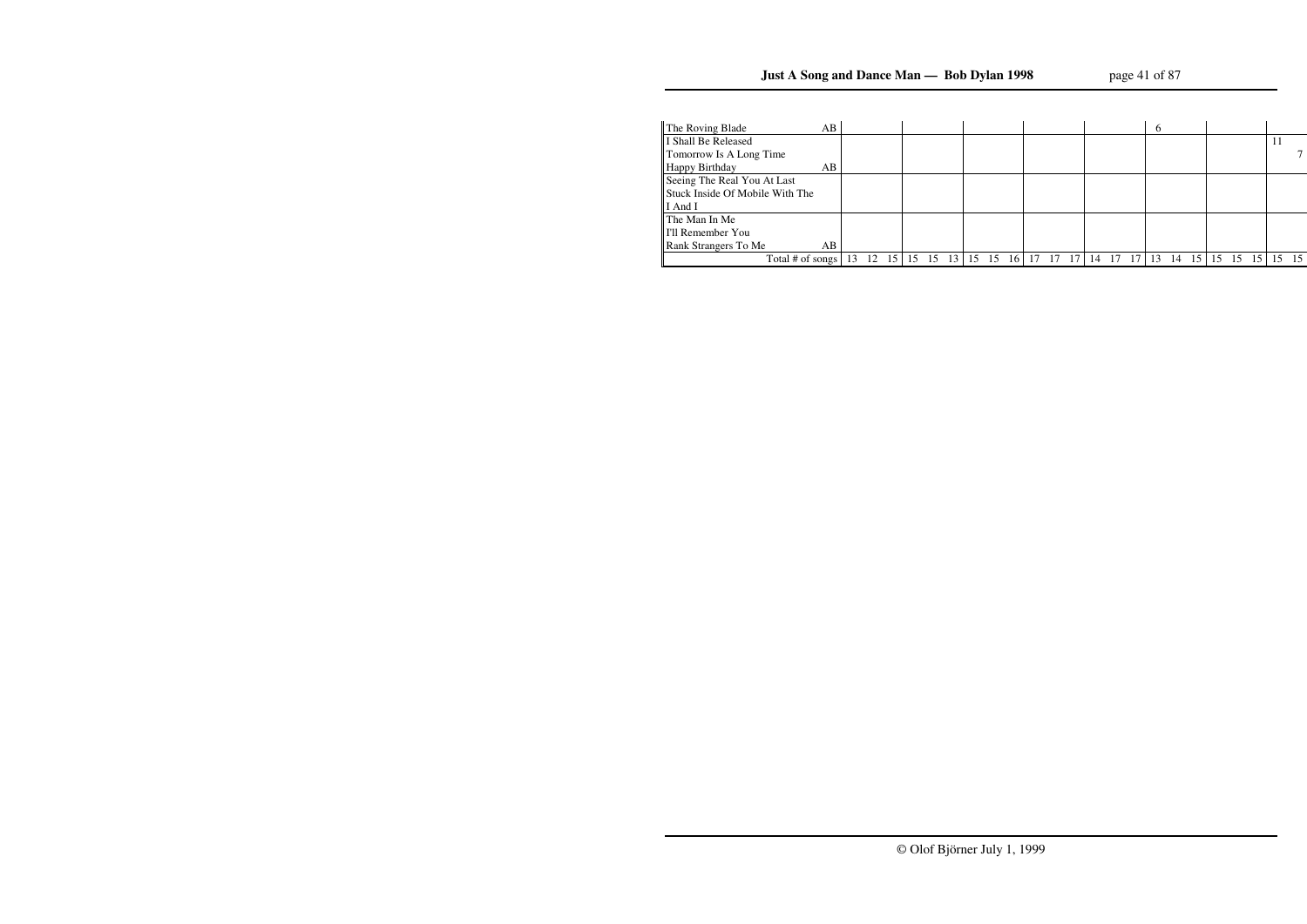| Song | | | | | | | | | | | | | | | | | | | | | | | | |
|---|---|---|---|---|---|---|---|---|---|---|---|---|---|---|---|---|---|---|---|---|---|---|---|---|
| The Roving Blade | AB | | | | | | | | | | | | | | | | 6 | | | | | | | |
| I Shall Be Released | | | | | | | | | | | | | | | | | | | | | | | 11 | |
| Tomorrow Is A Long Time | | | | | | | | | | | | | | | | | | | | | | | | 7 |
| Happy Birthday | AB | | | | | | | | | | | | | | | | | | | | | | | |
| Seeing The Real You At Last | | | | | | | | | | | | | | | | | | | | | | | | |
| Stuck Inside Of Mobile With The | | | | | | | | | | | | | | | | | | | | | | | | |
| I And I | | | | | | | | | | | | | | | | | | | | | | | | |
| The Man In Me | | | | | | | | | | | | | | | | | | | | | | | | |
| I'll Remember You | | | | | | | | | | | | | | | | | | | | | | | | |
| Rank Strangers To Me | AB | | | | | | | | | | | | | | | | | | | | | | | |
| Total # of songs | | 13 | 12 | 15 | 15 | 15 | 13 | 15 | 15 | 16 | 17 | 17 | 17 | 14 | 17 | 17 | 13 | 14 | 15 | 15 | 15 | 15 | 15 | 15 |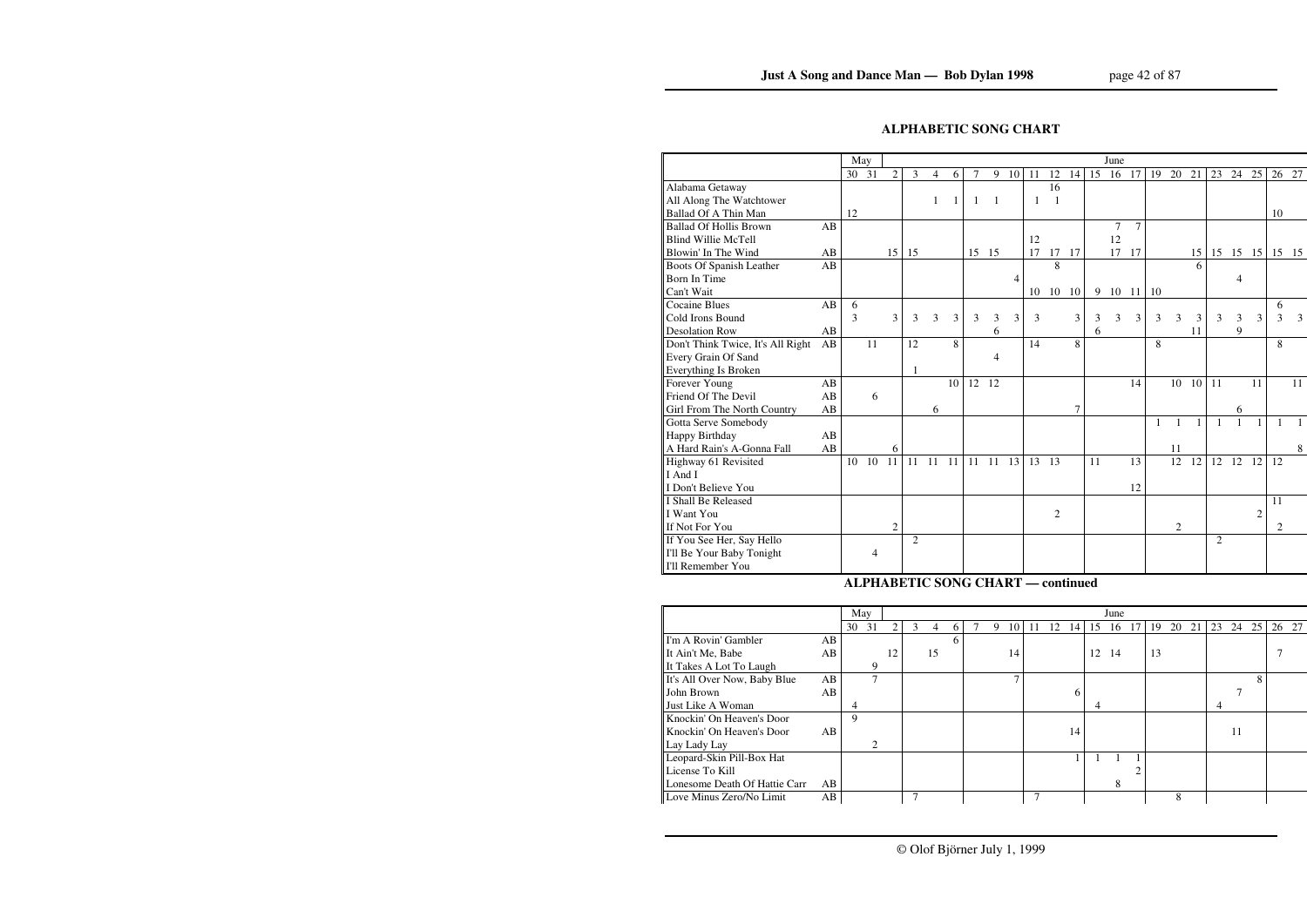## ALPHABETIC SONG CHART

| | | May | | June | | | | | | | | | | | | | | | | | | | | |
|---|---|---|---|---|---|---|---|---|---|---|---|---|---|---|---|---|---|---|---|---|---|---|---|---|
| | | 30 | 31 | 2 | 3 | 4 | 6 | 7 | 9 | 10 | 11 | 12 | 14 | 15 | 16 | 17 | 19 | 20 | 21 | 23 | 24 | 25 | 26 | 27 |
| Alabama Getaway | | | | | | | | | | | | 16 | | | | | | | | | | | | |
| All Along The Watchtower | | | | | | 1 | 1 | 1 | 1 | | 1 | 1 | | | | | | | | | | | | |
| Ballad Of A Thin Man | | 12 | | | | | | | | | | | | | | | | | | | | | 10 | |
| Ballad Of Hollis Brown | AB | | | | | | | | | | | | | | 7 | 7 | | | | | | | | |
| Blind Willie McTell | | | | | | | | | | | 12 | | | | 12 | | | | | | | | | |
| Blowin' In The Wind | AB | | | 15 | 15 | | | 15 | 15 | | 17 | 17 | 17 | | 17 | 17 | | | 15 | 15 | 15 | 15 | 15 | 15 |
| Boots Of Spanish Leather | AB | | | | | | | | | | | 8 | | | | | | | 6 | | | | | |
| Born In Time | | | | | | | | | | 4 | | | | | | | | | | | 4 | | | |
| Can't Wait | | | | | | | | | | | 10 | 10 | 10 | 9 | 10 | 11 | 10 | | | | | | | |
| Cocaine Blues | AB | 6 | | | | | | | | | | | | | | | | | | | | | 6 | |
| Cold Irons Bound | | 3 | | 3 | 3 | 3 | 3 | 3 | 3 | 3 | 3 | | 3 | 3 | 3 | 3 | 3 | 3 | 3 | 3 | 3 | 3 | 3 | 3 |
| Desolation Row | AB | | | | | | | | 6 | | | | | 6 | | | | | 11 | | 9 | | | |
| Don't Think Twice, It's All Right | AB | | 11 | | 12 | | 8 | | | | 14 | | 8 | | | | 8 | | | | | | 8 | |
| Every Grain Of Sand | | | | | | | | | 4 | | | | | | | | | | | | | | | |
| Everything Is Broken | | | | | 1 | | | | | | | | | | | | | | | | | | | |
| Forever Young | AB | | | | | | 10 | 12 | 12 | | | | | | | 14 | | 10 | 10 | 11 | | 11 | | 11 |
| Friend Of The Devil | AB | | 6 | | | | | | | | | | | | | | | | | | | | | |
| Girl From The North Country | AB | | | | | 6 | | | | | | | 7 | | | | | | | | 6 | | | |
| Gotta Serve Somebody | | | | | | | | | | | | | | | | | 1 | 1 | 1 | 1 | 1 | 1 | 1 | 1 |
| Happy Birthday | AB | | | | | | | | | | | | | | | | | | | | | | | |
| A Hard Rain's A-Gonna Fall | AB | | | 6 | | | | | | | | | | | | | | 11 | | | | | | 8 |
| Highway 61 Revisited | | 10 | 10 | 11 | 11 | 11 | 11 | 11 | 11 | 13 | 13 | 13 | | 11 | | 13 | | 12 | 12 | 12 | 12 | 12 | 12 | |
| I And I | | | | | | | | | | | | | | | | | | | | | | | | |
| I Don't Believe You | | | | | | | | | | | | | | | | 12 | | | | | | | | |
| I Shall Be Released | | | | | | | | | | | | | | | | | | | | | | | 11 | |
| I Want You | | | | | | | | | | | | 2 | | | | | | | | | | 2 | | |
| If Not For You | | | | 2 | | | | | | | | | | | | | | 2 | | | | | 2 | |
| If You See Her, Say Hello | | | | | 2 | | | | | | | | | | | | | | | 2 | | | | |
| I'll Be Your Baby Tonight | | | 4 | | | | | | | | | | | | | | | | | | | | | |
| I'll Remember You | | | | | | | | | | | | | | | | | | | | | | | | |

## ALPHABETIC SONG CHART — continued

| | | May | | June | | | | | | | | | | | | | | | | | | | | |
|---|---|---|---|---|---|---|---|---|---|---|---|---|---|---|---|---|---|---|---|---|---|---|---|---|
| | | 30 | 31 | 2 | 3 | 4 | 6 | 7 | 9 | 10 | 11 | 12 | 14 | 15 | 16 | 17 | 19 | 20 | 21 | 23 | 24 | 25 | 26 | 27 |
| I'm A Rovin' Gambler | AB | | | | | | 6 | | | | | | | | | | | | | | | | | |
| It Ain't Me, Babe | AB | | | 12 | | 15 | | | | 14 | | | | 12 | 14 | | 13 | | | | | | 7 | |
| It Takes A Lot To Laugh | | | 9 | | | | | | | | | | | | | | | | | | | | | |
| It's All Over Now, Baby Blue | AB | | 7 | | | | | | | 7 | | | | | | | | | | | | 8 | | |
| John Brown | AB | | | | | | | | | | | | 6 | | | | | | | | 7 | | | |
| Just Like A Woman | | 4 | | | | | | | | | | | | 4 | | | | | | 4 | | | | |
| Knockin' On Heaven's Door | | 9 | | | | | | | | | | | | | | | | | | | | | | |
| Knockin' On Heaven's Door | AB | | | | | | | | | | | | 14 | | | | | | | | 11 | | | |
| Lay Lady Lay | | | 2 | | | | | | | | | | | | | | | | | | | | | |
| Leopard-Skin Pill-Box Hat | | | | | | | | | | | | | 1 | 1 | 1 | 1 | | | | | | | | |
| License To Kill | | | | | | | | | | | | | | | | 2 | | | | | | | | |
| Lonesome Death Of Hattie Carr | AB | | | | | | | | | | | | | | 8 | | | | | | | | | |
| Love Minus Zero/No Limit | AB | | | | 7 | | | | | | 7 | | | | | | | 8 | | | | | | |

© Olof Björner July 1, 1999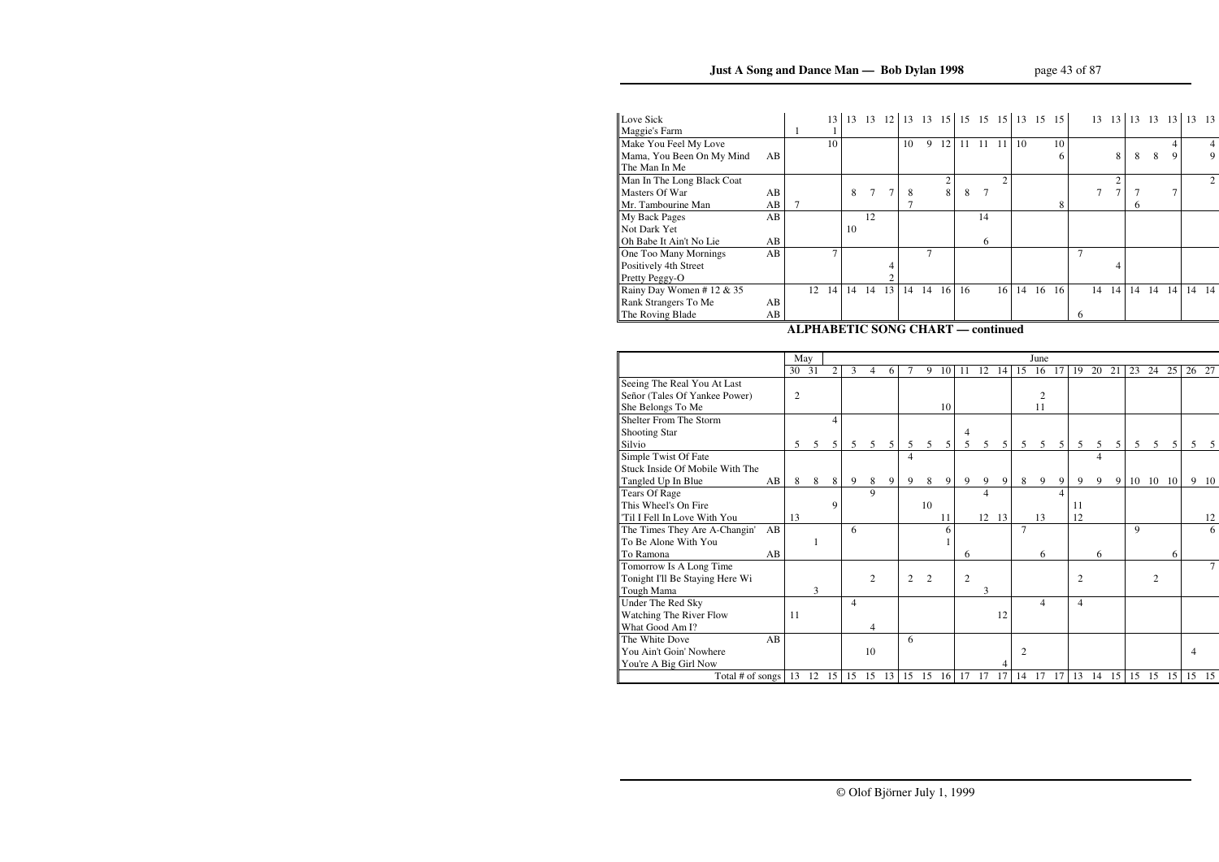| Song | | 30 | 31 | 2 | 3 | 4 | 6 | 7 | 9 | 10 | 11 | 12 | 14 | 15 | 16 | 17 | 19 | 20 | 21 | 23 | 24 | 25 | 26 | 27 |
|---|---|---|---|---|---|---|---|---|---|---|---|---|---|---|---|---|---|---|---|---|---|---|---|---|
| Love Sick | | | | 13 | 13 | 13 | 12 | 13 | 13 | 15 | 15 | 15 | 15 | 13 | 15 | 15 | | 13 | 13 | 13 | 13 | 13 | 13 | 13 |
| Maggie's Farm | | 1 | | 1 | | | | | | | | | | | | | | | | | | | | |
| Make You Feel My Love | | | | 10 | | | | 10 | 9 | 12 | 11 | 11 | 11 | 10 | | 10 | | | | | | 4 | | 4 |
| Mama, You Been On My Mind | AB | | | | | | | | | | | | | | | 6 | | | 8 | 8 | 8 | 9 | | 9 |
| The Man In Me | | | | | | | | | | | | | | | | | | | | | | | | |
| Man In The Long Black Coat | | | | | | | | | | 2 | | | 2 | | | | | | 2 | | | | | 2 |
| Masters Of War | AB | | | | 8 | 7 | 7 | 8 | | 8 | 8 | 7 | | | | | | 7 | 7 | 7 | | 7 | | |
| Mr. Tambourine Man | AB | 7 | | | | | | 7 | | | | | | | | 8 | | | | 6 | | | | |
| My Back Pages | AB | | | | | 12 | | | | | | 14 | | | | | | | | | | | | |
| Not Dark Yet | | | | | 10 | | | | | | | | | | | | | | | | | | | |
| Oh Babe It Ain't No Lie | AB | | | | | | | | | | | 6 | | | | | | | | | | | | |
| One Too Many Mornings | AB | | | 7 | | | | | 7 | | | | | | | | 7 | | | | | | | |
| Positively 4th Street | | | | | | | 4 | | | | | | | | | | | | 4 | | | | | |
| Pretty Peggy-O | | | | | | | 2 | | | | | | | | | | | | | | | | | |
| Rainy Day Women # 12 & 35 | | | 12 | 14 | 14 | 14 | 13 | 14 | 14 | 16 | 16 | | 16 | 14 | 16 | 16 | | 14 | 14 | 14 | 14 | 14 | 14 | 14 |
| Rank Strangers To Me | AB | | | | | | | | | | | | | | | | | | | | | | | |
| The Roving Blade | AB | | | | | | | | | | | | | | | | 6 | | | | | | | |

## ALPHABETIC SONG CHART — continued

| | | May | | June | | | | | | | | | | | | | | | | | | | | |
|---|---|---|---|---|---|---|---|---|---|---|---|---|---|---|---|---|---|---|---|---|---|---|---|---|
| | | 30 | 31 | 2 | 3 | 4 | 6 | 7 | 9 | 10 | 11 | 12 | 14 | 15 | 16 | 17 | 19 | 20 | 21 | 23 | 24 | 25 | 26 | 27 |
| Seeing The Real You At Last | | | | | | | | | | | | | | | | | | | | | | | | |
| Señor (Tales Of Yankee Power) | | 2 | | | | | | | | | | | | | 2 | | | | | | | | | |
| She Belongs To Me | | | | | | | | | | 10 | | | | | 11 | | | | | | | | | |
| Shelter From The Storm | | | | 4 | | | | | | | | | | | | | | | | | | | | |
| Shooting Star | | | | | | | | | | | 4 | | | | | | | | | | | | | |
| Silvio | | 5 | 5 | 5 | 5 | 5 | 5 | 5 | 5 | 5 | 5 | 5 | 5 | 5 | 5 | 5 | 5 | 5 | 5 | 5 | 5 | 5 | 5 | 5 |
| Simple Twist Of Fate | | | | | | | | 4 | | | | | | | | | | 4 | | | | | | |
| Stuck Inside Of Mobile With The | | | | | | | | | | | | | | | | | | | | | | | | |
| Tangled Up In Blue | AB | 8 | 8 | 8 | 9 | 8 | 9 | 9 | 8 | 9 | 9 | 9 | 9 | 8 | 9 | 9 | 9 | 9 | 9 | 10 | 10 | 10 | 9 | 10 |
| Tears Of Rage | | | | | | 9 | | | | | | 4 | | | | 4 | | | | | | | | |
| This Wheel's On Fire | | | | 9 | | | | | 10 | | | | | | | | 11 | | | | | | | |
| 'Til I Fell In Love With You | | 13 | | | | | | | | 11 | | 12 | 13 | | 13 | | 12 | | | | | | | 12 |
| The Times They Are A-Changin' | AB | | | | 6 | | | | | 6 | | | | 7 | | | | | | 9 | | | | 6 |
| To Be Alone With You | | | 1 | | | | | | | 1 | | | | | | | | | | | | | | |
| To Ramona | AB | | | | | | | | | | 6 | | | | 6 | | | 6 | | | | 6 | | |
| Tomorrow Is A Long Time | | | | | | | | | | | | | | | | | | | | | | | | 7 |
| Tonight I'll Be Staying Here Wi | | | | | | 2 | | 2 | 2 | | 2 | | | | | | 2 | | | | 2 | | | |
| Tough Mama | | | 3 | | | | | | | | | 3 | | | | | | | | | | | | |
| Under The Red Sky | | | | | 4 | | | | | | | | | | 4 | | 4 | | | | | | | |
| Watching The River Flow | | 11 | | | | | | | | | | | 12 | | | | | | | | | | | |
| What Good Am I? | | | | | | 4 | | | | | | | | | | | | | | | | | | |
| The White Dove | AB | | | | | | | 6 | | | | | | | | | | | | | | | | |
| You Ain't Goin' Nowhere | | | | | | 10 | | | | | | | | 2 | | | | | | | | | 4 | |
| You're A Big Girl Now | | | | | | | | | | | | | 4 | | | | | | | | | | | |
| Total # of songs | | 13 | 12 | 15 | 15 | 15 | 13 | 15 | 15 | 16 | 17 | 17 | 17 | 14 | 17 | 17 | 13 | 14 | 15 | 15 | 15 | 15 | 15 | 15 |

© Olof Björner July 1, 1999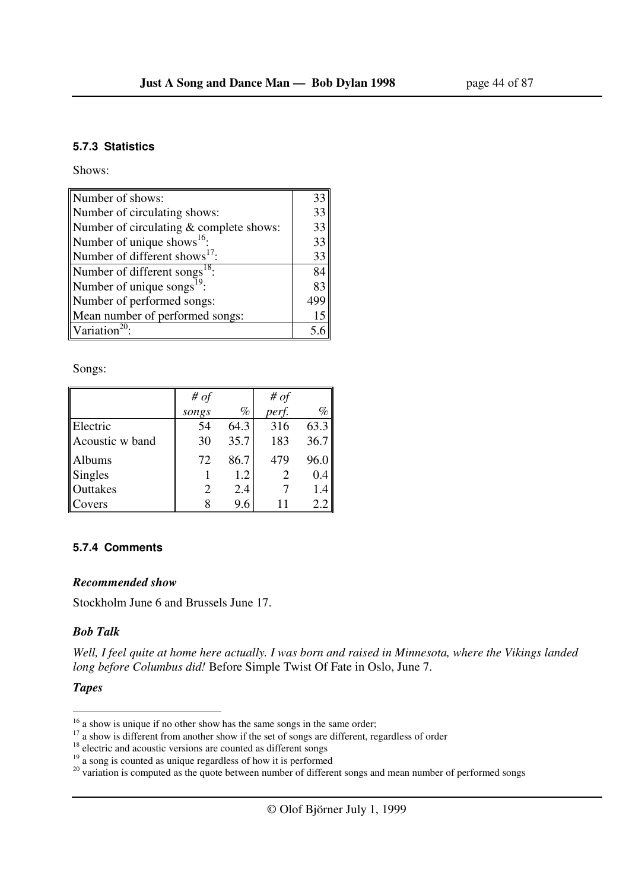### 5.7.3 Statistics

Shows:

| | |
|---|---|
| Number of shows: | 33 |
| Number of circulating shows: | 33 |
| Number of circulating & complete shows: | 33 |
| Number of unique shows[16]: | 33 |
| Number of different shows[17]: | 33 |
| Number of different songs[18]: | 84 |
| Number of unique songs[19]: | 83 |
| Number of performed songs: | 499 |
| Mean number of performed songs: | 15 |
| Variation[20]: | 5.6 |

Songs:

| | *# of songs* | *%* | *# of perf.* | *%* |
|---|---|---|---|---|
| Electric | 54 | 64.3 | 316 | 63.3 |
| Acoustic w band | 30 | 35.7 | 183 | 36.7 |
| Albums | 72 | 86.7 | 479 | 96.0 |
| Singles | 1 | 1.2 | 2 | 0.4 |
| Outtakes | 2 | 2.4 | 7 | 1.4 |
| Covers | 8 | 9.6 | 11 | 2.2 |

### 5.7.4 Comments

***Recommended show***

Stockholm June 6 and Brussels June 17.

***Bob Talk***

*Well, I feel quite at home here actually. I was born and raised in Minnesota, where the Vikings landed long before Columbus did!* Before Simple Twist Of Fate in Oslo, June 7.

***Tapes***

---

[16] a show is unique if no other show has the same songs in the same order;

[17] a show is different from another show if the set of songs are different, regardless of order

[18] electric and acoustic versions are counted as different songs

[19] a song is counted as unique regardless of how it is performed

[20] variation is computed as the quote between number of different songs and mean number of performed songs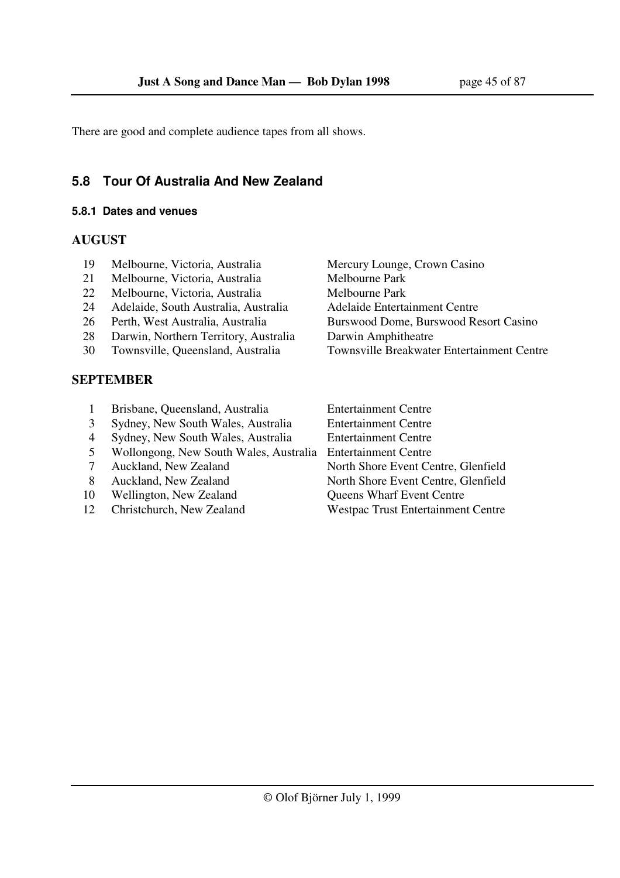There are good and complete audience tapes from all shows.

## 5.8 Tour Of Australia And New Zealand

### 5.8.1 Dates and venues

**AUGUST**

| | | |
|---|---|---|
| 19 | Melbourne, Victoria, Australia | Mercury Lounge, Crown Casino |
| 21 | Melbourne, Victoria, Australia | Melbourne Park |
| 22 | Melbourne, Victoria, Australia | Melbourne Park |
| 24 | Adelaide, South Australia, Australia | Adelaide Entertainment Centre |
| 26 | Perth, West Australia, Australia | Burswood Dome, Burswood Resort Casino |
| 28 | Darwin, Northern Territory, Australia | Darwin Amphitheatre |
| 30 | Townsville, Queensland, Australia | Townsville Breakwater Entertainment Centre |

**SEPTEMBER**

| | | |
|---|---|---|
| 1 | Brisbane, Queensland, Australia | Entertainment Centre |
| 3 | Sydney, New South Wales, Australia | Entertainment Centre |
| 4 | Sydney, New South Wales, Australia | Entertainment Centre |
| 5 | Wollongong, New South Wales, Australia | Entertainment Centre |
| 7 | Auckland, New Zealand | North Shore Event Centre, Glenfield |
| 8 | Auckland, New Zealand | North Shore Event Centre, Glenfield |
| 10 | Wellington, New Zealand | Queens Wharf Event Centre |
| 12 | Christchurch, New Zealand | Westpac Trust Entertainment Centre |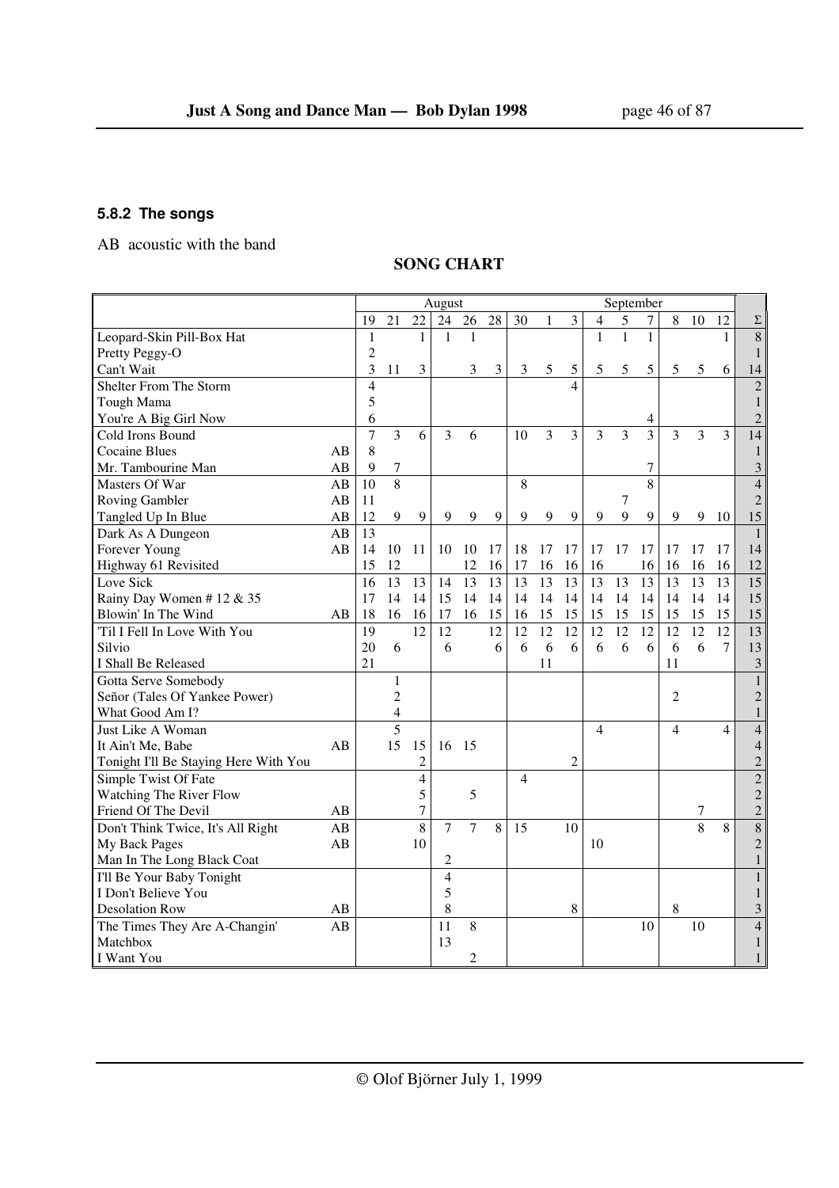### 5.8.2 The songs

AB acoustic with the band

**SONG CHART**

| | | August | | | | | | | | | September | | | | | | |
|---|---|---|---|---|---|---|---|---|---|---|---|---|---|---|---|---|---|
| | | 19 | 21 | 22 | 24 | 26 | 28 | 30 | 1 | 3 | 4 | 5 | 7 | 8 | 10 | 12 | Σ |
| Leopard-Skin Pill-Box Hat | | 1 | | 1 | 1 | 1 | | | | | 1 | 1 | 1 | | | 1 | 8 |
| Pretty Peggy-O | | 2 | | | | | | | | | | | | | | | 1 |
| Can't Wait | | 3 | 11 | 3 | | 3 | 3 | 3 | 5 | 5 | 5 | 5 | 5 | 5 | 5 | 6 | 14 |
| Shelter From The Storm | | 4 | | | | | | | | 4 | | | | | | | 2 |
| Tough Mama | | 5 | | | | | | | | | | | | | | | 1 |
| You're A Big Girl Now | | 6 | | | | | | | | | | | 4 | | | | 2 |
| Cold Irons Bound | | 7 | 3 | 6 | 3 | 6 | | 10 | 3 | 3 | 3 | 3 | 3 | 3 | 3 | 3 | 14 |
| Cocaine Blues | AB | 8 | | | | | | | | | | | | | | | 1 |
| Mr. Tambourine Man | AB | 9 | 7 | | | | | | | | | | 7 | | | | 3 |
| Masters Of War | AB | 10 | 8 | | | | | 8 | | | | | 8 | | | | 4 |
| Roving Gambler | AB | 11 | | | | | | | | | | 7 | | | | | 2 |
| Tangled Up In Blue | AB | 12 | 9 | 9 | 9 | 9 | 9 | 9 | 9 | 9 | 9 | 9 | 9 | 9 | 9 | 10 | 15 |
| Dark As A Dungeon | AB | 13 | | | | | | | | | | | | | | | 1 |
| Forever Young | AB | 14 | 10 | 11 | 10 | 10 | 17 | 18 | 17 | 17 | 17 | 17 | 17 | 17 | 17 | 17 | 14 |
| Highway 61 Revisited | | 15 | 12 | | | 12 | 16 | 17 | 16 | 16 | 16 | | 16 | 16 | 16 | 16 | 12 |
| Love Sick | | 16 | 13 | 13 | 14 | 13 | 13 | 13 | 13 | 13 | 13 | 13 | 13 | 13 | 13 | 13 | 15 |
| Rainy Day Women # 12 & 35 | | 17 | 14 | 14 | 15 | 14 | 14 | 14 | 14 | 14 | 14 | 14 | 14 | 14 | 14 | 14 | 15 |
| Blowin' In The Wind | AB | 18 | 16 | 16 | 17 | 16 | 15 | 16 | 15 | 15 | 15 | 15 | 15 | 15 | 15 | 15 | 15 |
| 'Til I Fell In Love With You | | 19 | | 12 | 12 | | 12 | 12 | 12 | 12 | 12 | 12 | 12 | 12 | 12 | 12 | 13 |
| Silvio | | 20 | 6 | | 6 | | 6 | 6 | 6 | 6 | 6 | 6 | 6 | 6 | 6 | 7 | 13 |
| I Shall Be Released | | 21 | | | | | | | 11 | | | | | 11 | | | 3 |
| Gotta Serve Somebody | | | 1 | | | | | | | | | | | | | | 1 |
| Señor (Tales Of Yankee Power) | | | 2 | | | | | | | | | | | 2 | | | 2 |
| What Good Am I? | | | 4 | | | | | | | | | | | | | | 1 |
| Just Like A Woman | | | 5 | | | | | | | | 4 | | | 4 | | 4 | 4 |
| It Ain't Me, Babe | AB | | 15 | 15 | 16 | 15 | | | | | | | | | | | 4 |
| Tonight I'll Be Staying Here With You | | | | 2 | | | | | | 2 | | | | | | | 2 |
| Simple Twist Of Fate | | | | 4 | | | | 4 | | | | | | | | | 2 |
| Watching The River Flow | | | | 5 | | 5 | | | | | | | | | | | 2 |
| Friend Of The Devil | AB | | | 7 | | | | | | | | | | | 7 | | 2 |
| Don't Think Twice, It's All Right | AB | | | 8 | 7 | 7 | 8 | 15 | | 10 | | | | | 8 | 8 | 8 |
| My Back Pages | AB | | | 10 | | | | | | | 10 | | | | | | 2 |
| Man In The Long Black Coat | | | | | 2 | | | | | | | | | | | | 1 |
| I'll Be Your Baby Tonight | | | | | 4 | | | | | | | | | | | | 1 |
| I Don't Believe You | | | | | 5 | | | | | | | | | | | | 1 |
| Desolation Row | AB | | | | 8 | | | | | 8 | | | | 8 | | | 3 |
| The Times They Are A-Changin' | AB | | | | 11 | 8 | | | | | | | 10 | | 10 | | 4 |
| Matchbox | | | | | 13 | | | | | | | | | | | | 1 |
| I Want You | | | | | | 2 | | | | | | | | | | | 1 |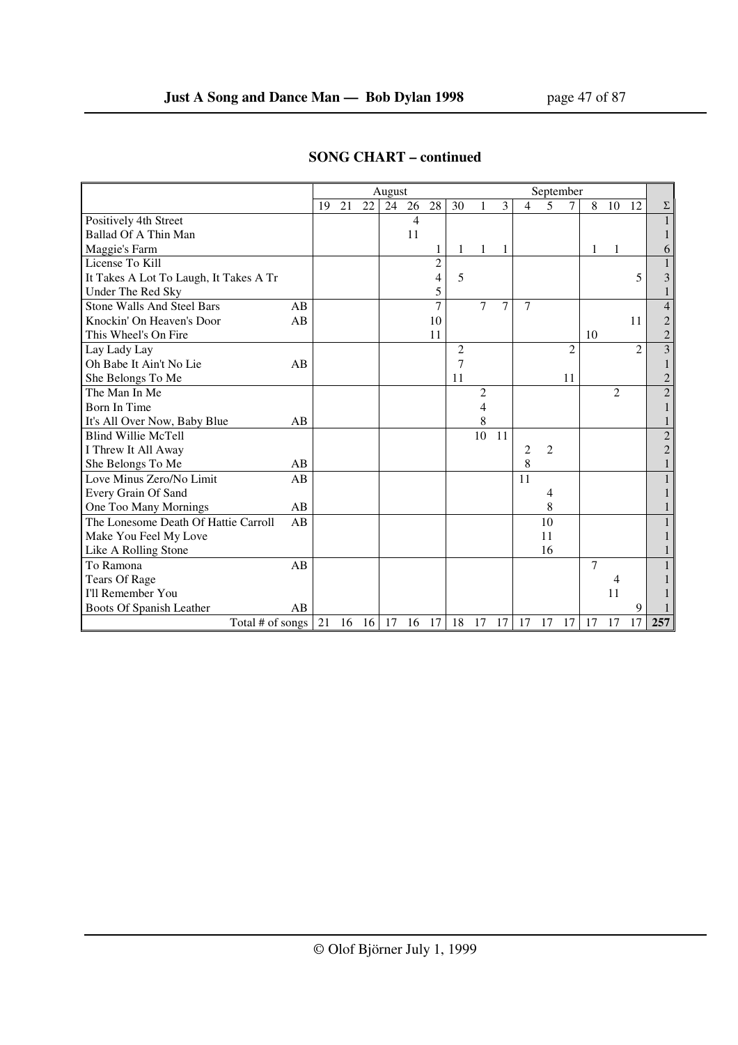## SONG CHART – continued

| | | August | | | | | | | | | September | | | | | | Σ |
|---|---|---|---|---|---|---|---|---|---|---|---|---|---|---|---|---|---|
| | | 19 | 21 | 22 | 24 | 26 | 28 | 30 | 1 | 3 | 4 | 5 | 7 | 8 | 10 | 12 | Σ |
| Positively 4th Street | | | | | | 4 | | | | | | | | | | | 1 |
| Ballad Of A Thin Man | | | | | | 11 | | | | | | | | | | | 1 |
| Maggie's Farm | | | | | | | 1 | 1 | 1 | 1 | | | | 1 | 1 | | 6 |
| License To Kill | | | | | | | 2 | | | | | | | | | | 1 |
| It Takes A Lot To Laugh, It Takes A Tr | | | | | | | 4 | 5 | | | | | | | | 5 | 3 |
| Under The Red Sky | | | | | | | 5 | | | | | | | | | | 1 |
| Stone Walls And Steel Bars | AB | | | | | | 7 | | 7 | 7 | 7 | | | | | | 4 |
| Knockin' On Heaven's Door | AB | | | | | | 10 | | | | | | | | | 11 | 2 |
| This Wheel's On Fire | | | | | | | 11 | | | | | | | 10 | | | 2 |
| Lay Lady Lay | | | | | | | | 2 | | | | | 2 | | | 2 | 3 |
| Oh Babe It Ain't No Lie | AB | | | | | | | 7 | | | | | | | | | 1 |
| She Belongs To Me | | | | | | | | 11 | | | | | 11 | | | | 2 |
| The Man In Me | | | | | | | | | 2 | | | | | | 2 | | 2 |
| Born In Time | | | | | | | | | 4 | | | | | | | | 1 |
| It's All Over Now, Baby Blue | AB | | | | | | | | 8 | | | | | | | | 1 |
| Blind Willie McTell | | | | | | | | | 10 | 11 | | | | | | | 2 |
| I Threw It All Away | | | | | | | | | | | 2 | 2 | | | | | 2 |
| She Belongs To Me | AB | | | | | | | | | | 8 | | | | | | 1 |
| Love Minus Zero/No Limit | AB | | | | | | | | | | 11 | | | | | | 1 |
| Every Grain Of Sand | | | | | | | | | | | | 4 | | | | | 1 |
| One Too Many Mornings | AB | | | | | | | | | | | 8 | | | | | 1 |
| The Lonesome Death Of Hattie Carroll | AB | | | | | | | | | | | 10 | | | | | 1 |
| Make You Feel My Love | | | | | | | | | | | | 11 | | | | | 1 |
| Like A Rolling Stone | | | | | | | | | | | | 16 | | | | | 1 |
| To Ramona | AB | | | | | | | | | | | | | 7 | | | 1 |
| Tears Of Rage | | | | | | | | | | | | | | | 4 | | 1 |
| I'll Remember You | | | | | | | | | | | | | | | 11 | | 1 |
| Boots Of Spanish Leather | AB | | | | | | | | | | | | | | | 9 | 1 |
| Total # of songs | | 21 | 16 | 16 | 17 | 16 | 17 | 18 | 17 | 17 | 17 | 17 | 17 | 17 | 17 | 17 | 257 |

© Olof Björner July 1, 1999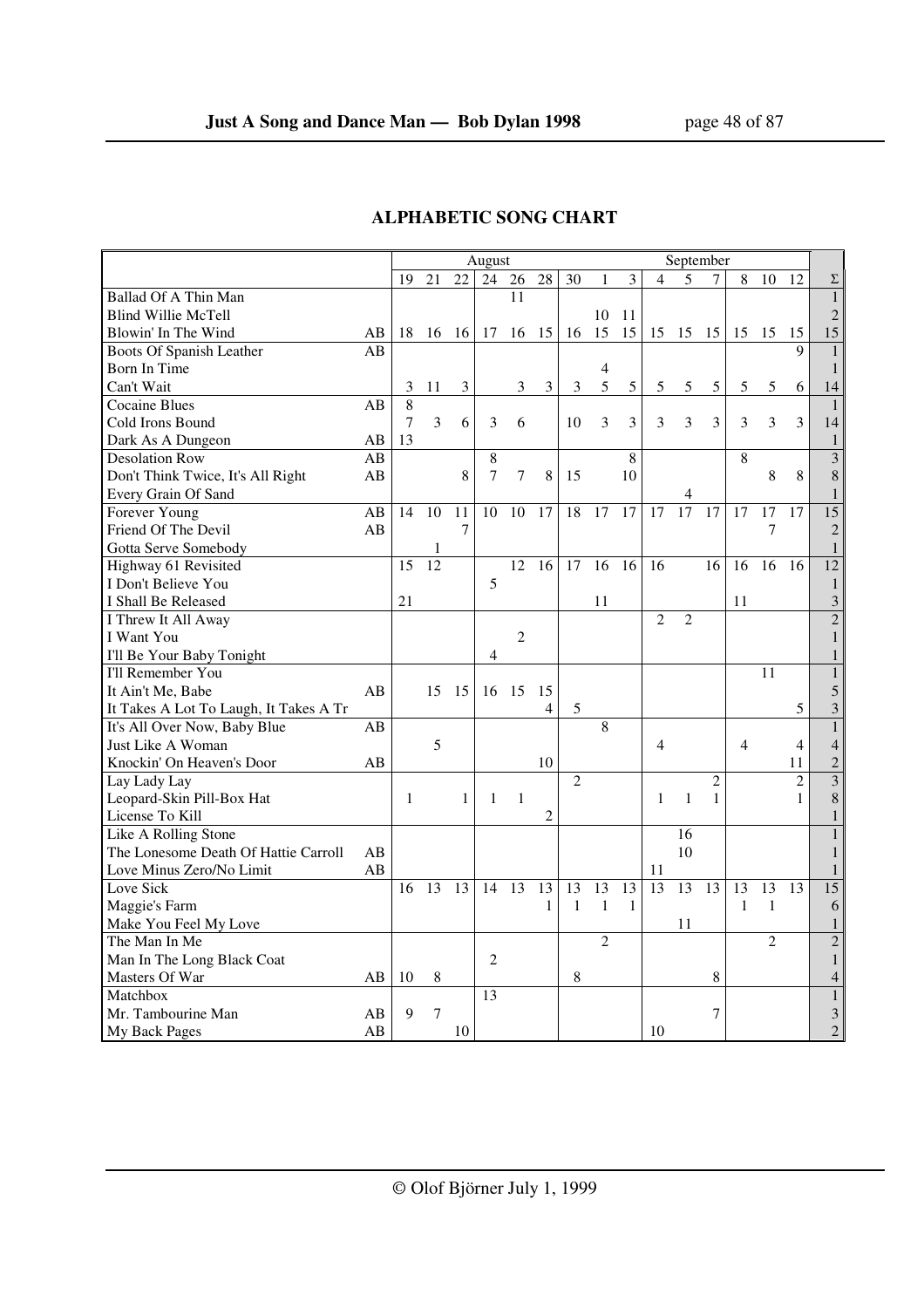## ALPHABETIC SONG CHART

| | | August | | | | | | | September | | | | | | | | |
|---|---|---|---|---|---|---|---|---|---|---|---|---|---|---|---|---|---|
| | | 19 | 21 | 22 | 24 | 26 | 28 | 30 | 1 | 3 | 4 | 5 | 7 | 8 | 10 | 12 | Σ |
| Ballad Of A Thin Man | | | | | | 11 | | | | | | | | | | | 1 |
| Blind Willie McTell | | | | | | | | | 10 | 11 | | | | | | | 2 |
| Blowin' In The Wind | AB | 18 | 16 | 16 | 17 | 16 | 15 | 16 | 15 | 15 | 15 | 15 | 15 | 15 | 15 | 15 | 15 |
| Boots Of Spanish Leather | AB | | | | | | | | | | | | | | | 9 | 1 |
| Born In Time | | | | | | | | | 4 | | | | | | | | 1 |
| Can't Wait | | 3 | 11 | 3 | | 3 | 3 | 3 | 5 | 5 | 5 | 5 | 5 | 5 | 5 | 6 | 14 |
| Cocaine Blues | AB | 8 | | | | | | | | | | | | | | | 1 |
| Cold Irons Bound | | 7 | 3 | 6 | 3 | 6 | | 10 | 3 | 3 | 3 | 3 | 3 | 3 | 3 | 3 | 14 |
| Dark As A Dungeon | AB | 13 | | | | | | | | | | | | | | | 1 |
| Desolation Row | AB | | | | 8 | | | | | 8 | | | | 8 | | | 3 |
| Don't Think Twice, It's All Right | AB | | | 8 | 7 | 7 | 8 | 15 | | 10 | | | | | 8 | 8 | 8 |
| Every Grain Of Sand | | | | | | | | | | | | 4 | | | | | 1 |
| Forever Young | AB | 14 | 10 | 11 | 10 | 10 | 17 | 18 | 17 | 17 | 17 | 17 | 17 | 17 | 17 | 17 | 15 |
| Friend Of The Devil | AB | | | 7 | | | | | | | | | | | 7 | | 2 |
| Gotta Serve Somebody | | | 1 | | | | | | | | | | | | | | 1 |
| Highway 61 Revisited | | 15 | 12 | | | 12 | 16 | 17 | 16 | 16 | 16 | | 16 | 16 | 16 | 16 | 12 |
| I Don't Believe You | | | | | 5 | | | | | | | | | | | | 1 |
| I Shall Be Released | | 21 | | | | | | | 11 | | | | | 11 | | | 3 |
| I Threw It All Away | | | | | | | | | | | 2 | 2 | | | | | 2 |
| I Want You | | | | | | 2 | | | | | | | | | | | 1 |
| I'll Be Your Baby Tonight | | | | | 4 | | | | | | | | | | | | 1 |
| I'll Remember You | | | | | | | | | | | | | | | 11 | | 1 |
| It Ain't Me, Babe | AB | | 15 | 15 | 16 | 15 | 15 | | | | | | | | | | 5 |
| It Takes A Lot To Laugh, It Takes A Tr | | | | | | | 4 | 5 | | | | | | | | 5 | 3 |
| It's All Over Now, Baby Blue | AB | | | | | | | | 8 | | | | | | | | 1 |
| Just Like A Woman | | | 5 | | | | | | | | 4 | | | 4 | | 4 | 4 |
| Knockin' On Heaven's Door | AB | | | | | | 10 | | | | | | | | | 11 | 2 |
| Lay Lady Lay | | | | | | | | 2 | | | | | 2 | | | 2 | 3 |
| Leopard-Skin Pill-Box Hat | | 1 | | 1 | 1 | 1 | | | | | 1 | 1 | 1 | | | 1 | 8 |
| License To Kill | | | | | | | 2 | | | | | | | | | | 1 |
| Like A Rolling Stone | | | | | | | | | | | | 16 | | | | | 1 |
| The Lonesome Death Of Hattie Carroll | AB | | | | | | | | | | | 10 | | | | | 1 |
| Love Minus Zero/No Limit | AB | | | | | | | | | | 11 | | | | | | 1 |
| Love Sick | | 16 | 13 | 13 | 14 | 13 | 13 | 13 | 13 | 13 | 13 | 13 | 13 | 13 | 13 | 13 | 15 |
| Maggie's Farm | | | | | | | 1 | 1 | 1 | 1 | | | | 1 | 1 | | 6 |
| Make You Feel My Love | | | | | | | | | | | | 11 | | | | | 1 |
| The Man In Me | | | | | | | | | 2 | | | | | | 2 | | 2 |
| Man In The Long Black Coat | | | | | 2 | | | | | | | | | | | | 1 |
| Masters Of War | AB | 10 | 8 | | | | | 8 | | | | | 8 | | | | 4 |
| Matchbox | | | | | 13 | | | | | | | | | | | | 1 |
| Mr. Tambourine Man | AB | 9 | 7 | | | | | | | | | | 7 | | | | 3 |
| My Back Pages | AB | | | 10 | | | | | | | 10 | | | | | | 2 |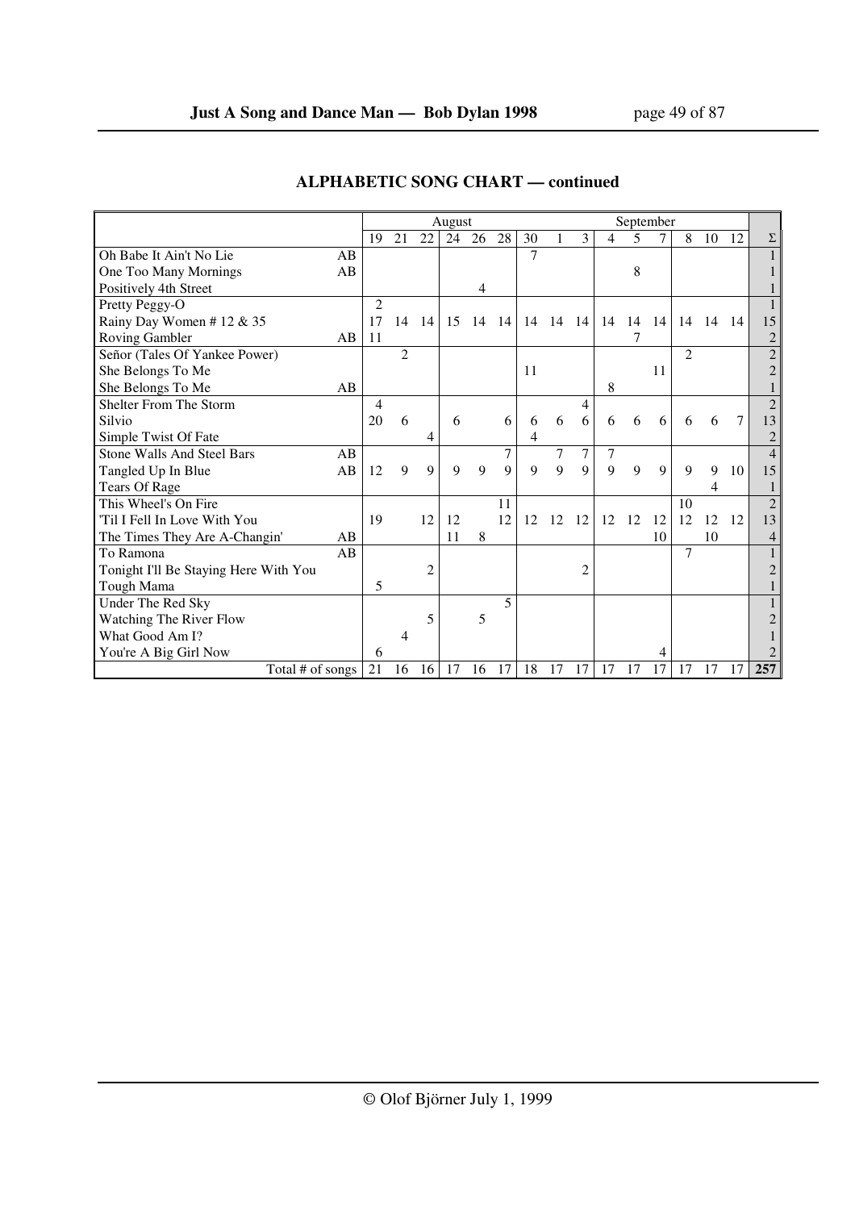## ALPHABETIC SONG CHART — continued

| | | August | | | | | | | September | | | | | | | | |
|---|---|---|---|---|---|---|---|---|---|---|---|---|---|---|---|---|---|
| | | 19 | 21 | 22 | 24 | 26 | 28 | 30 | 1 | 3 | 4 | 5 | 7 | 8 | 10 | 12 | Σ |
| Oh Babe It Ain't No Lie | AB | | | | | | | 7 | | | | | | | | | 1 |
| One Too Many Mornings | AB | | | | | | | | | | | 8 | | | | | 1 |
| Positively 4th Street | | | | | | 4 | | | | | | | | | | | 1 |
| Pretty Peggy-O | | 2 | | | | | | | | | | | | | | | 1 |
| Rainy Day Women # 12 & 35 | | 17 | 14 | 14 | 15 | 14 | 14 | 14 | 14 | 14 | 14 | 14 | 14 | 14 | 14 | 14 | 15 |
| Roving Gambler | AB | 11 | | | | | | | | | | 7 | | | | | 2 |
| Señor (Tales Of Yankee Power) | | | 2 | | | | | | | | | | | 2 | | | 2 |
| She Belongs To Me | | | | | | | | 11 | | | | | 11 | | | | 2 |
| She Belongs To Me | AB | | | | | | | | | | 8 | | | | | | 1 |
| Shelter From The Storm | | 4 | | | | | | | | 4 | | | | | | | 2 |
| Silvio | | 20 | 6 | | 6 | | 6 | 6 | 6 | 6 | 6 | 6 | 6 | 6 | 6 | 7 | 13 |
| Simple Twist Of Fate | | | | 4 | | | | 4 | | | | | | | | | 2 |
| Stone Walls And Steel Bars | AB | | | | | | 7 | | 7 | 7 | 7 | | | | | | 4 |
| Tangled Up In Blue | AB | 12 | 9 | 9 | 9 | 9 | 9 | 9 | 9 | 9 | 9 | 9 | 9 | 9 | 9 | 10 | 15 |
| Tears Of Rage | | | | | | | | | | | | | | | 4 | | 1 |
| This Wheel's On Fire | | | | | | | 11 | | | | | | | 10 | | | 2 |
| 'Til I Fell In Love With You | | 19 | | 12 | 12 | | 12 | 12 | 12 | 12 | 12 | 12 | 12 | 12 | 12 | 12 | 13 |
| The Times They Are A-Changin' | AB | | | | 11 | 8 | | | | | | | 10 | | 10 | | 4 |
| To Ramona | AB | | | | | | | | | | | | | 7 | | | 1 |
| Tonight I'll Be Staying Here With You | | | | 2 | | | | | | 2 | | | | | | | 2 |
| Tough Mama | | 5 | | | | | | | | | | | | | | | 1 |
| Under The Red Sky | | | | | | | 5 | | | | | | | | | | 1 |
| Watching The River Flow | | | | 5 | | 5 | | | | | | | | | | | 2 |
| What Good Am I? | | | 4 | | | | | | | | | | | | | | 1 |
| You're A Big Girl Now | | 6 | | | | | | | | | | | 4 | | | | 2 |
| Total # of songs | | 21 | 16 | 16 | 17 | 16 | 17 | 18 | 17 | 17 | 17 | 17 | 17 | 17 | 17 | 17 | 257 |

© Olof Björner July 1, 1999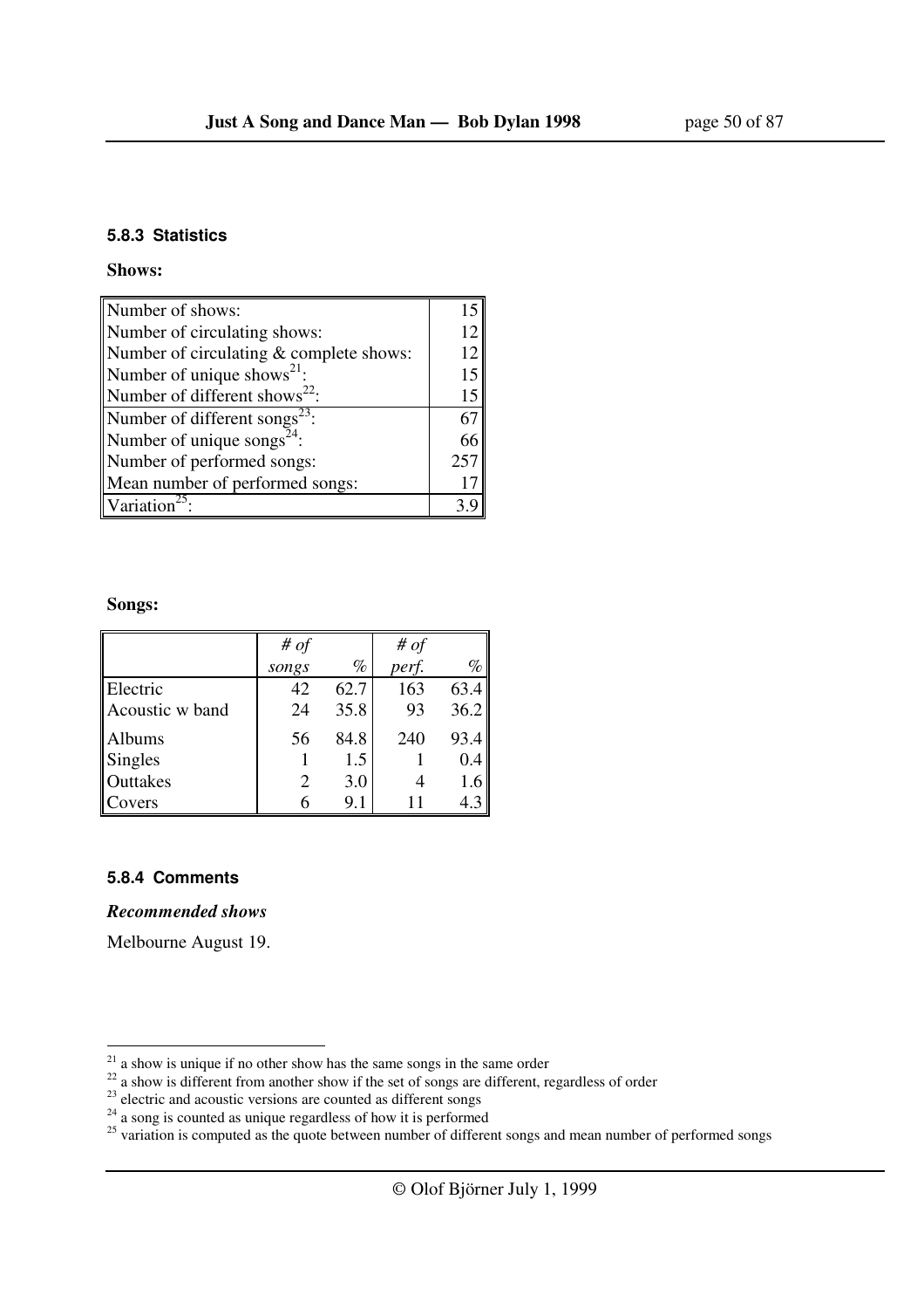### 5.8.3 Statistics

**Shows:**

| | |
|---|---|
| Number of shows: | 15 |
| Number of circulating shows: | 12 |
| Number of circulating & complete shows: | 12 |
| Number of unique shows[21]: | 15 |
| Number of different shows[22]: | 15 |
| Number of different songs[23]: | 67 |
| Number of unique songs[24]: | 66 |
| Number of performed songs: | 257 |
| Mean number of performed songs: | 17 |
| Variation[25]: | 3.9 |

**Songs:**

| | *# of songs* | *%* | *# of perf.* | *%* |
|---|---|---|---|---|
| Electric | 42 | 62.7 | 163 | 63.4 |
| Acoustic w band | 24 | 35.8 | 93 | 36.2 |
| Albums | 56 | 84.8 | 240 | 93.4 |
| Singles | 1 | 1.5 | 1 | 0.4 |
| Outtakes | 2 | 3.0 | 4 | 1.6 |
| Covers | 6 | 9.1 | 11 | 4.3 |

### 5.8.4 Comments

***Recommended shows***

Melbourne August 19.

---

[21] a show is unique if no other show has the same songs in the same order

[22] a show is different from another show if the set of songs are different, regardless of order

[23] electric and acoustic versions are counted as different songs

[24] a song is counted as unique regardless of how it is performed

[25] variation is computed as the quote between number of different songs and mean number of performed songs

© Olof Björner July 1, 1999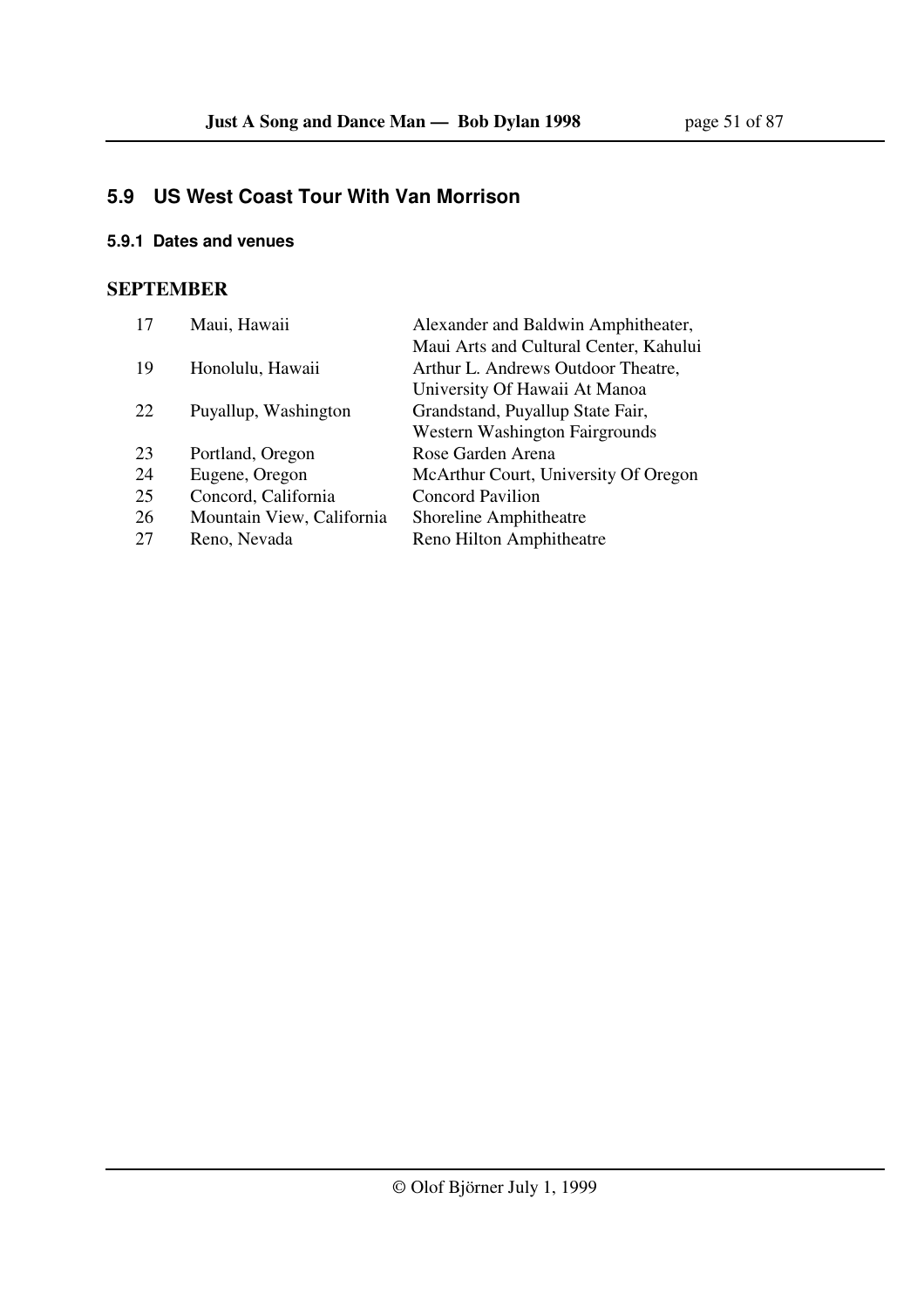## 5.9 US West Coast Tour With Van Morrison

### 5.9.1 Dates and venues

**SEPTEMBER**

| | | |
|---|---|---|
| 17 | Maui, Hawaii | Alexander and Baldwin Amphitheater, Maui Arts and Cultural Center, Kahului |
| 19 | Honolulu, Hawaii | Arthur L. Andrews Outdoor Theatre, University Of Hawaii At Manoa |
| 22 | Puyallup, Washington | Grandstand, Puyallup State Fair, Western Washington Fairgrounds |
| 23 | Portland, Oregon | Rose Garden Arena |
| 24 | Eugene, Oregon | McArthur Court, University Of Oregon |
| 25 | Concord, California | Concord Pavilion |
| 26 | Mountain View, California | Shoreline Amphitheatre |
| 27 | Reno, Nevada | Reno Hilton Amphitheatre |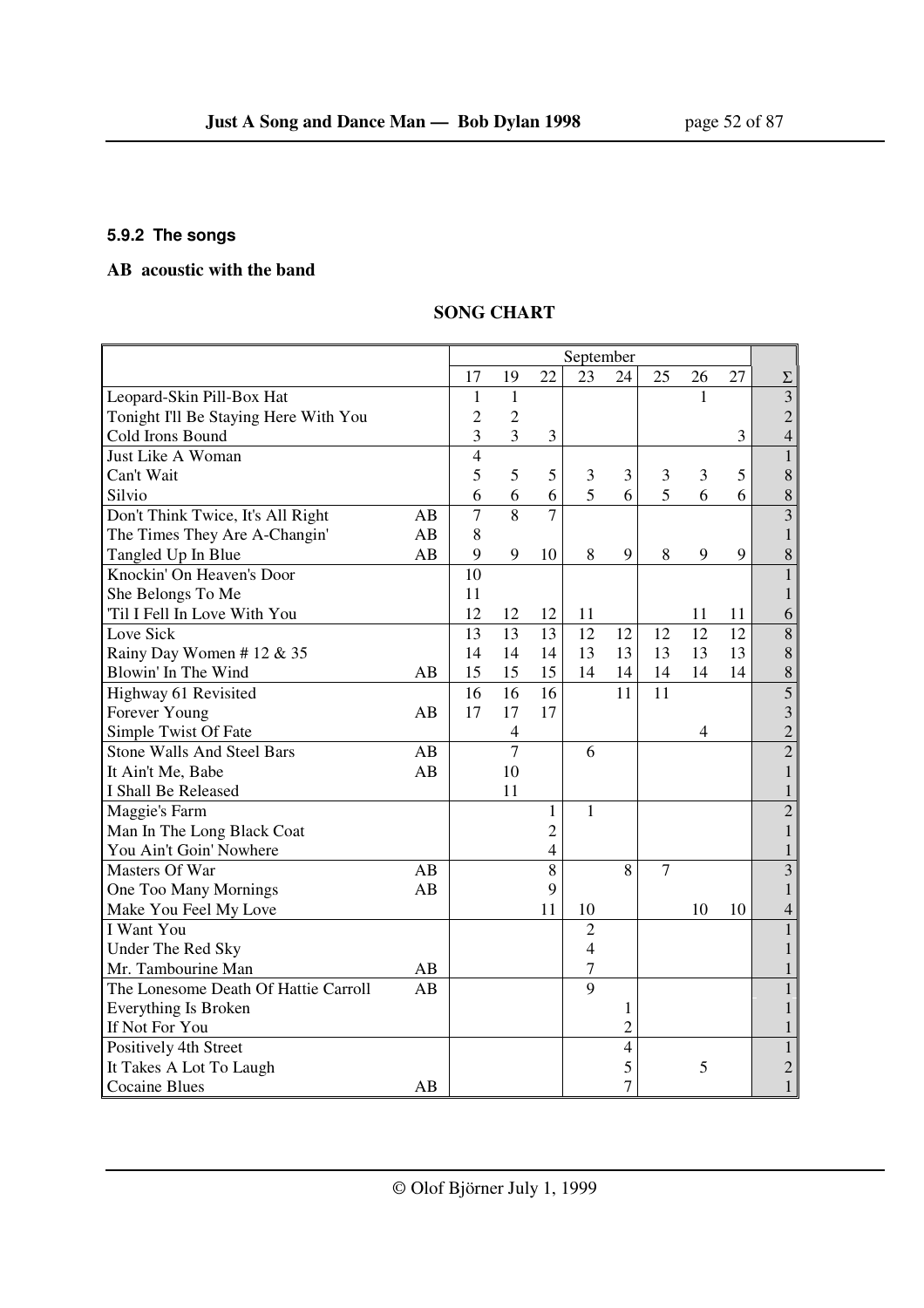### 5.9.2 The songs

**AB acoustic with the band**

**SONG CHART**

| | | September | | | | | | | | |
|---|---|---|---|---|---|---|---|---|---|---|
| | | 17 | 19 | 22 | 23 | 24 | 25 | 26 | 27 | Σ |
| Leopard-Skin Pill-Box Hat | | 1 | 1 | | | | | 1 | | 3 |
| Tonight I'll Be Staying Here With You | | 2 | 2 | | | | | | | 2 |
| Cold Irons Bound | | 3 | 3 | 3 | | | | | 3 | 4 |
| Just Like A Woman | | 4 | | | | | | | | 1 |
| Can't Wait | | 5 | 5 | 5 | 3 | 3 | 3 | 3 | 5 | 8 |
| Silvio | | 6 | 6 | 6 | 5 | 6 | 5 | 6 | 6 | 8 |
| Don't Think Twice, It's All Right | AB | 7 | 8 | 7 | | | | | | 3 |
| The Times They Are A-Changin' | AB | 8 | | | | | | | | 1 |
| Tangled Up In Blue | AB | 9 | 9 | 10 | 8 | 9 | 8 | 9 | 9 | 8 |
| Knockin' On Heaven's Door | | 10 | | | | | | | | 1 |
| She Belongs To Me | | 11 | | | | | | | | 1 |
| 'Til I Fell In Love With You | | 12 | 12 | 12 | 11 | | | 11 | 11 | 6 |
| Love Sick | | 13 | 13 | 13 | 12 | 12 | 12 | 12 | 12 | 8 |
| Rainy Day Women # 12 & 35 | | 14 | 14 | 14 | 13 | 13 | 13 | 13 | 13 | 8 |
| Blowin' In The Wind | AB | 15 | 15 | 15 | 14 | 14 | 14 | 14 | 14 | 8 |
| Highway 61 Revisited | | 16 | 16 | 16 | | 11 | 11 | | | 5 |
| Forever Young | AB | 17 | 17 | 17 | | | | | | 3 |
| Simple Twist Of Fate | | | 4 | | | | | 4 | | 2 |
| Stone Walls And Steel Bars | AB | | 7 | | 6 | | | | | 2 |
| It Ain't Me, Babe | AB | | 10 | | | | | | | 1 |
| I Shall Be Released | | | 11 | | | | | | | 1 |
| Maggie's Farm | | | | 1 | 1 | | | | | 2 |
| Man In The Long Black Coat | | | | 2 | | | | | | 1 |
| You Ain't Goin' Nowhere | | | | 4 | | | | | | 1 |
| Masters Of War | AB | | | 8 | | 8 | 7 | | | 3 |
| One Too Many Mornings | AB | | | 9 | | | | | | 1 |
| Make You Feel My Love | | | | 11 | 10 | | | 10 | 10 | 4 |
| I Want You | | | | | 2 | | | | | 1 |
| Under The Red Sky | | | | | 4 | | | | | 1 |
| Mr. Tambourine Man | AB | | | | 7 | | | | | 1 |
| The Lonesome Death Of Hattie Carroll | AB | | | | 9 | | | | | 1 |
| Everything Is Broken | | | | | | 1 | | | | 1 |
| If Not For You | | | | | | 2 | | | | 1 |
| Positively 4th Street | | | | | | 4 | | | | 1 |
| It Takes A Lot To Laugh | | | | | | 5 | | 5 | | 2 |
| Cocaine Blues | AB | | | | | 7 | | | | 1 |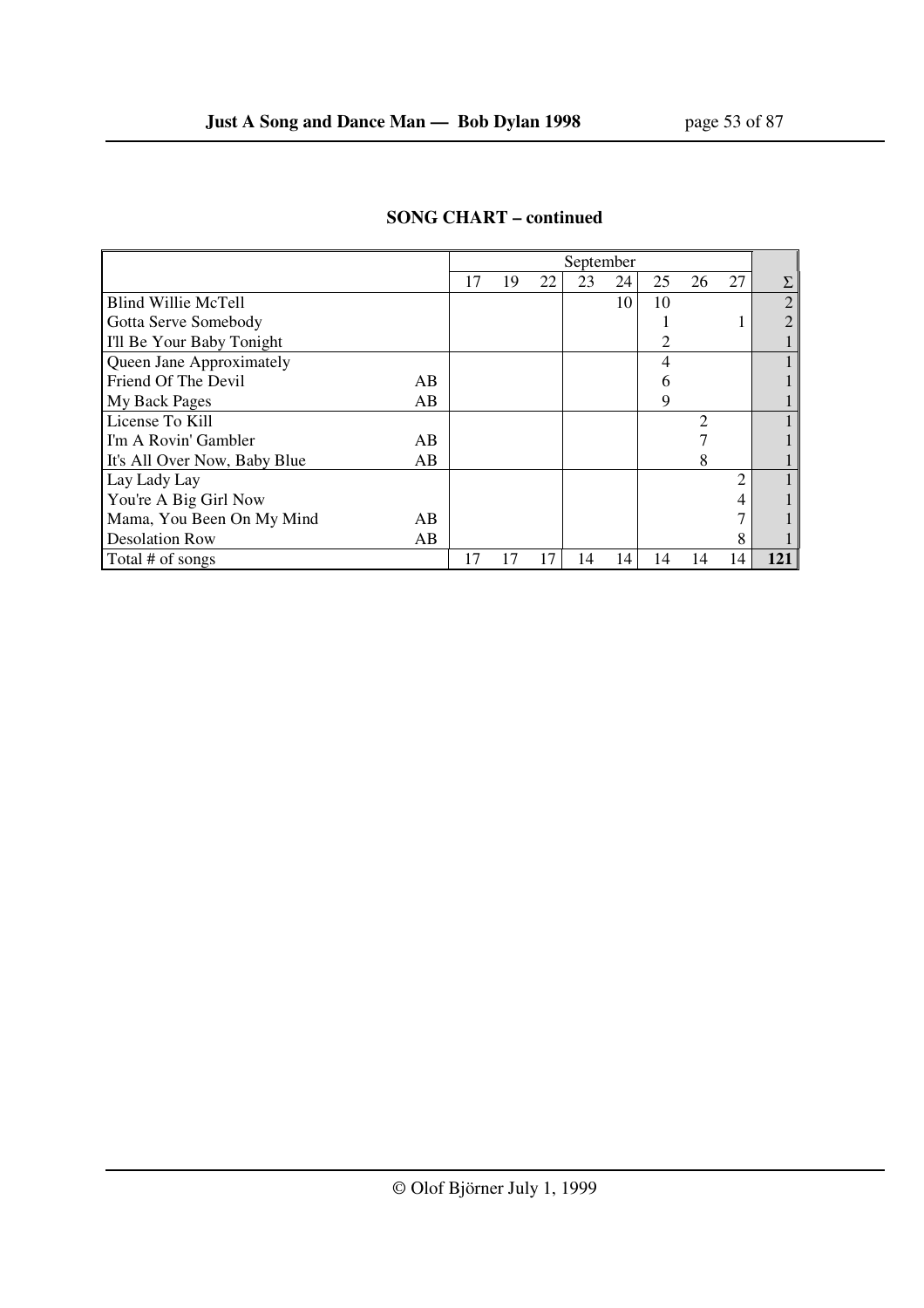**SONG CHART – continued**

| | | September | | | | | | | | |
|---|---|---|---|---|---|---|---|---|---|---|
| | | 17 | 19 | 22 | 23 | 24 | 25 | 26 | 27 | Σ |
| Blind Willie McTell | | | | | | 10 | 10 | | | 2 |
| Gotta Serve Somebody | | | | | | | 1 | | 1 | 2 |
| I'll Be Your Baby Tonight | | | | | | | 2 | | | 1 |
| Queen Jane Approximately | | | | | | | 4 | | | 1 |
| Friend Of The Devil | AB | | | | | | 6 | | | 1 |
| My Back Pages | AB | | | | | | 9 | | | 1 |
| License To Kill | | | | | | | | 2 | | 1 |
| I'm A Rovin' Gambler | AB | | | | | | | 7 | | 1 |
| It's All Over Now, Baby Blue | AB | | | | | | | 8 | | 1 |
| Lay Lady Lay | | | | | | | | | 2 | 1 |
| You're A Big Girl Now | | | | | | | | | 4 | 1 |
| Mama, You Been On My Mind | AB | | | | | | | | 7 | 1 |
| Desolation Row | AB | | | | | | | | 8 | 1 |
| Total # of songs | | 17 | 17 | 17 | 14 | 14 | 14 | 14 | 14 | **121** |

© Olof Björner July 1, 1999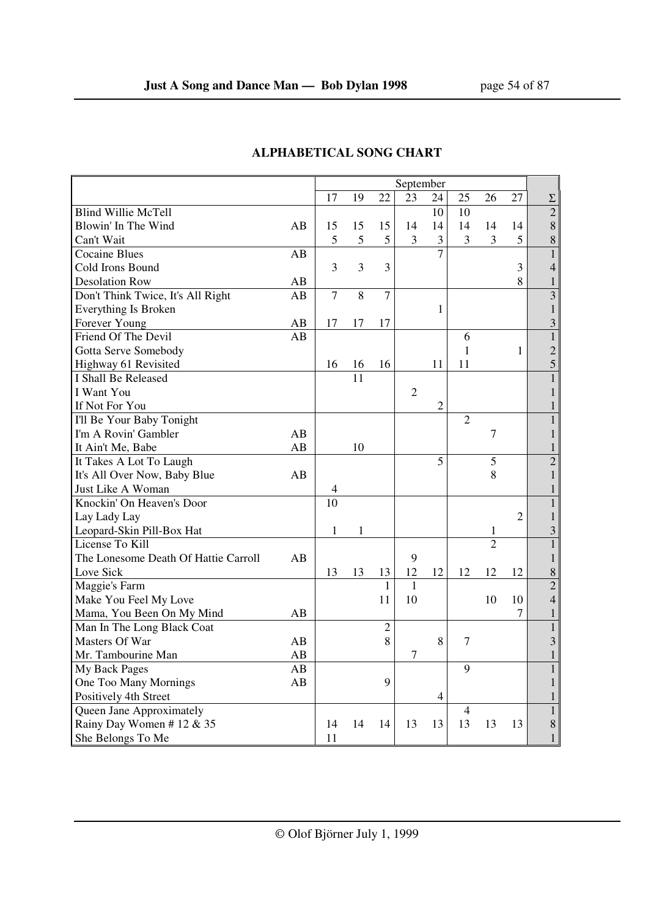## ALPHABETICAL SONG CHART

| | | September | | | | | | | | |
|---|---|---|---|---|---|---|---|---|---|---|
| | | 17 | 19 | 22 | 23 | 24 | 25 | 26 | 27 | Σ |
| Blind Willie McTell | | | | | | 10 | 10 | | | 2 |
| Blowin' In The Wind | AB | 15 | 15 | 15 | 14 | 14 | 14 | 14 | 14 | 8 |
| Can't Wait | | 5 | 5 | 5 | 3 | 3 | 3 | 3 | 5 | 8 |
| Cocaine Blues | AB | | | | | 7 | | | | 1 |
| Cold Irons Bound | | 3 | 3 | 3 | | | | | 3 | 4 |
| Desolation Row | AB | | | | | | | | 8 | 1 |
| Don't Think Twice, It's All Right | AB | 7 | 8 | 7 | | | | | | 3 |
| Everything Is Broken | | | | | | 1 | | | | 1 |
| Forever Young | AB | 17 | 17 | 17 | | | | | | 3 |
| Friend Of The Devil | AB | | | | | | 6 | | | 1 |
| Gotta Serve Somebody | | | | | | | 1 | | 1 | 2 |
| Highway 61 Revisited | | 16 | 16 | 16 | | 11 | 11 | | | 5 |
| I Shall Be Released | | | 11 | | | | | | | 1 |
| I Want You | | | | | 2 | | | | | 1 |
| If Not For You | | | | | | 2 | | | | 1 |
| I'll Be Your Baby Tonight | | | | | | | 2 | | | 1 |
| I'm A Rovin' Gambler | AB | | | | | | | 7 | | 1 |
| It Ain't Me, Babe | AB | | 10 | | | | | | | 1 |
| It Takes A Lot To Laugh | | | | | | 5 | | 5 | | 2 |
| It's All Over Now, Baby Blue | AB | | | | | | | 8 | | 1 |
| Just Like A Woman | | 4 | | | | | | | | 1 |
| Knockin' On Heaven's Door | | 10 | | | | | | | | 1 |
| Lay Lady Lay | | | | | | | | | 2 | 1 |
| Leopard-Skin Pill-Box Hat | | 1 | 1 | | | | | 1 | | 3 |
| License To Kill | | | | | | | | 2 | | 1 |
| The Lonesome Death Of Hattie Carroll | AB | | | | 9 | | | | | 1 |
| Love Sick | | 13 | 13 | 13 | 12 | 12 | 12 | 12 | 12 | 8 |
| Maggie's Farm | | | | 1 | 1 | | | | | 2 |
| Make You Feel My Love | | | | 11 | 10 | | | 10 | 10 | 4 |
| Mama, You Been On My Mind | AB | | | | | | | | 7 | 1 |
| Man In The Long Black Coat | | | | 2 | | | | | | 1 |
| Masters Of War | AB | | | 8 | | 8 | 7 | | | 3 |
| Mr. Tambourine Man | AB | | | | 7 | | | | | 1 |
| My Back Pages | AB | | | | | | 9 | | | 1 |
| One Too Many Mornings | AB | | | 9 | | | | | | 1 |
| Positively 4th Street | | | | | | 4 | | | | 1 |
| Queen Jane Approximately | | | | | | | 4 | | | 1 |
| Rainy Day Women # 12 & 35 | | 14 | 14 | 14 | 13 | 13 | 13 | 13 | 13 | 8 |
| She Belongs To Me | | 11 | | | | | | | | 1 |

© Olof Björner July 1, 1999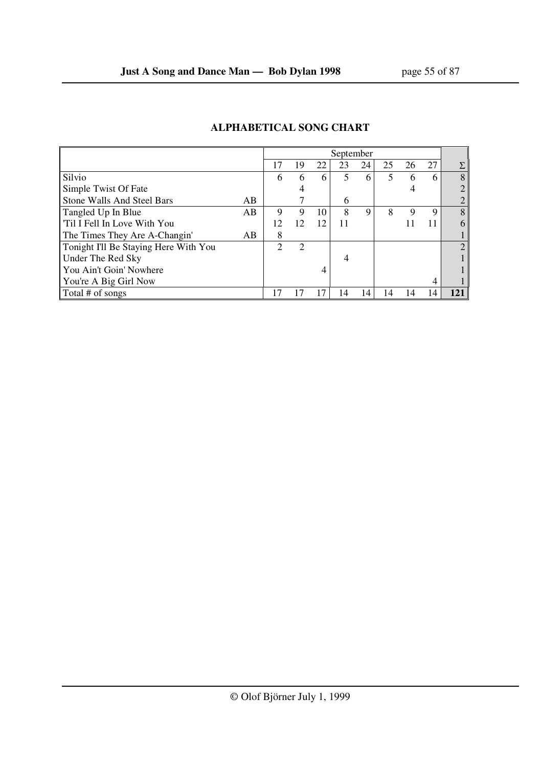## ALPHABETICAL SONG CHART

| | | September | | | | | | | | |
|---|---|---|---|---|---|---|---|---|---|---|
| | | 17 | 19 | 22 | 23 | 24 | 25 | 26 | 27 | Σ |
| Silvio | | 6 | 6 | 6 | 5 | 6 | 5 | 6 | 6 | 8 |
| Simple Twist Of Fate | | | 4 | | | | | 4 | | 2 |
| Stone Walls And Steel Bars | AB | | 7 | | 6 | | | | | 2 |
| Tangled Up In Blue | AB | 9 | 9 | 10 | 8 | 9 | 8 | 9 | 9 | 8 |
| 'Til I Fell In Love With You | | 12 | 12 | 12 | 11 | | | 11 | 11 | 6 |
| The Times They Are A-Changin' | AB | 8 | | | | | | | | 1 |
| Tonight I'll Be Staying Here With You | | 2 | 2 | | | | | | | 2 |
| Under The Red Sky | | | | | 4 | | | | | 1 |
| You Ain't Goin' Nowhere | | | | 4 | | | | | | 1 |
| You're A Big Girl Now | | | | | | | | | 4 | 1 |
| Total # of songs | | 17 | 17 | 17 | 14 | 14 | 14 | 14 | 14 | **121** |

© Olof Björner July 1, 1999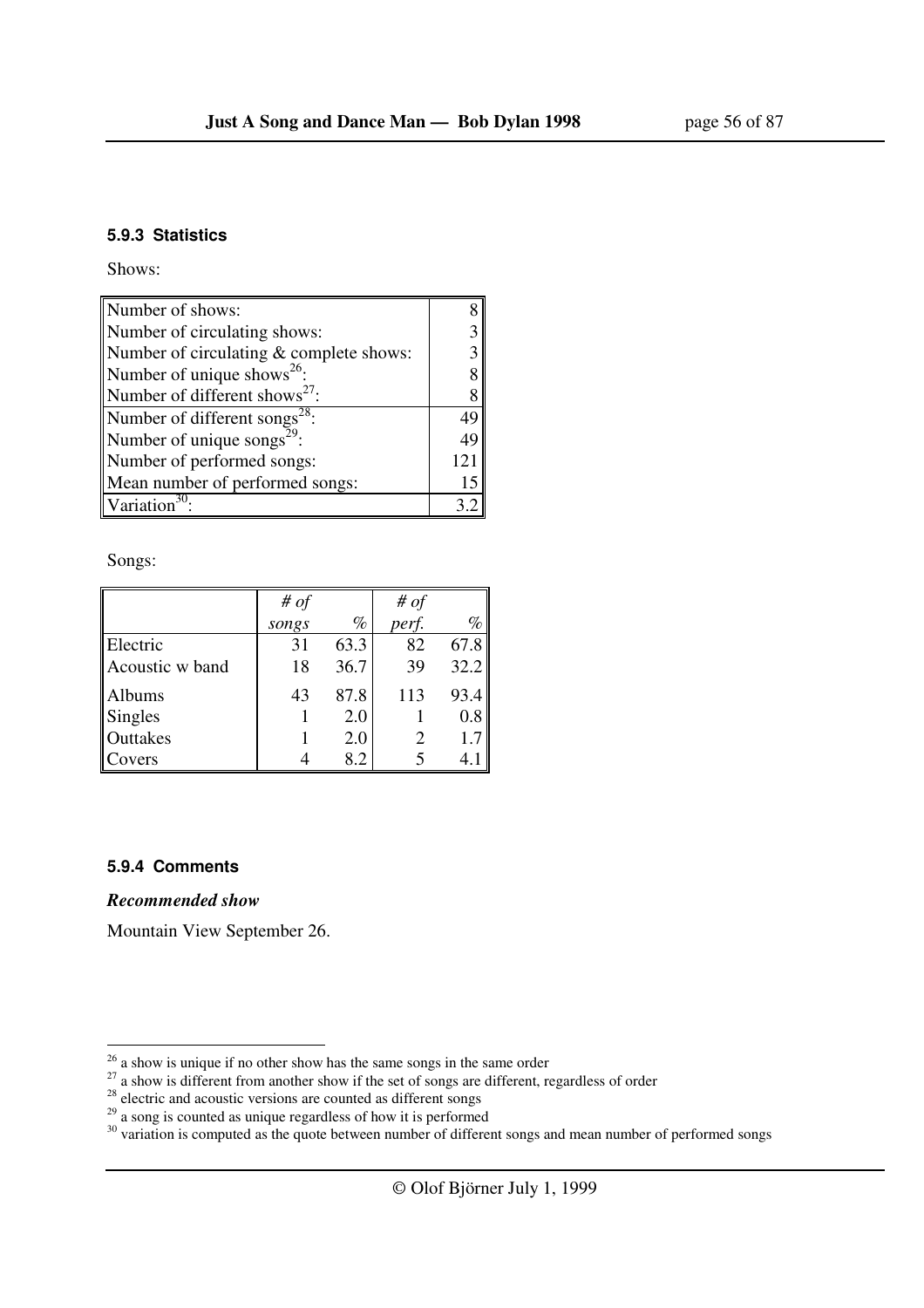### 5.9.3 Statistics

Shows:

| | |
|---|---|
| Number of shows: | 8 |
| Number of circulating shows: | 3 |
| Number of circulating & complete shows: | 3 |
| Number of unique shows[26]: | 8 |
| Number of different shows[27]: | 8 |
| Number of different songs[28]: | 49 |
| Number of unique songs[29]: | 49 |
| Number of performed songs: | 121 |
| Mean number of performed songs: | 15 |
| Variation[30]: | 3.2 |

Songs:

| | *# of songs* | *%* | *# of perf.* | *%* |
|---|---|---|---|---|
| Electric | 31 | 63.3 | 82 | 67.8 |
| Acoustic w band | 18 | 36.7 | 39 | 32.2 |
| Albums | 43 | 87.8 | 113 | 93.4 |
| Singles | 1 | 2.0 | 1 | 0.8 |
| Outtakes | 1 | 2.0 | 2 | 1.7 |
| Covers | 4 | 8.2 | 5 | 4.1 |

### 5.9.4 Comments

***Recommended show***

Mountain View September 26.

---

[26] a show is unique if no other show has the same songs in the same order

[27] a show is different from another show if the set of songs are different, regardless of order

[28] electric and acoustic versions are counted as different songs

[29] a song is counted as unique regardless of how it is performed

[30] variation is computed as the quote between number of different songs and mean number of performed songs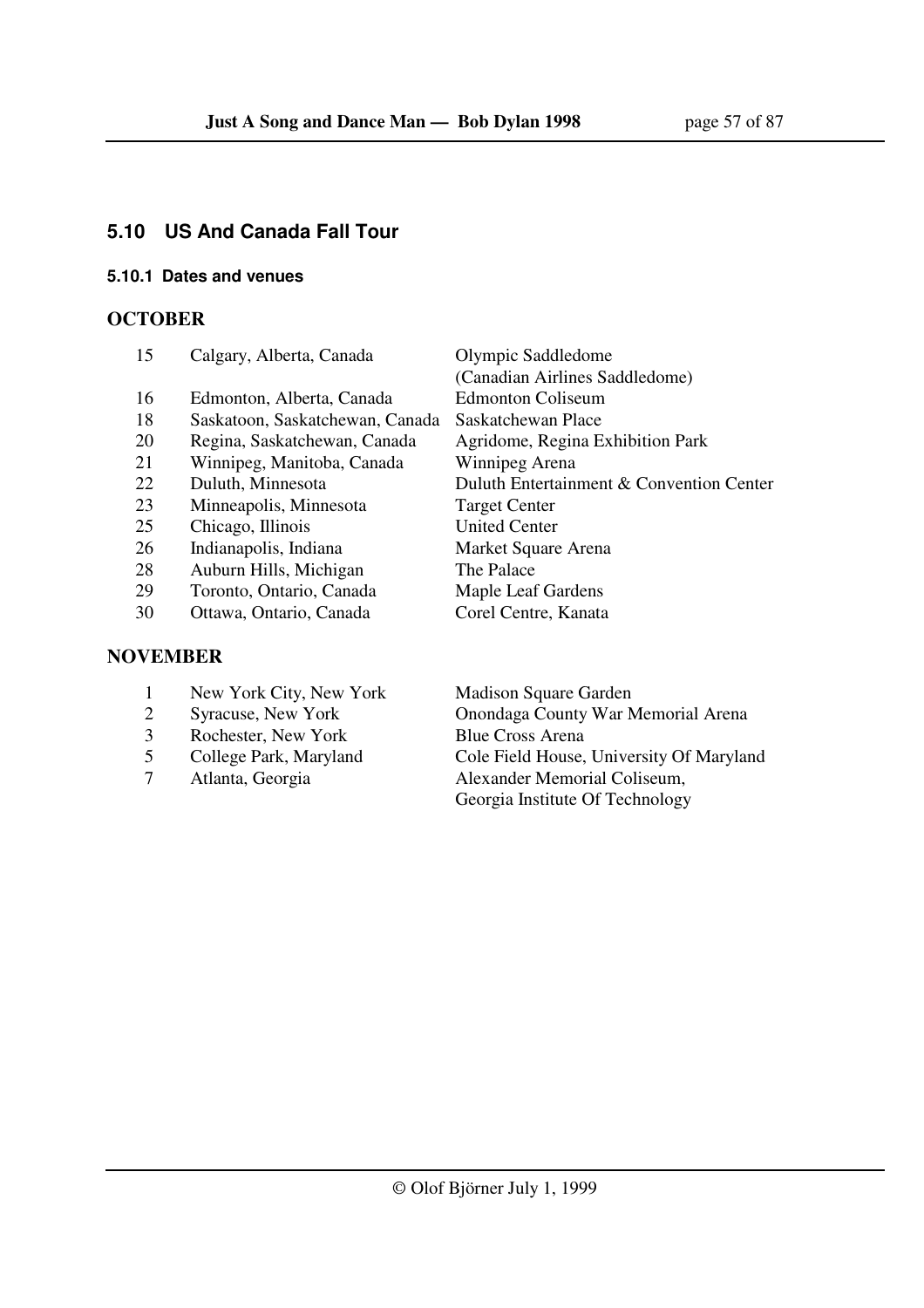## 5.10 US And Canada Fall Tour

### 5.10.1 Dates and venues

**OCTOBER**

| | | |
|---|---|---|
| 15 | Calgary, Alberta, Canada | Olympic Saddledome (Canadian Airlines Saddledome) |
| 16 | Edmonton, Alberta, Canada | Edmonton Coliseum |
| 18 | Saskatoon, Saskatchewan, Canada | Saskatchewan Place |
| 20 | Regina, Saskatchewan, Canada | Agridome, Regina Exhibition Park |
| 21 | Winnipeg, Manitoba, Canada | Winnipeg Arena |
| 22 | Duluth, Minnesota | Duluth Entertainment & Convention Center |
| 23 | Minneapolis, Minnesota | Target Center |
| 25 | Chicago, Illinois | United Center |
| 26 | Indianapolis, Indiana | Market Square Arena |
| 28 | Auburn Hills, Michigan | The Palace |
| 29 | Toronto, Ontario, Canada | Maple Leaf Gardens |
| 30 | Ottawa, Ontario, Canada | Corel Centre, Kanata |

**NOVEMBER**

| | | |
|---|---|---|
| 1 | New York City, New York | Madison Square Garden |
| 2 | Syracuse, New York | Onondaga County War Memorial Arena |
| 3 | Rochester, New York | Blue Cross Arena |
| 5 | College Park, Maryland | Cole Field House, University Of Maryland |
| 7 | Atlanta, Georgia | Alexander Memorial Coliseum, Georgia Institute Of Technology |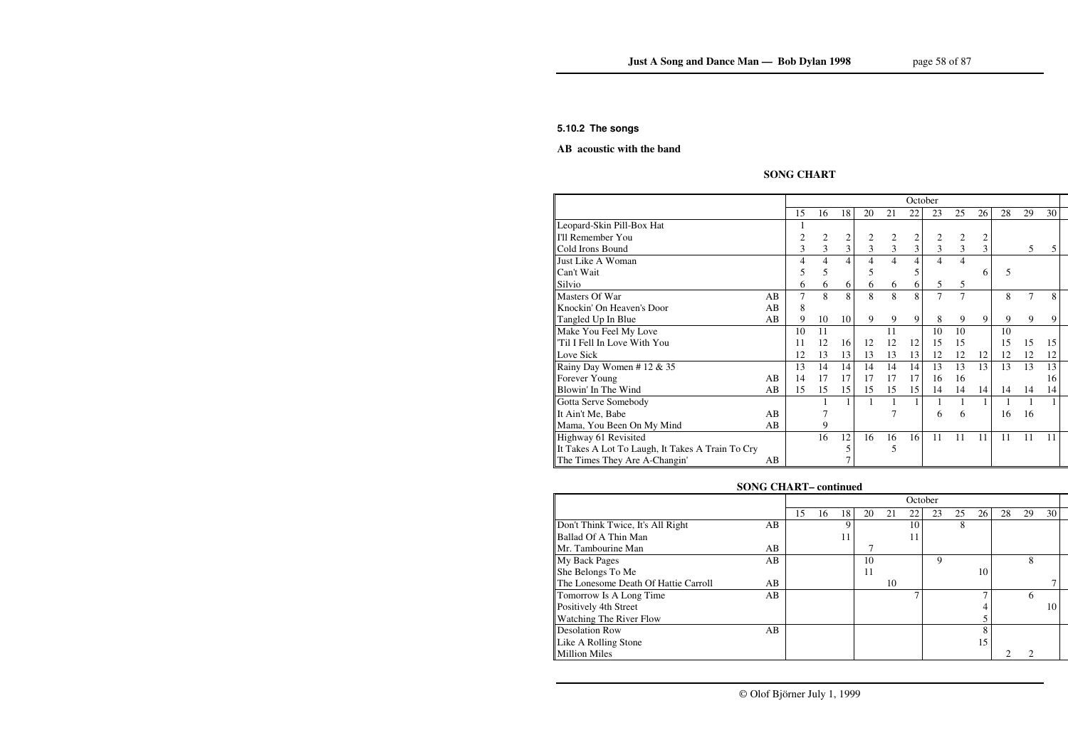### 5.10.2 The songs

**AB acoustic with the band**

**SONG CHART**

| | | October | | | | | | | | | | | |
|---|---|---|---|---|---|---|---|---|---|---|---|---|---|
| | | 15 | 16 | 18 | 20 | 21 | 22 | 23 | 25 | 26 | 28 | 29 | 30 |
| Leopard-Skin Pill-Box Hat | | 1 | | | | | | | | | | | |
| I'll Remember You | | 2 | 2 | 2 | 2 | 2 | 2 | 2 | 2 | 2 | | | |
| Cold Irons Bound | | 3 | 3 | 3 | 3 | 3 | 3 | 3 | 3 | 3 | | 5 | 5 |
| Just Like A Woman | | 4 | 4 | 4 | 4 | 4 | 4 | 4 | 4 | | | | |
| Can't Wait | | 5 | 5 | | 5 | | 5 | | | 6 | 5 | | |
| Silvio | | 6 | 6 | 6 | 6 | 6 | 6 | 5 | 5 | | | | |
| Masters Of War | AB | 7 | 8 | 8 | 8 | 8 | 8 | 7 | 7 | | 8 | 7 | 8 |
| Knockin' On Heaven's Door | AB | 8 | | | | | | | | | | | |
| Tangled Up In Blue | AB | 9 | 10 | 10 | 9 | 9 | 9 | 8 | 9 | 9 | 9 | 9 | 9 |
| Make You Feel My Love | | 10 | 11 | | | 11 | | 10 | 10 | | 10 | | |
| 'Til I Fell In Love With You | | 11 | 12 | 16 | 12 | 12 | 12 | 15 | 15 | | 15 | 15 | 15 |
| Love Sick | | 12 | 13 | 13 | 13 | 13 | 13 | 12 | 12 | 12 | 12 | 12 | 12 |
| Rainy Day Women # 12 & 35 | | 13 | 14 | 14 | 14 | 14 | 14 | 13 | 13 | 13 | 13 | 13 | 13 |
| Forever Young | AB | 14 | 17 | 17 | 17 | 17 | 17 | 16 | 16 | | | | 16 |
| Blowin' In The Wind | AB | 15 | 15 | 15 | 15 | 15 | 15 | 14 | 14 | 14 | 14 | 14 | 14 |
| Gotta Serve Somebody | | | 1 | 1 | 1 | 1 | 1 | 1 | 1 | 1 | 1 | 1 | 1 |
| It Ain't Me, Babe | AB | | 7 | | | 7 | | 6 | 6 | | 16 | 16 | |
| Mama, You Been On My Mind | AB | | 9 | | | | | | | | | | |
| Highway 61 Revisited | | | 16 | 12 | 16 | 16 | 16 | 11 | 11 | 11 | 11 | 11 | 11 |
| It Takes A Lot To Laugh, It Takes A Train To Cry | | | | 5 | | 5 | | | | | | | |
| The Times They Are A-Changin' | AB | | | 7 | | | | | | | | | |

**SONG CHART– continued**

| | | October | | | | | | | | | | | |
|---|---|---|---|---|---|---|---|---|---|---|---|---|---|
| | | 15 | 16 | 18 | 20 | 21 | 22 | 23 | 25 | 26 | 28 | 29 | 30 |
| Don't Think Twice, It's All Right | AB | | | 9 | | | 10 | | 8 | | | | |
| Ballad Of A Thin Man | | | | 11 | | | 11 | | | | | | |
| Mr. Tambourine Man | AB | | | | 7 | | | | | | | | |
| My Back Pages | AB | | | | 10 | | | 9 | | | | 8 | |
| She Belongs To Me | | | | | 11 | | | | | 10 | | | |
| The Lonesome Death Of Hattie Carroll | AB | | | | | 10 | | | | | | | 7 |
| Tomorrow Is A Long Time | AB | | | | | | 7 | | | 7 | | 6 | |
| Positively 4th Street | | | | | | | | | | 4 | | | 10 |
| Watching The River Flow | | | | | | | | | | 5 | | | |
| Desolation Row | AB | | | | | | | | | 8 | | | |
| Like A Rolling Stone | | | | | | | | | | 15 | | | |
| Million Miles | | | | | | | | | | | 2 | 2 | |

© Olof Björner July 1, 1999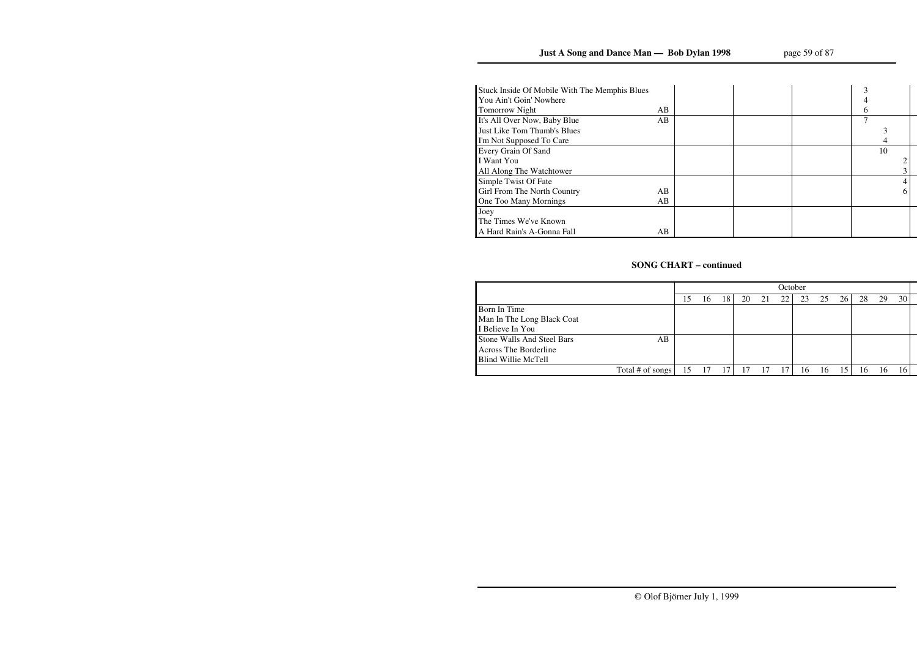| | | | | | | | | | | | | | |
|---|---|---|---|---|---|---|---|---|---|---|---|---|---|
| Stuck Inside Of Mobile With The Memphis Blues | | | | | | | | | | | 3 | | |
| You Ain't Goin' Nowhere | | | | | | | | | | | 4 | | |
| Tomorrow Night | AB | | | | | | | | | | 6 | | |
| It's All Over Now, Baby Blue | AB | | | | | | | | | | 7 | | |
| Just Like Tom Thumb's Blues | | | | | | | | | | | | 3 | |
| I'm Not Supposed To Care | | | | | | | | | | | | 4 | |
| Every Grain Of Sand | | | | | | | | | | | | 10 | |
| I Want You | | | | | | | | | | | | | 2 |
| All Along The Watchtower | | | | | | | | | | | | | 3 |
| Simple Twist Of Fate | | | | | | | | | | | | | 4 |
| Girl From The North Country | AB | | | | | | | | | | | | 6 |
| One Too Many Mornings | AB | | | | | | | | | | | | |
| Joey | | | | | | | | | | | | | |
| The Times We've Known | | | | | | | | | | | | | |
| A Hard Rain's A-Gonna Fall | AB | | | | | | | | | | | | |

**SONG CHART – continued**

| | | October | | | | | | | | | | | |
|---|---|---|---|---|---|---|---|---|---|---|---|---|---|
| | | 15 | 16 | 18 | 20 | 21 | 22 | 23 | 25 | 26 | 28 | 29 | 30 |
| Born In Time | | | | | | | | | | | | | |
| Man In The Long Black Coat | | | | | | | | | | | | | |
| I Believe In You | | | | | | | | | | | | | |
| Stone Walls And Steel Bars | AB | | | | | | | | | | | | |
| Across The Borderline | | | | | | | | | | | | | |
| Blind Willie McTell | | | | | | | | | | | | | |
| Total # of songs | | 15 | 17 | 17 | 17 | 17 | 17 | 16 | 16 | 15 | 16 | 16 | 16 |

© Olof Björner July 1, 1999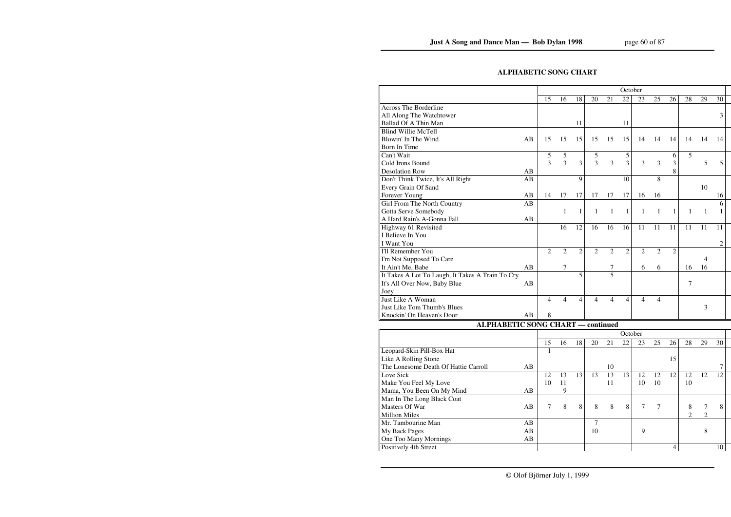## ALPHABETIC SONG CHART

| | | October | | | | | | | | | | | |
|---|---|---|---|---|---|---|---|---|---|---|---|---|---|
| | | 15 | 16 | 18 | 20 | 21 | 22 | 23 | 25 | 26 | 28 | 29 | 30 |
| Across The Borderline | | | | | | | | | | | | | |
| All Along The Watchtower | | | | | | | | | | | | | 3 |
| Ballad Of A Thin Man | | | | 11 | | | 11 | | | | | | |
| Blind Willie McTell | | | | | | | | | | | | | |
| Blowin' In The Wind | AB | 15 | 15 | 15 | 15 | 15 | 15 | 14 | 14 | 14 | 14 | 14 | 14 |
| Born In Time | | | | | | | | | | | | | |
| Can't Wait | | 5 | 5 | | 5 | | 5 | | | 6 | 5 | | |
| Cold Irons Bound | | 3 | 3 | 3 | 3 | 3 | 3 | 3 | 3 | 3 | | 5 | 5 |
| Desolation Row | AB | | | | | | | | | 8 | | | |
| Don't Think Twice, It's All Right | AB | | | 9 | | | 10 | | 8 | | | | |
| Every Grain Of Sand | | | | | | | | | | | | 10 | |
| Forever Young | AB | 14 | 17 | 17 | 17 | 17 | 17 | 16 | 16 | | | | 16 |
| Girl From The North Country | AB | | | | | | | | | | | | 6 |
| Gotta Serve Somebody | | | 1 | 1 | 1 | 1 | 1 | 1 | 1 | 1 | 1 | 1 | 1 |
| A Hard Rain's A-Gonna Fall | AB | | | | | | | | | | | | |
| Highway 61 Revisited | | | 16 | 12 | 16 | 16 | 16 | 11 | 11 | 11 | 11 | 11 | 11 |
| I Believe In You | | | | | | | | | | | | | |
| I Want You | | | | | | | | | | | | | 2 |
| I'll Remember You | | 2 | 2 | 2 | 2 | 2 | 2 | 2 | 2 | 2 | | | |
| I'm Not Supposed To Care | | | | | | | | | | | | 4 | |
| It Ain't Me, Babe | AB | | 7 | | | 7 | | 6 | 6 | | 16 | 16 | |
| It Takes A Lot To Laugh, It Takes A Train To Cry | | | | 5 | | 5 | | | | | | | |
| It's All Over Now, Baby Blue | AB | | | | | | | | | | 7 | | |
| Joey | | | | | | | | | | | | | |
| Just Like A Woman | | 4 | 4 | 4 | 4 | 4 | 4 | 4 | 4 | | | | |
| Just Like Tom Thumb's Blues | | | | | | | | | | | | 3 | |
| Knockin' On Heaven's Door | AB | 8 | | | | | | | | | | | |

## ALPHABETIC SONG CHART — continued

| | | October | | | | | | | | | | | |
|---|---|---|---|---|---|---|---|---|---|---|---|---|---|
| | | 15 | 16 | 18 | 20 | 21 | 22 | 23 | 25 | 26 | 28 | 29 | 30 |
| Leopard-Skin Pill-Box Hat | | 1 | | | | | | | | | | | |
| Like A Rolling Stone | | | | | | | | | | 15 | | | |
| The Lonesome Death Of Hattie Carroll | AB | | | | | 10 | | | | | | | 7 |
| Love Sick | | 12 | 13 | 13 | 13 | 13 | 13 | 12 | 12 | 12 | 12 | 12 | 12 |
| Make You Feel My Love | | 10 | 11 | | | 11 | | 10 | 10 | | 10 | | |
| Mama, You Been On My Mind | AB | | 9 | | | | | | | | | | |
| Man In The Long Black Coat | | | | | | | | | | | | | |
| Masters Of War | AB | 7 | 8 | 8 | 8 | 8 | 8 | 7 | 7 | | 8 | 7 | 8 |
| Million Miles | | | | | | | | | | | 2 | 2 | |
| Mr. Tambourine Man | AB | | | | 7 | | | | | | | | |
| My Back Pages | AB | | | | 10 | | | 9 | | | | 8 | |
| One Too Many Mornings | AB | | | | | | | | | | | | |
| Positively 4th Street | | | | | | | | | | 4 | | | 10 |

© Olof Björner July 1, 1999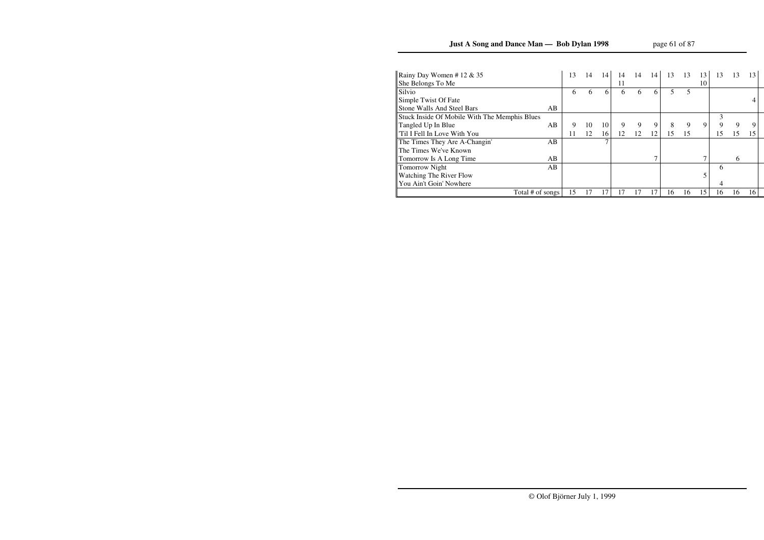| Song | | | | | | | | | | | | | |
|---|---|---|---|---|---|---|---|---|---|---|---|---|---|
| Rainy Day Women # 12 & 35 | | 13 | 14 | 14 | 14 | 14 | 14 | 13 | 13 | 13 | 13 | 13 | 13 |
| She Belongs To Me | | | | | 11 | | | | | 10 | | | |
| Silvio | | 6 | 6 | 6 | 6 | 6 | 6 | 5 | 5 | | | | |
| Simple Twist Of Fate | | | | | | | | | | | | | 4 |
| Stone Walls And Steel Bars | AB | | | | | | | | | | | | |
| Stuck Inside Of Mobile With The Memphis Blues | | | | | | | | | | | 3 | | |
| Tangled Up In Blue | AB | 9 | 10 | 10 | 9 | 9 | 9 | 8 | 9 | 9 | 9 | 9 | 9 |
| 'Til I Fell In Love With You | | 11 | 12 | 16 | 12 | 12 | 12 | 15 | 15 | | 15 | 15 | 15 |
| The Times They Are A-Changin' | AB | | | 7 | | | | | | | | | |
| The Times We've Known | | | | | | | | | | | | | |
| Tomorrow Is A Long Time | AB | | | | | | 7 | | | 7 | | 6 | |
| Tomorrow Night | AB | | | | | | | | | | 6 | | |
| Watching The River Flow | | | | | | | | | | 5 | | | |
| You Ain't Goin' Nowhere | | | | | | | | | | | 4 | | |
| Total # of songs | | 15 | 17 | 17 | 17 | 17 | 17 | 16 | 16 | 15 | 16 | 16 | 16 |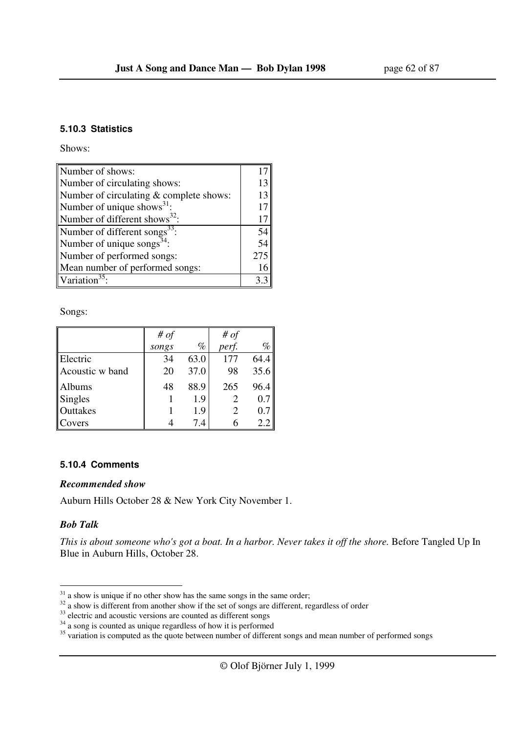### 5.10.3 Statistics

Shows:

| | |
|---|---|
| Number of shows: | 17 |
| Number of circulating shows: | 13 |
| Number of circulating & complete shows: | 13 |
| Number of unique shows[31]: | 17 |
| Number of different shows[32]: | 17 |
| Number of different songs[33]: | 54 |
| Number of unique songs[34]: | 54 |
| Number of performed songs: | 275 |
| Mean number of performed songs: | 16 |
| Variation[35]: | 3.3 |

Songs:

| | *# of songs* | *%* | *# of perf.* | *%* |
|---|---|---|---|---|
| Electric | 34 | 63.0 | 177 | 64.4 |
| Acoustic w band | 20 | 37.0 | 98 | 35.6 |
| Albums | 48 | 88.9 | 265 | 96.4 |
| Singles | 1 | 1.9 | 2 | 0.7 |
| Outtakes | 1 | 1.9 | 2 | 0.7 |
| Covers | 4 | 7.4 | 6 | 2.2 |

### 5.10.4 Comments

***Recommended show***

Auburn Hills October 28 & New York City November 1.

***Bob Talk***

*This is about someone who's got a boat. In a harbor. Never takes it off the shore.* Before Tangled Up In Blue in Auburn Hills, October 28.

---

[31] a show is unique if no other show has the same songs in the same order;

[32] a show is different from another show if the set of songs are different, regardless of order

[33] electric and acoustic versions are counted as different songs

[34] a song is counted as unique regardless of how it is performed

[35] variation is computed as the quote between number of different songs and mean number of performed songs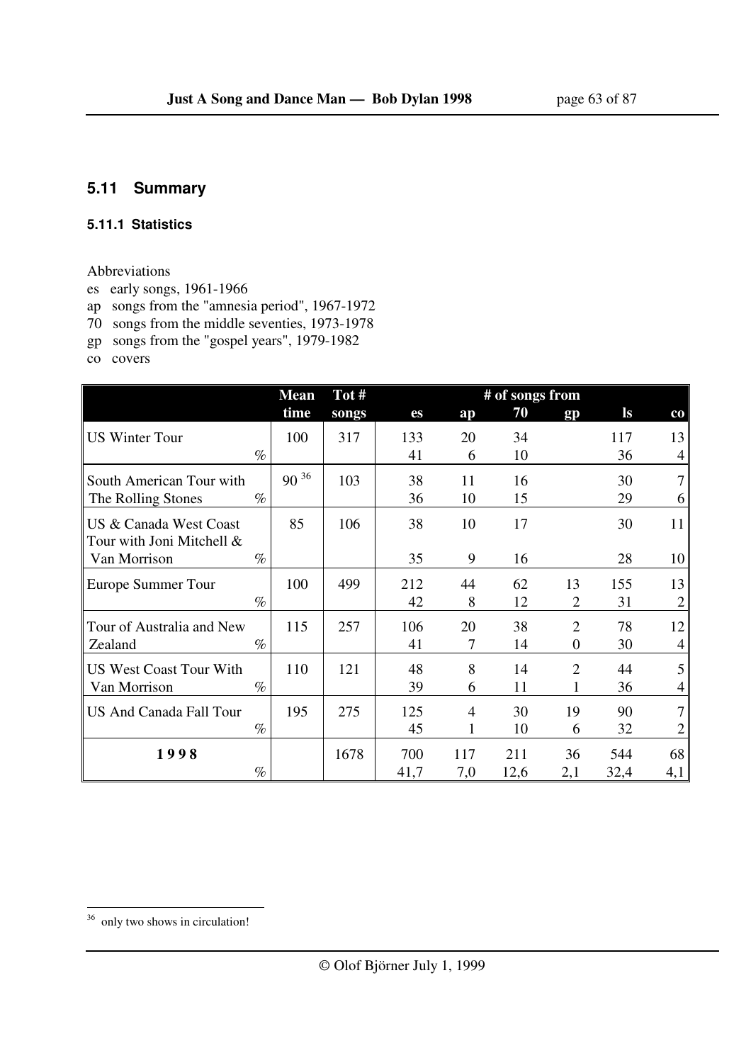## 5.11 Summary

### 5.11.1 Statistics

Abbreviations

es early songs, 1961-1966

ap songs from the "amnesia period", 1967-1972

70 songs from the middle seventies, 1973-1978

gp songs from the "gospel years", 1979-1982

co covers

| | | Mean time | Tot # songs | # of songs from es | ap | 70 | gp | ls | co |
|---|---|---|---|---|---|---|---|---|---|
| US Winter Tour | | 100 | 317 | 133 | 20 | 34 | | 117 | 13 |
| | % | | | 41 | 6 | 10 | | 36 | 4 |
| South American Tour with The Rolling Stones | | 90 [36] | 103 | 38 | 11 | 16 | | 30 | 7 |
| | % | | | 36 | 10 | 15 | | 29 | 6 |
| US & Canada West Coast Tour with Joni Mitchell & Van Morrison | | 85 | 106 | 38 | 10 | 17 | | 30 | 11 |
| | % | | | 35 | 9 | 16 | | 28 | 10 |
| Europe Summer Tour | | 100 | 499 | 212 | 44 | 62 | 13 | 155 | 13 |
| | % | | | 42 | 8 | 12 | 2 | 31 | 2 |
| Tour of Australia and New Zealand | | 115 | 257 | 106 | 20 | 38 | 2 | 78 | 12 |
| | % | | | 41 | 7 | 14 | 0 | 30 | 4 |
| US West Coast Tour With Van Morrison | | 110 | 121 | 48 | 8 | 14 | 2 | 44 | 5 |
| | % | | | 39 | 6 | 11 | 1 | 36 | 4 |
| US And Canada Fall Tour | | 195 | 275 | 125 | 4 | 30 | 19 | 90 | 7 |
| | % | | | 45 | 1 | 10 | 6 | 32 | 2 |
| **1998** | | | 1678 | 700 | 117 | 211 | 36 | 544 | 68 |
| | % | | | 41,7 | 7,0 | 12,6 | 2,1 | 32,4 | 4,1 |

[36] only two shows in circulation!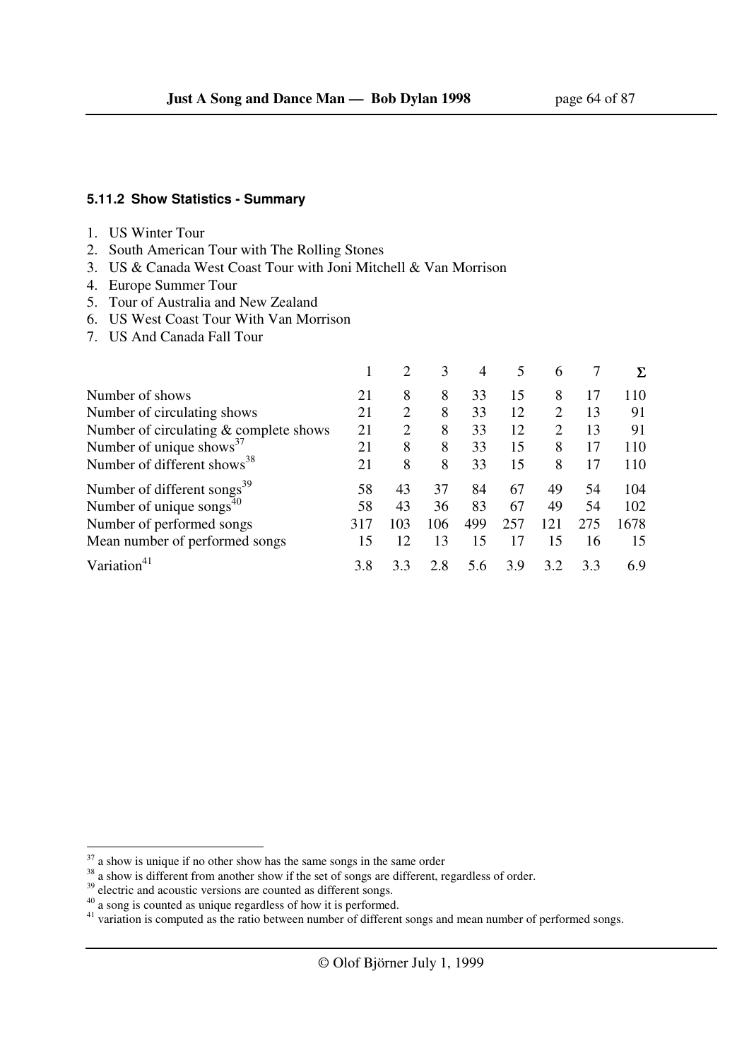### 5.11.2 Show Statistics - Summary

1. US Winter Tour
2. South American Tour with The Rolling Stones
3. US & Canada West Coast Tour with Joni Mitchell & Van Morrison
4. Europe Summer Tour
5. Tour of Australia and New Zealand
6. US West Coast Tour With Van Morrison
7. US And Canada Fall Tour

| | 1 | 2 | 3 | 4 | 5 | 6 | 7 | Σ |
|---|---|---|---|---|---|---|---|---|
| Number of shows | 21 | 8 | 8 | 33 | 15 | 8 | 17 | 110 |
| Number of circulating shows | 21 | 2 | 8 | 33 | 12 | 2 | 13 | 91 |
| Number of circulating & complete shows | 21 | 2 | 8 | 33 | 12 | 2 | 13 | 91 |
| Number of unique shows[37] | 21 | 8 | 8 | 33 | 15 | 8 | 17 | 110 |
| Number of different shows[38] | 21 | 8 | 8 | 33 | 15 | 8 | 17 | 110 |
| Number of different songs[39] | 58 | 43 | 37 | 84 | 67 | 49 | 54 | 104 |
| Number of unique songs[40] | 58 | 43 | 36 | 83 | 67 | 49 | 54 | 102 |
| Number of performed songs | 317 | 103 | 106 | 499 | 257 | 121 | 275 | 1678 |
| Mean number of performed songs | 15 | 12 | 13 | 15 | 17 | 15 | 16 | 15 |
| Variation[41] | 3.8 | 3.3 | 2.8 | 5.6 | 3.9 | 3.2 | 3.3 | 6.9 |

[37] a show is unique if no other show has the same songs in the same order

[38] a show is different from another show if the set of songs are different, regardless of order.

[39] electric and acoustic versions are counted as different songs.

[40] a song is counted as unique regardless of how it is performed.

[41] variation is computed as the ratio between number of different songs and mean number of performed songs.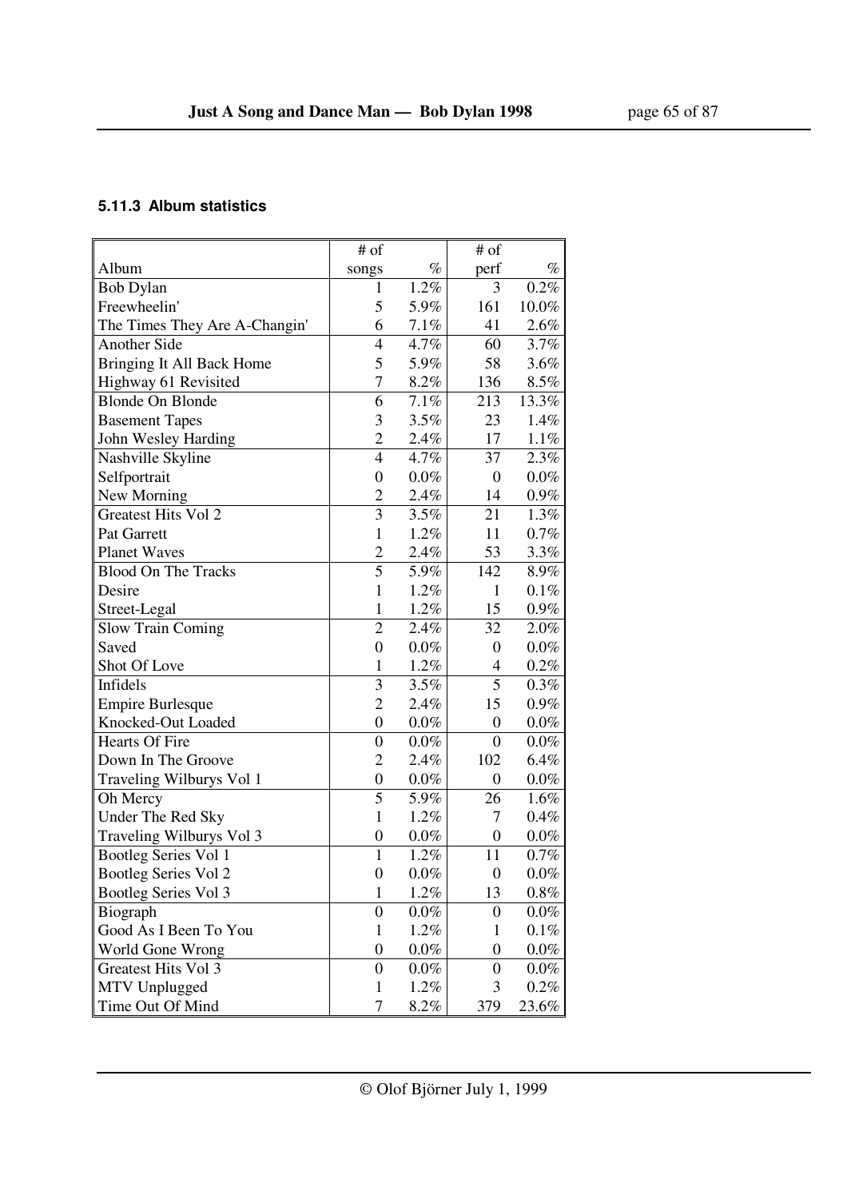### 5.11.3 Album statistics

| Album | # of songs | % | # of perf | % |
|---|---|---|---|---|
| Bob Dylan | 1 | 1.2% | 3 | 0.2% |
| Freewheelin' | 5 | 5.9% | 161 | 10.0% |
| The Times They Are A-Changin' | 6 | 7.1% | 41 | 2.6% |
| Another Side | 4 | 4.7% | 60 | 3.7% |
| Bringing It All Back Home | 5 | 5.9% | 58 | 3.6% |
| Highway 61 Revisited | 7 | 8.2% | 136 | 8.5% |
| Blonde On Blonde | 6 | 7.1% | 213 | 13.3% |
| Basement Tapes | 3 | 3.5% | 23 | 1.4% |
| John Wesley Harding | 2 | 2.4% | 17 | 1.1% |
| Nashville Skyline | 4 | 4.7% | 37 | 2.3% |
| Selfportrait | 0 | 0.0% | 0 | 0.0% |
| New Morning | 2 | 2.4% | 14 | 0.9% |
| Greatest Hits Vol 2 | 3 | 3.5% | 21 | 1.3% |
| Pat Garrett | 1 | 1.2% | 11 | 0.7% |
| Planet Waves | 2 | 2.4% | 53 | 3.3% |
| Blood On The Tracks | 5 | 5.9% | 142 | 8.9% |
| Desire | 1 | 1.2% | 1 | 0.1% |
| Street-Legal | 1 | 1.2% | 15 | 0.9% |
| Slow Train Coming | 2 | 2.4% | 32 | 2.0% |
| Saved | 0 | 0.0% | 0 | 0.0% |
| Shot Of Love | 1 | 1.2% | 4 | 0.2% |
| Infidels | 3 | 3.5% | 5 | 0.3% |
| Empire Burlesque | 2 | 2.4% | 15 | 0.9% |
| Knocked-Out Loaded | 0 | 0.0% | 0 | 0.0% |
| Hearts Of Fire | 0 | 0.0% | 0 | 0.0% |
| Down In The Groove | 2 | 2.4% | 102 | 6.4% |
| Traveling Wilburys Vol 1 | 0 | 0.0% | 0 | 0.0% |
| Oh Mercy | 5 | 5.9% | 26 | 1.6% |
| Under The Red Sky | 1 | 1.2% | 7 | 0.4% |
| Traveling Wilburys Vol 3 | 0 | 0.0% | 0 | 0.0% |
| Bootleg Series Vol 1 | 1 | 1.2% | 11 | 0.7% |
| Bootleg Series Vol 2 | 0 | 0.0% | 0 | 0.0% |
| Bootleg Series Vol 3 | 1 | 1.2% | 13 | 0.8% |
| Biograph | 0 | 0.0% | 0 | 0.0% |
| Good As I Been To You | 1 | 1.2% | 1 | 0.1% |
| World Gone Wrong | 0 | 0.0% | 0 | 0.0% |
| Greatest Hits Vol 3 | 0 | 0.0% | 0 | 0.0% |
| MTV Unplugged | 1 | 1.2% | 3 | 0.2% |
| Time Out Of Mind | 7 | 8.2% | 379 | 23.6% |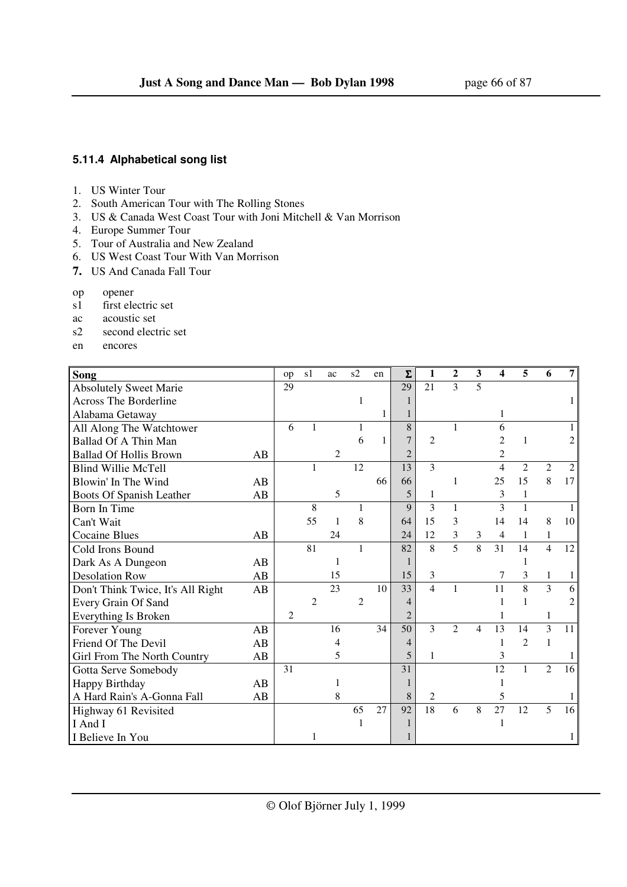### 5.11.4 Alphabetical song list

1. US Winter Tour
2. South American Tour with The Rolling Stones
3. US & Canada West Coast Tour with Joni Mitchell & Van Morrison
4. Europe Summer Tour
5. Tour of Australia and New Zealand
6. US West Coast Tour With Van Morrison
7. US And Canada Fall Tour

op opener
s1 first electric set
ac acoustic set
s2 second electric set
en encores

| Song | | op | s1 | ac | s2 | en | Σ | 1 | 2 | 3 | 4 | 5 | 6 | 7 |
|---|---|---|---|---|---|---|---|---|---|---|---|---|---|---|
| Absolutely Sweet Marie | | 29 | | | | | 29 | 21 | 3 | 5 | | | | |
| Across The Borderline | | | | | 1 | | 1 | | | | | | | 1 |
| Alabama Getaway | | | | | | 1 | 1 | | | | 1 | | | |
| All Along The Watchtower | | 6 | 1 | | 1 | | 8 | | 1 | | 6 | | | 1 |
| Ballad Of A Thin Man | | | | | 6 | 1 | 7 | 2 | | | 2 | 1 | | 2 |
| Ballad Of Hollis Brown | AB | | | 2 | | | 2 | | | | 2 | | | |
| Blind Willie McTell | | | 1 | | 12 | | 13 | 3 | | | 4 | 2 | 2 | 2 |
| Blowin' In The Wind | AB | | | | | 66 | 66 | | 1 | | 25 | 15 | 8 | 17 |
| Boots Of Spanish Leather | AB | | | 5 | | | 5 | 1 | | | 3 | 1 | | |
| Born In Time | | | 8 | | 1 | | 9 | 3 | 1 | | 3 | 1 | | 1 |
| Can't Wait | | | 55 | 1 | 8 | | 64 | 15 | 3 | | 14 | 14 | 8 | 10 |
| Cocaine Blues | AB | | | 24 | | | 24 | 12 | 3 | 3 | 4 | 1 | 1 | |
| Cold Irons Bound | | | 81 | | 1 | | 82 | 8 | 5 | 8 | 31 | 14 | 4 | 12 |
| Dark As A Dungeon | AB | | | 1 | | | 1 | | | | | 1 | | |
| Desolation Row | AB | | | 15 | | | 15 | 3 | | | 7 | 3 | 1 | 1 |
| Don't Think Twice, It's All Right | AB | | | 23 | | 10 | 33 | 4 | 1 | | 11 | 8 | 3 | 6 |
| Every Grain Of Sand | | | 2 | | 2 | | 4 | | | | 1 | 1 | | 2 |
| Everything Is Broken | | 2 | | | | | 2 | | | | 1 | | 1 | |
| Forever Young | AB | | | 16 | | 34 | 50 | 3 | 2 | 4 | 13 | 14 | 3 | 11 |
| Friend Of The Devil | AB | | | 4 | | | 4 | | | | 1 | 2 | 1 | |
| Girl From The North Country | AB | | | 5 | | | 5 | 1 | | | 3 | | | 1 |
| Gotta Serve Somebody | | 31 | | | | | 31 | | | | 12 | 1 | 2 | 16 |
| Happy Birthday | AB | | | 1 | | | 1 | | | | 1 | | | |
| A Hard Rain's A-Gonna Fall | AB | | | 8 | | | 8 | 2 | | | 5 | | | 1 |
| Highway 61 Revisited | | | | | 65 | 27 | 92 | 18 | 6 | 8 | 27 | 12 | 5 | 16 |
| I And I | | | | | 1 | | 1 | | | | 1 | | | |
| I Believe In You | | | 1 | | | | 1 | | | | | | | 1 |

© Olof Björner July 1, 1999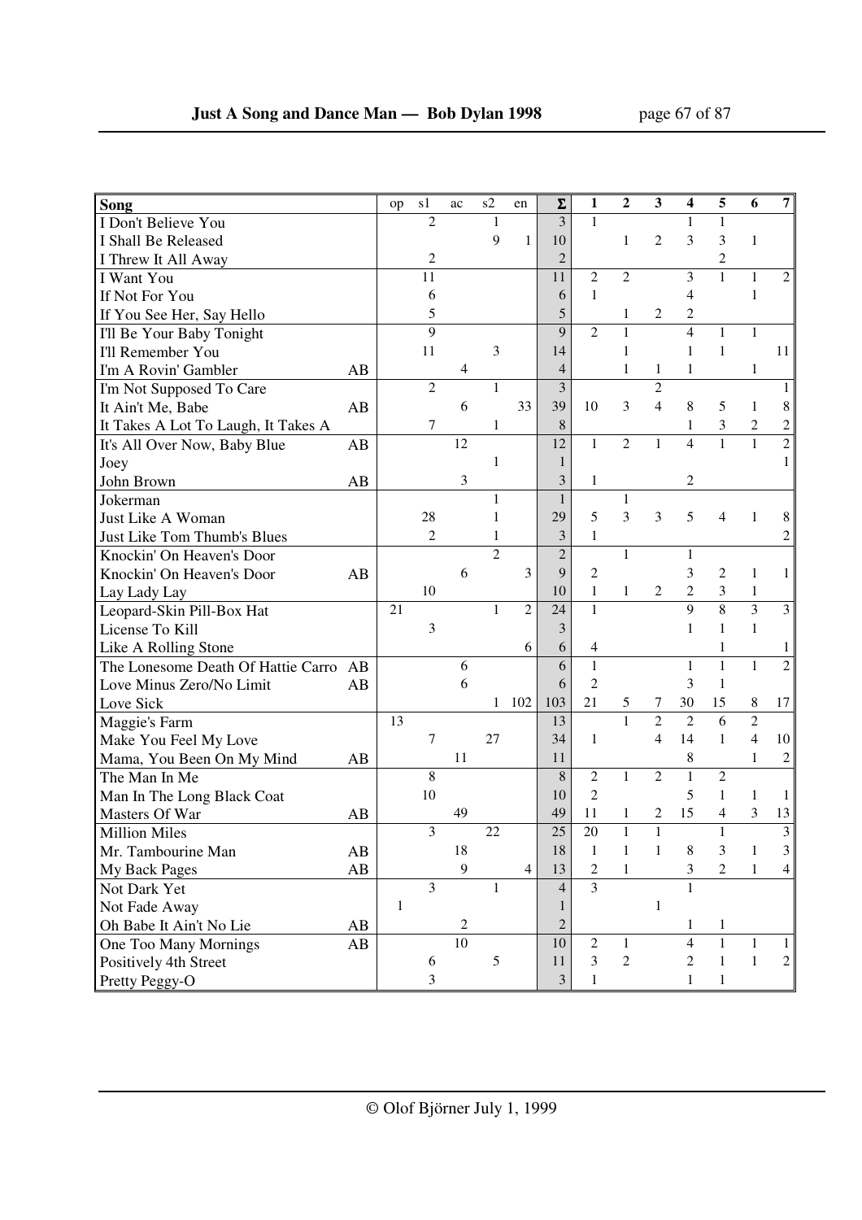| Song | | op | s1 | ac | s2 | en | Σ | 1 | 2 | 3 | 4 | 5 | 6 | 7 |
|---|---|---|---|---|---|---|---|---|---|---|---|---|---|---|
| I Don't Believe You | | | 2 | | 1 | | 3 | 1 | | | 1 | 1 | | |
| I Shall Be Released | | | | | 9 | 1 | 10 | | 1 | 2 | 3 | 3 | 1 | |
| I Threw It All Away | | | 2 | | | | 2 | | | | | 2 | | |
| I Want You | | | 11 | | | | 11 | 2 | 2 | | 3 | 1 | 1 | 2 |
| If Not For You | | | 6 | | | | 6 | 1 | | | 4 | | 1 | |
| If You See Her, Say Hello | | | 5 | | | | 5 | | 1 | 2 | 2 | | | |
| I'll Be Your Baby Tonight | | | 9 | | | | 9 | 2 | 1 | | 4 | 1 | 1 | |
| I'll Remember You | | | 11 | | 3 | | 14 | | 1 | | 1 | 1 | | 11 |
| I'm A Rovin' Gambler | AB | | | 4 | | | 4 | | 1 | 1 | 1 | | 1 | |
| I'm Not Supposed To Care | | | 2 | | 1 | | 3 | | | 2 | | | | 1 |
| It Ain't Me, Babe | AB | | | 6 | | 33 | 39 | 10 | 3 | 4 | 8 | 5 | 1 | 8 |
| It Takes A Lot To Laugh, It Takes A | | | 7 | | 1 | | 8 | | | | 1 | 3 | 2 | 2 |
| It's All Over Now, Baby Blue | AB | | | 12 | | | 12 | 1 | 2 | 1 | 4 | 1 | 1 | 2 |
| Joey | | | | | 1 | | 1 | | | | | | | 1 |
| John Brown | AB | | | 3 | | | 3 | 1 | | | 2 | | | |
| Jokerman | | | | | 1 | | 1 | | 1 | | | | | |
| Just Like A Woman | | | 28 | | 1 | | 29 | 5 | 3 | 3 | 5 | 4 | 1 | 8 |
| Just Like Tom Thumb's Blues | | | 2 | | 1 | | 3 | 1 | | | | | | 2 |
| Knockin' On Heaven's Door | | | | | 2 | | 2 | | 1 | | 1 | | | |
| Knockin' On Heaven's Door | AB | | | 6 | | 3 | 9 | 2 | | | 3 | 2 | 1 | 1 |
| Lay Lady Lay | | | 10 | | | | 10 | 1 | 1 | 2 | 2 | 3 | 1 | |
| Leopard-Skin Pill-Box Hat | | 21 | | | 1 | 2 | 24 | 1 | | | 9 | 8 | 3 | 3 |
| License To Kill | | | 3 | | | | 3 | | | | 1 | 1 | 1 | |
| Like A Rolling Stone | | | | | | 6 | 6 | 4 | | | | 1 | | 1 |
| The Lonesome Death Of Hattie Carro | AB | | | 6 | | | 6 | 1 | | | 1 | 1 | 1 | 2 |
| Love Minus Zero/No Limit | AB | | | 6 | | | 6 | 2 | | | 3 | 1 | | |
| Love Sick | | | | | 1 | 102 | 103 | 21 | 5 | 7 | 30 | 15 | 8 | 17 |
| Maggie's Farm | | 13 | | | | | 13 | | 1 | 2 | 2 | 6 | 2 | |
| Make You Feel My Love | | | 7 | | 27 | | 34 | 1 | | 4 | 14 | 1 | 4 | 10 |
| Mama, You Been On My Mind | AB | | | 11 | | | 11 | | | | 8 | | 1 | 2 |
| The Man In Me | | | 8 | | | | 8 | 2 | 1 | 2 | 1 | 2 | | |
| Man In The Long Black Coat | | | 10 | | | | 10 | 2 | | | 5 | 1 | 1 | 1 |
| Masters Of War | AB | | | 49 | | | 49 | 11 | 1 | 2 | 15 | 4 | 3 | 13 |
| Million Miles | | | 3 | | 22 | | 25 | 20 | 1 | 1 | | 1 | | 3 |
| Mr. Tambourine Man | AB | | | 18 | | | 18 | 1 | 1 | 1 | 8 | 3 | 1 | 3 |
| My Back Pages | AB | | | 9 | | 4 | 13 | 2 | 1 | | 3 | 2 | 1 | 4 |
| Not Dark Yet | | | 3 | | 1 | | 4 | 3 | | | 1 | | | |
| Not Fade Away | | 1 | | | | | 1 | | | 1 | | | | |
| Oh Babe It Ain't No Lie | AB | | | 2 | | | 2 | | | | 1 | 1 | | |
| One Too Many Mornings | AB | | | 10 | | | 10 | 2 | 1 | | 4 | 1 | 1 | 1 |
| Positively 4th Street | | | 6 | | 5 | | 11 | 3 | 2 | | 2 | 1 | 1 | 2 |
| Pretty Peggy-O | | | 3 | | | | 3 | 1 | | | 1 | 1 | | |

© Olof Björner July 1, 1999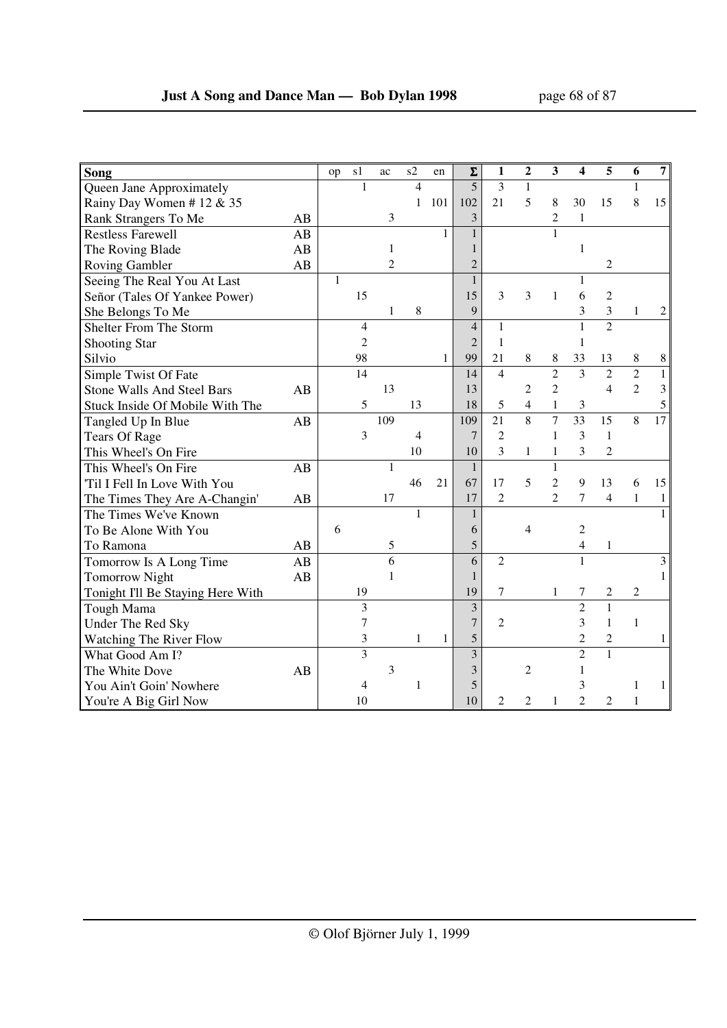| Song | | op | s1 | ac | s2 | en | Σ | 1 | 2 | 3 | 4 | 5 | 6 | 7 |
|---|---|---|---|---|---|---|---|---|---|---|---|---|---|---|
| Queen Jane Approximately | | | 1 | | 4 | | 5 | 3 | 1 | | | | 1 | |
| Rainy Day Women # 12 & 35 | | | | | 1 | 101 | 102 | 21 | 5 | 8 | 30 | 15 | 8 | 15 |
| Rank Strangers To Me | AB | | | 3 | | | 3 | | | 2 | 1 | | | |
| Restless Farewell | AB | | | | | 1 | 1 | | | 1 | | | | |
| The Roving Blade | AB | | | 1 | | | 1 | | | | 1 | | | |
| Roving Gambler | AB | | | 2 | | | 2 | | | | | 2 | | |
| Seeing The Real You At Last | | 1 | | | | | 1 | | | | 1 | | | |
| Señor (Tales Of Yankee Power) | | | 15 | | | | 15 | 3 | 3 | 1 | 6 | 2 | | |
| She Belongs To Me | | | | 1 | 8 | | 9 | | | | 3 | 3 | 1 | 2 |
| Shelter From The Storm | | | 4 | | | | 4 | 1 | | | 1 | 2 | | |
| Shooting Star | | | 2 | | | | 2 | 1 | | | 1 | | | |
| Silvio | | | 98 | | | 1 | 99 | 21 | 8 | 8 | 33 | 13 | 8 | 8 |
| Simple Twist Of Fate | | | 14 | | | | 14 | 4 | | 2 | 3 | 2 | 2 | 1 |
| Stone Walls And Steel Bars | AB | | | 13 | | | 13 | | 2 | 2 | | 4 | 2 | 3 |
| Stuck Inside Of Mobile With The | | | 5 | | 13 | | 18 | 5 | 4 | 1 | 3 | | | 5 |
| Tangled Up In Blue | AB | | | 109 | | | 109 | 21 | 8 | 7 | 33 | 15 | 8 | 17 |
| Tears Of Rage | | | 3 | | 4 | | 7 | 2 | | 1 | 3 | 1 | | |
| This Wheel's On Fire | | | | | 10 | | 10 | 3 | 1 | 1 | 3 | 2 | | |
| This Wheel's On Fire | AB | | | 1 | | | 1 | | | 1 | | | | |
| 'Til I Fell In Love With You | | | | | 46 | 21 | 67 | 17 | 5 | 2 | 9 | 13 | 6 | 15 |
| The Times They Are A-Changin' | AB | | | 17 | | | 17 | 2 | | 2 | 7 | 4 | 1 | 1 |
| The Times We've Known | | | | | 1 | | 1 | | | | | | | 1 |
| To Be Alone With You | | 6 | | | | | 6 | | 4 | | 2 | | | |
| To Ramona | AB | | | 5 | | | 5 | | | | 4 | 1 | | |
| Tomorrow Is A Long Time | AB | | | 6 | | | 6 | 2 | | | 1 | | | 3 |
| Tomorrow Night | AB | | | 1 | | | 1 | | | | | | | 1 |
| Tonight I'll Be Staying Here With | | | 19 | | | | 19 | 7 | | 1 | 7 | 2 | 2 | |
| Tough Mama | | | 3 | | | | 3 | | | | 2 | 1 | | |
| Under The Red Sky | | | 7 | | | | 7 | 2 | | | 3 | 1 | 1 | |
| Watching The River Flow | | | 3 | | 1 | 1 | 5 | | | | 2 | 2 | | 1 |
| What Good Am I? | | | 3 | | | | 3 | | | | 2 | 1 | | |
| The White Dove | AB | | | 3 | | | 3 | | 2 | | 1 | | | |
| You Ain't Goin' Nowhere | | | 4 | | 1 | | 5 | | | | 3 | | 1 | 1 |
| You're A Big Girl Now | | | 10 | | | | 10 | 2 | 2 | 1 | 2 | 2 | 1 | |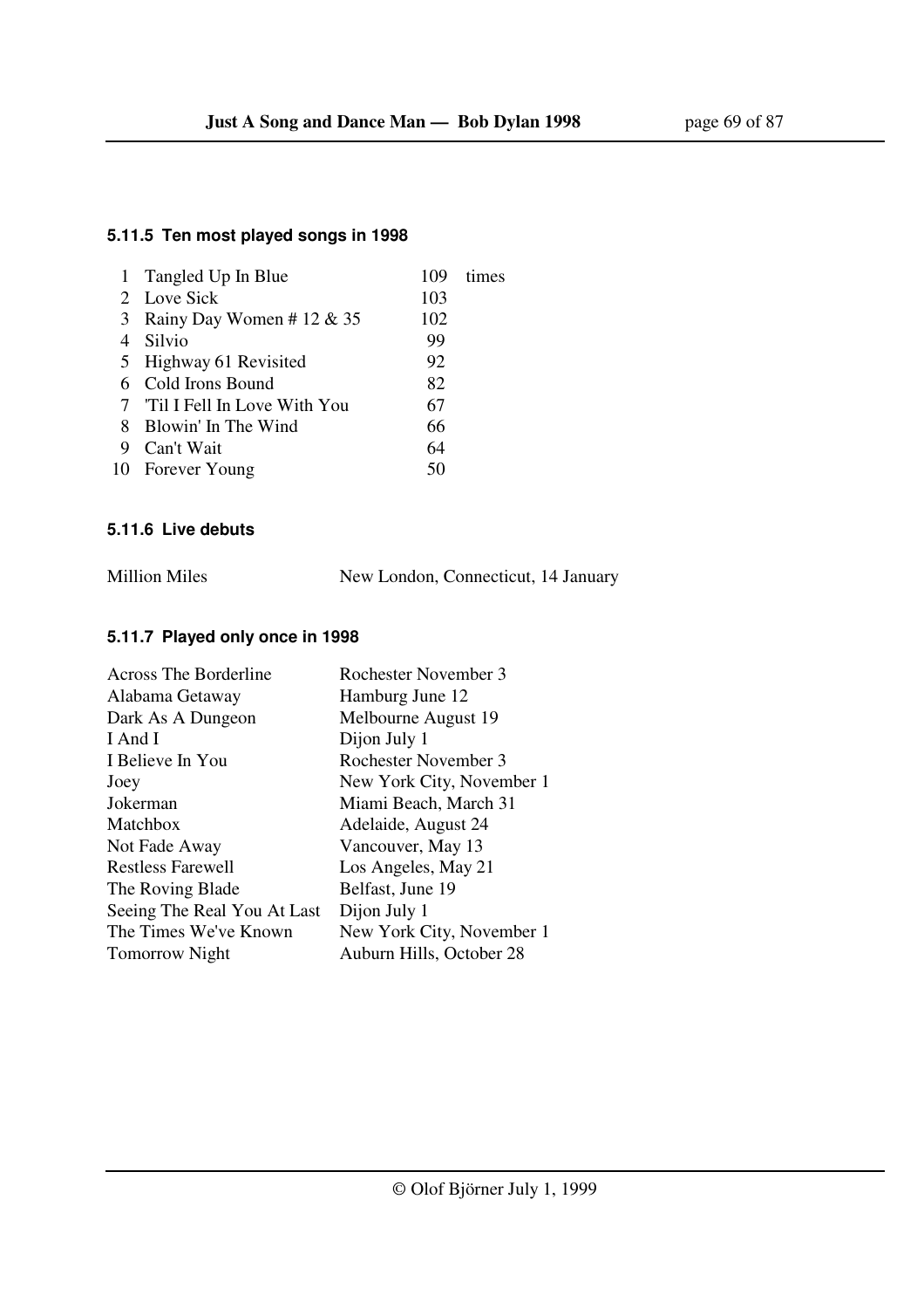### 5.11.5 Ten most played songs in 1998

| | | | |
|---|---|---|---|
| 1 | Tangled Up In Blue | 109 | times |
| 2 | Love Sick | 103 | |
| 3 | Rainy Day Women # 12 & 35 | 102 | |
| 4 | Silvio | 99 | |
| 5 | Highway 61 Revisited | 92 | |
| 6 | Cold Irons Bound | 82 | |
| 7 | 'Til I Fell In Love With You | 67 | |
| 8 | Blowin' In The Wind | 66 | |
| 9 | Can't Wait | 64 | |
| 10 | Forever Young | 50 | |

### 5.11.6 Live debuts

| | |
|---|---|
| Million Miles | New London, Connecticut, 14 January |

### 5.11.7 Played only once in 1998

| | |
|---|---|
| Across The Borderline | Rochester November 3 |
| Alabama Getaway | Hamburg June 12 |
| Dark As A Dungeon | Melbourne August 19 |
| I And I | Dijon July 1 |
| I Believe In You | Rochester November 3 |
| Joey | New York City, November 1 |
| Jokerman | Miami Beach, March 31 |
| Matchbox | Adelaide, August 24 |
| Not Fade Away | Vancouver, May 13 |
| Restless Farewell | Los Angeles, May 21 |
| The Roving Blade | Belfast, June 19 |
| Seeing The Real You At Last | Dijon July 1 |
| The Times We've Known | New York City, November 1 |
| Tomorrow Night | Auburn Hills, October 28 |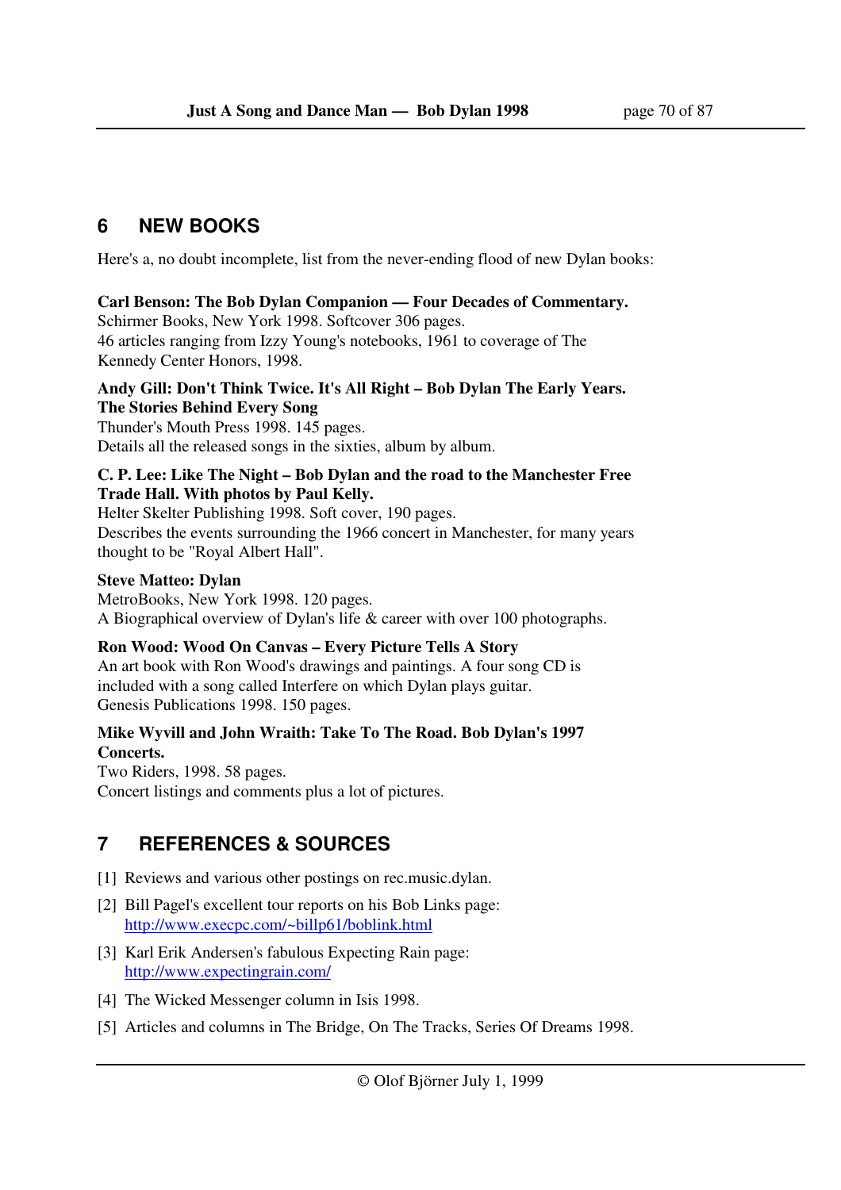## 6 NEW BOOKS

Here's a, no doubt incomplete, list from the never-ending flood of new Dylan books:

**Carl Benson: The Bob Dylan Companion — Four Decades of Commentary.**
Schirmer Books, New York 1998. Softcover 306 pages.
46 articles ranging from Izzy Young's notebooks, 1961 to coverage of The Kennedy Center Honors, 1998.

**Andy Gill: Don't Think Twice. It's All Right – Bob Dylan The Early Years. The Stories Behind Every Song**
Thunder's Mouth Press 1998. 145 pages.
Details all the released songs in the sixties, album by album.

**C. P. Lee: Like The Night – Bob Dylan and the road to the Manchester Free Trade Hall. With photos by Paul Kelly.**
Helter Skelter Publishing 1998. Soft cover, 190 pages.
Describes the events surrounding the 1966 concert in Manchester, for many years thought to be "Royal Albert Hall".

**Steve Matteo: Dylan**
MetroBooks, New York 1998. 120 pages.
A Biographical overview of Dylan's life & career with over 100 photographs.

**Ron Wood: Wood On Canvas – Every Picture Tells A Story**
An art book with Ron Wood's drawings and paintings. A four song CD is included with a song called Interfere on which Dylan plays guitar.
Genesis Publications 1998. 150 pages.

**Mike Wyvill and John Wraith: Take To The Road. Bob Dylan's 1997 Concerts.**
Two Riders, 1998. 58 pages.
Concert listings and comments plus a lot of pictures.

## 7 REFERENCES & SOURCES

[1] Reviews and various other postings on rec.music.dylan.

[2] Bill Pagel's excellent tour reports on his Bob Links page: http://www.execpc.com/~billp61/boblink.html

[3] Karl Erik Andersen's fabulous Expecting Rain page: http://www.expectingrain.com/

[4] The Wicked Messenger column in Isis 1998.

[5] Articles and columns in The Bridge, On The Tracks, Series Of Dreams 1998.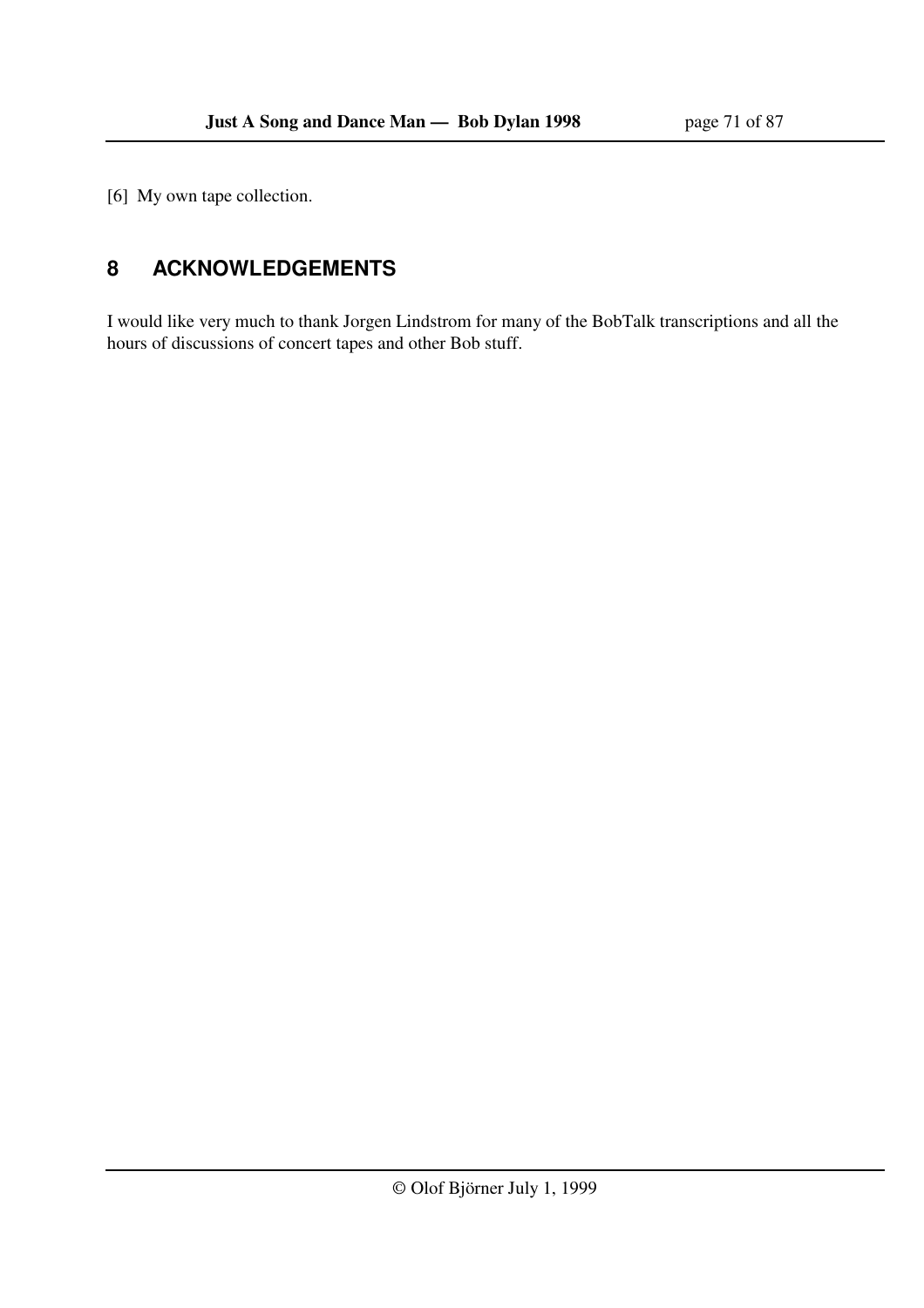[6] My own tape collection.

## 8 ACKNOWLEDGEMENTS

I would like very much to thank Jorgen Lindstrom for many of the BobTalk transcriptions and all the hours of discussions of concert tapes and other Bob stuff.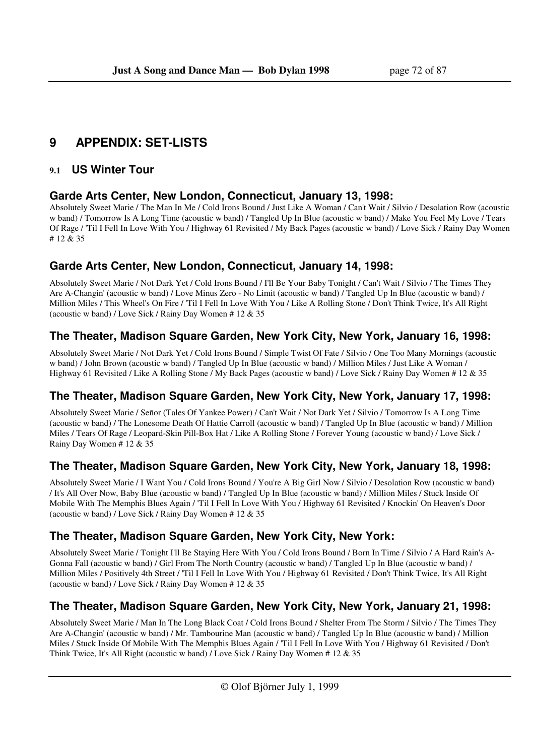# 9 APPENDIX: SET-LISTS

## 9.1 US Winter Tour

### Garde Arts Center, New London, Connecticut, January 13, 1998:

Absolutely Sweet Marie / The Man In Me / Cold Irons Bound / Just Like A Woman / Can't Wait / Silvio / Desolation Row (acoustic w band) / Tomorrow Is A Long Time (acoustic w band) / Tangled Up In Blue (acoustic w band) / Make You Feel My Love / Tears Of Rage / 'Til I Fell In Love With You / Highway 61 Revisited / My Back Pages (acoustic w band) / Love Sick / Rainy Day Women # 12 & 35

### Garde Arts Center, New London, Connecticut, January 14, 1998:

Absolutely Sweet Marie / Not Dark Yet / Cold Irons Bound / I'll Be Your Baby Tonight / Can't Wait / Silvio / The Times They Are A-Changin' (acoustic w band) / Love Minus Zero - No Limit (acoustic w band) / Tangled Up In Blue (acoustic w band) / Million Miles / This Wheel's On Fire / 'Til I Fell In Love With You / Like A Rolling Stone / Don't Think Twice, It's All Right (acoustic w band) / Love Sick / Rainy Day Women # 12 & 35

### The Theater, Madison Square Garden, New York City, New York, January 16, 1998:

Absolutely Sweet Marie / Not Dark Yet / Cold Irons Bound / Simple Twist Of Fate / Silvio / One Too Many Mornings (acoustic w band) / John Brown (acoustic w band) / Tangled Up In Blue (acoustic w band) / Million Miles / Just Like A Woman / Highway 61 Revisited / Like A Rolling Stone / My Back Pages (acoustic w band) / Love Sick / Rainy Day Women # 12 & 35

### The Theater, Madison Square Garden, New York City, New York, January 17, 1998:

Absolutely Sweet Marie / Señor (Tales Of Yankee Power) / Can't Wait / Not Dark Yet / Silvio / Tomorrow Is A Long Time (acoustic w band) / The Lonesome Death Of Hattie Carroll (acoustic w band) / Tangled Up In Blue (acoustic w band) / Million Miles / Tears Of Rage / Leopard-Skin Pill-Box Hat / Like A Rolling Stone / Forever Young (acoustic w band) / Love Sick / Rainy Day Women # 12 & 35

### The Theater, Madison Square Garden, New York City, New York, January 18, 1998:

Absolutely Sweet Marie / I Want You / Cold Irons Bound / You're A Big Girl Now / Silvio / Desolation Row (acoustic w band) / It's All Over Now, Baby Blue (acoustic w band) / Tangled Up In Blue (acoustic w band) / Million Miles / Stuck Inside Of Mobile With The Memphis Blues Again / 'Til I Fell In Love With You / Highway 61 Revisited / Knockin' On Heaven's Door (acoustic w band) / Love Sick / Rainy Day Women # 12 & 35

### The Theater, Madison Square Garden, New York City, New York:

Absolutely Sweet Marie / Tonight I'll Be Staying Here With You / Cold Irons Bound / Born In Time / Silvio / A Hard Rain's A-Gonna Fall (acoustic w band) / Girl From The North Country (acoustic w band) / Tangled Up In Blue (acoustic w band) / Million Miles / Positively 4th Street / 'Til I Fell In Love With You / Highway 61 Revisited / Don't Think Twice, It's All Right (acoustic w band) / Love Sick / Rainy Day Women # 12 & 35

### The Theater, Madison Square Garden, New York City, New York, January 21, 1998:

Absolutely Sweet Marie / Man In The Long Black Coat / Cold Irons Bound / Shelter From The Storm / Silvio / The Times They Are A-Changin' (acoustic w band) / Mr. Tambourine Man (acoustic w band) / Tangled Up In Blue (acoustic w band) / Million Miles / Stuck Inside Of Mobile With The Memphis Blues Again / 'Til I Fell In Love With You / Highway 61 Revisited / Don't Think Twice, It's All Right (acoustic w band) / Love Sick / Rainy Day Women # 12 & 35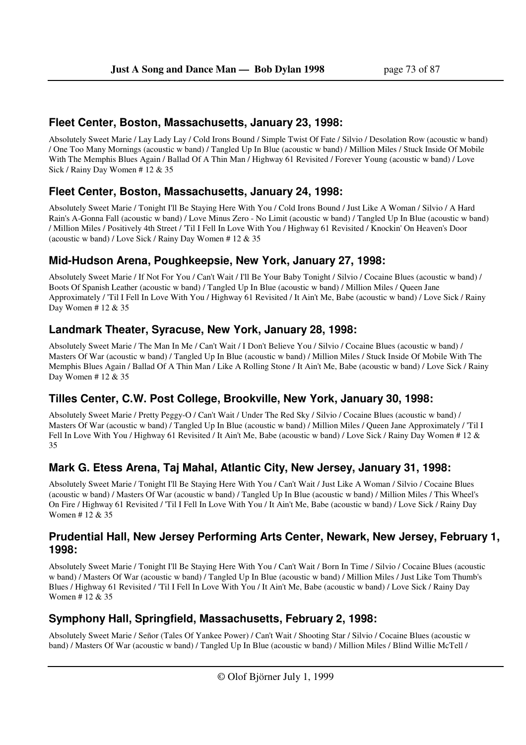### Fleet Center, Boston, Massachusetts, January 23, 1998:

Absolutely Sweet Marie / Lay Lady Lay / Cold Irons Bound / Simple Twist Of Fate / Silvio / Desolation Row (acoustic w band) / One Too Many Mornings (acoustic w band) / Tangled Up In Blue (acoustic w band) / Million Miles / Stuck Inside Of Mobile With The Memphis Blues Again / Ballad Of A Thin Man / Highway 61 Revisited / Forever Young (acoustic w band) / Love Sick / Rainy Day Women # 12 & 35

### Fleet Center, Boston, Massachusetts, January 24, 1998:

Absolutely Sweet Marie / Tonight I'll Be Staying Here With You / Cold Irons Bound / Just Like A Woman / Silvio / A Hard Rain's A-Gonna Fall (acoustic w band) / Love Minus Zero - No Limit (acoustic w band) / Tangled Up In Blue (acoustic w band) / Million Miles / Positively 4th Street / 'Til I Fell In Love With You / Highway 61 Revisited / Knockin' On Heaven's Door (acoustic w band) / Love Sick / Rainy Day Women # 12 & 35

### Mid-Hudson Arena, Poughkeepsie, New York, January 27, 1998:

Absolutely Sweet Marie / If Not For You / Can't Wait / I'll Be Your Baby Tonight / Silvio / Cocaine Blues (acoustic w band) / Boots Of Spanish Leather (acoustic w band) / Tangled Up In Blue (acoustic w band) / Million Miles / Queen Jane Approximately / 'Til I Fell In Love With You / Highway 61 Revisited / It Ain't Me, Babe (acoustic w band) / Love Sick / Rainy Day Women # 12 & 35

### Landmark Theater, Syracuse, New York, January 28, 1998:

Absolutely Sweet Marie / The Man In Me / Can't Wait / I Don't Believe You / Silvio / Cocaine Blues (acoustic w band) / Masters Of War (acoustic w band) / Tangled Up In Blue (acoustic w band) / Million Miles / Stuck Inside Of Mobile With The Memphis Blues Again / Ballad Of A Thin Man / Like A Rolling Stone / It Ain't Me, Babe (acoustic w band) / Love Sick / Rainy Day Women # 12 & 35

### Tilles Center, C.W. Post College, Brookville, New York, January 30, 1998:

Absolutely Sweet Marie / Pretty Peggy-O / Can't Wait / Under The Red Sky / Silvio / Cocaine Blues (acoustic w band) / Masters Of War (acoustic w band) / Tangled Up In Blue (acoustic w band) / Million Miles / Queen Jane Approximately / 'Til I Fell In Love With You / Highway 61 Revisited / It Ain't Me, Babe (acoustic w band) / Love Sick / Rainy Day Women # 12 & 35

### Mark G. Etess Arena, Taj Mahal, Atlantic City, New Jersey, January 31, 1998:

Absolutely Sweet Marie / Tonight I'll Be Staying Here With You / Can't Wait / Just Like A Woman / Silvio / Cocaine Blues (acoustic w band) / Masters Of War (acoustic w band) / Tangled Up In Blue (acoustic w band) / Million Miles / This Wheel's On Fire / Highway 61 Revisited / 'Til I Fell In Love With You / It Ain't Me, Babe (acoustic w band) / Love Sick / Rainy Day Women # 12 & 35

### Prudential Hall, New Jersey Performing Arts Center, Newark, New Jersey, February 1, 1998:

Absolutely Sweet Marie / Tonight I'll Be Staying Here With You / Can't Wait / Born In Time / Silvio / Cocaine Blues (acoustic w band) / Masters Of War (acoustic w band) / Tangled Up In Blue (acoustic w band) / Million Miles / Just Like Tom Thumb's Blues / Highway 61 Revisited / 'Til I Fell In Love With You / It Ain't Me, Babe (acoustic w band) / Love Sick / Rainy Day Women # 12 & 35

### Symphony Hall, Springfield, Massachusetts, February 2, 1998:

Absolutely Sweet Marie / Señor (Tales Of Yankee Power) / Can't Wait / Shooting Star / Silvio / Cocaine Blues (acoustic w band) / Masters Of War (acoustic w band) / Tangled Up In Blue (acoustic w band) / Million Miles / Blind Willie McTell /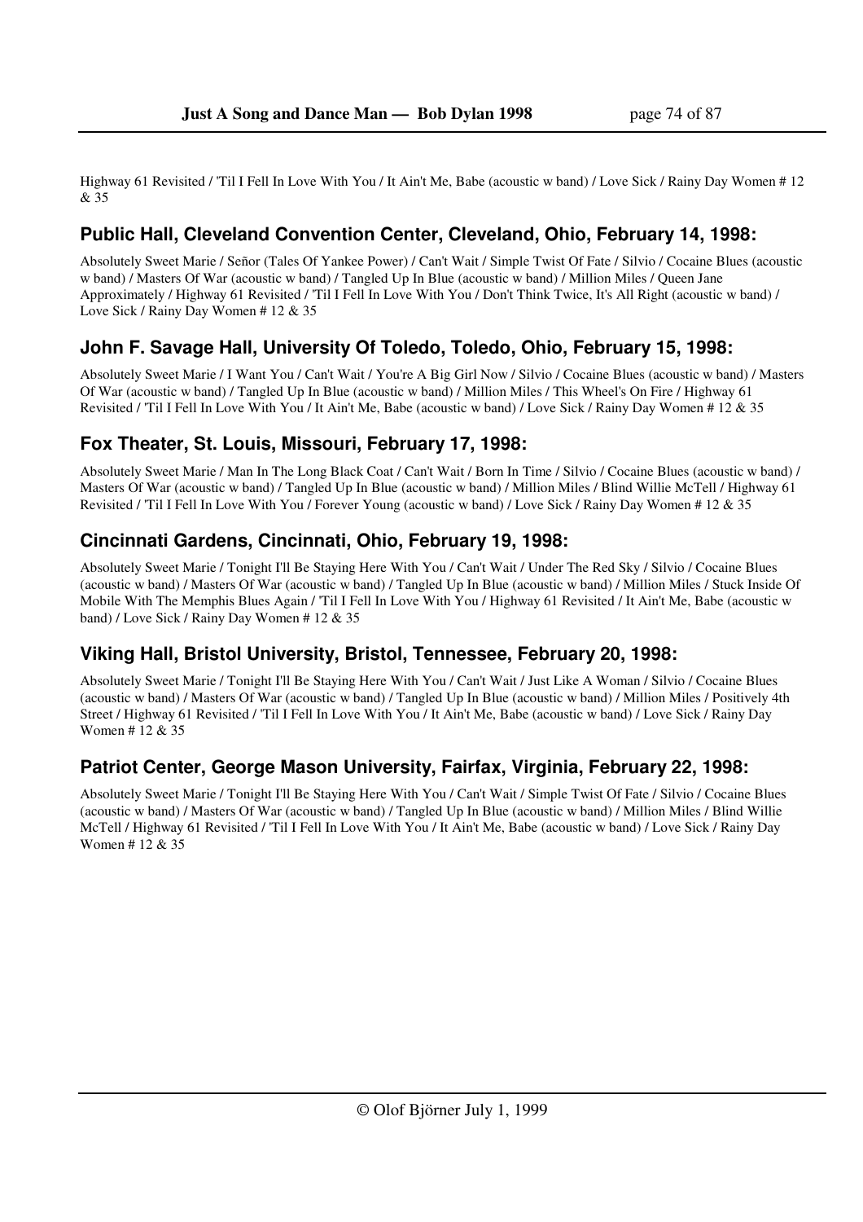Highway 61 Revisited / 'Til I Fell In Love With You / It Ain't Me, Babe (acoustic w band) / Love Sick / Rainy Day Women # 12 & 35

## Public Hall, Cleveland Convention Center, Cleveland, Ohio, February 14, 1998:

Absolutely Sweet Marie / Señor (Tales Of Yankee Power) / Can't Wait / Simple Twist Of Fate / Silvio / Cocaine Blues (acoustic w band) / Masters Of War (acoustic w band) / Tangled Up In Blue (acoustic w band) / Million Miles / Queen Jane Approximately / Highway 61 Revisited / 'Til I Fell In Love With You / Don't Think Twice, It's All Right (acoustic w band) / Love Sick / Rainy Day Women # 12 & 35

## John F. Savage Hall, University Of Toledo, Toledo, Ohio, February 15, 1998:

Absolutely Sweet Marie / I Want You / Can't Wait / You're A Big Girl Now / Silvio / Cocaine Blues (acoustic w band) / Masters Of War (acoustic w band) / Tangled Up In Blue (acoustic w band) / Million Miles / This Wheel's On Fire / Highway 61 Revisited / 'Til I Fell In Love With You / It Ain't Me, Babe (acoustic w band) / Love Sick / Rainy Day Women # 12 & 35

## Fox Theater, St. Louis, Missouri, February 17, 1998:

Absolutely Sweet Marie / Man In The Long Black Coat / Can't Wait / Born In Time / Silvio / Cocaine Blues (acoustic w band) / Masters Of War (acoustic w band) / Tangled Up In Blue (acoustic w band) / Million Miles / Blind Willie McTell / Highway 61 Revisited / 'Til I Fell In Love With You / Forever Young (acoustic w band) / Love Sick / Rainy Day Women # 12 & 35

## Cincinnati Gardens, Cincinnati, Ohio, February 19, 1998:

Absolutely Sweet Marie / Tonight I'll Be Staying Here With You / Can't Wait / Under The Red Sky / Silvio / Cocaine Blues (acoustic w band) / Masters Of War (acoustic w band) / Tangled Up In Blue (acoustic w band) / Million Miles / Stuck Inside Of Mobile With The Memphis Blues Again / 'Til I Fell In Love With You / Highway 61 Revisited / It Ain't Me, Babe (acoustic w band) / Love Sick / Rainy Day Women # 12 & 35

## Viking Hall, Bristol University, Bristol, Tennessee, February 20, 1998:

Absolutely Sweet Marie / Tonight I'll Be Staying Here With You / Can't Wait / Just Like A Woman / Silvio / Cocaine Blues (acoustic w band) / Masters Of War (acoustic w band) / Tangled Up In Blue (acoustic w band) / Million Miles / Positively 4th Street / Highway 61 Revisited / 'Til I Fell In Love With You / It Ain't Me, Babe (acoustic w band) / Love Sick / Rainy Day Women # 12 & 35

## Patriot Center, George Mason University, Fairfax, Virginia, February 22, 1998:

Absolutely Sweet Marie / Tonight I'll Be Staying Here With You / Can't Wait / Simple Twist Of Fate / Silvio / Cocaine Blues (acoustic w band) / Masters Of War (acoustic w band) / Tangled Up In Blue (acoustic w band) / Million Miles / Blind Willie McTell / Highway 61 Revisited / 'Til I Fell In Love With You / It Ain't Me, Babe (acoustic w band) / Love Sick / Rainy Day Women # 12 & 35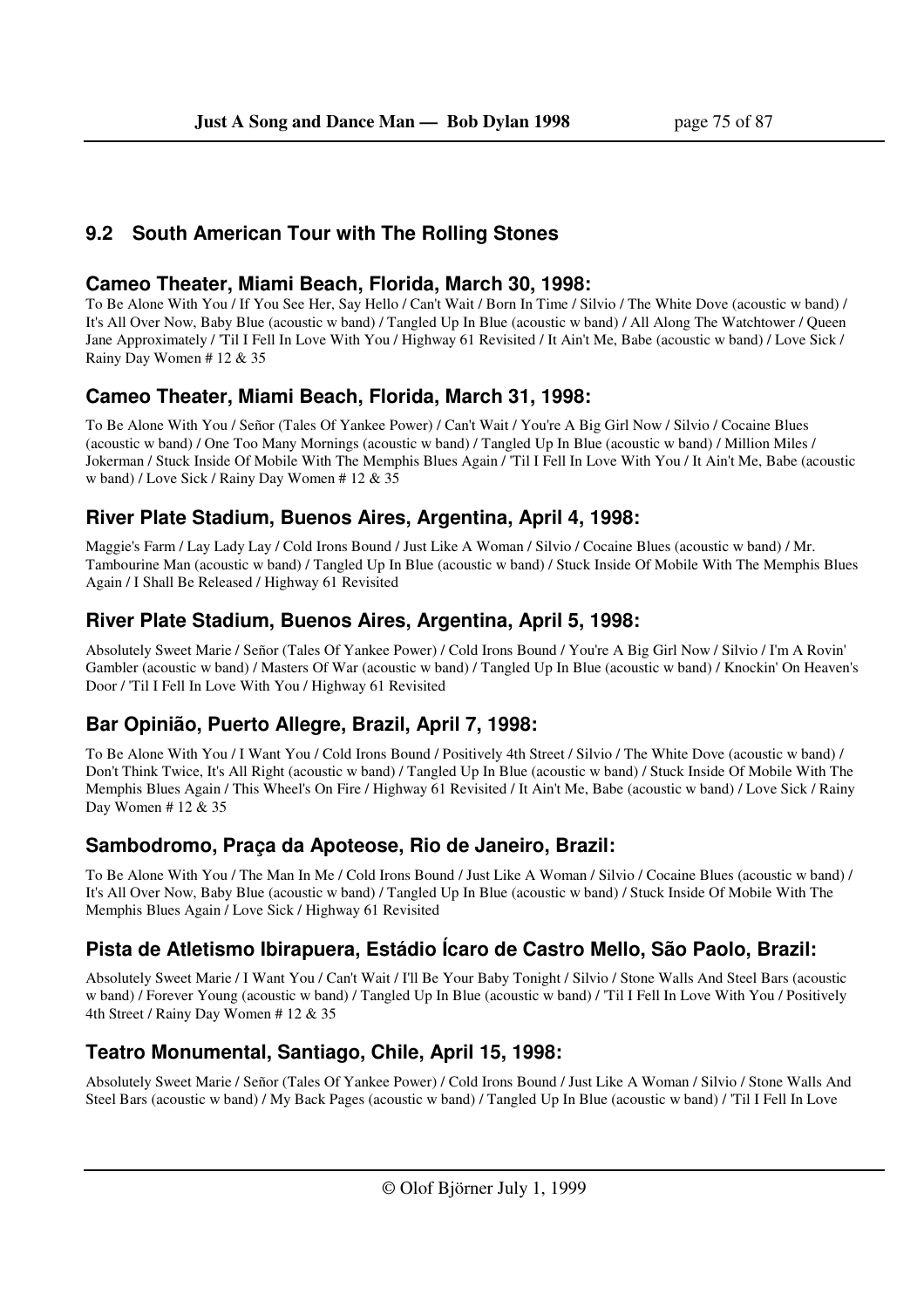## 9.2 South American Tour with The Rolling Stones

### Cameo Theater, Miami Beach, Florida, March 30, 1998:

To Be Alone With You / If You See Her, Say Hello / Can't Wait / Born In Time / Silvio / The White Dove (acoustic w band) / It's All Over Now, Baby Blue (acoustic w band) / Tangled Up In Blue (acoustic w band) / All Along The Watchtower / Queen Jane Approximately / 'Til I Fell In Love With You / Highway 61 Revisited / It Ain't Me, Babe (acoustic w band) / Love Sick / Rainy Day Women # 12 & 35

### Cameo Theater, Miami Beach, Florida, March 31, 1998:

To Be Alone With You / Señor (Tales Of Yankee Power) / Can't Wait / You're A Big Girl Now / Silvio / Cocaine Blues (acoustic w band) / One Too Many Mornings (acoustic w band) / Tangled Up In Blue (acoustic w band) / Million Miles / Jokerman / Stuck Inside Of Mobile With The Memphis Blues Again / 'Til I Fell In Love With You / It Ain't Me, Babe (acoustic w band) / Love Sick / Rainy Day Women # 12 & 35

### River Plate Stadium, Buenos Aires, Argentina, April 4, 1998:

Maggie's Farm / Lay Lady Lay / Cold Irons Bound / Just Like A Woman / Silvio / Cocaine Blues (acoustic w band) / Mr. Tambourine Man (acoustic w band) / Tangled Up In Blue (acoustic w band) / Stuck Inside Of Mobile With The Memphis Blues Again / I Shall Be Released / Highway 61 Revisited

### River Plate Stadium, Buenos Aires, Argentina, April 5, 1998:

Absolutely Sweet Marie / Señor (Tales Of Yankee Power) / Cold Irons Bound / You're A Big Girl Now / Silvio / I'm A Rovin' Gambler (acoustic w band) / Masters Of War (acoustic w band) / Tangled Up In Blue (acoustic w band) / Knockin' On Heaven's Door / 'Til I Fell In Love With You / Highway 61 Revisited

### Bar Opinião, Puerto Allegre, Brazil, April 7, 1998:

To Be Alone With You / I Want You / Cold Irons Bound / Positively 4th Street / Silvio / The White Dove (acoustic w band) / Don't Think Twice, It's All Right (acoustic w band) / Tangled Up In Blue (acoustic w band) / Stuck Inside Of Mobile With The Memphis Blues Again / This Wheel's On Fire / Highway 61 Revisited / It Ain't Me, Babe (acoustic w band) / Love Sick / Rainy Day Women # 12 & 35

### Sambodromo, Praça da Apoteose, Rio de Janeiro, Brazil:

To Be Alone With You / The Man In Me / Cold Irons Bound / Just Like A Woman / Silvio / Cocaine Blues (acoustic w band) / It's All Over Now, Baby Blue (acoustic w band) / Tangled Up In Blue (acoustic w band) / Stuck Inside Of Mobile With The Memphis Blues Again / Love Sick / Highway 61 Revisited

### Pista de Atletismo Ibirapuera, Estádio Ícaro de Castro Mello, São Paolo, Brazil:

Absolutely Sweet Marie / I Want You / Can't Wait / I'll Be Your Baby Tonight / Silvio / Stone Walls And Steel Bars (acoustic w band) / Forever Young (acoustic w band) / Tangled Up In Blue (acoustic w band) / 'Til I Fell In Love With You / Positively 4th Street / Rainy Day Women # 12 & 35

### Teatro Monumental, Santiago, Chile, April 15, 1998:

Absolutely Sweet Marie / Señor (Tales Of Yankee Power) / Cold Irons Bound / Just Like A Woman / Silvio / Stone Walls And Steel Bars (acoustic w band) / My Back Pages (acoustic w band) / Tangled Up In Blue (acoustic w band) / 'Til I Fell In Love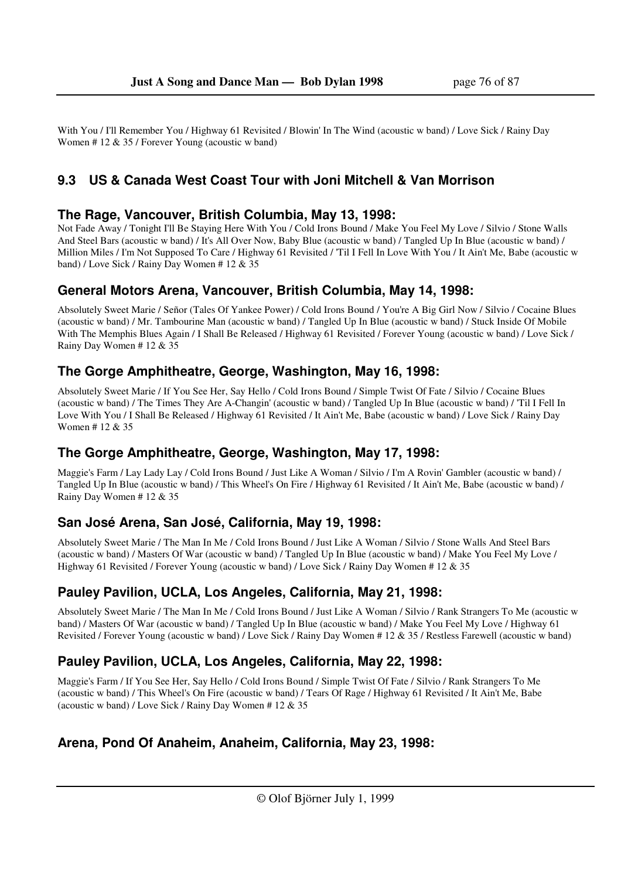With You / I'll Remember You / Highway 61 Revisited / Blowin' In The Wind (acoustic w band) / Love Sick / Rainy Day Women # 12 & 35 / Forever Young (acoustic w band)

## 9.3 US & Canada West Coast Tour with Joni Mitchell & Van Morrison

### The Rage, Vancouver, British Columbia, May 13, 1998:

Not Fade Away / Tonight I'll Be Staying Here With You / Cold Irons Bound / Make You Feel My Love / Silvio / Stone Walls And Steel Bars (acoustic w band) / It's All Over Now, Baby Blue (acoustic w band) / Tangled Up In Blue (acoustic w band) / Million Miles / I'm Not Supposed To Care / Highway 61 Revisited / 'Til I Fell In Love With You / It Ain't Me, Babe (acoustic w band) / Love Sick / Rainy Day Women # 12 & 35

### General Motors Arena, Vancouver, British Columbia, May 14, 1998:

Absolutely Sweet Marie / Señor (Tales Of Yankee Power) / Cold Irons Bound / You're A Big Girl Now / Silvio / Cocaine Blues (acoustic w band) / Mr. Tambourine Man (acoustic w band) / Tangled Up In Blue (acoustic w band) / Stuck Inside Of Mobile With The Memphis Blues Again / I Shall Be Released / Highway 61 Revisited / Forever Young (acoustic w band) / Love Sick / Rainy Day Women # 12 & 35

### The Gorge Amphitheatre, George, Washington, May 16, 1998:

Absolutely Sweet Marie / If You See Her, Say Hello / Cold Irons Bound / Simple Twist Of Fate / Silvio / Cocaine Blues (acoustic w band) / The Times They Are A-Changin' (acoustic w band) / Tangled Up In Blue (acoustic w band) / 'Til I Fell In Love With You / I Shall Be Released / Highway 61 Revisited / It Ain't Me, Babe (acoustic w band) / Love Sick / Rainy Day Women # 12 & 35

### The Gorge Amphitheatre, George, Washington, May 17, 1998:

Maggie's Farm / Lay Lady Lay / Cold Irons Bound / Just Like A Woman / Silvio / I'm A Rovin' Gambler (acoustic w band) / Tangled Up In Blue (acoustic w band) / This Wheel's On Fire / Highway 61 Revisited / It Ain't Me, Babe (acoustic w band) / Rainy Day Women # 12 & 35

### San José Arena, San José, California, May 19, 1998:

Absolutely Sweet Marie / The Man In Me / Cold Irons Bound / Just Like A Woman / Silvio / Stone Walls And Steel Bars (acoustic w band) / Masters Of War (acoustic w band) / Tangled Up In Blue (acoustic w band) / Make You Feel My Love / Highway 61 Revisited / Forever Young (acoustic w band) / Love Sick / Rainy Day Women # 12 & 35

### Pauley Pavilion, UCLA, Los Angeles, California, May 21, 1998:

Absolutely Sweet Marie / The Man In Me / Cold Irons Bound / Just Like A Woman / Silvio / Rank Strangers To Me (acoustic w band) / Masters Of War (acoustic w band) / Tangled Up In Blue (acoustic w band) / Make You Feel My Love / Highway 61 Revisited / Forever Young (acoustic w band) / Love Sick / Rainy Day Women # 12 & 35 / Restless Farewell (acoustic w band)

### Pauley Pavilion, UCLA, Los Angeles, California, May 22, 1998:

Maggie's Farm / If You See Her, Say Hello / Cold Irons Bound / Simple Twist Of Fate / Silvio / Rank Strangers To Me (acoustic w band) / This Wheel's On Fire (acoustic w band) / Tears Of Rage / Highway 61 Revisited / It Ain't Me, Babe (acoustic w band) / Love Sick / Rainy Day Women # 12 & 35

### Arena, Pond Of Anaheim, Anaheim, California, May 23, 1998: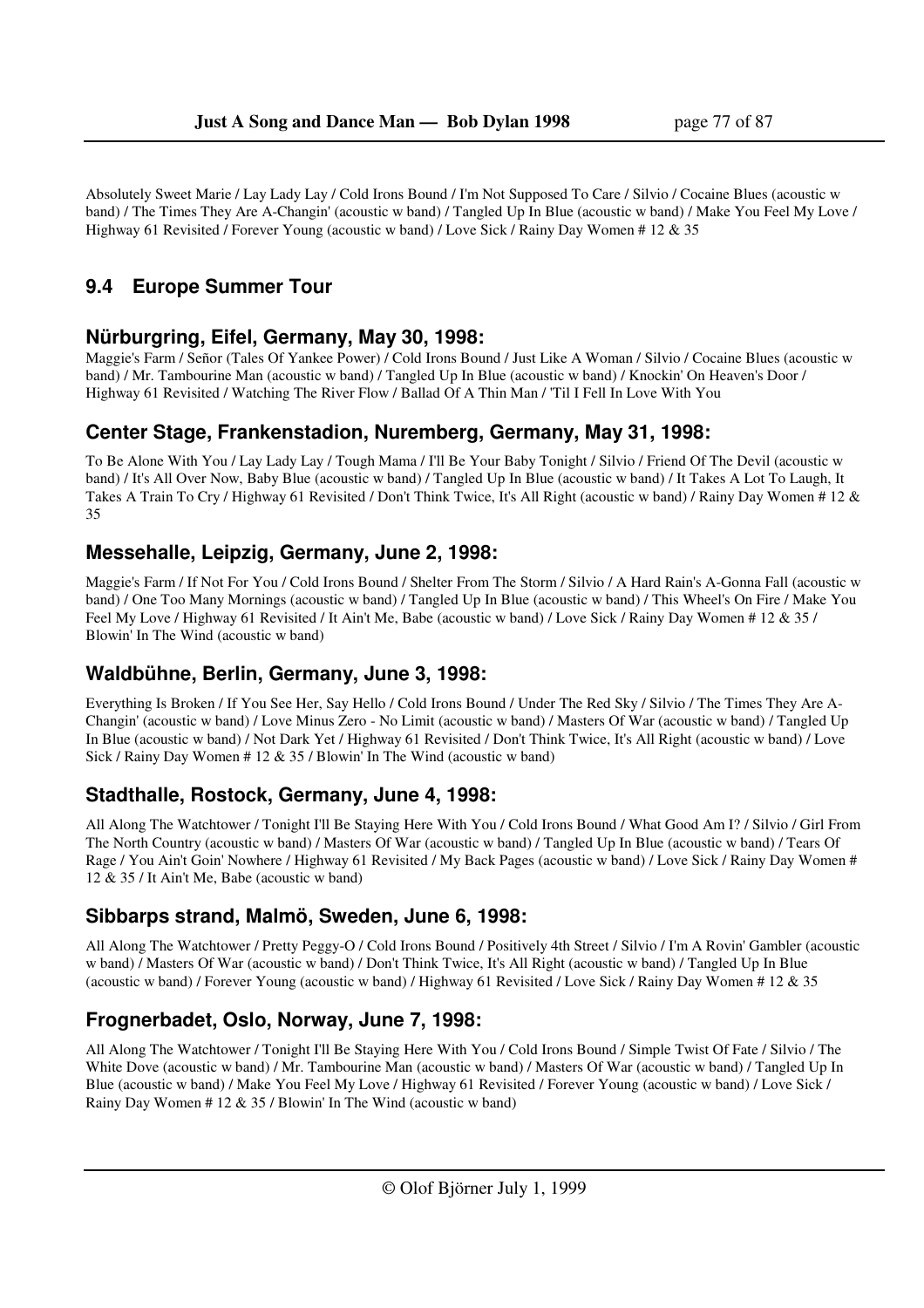Absolutely Sweet Marie / Lay Lady Lay / Cold Irons Bound / I'm Not Supposed To Care / Silvio / Cocaine Blues (acoustic w band) / The Times They Are A-Changin' (acoustic w band) / Tangled Up In Blue (acoustic w band) / Make You Feel My Love / Highway 61 Revisited / Forever Young (acoustic w band) / Love Sick / Rainy Day Women # 12 & 35

## 9.4 Europe Summer Tour

### Nürburgring, Eifel, Germany, May 30, 1998:

Maggie's Farm / Señor (Tales Of Yankee Power) / Cold Irons Bound / Just Like A Woman / Silvio / Cocaine Blues (acoustic w band) / Mr. Tambourine Man (acoustic w band) / Tangled Up In Blue (acoustic w band) / Knockin' On Heaven's Door / Highway 61 Revisited / Watching The River Flow / Ballad Of A Thin Man / 'Til I Fell In Love With You

### Center Stage, Frankenstadion, Nuremberg, Germany, May 31, 1998:

To Be Alone With You / Lay Lady Lay / Tough Mama / I'll Be Your Baby Tonight / Silvio / Friend Of The Devil (acoustic w band) / It's All Over Now, Baby Blue (acoustic w band) / Tangled Up In Blue (acoustic w band) / It Takes A Lot To Laugh, It Takes A Train To Cry / Highway 61 Revisited / Don't Think Twice, It's All Right (acoustic w band) / Rainy Day Women # 12 & 35

### Messehalle, Leipzig, Germany, June 2, 1998:

Maggie's Farm / If Not For You / Cold Irons Bound / Shelter From The Storm / Silvio / A Hard Rain's A-Gonna Fall (acoustic w band) / One Too Many Mornings (acoustic w band) / Tangled Up In Blue (acoustic w band) / This Wheel's On Fire / Make You Feel My Love / Highway 61 Revisited / It Ain't Me, Babe (acoustic w band) / Love Sick / Rainy Day Women # 12 & 35 / Blowin' In The Wind (acoustic w band)

### Waldbühne, Berlin, Germany, June 3, 1998:

Everything Is Broken / If You See Her, Say Hello / Cold Irons Bound / Under The Red Sky / Silvio / The Times They Are A-Changin' (acoustic w band) / Love Minus Zero - No Limit (acoustic w band) / Masters Of War (acoustic w band) / Tangled Up In Blue (acoustic w band) / Not Dark Yet / Highway 61 Revisited / Don't Think Twice, It's All Right (acoustic w band) / Love Sick / Rainy Day Women # 12 & 35 / Blowin' In The Wind (acoustic w band)

### Stadthalle, Rostock, Germany, June 4, 1998:

All Along The Watchtower / Tonight I'll Be Staying Here With You / Cold Irons Bound / What Good Am I? / Silvio / Girl From The North Country (acoustic w band) / Masters Of War (acoustic w band) / Tangled Up In Blue (acoustic w band) / Tears Of Rage / You Ain't Goin' Nowhere / Highway 61 Revisited / My Back Pages (acoustic w band) / Love Sick / Rainy Day Women # 12 & 35 / It Ain't Me, Babe (acoustic w band)

### Sibbarps strand, Malmö, Sweden, June 6, 1998:

All Along The Watchtower / Pretty Peggy-O / Cold Irons Bound / Positively 4th Street / Silvio / I'm A Rovin' Gambler (acoustic w band) / Masters Of War (acoustic w band) / Don't Think Twice, It's All Right (acoustic w band) / Tangled Up In Blue (acoustic w band) / Forever Young (acoustic w band) / Highway 61 Revisited / Love Sick / Rainy Day Women # 12 & 35

### Frognerbadet, Oslo, Norway, June 7, 1998:

All Along The Watchtower / Tonight I'll Be Staying Here With You / Cold Irons Bound / Simple Twist Of Fate / Silvio / The White Dove (acoustic w band) / Mr. Tambourine Man (acoustic w band) / Masters Of War (acoustic w band) / Tangled Up In Blue (acoustic w band) / Make You Feel My Love / Highway 61 Revisited / Forever Young (acoustic w band) / Love Sick / Rainy Day Women # 12 & 35 / Blowin' In The Wind (acoustic w band)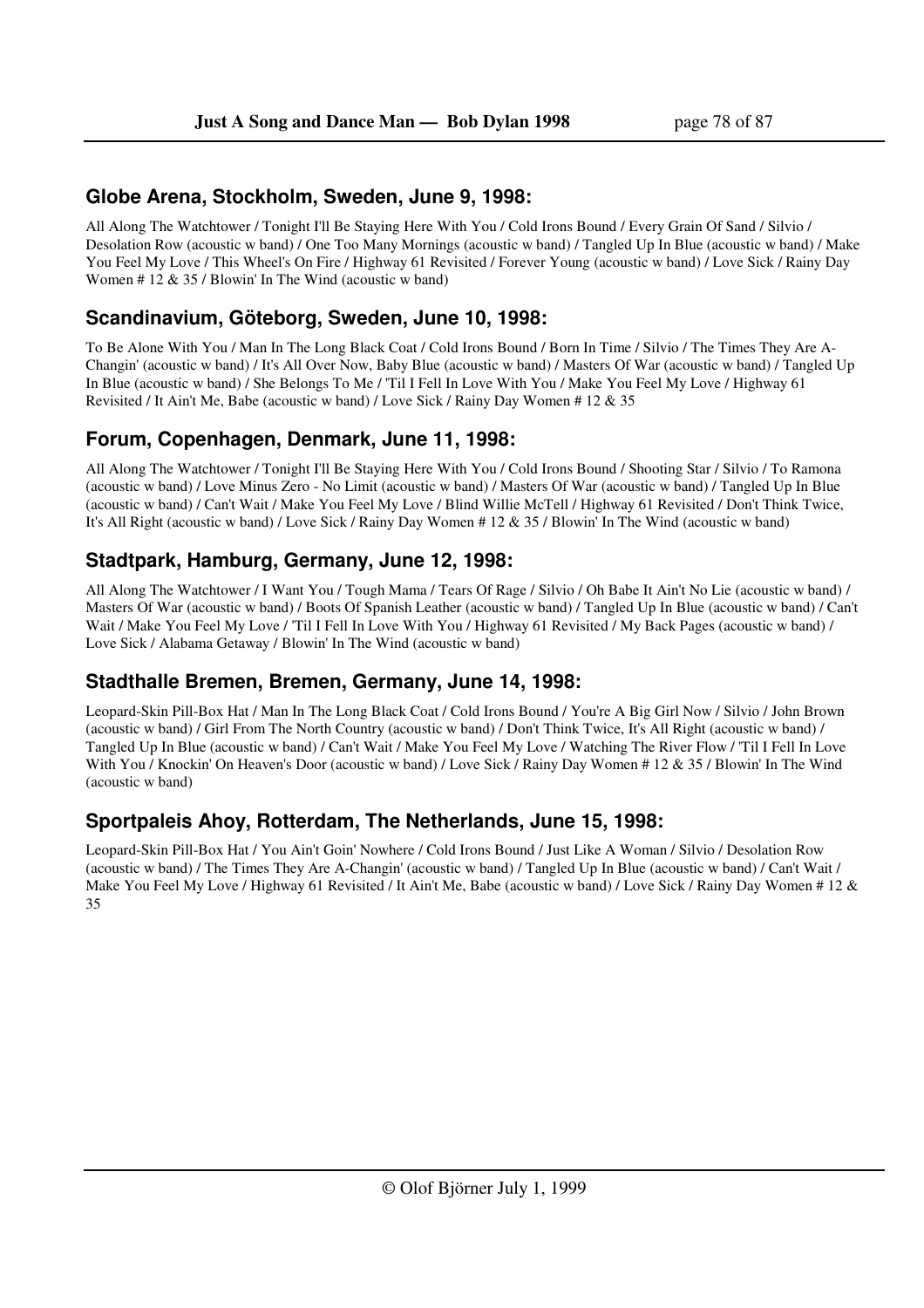## Globe Arena, Stockholm, Sweden, June 9, 1998:

All Along The Watchtower / Tonight I'll Be Staying Here With You / Cold Irons Bound / Every Grain Of Sand / Silvio / Desolation Row (acoustic w band) / One Too Many Mornings (acoustic w band) / Tangled Up In Blue (acoustic w band) / Make You Feel My Love / This Wheel's On Fire / Highway 61 Revisited / Forever Young (acoustic w band) / Love Sick / Rainy Day Women # 12 & 35 / Blowin' In The Wind (acoustic w band)

## Scandinavium, Göteborg, Sweden, June 10, 1998:

To Be Alone With You / Man In The Long Black Coat / Cold Irons Bound / Born In Time / Silvio / The Times They Are A-Changin' (acoustic w band) / It's All Over Now, Baby Blue (acoustic w band) / Masters Of War (acoustic w band) / Tangled Up In Blue (acoustic w band) / She Belongs To Me / 'Til I Fell In Love With You / Make You Feel My Love / Highway 61 Revisited / It Ain't Me, Babe (acoustic w band) / Love Sick / Rainy Day Women # 12 & 35

## Forum, Copenhagen, Denmark, June 11, 1998:

All Along The Watchtower / Tonight I'll Be Staying Here With You / Cold Irons Bound / Shooting Star / Silvio / To Ramona (acoustic w band) / Love Minus Zero - No Limit (acoustic w band) / Masters Of War (acoustic w band) / Tangled Up In Blue (acoustic w band) / Can't Wait / Make You Feel My Love / Blind Willie McTell / Highway 61 Revisited / Don't Think Twice, It's All Right (acoustic w band) / Love Sick / Rainy Day Women # 12 & 35 / Blowin' In The Wind (acoustic w band)

## Stadtpark, Hamburg, Germany, June 12, 1998:

All Along The Watchtower / I Want You / Tough Mama / Tears Of Rage / Silvio / Oh Babe It Ain't No Lie (acoustic w band) / Masters Of War (acoustic w band) / Boots Of Spanish Leather (acoustic w band) / Tangled Up In Blue (acoustic w band) / Can't Wait / Make You Feel My Love / 'Til I Fell In Love With You / Highway 61 Revisited / My Back Pages (acoustic w band) / Love Sick / Alabama Getaway / Blowin' In The Wind (acoustic w band)

## Stadthalle Bremen, Bremen, Germany, June 14, 1998:

Leopard-Skin Pill-Box Hat / Man In The Long Black Coat / Cold Irons Bound / You're A Big Girl Now / Silvio / John Brown (acoustic w band) / Girl From The North Country (acoustic w band) / Don't Think Twice, It's All Right (acoustic w band) / Tangled Up In Blue (acoustic w band) / Can't Wait / Make You Feel My Love / Watching The River Flow / 'Til I Fell In Love With You / Knockin' On Heaven's Door (acoustic w band) / Love Sick / Rainy Day Women # 12 & 35 / Blowin' In The Wind (acoustic w band)

## Sportpaleis Ahoy, Rotterdam, The Netherlands, June 15, 1998:

Leopard-Skin Pill-Box Hat / You Ain't Goin' Nowhere / Cold Irons Bound / Just Like A Woman / Silvio / Desolation Row (acoustic w band) / The Times They Are A-Changin' (acoustic w band) / Tangled Up In Blue (acoustic w band) / Can't Wait / Make You Feel My Love / Highway 61 Revisited / It Ain't Me, Babe (acoustic w band) / Love Sick / Rainy Day Women # 12 & 35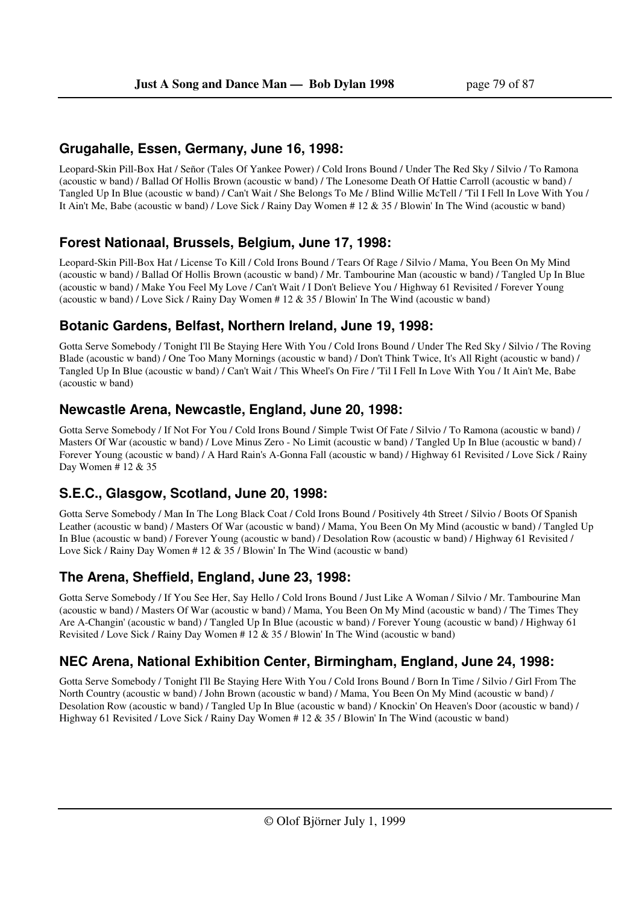### Grugahalle, Essen, Germany, June 16, 1998:

Leopard-Skin Pill-Box Hat / Señor (Tales Of Yankee Power) / Cold Irons Bound / Under The Red Sky / Silvio / To Ramona (acoustic w band) / Ballad Of Hollis Brown (acoustic w band) / The Lonesome Death Of Hattie Carroll (acoustic w band) / Tangled Up In Blue (acoustic w band) / Can't Wait / She Belongs To Me / Blind Willie McTell / 'Til I Fell In Love With You / It Ain't Me, Babe (acoustic w band) / Love Sick / Rainy Day Women # 12 & 35 / Blowin' In The Wind (acoustic w band)

### Forest Nationaal, Brussels, Belgium, June 17, 1998:

Leopard-Skin Pill-Box Hat / License To Kill / Cold Irons Bound / Tears Of Rage / Silvio / Mama, You Been On My Mind (acoustic w band) / Ballad Of Hollis Brown (acoustic w band) / Mr. Tambourine Man (acoustic w band) / Tangled Up In Blue (acoustic w band) / Make You Feel My Love / Can't Wait / I Don't Believe You / Highway 61 Revisited / Forever Young (acoustic w band) / Love Sick / Rainy Day Women # 12 & 35 / Blowin' In The Wind (acoustic w band)

### Botanic Gardens, Belfast, Northern Ireland, June 19, 1998:

Gotta Serve Somebody / Tonight I'll Be Staying Here With You / Cold Irons Bound / Under The Red Sky / Silvio / The Roving Blade (acoustic w band) / One Too Many Mornings (acoustic w band) / Don't Think Twice, It's All Right (acoustic w band) / Tangled Up In Blue (acoustic w band) / Can't Wait / This Wheel's On Fire / 'Til I Fell In Love With You / It Ain't Me, Babe (acoustic w band)

### Newcastle Arena, Newcastle, England, June 20, 1998:

Gotta Serve Somebody / If Not For You / Cold Irons Bound / Simple Twist Of Fate / Silvio / To Ramona (acoustic w band) / Masters Of War (acoustic w band) / Love Minus Zero - No Limit (acoustic w band) / Tangled Up In Blue (acoustic w band) / Forever Young (acoustic w band) / A Hard Rain's A-Gonna Fall (acoustic w band) / Highway 61 Revisited / Love Sick / Rainy Day Women # 12 & 35

### S.E.C., Glasgow, Scotland, June 20, 1998:

Gotta Serve Somebody / Man In The Long Black Coat / Cold Irons Bound / Positively 4th Street / Silvio / Boots Of Spanish Leather (acoustic w band) / Masters Of War (acoustic w band) / Mama, You Been On My Mind (acoustic w band) / Tangled Up In Blue (acoustic w band) / Forever Young (acoustic w band) / Desolation Row (acoustic w band) / Highway 61 Revisited / Love Sick / Rainy Day Women # 12 & 35 / Blowin' In The Wind (acoustic w band)

### The Arena, Sheffield, England, June 23, 1998:

Gotta Serve Somebody / If You See Her, Say Hello / Cold Irons Bound / Just Like A Woman / Silvio / Mr. Tambourine Man (acoustic w band) / Masters Of War (acoustic w band) / Mama, You Been On My Mind (acoustic w band) / The Times They Are A-Changin' (acoustic w band) / Tangled Up In Blue (acoustic w band) / Forever Young (acoustic w band) / Highway 61 Revisited / Love Sick / Rainy Day Women # 12 & 35 / Blowin' In The Wind (acoustic w band)

### NEC Arena, National Exhibition Center, Birmingham, England, June 24, 1998:

Gotta Serve Somebody / Tonight I'll Be Staying Here With You / Cold Irons Bound / Born In Time / Silvio / Girl From The North Country (acoustic w band) / John Brown (acoustic w band) / Mama, You Been On My Mind (acoustic w band) / Desolation Row (acoustic w band) / Tangled Up In Blue (acoustic w band) / Knockin' On Heaven's Door (acoustic w band) / Highway 61 Revisited / Love Sick / Rainy Day Women # 12 & 35 / Blowin' In The Wind (acoustic w band)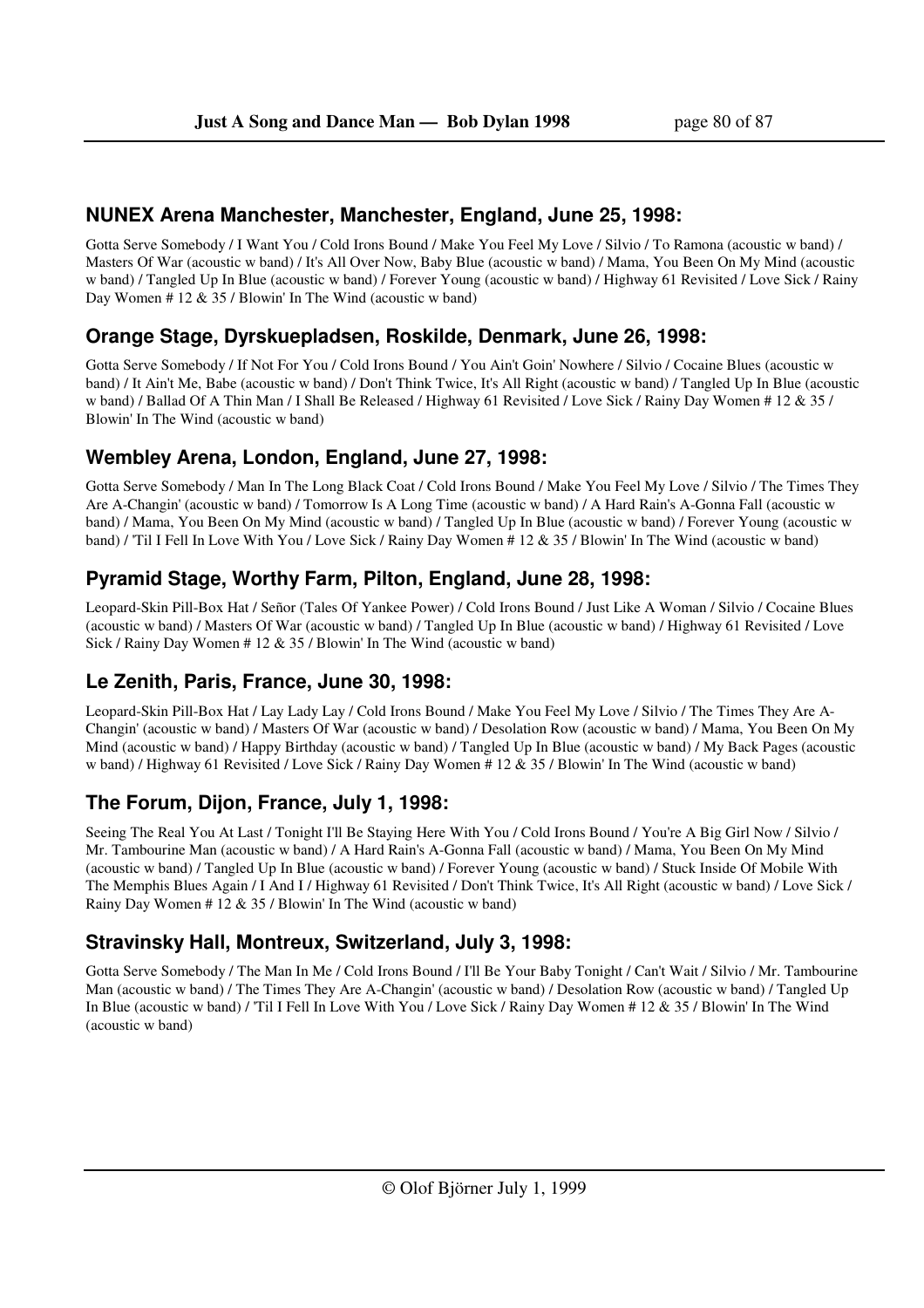### NUNEX Arena Manchester, Manchester, England, June 25, 1998:

Gotta Serve Somebody / I Want You / Cold Irons Bound / Make You Feel My Love / Silvio / To Ramona (acoustic w band) / Masters Of War (acoustic w band) / It's All Over Now, Baby Blue (acoustic w band) / Mama, You Been On My Mind (acoustic w band) / Tangled Up In Blue (acoustic w band) / Forever Young (acoustic w band) / Highway 61 Revisited / Love Sick / Rainy Day Women # 12 & 35 / Blowin' In The Wind (acoustic w band)

### Orange Stage, Dyrskuepladsen, Roskilde, Denmark, June 26, 1998:

Gotta Serve Somebody / If Not For You / Cold Irons Bound / You Ain't Goin' Nowhere / Silvio / Cocaine Blues (acoustic w band) / It Ain't Me, Babe (acoustic w band) / Don't Think Twice, It's All Right (acoustic w band) / Tangled Up In Blue (acoustic w band) / Ballad Of A Thin Man / I Shall Be Released / Highway 61 Revisited / Love Sick / Rainy Day Women # 12 & 35 / Blowin' In The Wind (acoustic w band)

### Wembley Arena, London, England, June 27, 1998:

Gotta Serve Somebody / Man In The Long Black Coat / Cold Irons Bound / Make You Feel My Love / Silvio / The Times They Are A-Changin' (acoustic w band) / Tomorrow Is A Long Time (acoustic w band) / A Hard Rain's A-Gonna Fall (acoustic w band) / Mama, You Been On My Mind (acoustic w band) / Tangled Up In Blue (acoustic w band) / Forever Young (acoustic w band) / 'Til I Fell In Love With You / Love Sick / Rainy Day Women # 12 & 35 / Blowin' In The Wind (acoustic w band)

### Pyramid Stage, Worthy Farm, Pilton, England, June 28, 1998:

Leopard-Skin Pill-Box Hat / Señor (Tales Of Yankee Power) / Cold Irons Bound / Just Like A Woman / Silvio / Cocaine Blues (acoustic w band) / Masters Of War (acoustic w band) / Tangled Up In Blue (acoustic w band) / Highway 61 Revisited / Love Sick / Rainy Day Women # 12 & 35 / Blowin' In The Wind (acoustic w band)

### Le Zenith, Paris, France, June 30, 1998:

Leopard-Skin Pill-Box Hat / Lay Lady Lay / Cold Irons Bound / Make You Feel My Love / Silvio / The Times They Are A-Changin' (acoustic w band) / Masters Of War (acoustic w band) / Desolation Row (acoustic w band) / Mama, You Been On My Mind (acoustic w band) / Happy Birthday (acoustic w band) / Tangled Up In Blue (acoustic w band) / My Back Pages (acoustic w band) / Highway 61 Revisited / Love Sick / Rainy Day Women # 12 & 35 / Blowin' In The Wind (acoustic w band)

### The Forum, Dijon, France, July 1, 1998:

Seeing The Real You At Last / Tonight I'll Be Staying Here With You / Cold Irons Bound / You're A Big Girl Now / Silvio / Mr. Tambourine Man (acoustic w band) / A Hard Rain's A-Gonna Fall (acoustic w band) / Mama, You Been On My Mind (acoustic w band) / Tangled Up In Blue (acoustic w band) / Forever Young (acoustic w band) / Stuck Inside Of Mobile With The Memphis Blues Again / I And I / Highway 61 Revisited / Don't Think Twice, It's All Right (acoustic w band) / Love Sick / Rainy Day Women # 12 & 35 / Blowin' In The Wind (acoustic w band)

### Stravinsky Hall, Montreux, Switzerland, July 3, 1998:

Gotta Serve Somebody / The Man In Me / Cold Irons Bound / I'll Be Your Baby Tonight / Can't Wait / Silvio / Mr. Tambourine Man (acoustic w band) / The Times They Are A-Changin' (acoustic w band) / Desolation Row (acoustic w band) / Tangled Up In Blue (acoustic w band) / 'Til I Fell In Love With You / Love Sick / Rainy Day Women # 12 & 35 / Blowin' In The Wind (acoustic w band)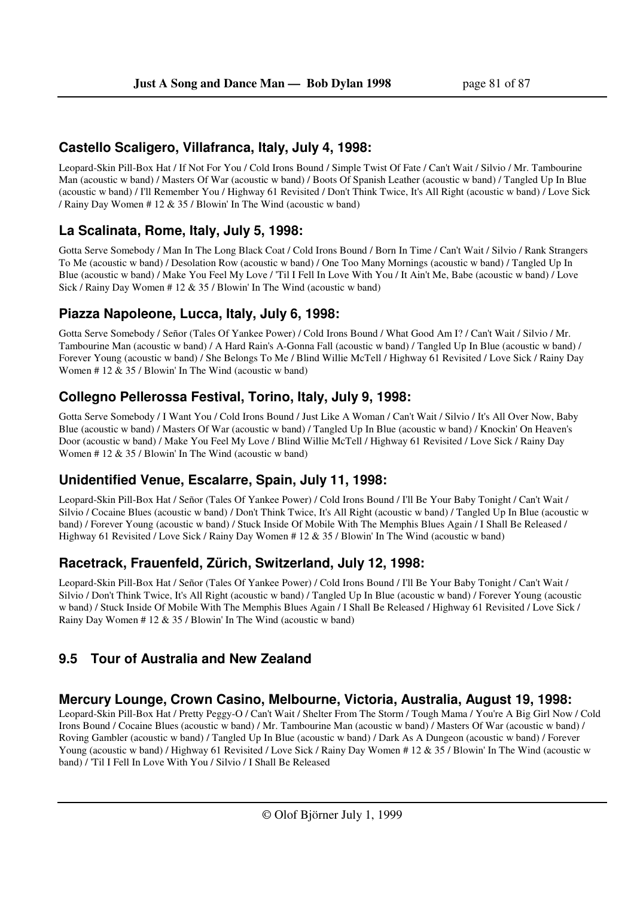### Castello Scaligero, Villafranca, Italy, July 4, 1998:

Leopard-Skin Pill-Box Hat / If Not For You / Cold Irons Bound / Simple Twist Of Fate / Can't Wait / Silvio / Mr. Tambourine Man (acoustic w band) / Masters Of War (acoustic w band) / Boots Of Spanish Leather (acoustic w band) / Tangled Up In Blue (acoustic w band) / I'll Remember You / Highway 61 Revisited / Don't Think Twice, It's All Right (acoustic w band) / Love Sick / Rainy Day Women # 12 & 35 / Blowin' In The Wind (acoustic w band)

### La Scalinata, Rome, Italy, July 5, 1998:

Gotta Serve Somebody / Man In The Long Black Coat / Cold Irons Bound / Born In Time / Can't Wait / Silvio / Rank Strangers To Me (acoustic w band) / Desolation Row (acoustic w band) / One Too Many Mornings (acoustic w band) / Tangled Up In Blue (acoustic w band) / Make You Feel My Love / 'Til I Fell In Love With You / It Ain't Me, Babe (acoustic w band) / Love Sick / Rainy Day Women # 12 & 35 / Blowin' In The Wind (acoustic w band)

### Piazza Napoleone, Lucca, Italy, July 6, 1998:

Gotta Serve Somebody / Señor (Tales Of Yankee Power) / Cold Irons Bound / What Good Am I? / Can't Wait / Silvio / Mr. Tambourine Man (acoustic w band) / A Hard Rain's A-Gonna Fall (acoustic w band) / Tangled Up In Blue (acoustic w band) / Forever Young (acoustic w band) / She Belongs To Me / Blind Willie McTell / Highway 61 Revisited / Love Sick / Rainy Day Women # 12 & 35 / Blowin' In The Wind (acoustic w band)

### Collegno Pellerossa Festival, Torino, Italy, July 9, 1998:

Gotta Serve Somebody / I Want You / Cold Irons Bound / Just Like A Woman / Can't Wait / Silvio / It's All Over Now, Baby Blue (acoustic w band) / Masters Of War (acoustic w band) / Tangled Up In Blue (acoustic w band) / Knockin' On Heaven's Door (acoustic w band) / Make You Feel My Love / Blind Willie McTell / Highway 61 Revisited / Love Sick / Rainy Day Women # 12 & 35 / Blowin' In The Wind (acoustic w band)

### Unidentified Venue, Escalarre, Spain, July 11, 1998:

Leopard-Skin Pill-Box Hat / Señor (Tales Of Yankee Power) / Cold Irons Bound / I'll Be Your Baby Tonight / Can't Wait / Silvio / Cocaine Blues (acoustic w band) / Don't Think Twice, It's All Right (acoustic w band) / Tangled Up In Blue (acoustic w band) / Forever Young (acoustic w band) / Stuck Inside Of Mobile With The Memphis Blues Again / I Shall Be Released / Highway 61 Revisited / Love Sick / Rainy Day Women # 12 & 35 / Blowin' In The Wind (acoustic w band)

### Racetrack, Frauenfeld, Zürich, Switzerland, July 12, 1998:

Leopard-Skin Pill-Box Hat / Señor (Tales Of Yankee Power) / Cold Irons Bound / I'll Be Your Baby Tonight / Can't Wait / Silvio / Don't Think Twice, It's All Right (acoustic w band) / Tangled Up In Blue (acoustic w band) / Forever Young (acoustic w band) / Stuck Inside Of Mobile With The Memphis Blues Again / I Shall Be Released / Highway 61 Revisited / Love Sick / Rainy Day Women # 12 & 35 / Blowin' In The Wind (acoustic w band)

## 9.5 Tour of Australia and New Zealand

### Mercury Lounge, Crown Casino, Melbourne, Victoria, Australia, August 19, 1998:

Leopard-Skin Pill-Box Hat / Pretty Peggy-O / Can't Wait / Shelter From The Storm / Tough Mama / You're A Big Girl Now / Cold Irons Bound / Cocaine Blues (acoustic w band) / Mr. Tambourine Man (acoustic w band) / Masters Of War (acoustic w band) / Roving Gambler (acoustic w band) / Tangled Up In Blue (acoustic w band) / Dark As A Dungeon (acoustic w band) / Forever Young (acoustic w band) / Highway 61 Revisited / Love Sick / Rainy Day Women # 12 & 35 / Blowin' In The Wind (acoustic w band) / 'Til I Fell In Love With You / Silvio / I Shall Be Released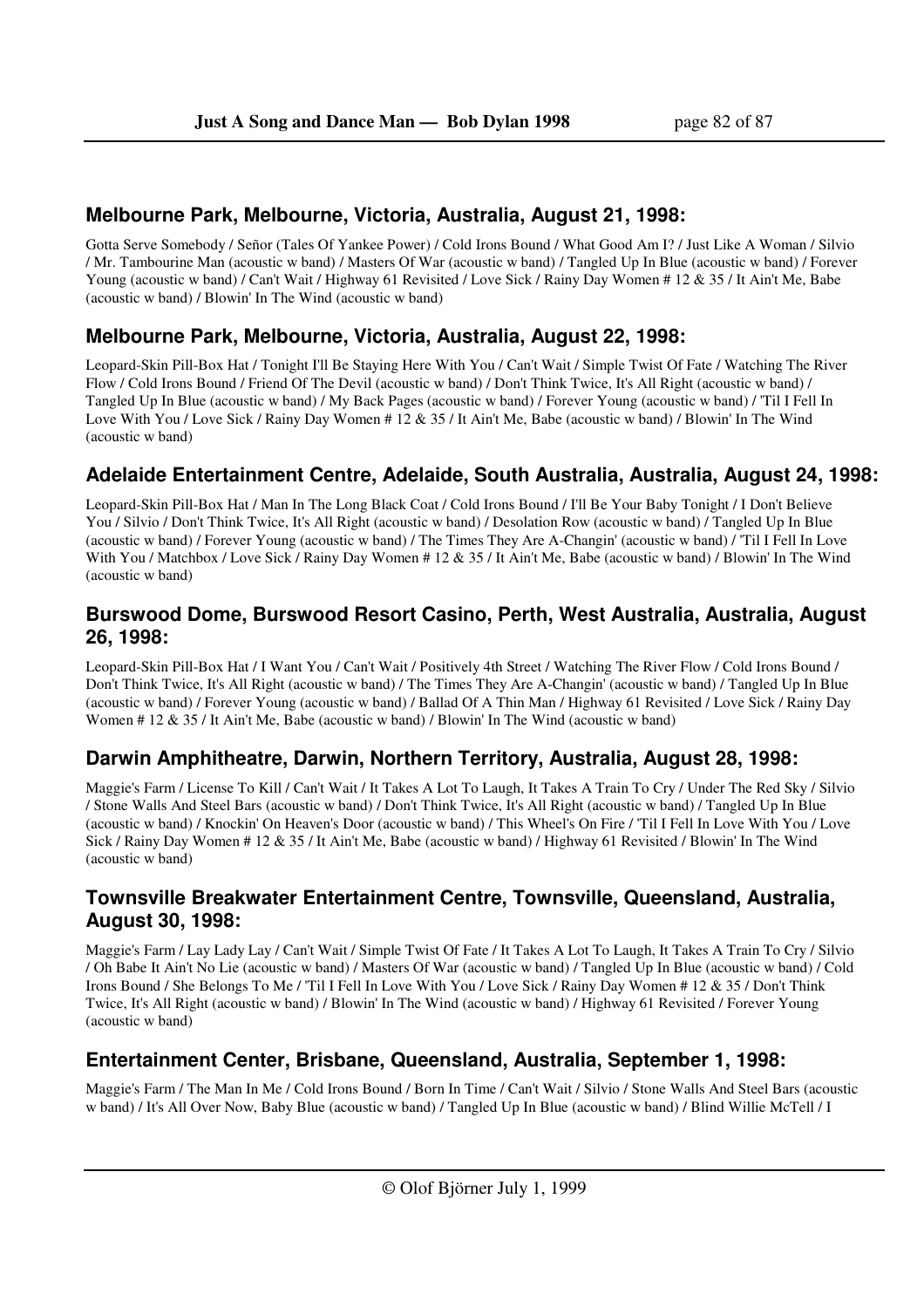## Melbourne Park, Melbourne, Victoria, Australia, August 21, 1998:

Gotta Serve Somebody / Señor (Tales Of Yankee Power) / Cold Irons Bound / What Good Am I? / Just Like A Woman / Silvio / Mr. Tambourine Man (acoustic w band) / Masters Of War (acoustic w band) / Tangled Up In Blue (acoustic w band) / Forever Young (acoustic w band) / Can't Wait / Highway 61 Revisited / Love Sick / Rainy Day Women # 12 & 35 / It Ain't Me, Babe (acoustic w band) / Blowin' In The Wind (acoustic w band)

## Melbourne Park, Melbourne, Victoria, Australia, August 22, 1998:

Leopard-Skin Pill-Box Hat / Tonight I'll Be Staying Here With You / Can't Wait / Simple Twist Of Fate / Watching The River Flow / Cold Irons Bound / Friend Of The Devil (acoustic w band) / Don't Think Twice, It's All Right (acoustic w band) / Tangled Up In Blue (acoustic w band) / My Back Pages (acoustic w band) / Forever Young (acoustic w band) / 'Til I Fell In Love With You / Love Sick / Rainy Day Women # 12 & 35 / It Ain't Me, Babe (acoustic w band) / Blowin' In The Wind (acoustic w band)

## Adelaide Entertainment Centre, Adelaide, South Australia, Australia, August 24, 1998:

Leopard-Skin Pill-Box Hat / Man In The Long Black Coat / Cold Irons Bound / I'll Be Your Baby Tonight / I Don't Believe You / Silvio / Don't Think Twice, It's All Right (acoustic w band) / Desolation Row (acoustic w band) / Tangled Up In Blue (acoustic w band) / Forever Young (acoustic w band) / The Times They Are A-Changin' (acoustic w band) / 'Til I Fell In Love With You / Matchbox / Love Sick / Rainy Day Women # 12 & 35 / It Ain't Me, Babe (acoustic w band) / Blowin' In The Wind (acoustic w band)

## Burswood Dome, Burswood Resort Casino, Perth, West Australia, Australia, August 26, 1998:

Leopard-Skin Pill-Box Hat / I Want You / Can't Wait / Positively 4th Street / Watching The River Flow / Cold Irons Bound / Don't Think Twice, It's All Right (acoustic w band) / The Times They Are A-Changin' (acoustic w band) / Tangled Up In Blue (acoustic w band) / Forever Young (acoustic w band) / Ballad Of A Thin Man / Highway 61 Revisited / Love Sick / Rainy Day Women # 12 & 35 / It Ain't Me, Babe (acoustic w band) / Blowin' In The Wind (acoustic w band)

## Darwin Amphitheatre, Darwin, Northern Territory, Australia, August 28, 1998:

Maggie's Farm / License To Kill / Can't Wait / It Takes A Lot To Laugh, It Takes A Train To Cry / Under The Red Sky / Silvio / Stone Walls And Steel Bars (acoustic w band) / Don't Think Twice, It's All Right (acoustic w band) / Tangled Up In Blue (acoustic w band) / Knockin' On Heaven's Door (acoustic w band) / This Wheel's On Fire / 'Til I Fell In Love With You / Love Sick / Rainy Day Women # 12 & 35 / It Ain't Me, Babe (acoustic w band) / Highway 61 Revisited / Blowin' In The Wind (acoustic w band)

## Townsville Breakwater Entertainment Centre, Townsville, Queensland, Australia, August 30, 1998:

Maggie's Farm / Lay Lady Lay / Can't Wait / Simple Twist Of Fate / It Takes A Lot To Laugh, It Takes A Train To Cry / Silvio / Oh Babe It Ain't No Lie (acoustic w band) / Masters Of War (acoustic w band) / Tangled Up In Blue (acoustic w band) / Cold Irons Bound / She Belongs To Me / 'Til I Fell In Love With You / Love Sick / Rainy Day Women # 12 & 35 / Don't Think Twice, It's All Right (acoustic w band) / Blowin' In The Wind (acoustic w band) / Highway 61 Revisited / Forever Young (acoustic w band)

## Entertainment Center, Brisbane, Queensland, Australia, September 1, 1998:

Maggie's Farm / The Man In Me / Cold Irons Bound / Born In Time / Can't Wait / Silvio / Stone Walls And Steel Bars (acoustic w band) / It's All Over Now, Baby Blue (acoustic w band) / Tangled Up In Blue (acoustic w band) / Blind Willie McTell / I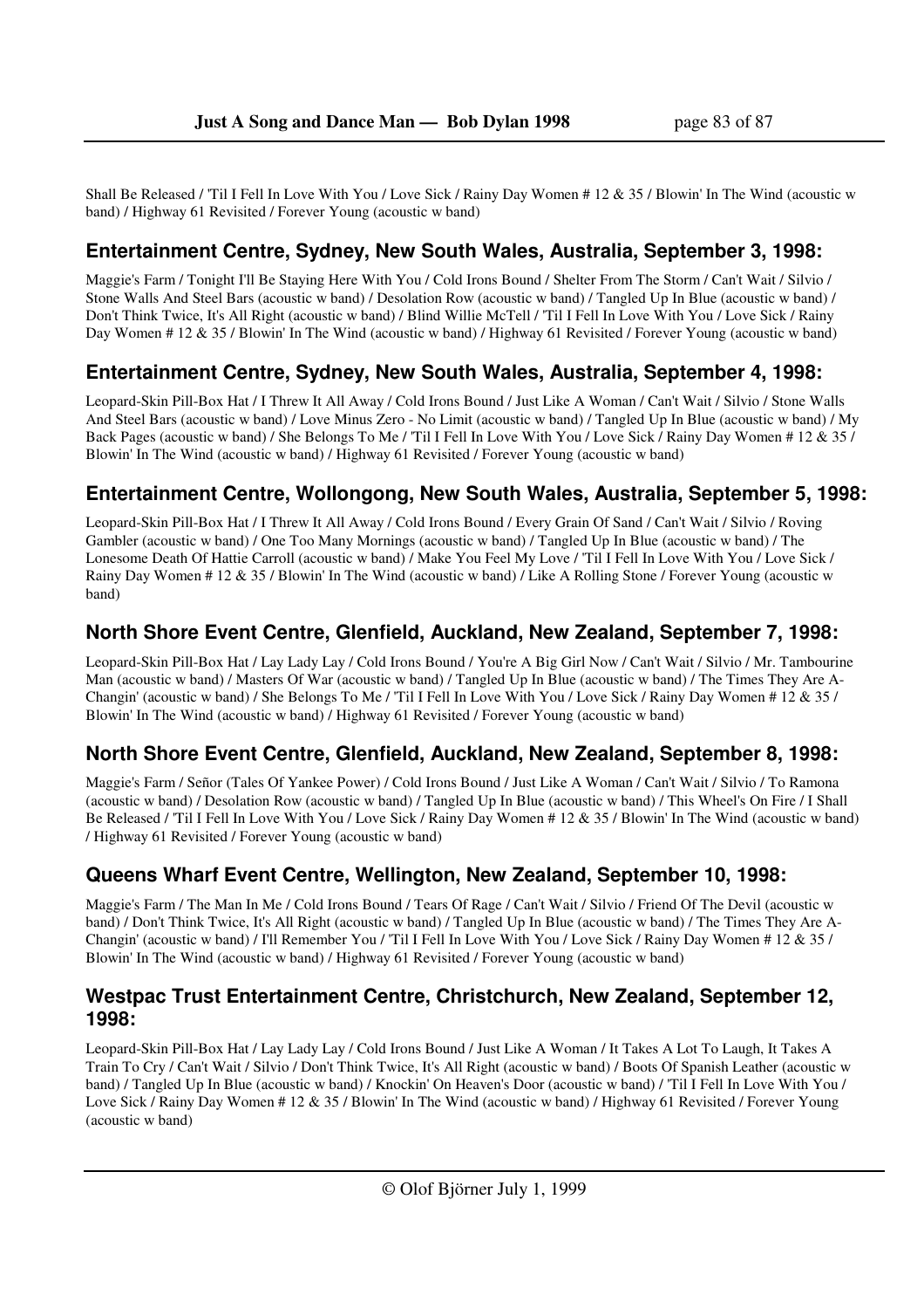Shall Be Released / 'Til I Fell In Love With You / Love Sick / Rainy Day Women # 12 & 35 / Blowin' In The Wind (acoustic w band) / Highway 61 Revisited / Forever Young (acoustic w band)

## Entertainment Centre, Sydney, New South Wales, Australia, September 3, 1998:

Maggie's Farm / Tonight I'll Be Staying Here With You / Cold Irons Bound / Shelter From The Storm / Can't Wait / Silvio / Stone Walls And Steel Bars (acoustic w band) / Desolation Row (acoustic w band) / Tangled Up In Blue (acoustic w band) / Don't Think Twice, It's All Right (acoustic w band) / Blind Willie McTell / 'Til I Fell In Love With You / Love Sick / Rainy Day Women # 12 & 35 / Blowin' In The Wind (acoustic w band) / Highway 61 Revisited / Forever Young (acoustic w band)

## Entertainment Centre, Sydney, New South Wales, Australia, September 4, 1998:

Leopard-Skin Pill-Box Hat / I Threw It All Away / Cold Irons Bound / Just Like A Woman / Can't Wait / Silvio / Stone Walls And Steel Bars (acoustic w band) / Love Minus Zero - No Limit (acoustic w band) / Tangled Up In Blue (acoustic w band) / My Back Pages (acoustic w band) / She Belongs To Me / 'Til I Fell In Love With You / Love Sick / Rainy Day Women # 12 & 35 / Blowin' In The Wind (acoustic w band) / Highway 61 Revisited / Forever Young (acoustic w band)

## Entertainment Centre, Wollongong, New South Wales, Australia, September 5, 1998:

Leopard-Skin Pill-Box Hat / I Threw It All Away / Cold Irons Bound / Every Grain Of Sand / Can't Wait / Silvio / Roving Gambler (acoustic w band) / One Too Many Mornings (acoustic w band) / Tangled Up In Blue (acoustic w band) / The Lonesome Death Of Hattie Carroll (acoustic w band) / Make You Feel My Love / 'Til I Fell In Love With You / Love Sick / Rainy Day Women # 12 & 35 / Blowin' In The Wind (acoustic w band) / Like A Rolling Stone / Forever Young (acoustic w band)

## North Shore Event Centre, Glenfield, Auckland, New Zealand, September 7, 1998:

Leopard-Skin Pill-Box Hat / Lay Lady Lay / Cold Irons Bound / You're A Big Girl Now / Can't Wait / Silvio / Mr. Tambourine Man (acoustic w band) / Masters Of War (acoustic w band) / Tangled Up In Blue (acoustic w band) / The Times They Are A-Changin' (acoustic w band) / She Belongs To Me / 'Til I Fell In Love With You / Love Sick / Rainy Day Women # 12 & 35 / Blowin' In The Wind (acoustic w band) / Highway 61 Revisited / Forever Young (acoustic w band)

## North Shore Event Centre, Glenfield, Auckland, New Zealand, September 8, 1998:

Maggie's Farm / Señor (Tales Of Yankee Power) / Cold Irons Bound / Just Like A Woman / Can't Wait / Silvio / To Ramona (acoustic w band) / Desolation Row (acoustic w band) / Tangled Up In Blue (acoustic w band) / This Wheel's On Fire / I Shall Be Released / 'Til I Fell In Love With You / Love Sick / Rainy Day Women # 12 & 35 / Blowin' In The Wind (acoustic w band) / Highway 61 Revisited / Forever Young (acoustic w band)

## Queens Wharf Event Centre, Wellington, New Zealand, September 10, 1998:

Maggie's Farm / The Man In Me / Cold Irons Bound / Tears Of Rage / Can't Wait / Silvio / Friend Of The Devil (acoustic w band) / Don't Think Twice, It's All Right (acoustic w band) / Tangled Up In Blue (acoustic w band) / The Times They Are A-Changin' (acoustic w band) / I'll Remember You / 'Til I Fell In Love With You / Love Sick / Rainy Day Women # 12 & 35 / Blowin' In The Wind (acoustic w band) / Highway 61 Revisited / Forever Young (acoustic w band)

## Westpac Trust Entertainment Centre, Christchurch, New Zealand, September 12, 1998:

Leopard-Skin Pill-Box Hat / Lay Lady Lay / Cold Irons Bound / Just Like A Woman / It Takes A Lot To Laugh, It Takes A Train To Cry / Can't Wait / Silvio / Don't Think Twice, It's All Right (acoustic w band) / Boots Of Spanish Leather (acoustic w band) / Tangled Up In Blue (acoustic w band) / Knockin' On Heaven's Door (acoustic w band) / 'Til I Fell In Love With You / Love Sick / Rainy Day Women # 12 & 35 / Blowin' In The Wind (acoustic w band) / Highway 61 Revisited / Forever Young (acoustic w band)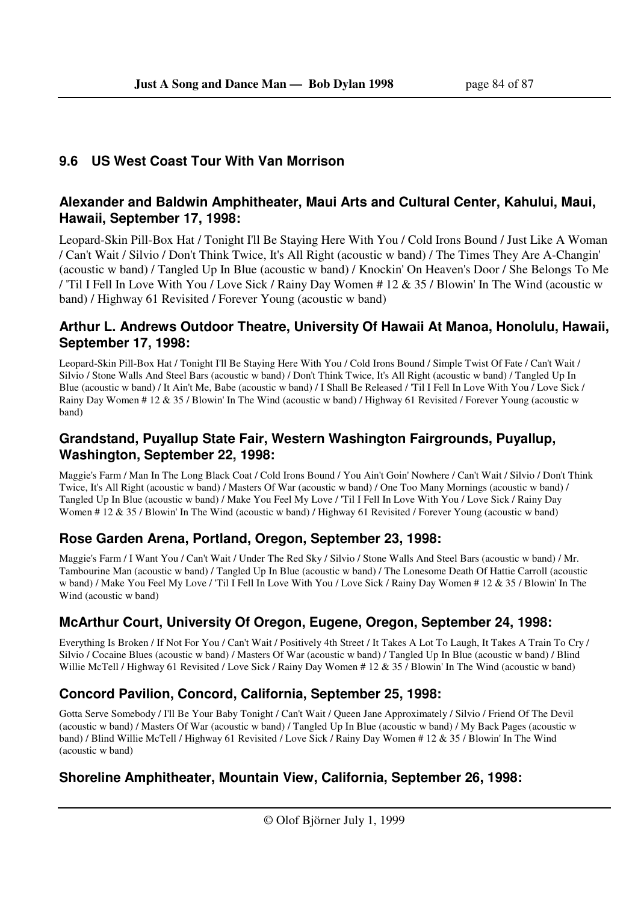## 9.6 US West Coast Tour With Van Morrison

### Alexander and Baldwin Amphitheater, Maui Arts and Cultural Center, Kahului, Maui, Hawaii, September 17, 1998:

Leopard-Skin Pill-Box Hat / Tonight I'll Be Staying Here With You / Cold Irons Bound / Just Like A Woman / Can't Wait / Silvio / Don't Think Twice, It's All Right (acoustic w band) / The Times They Are A-Changin' (acoustic w band) / Tangled Up In Blue (acoustic w band) / Knockin' On Heaven's Door / She Belongs To Me / 'Til I Fell In Love With You / Love Sick / Rainy Day Women # 12 & 35 / Blowin' In The Wind (acoustic w band) / Highway 61 Revisited / Forever Young (acoustic w band)

### Arthur L. Andrews Outdoor Theatre, University Of Hawaii At Manoa, Honolulu, Hawaii, September 17, 1998:

Leopard-Skin Pill-Box Hat / Tonight I'll Be Staying Here With You / Cold Irons Bound / Simple Twist Of Fate / Can't Wait / Silvio / Stone Walls And Steel Bars (acoustic w band) / Don't Think Twice, It's All Right (acoustic w band) / Tangled Up In Blue (acoustic w band) / It Ain't Me, Babe (acoustic w band) / I Shall Be Released / 'Til I Fell In Love With You / Love Sick / Rainy Day Women # 12 & 35 / Blowin' In The Wind (acoustic w band) / Highway 61 Revisited / Forever Young (acoustic w band)

### Grandstand, Puyallup State Fair, Western Washington Fairgrounds, Puyallup, Washington, September 22, 1998:

Maggie's Farm / Man In The Long Black Coat / Cold Irons Bound / You Ain't Goin' Nowhere / Can't Wait / Silvio / Don't Think Twice, It's All Right (acoustic w band) / Masters Of War (acoustic w band) / One Too Many Mornings (acoustic w band) / Tangled Up In Blue (acoustic w band) / Make You Feel My Love / 'Til I Fell In Love With You / Love Sick / Rainy Day Women # 12 & 35 / Blowin' In The Wind (acoustic w band) / Highway 61 Revisited / Forever Young (acoustic w band)

### Rose Garden Arena, Portland, Oregon, September 23, 1998:

Maggie's Farm / I Want You / Can't Wait / Under The Red Sky / Silvio / Stone Walls And Steel Bars (acoustic w band) / Mr. Tambourine Man (acoustic w band) / Tangled Up In Blue (acoustic w band) / The Lonesome Death Of Hattie Carroll (acoustic w band) / Make You Feel My Love / 'Til I Fell In Love With You / Love Sick / Rainy Day Women # 12 & 35 / Blowin' In The Wind (acoustic w band)

### McArthur Court, University Of Oregon, Eugene, Oregon, September 24, 1998:

Everything Is Broken / If Not For You / Can't Wait / Positively 4th Street / It Takes A Lot To Laugh, It Takes A Train To Cry / Silvio / Cocaine Blues (acoustic w band) / Masters Of War (acoustic w band) / Tangled Up In Blue (acoustic w band) / Blind Willie McTell / Highway 61 Revisited / Love Sick / Rainy Day Women # 12 & 35 / Blowin' In The Wind (acoustic w band)

### Concord Pavilion, Concord, California, September 25, 1998:

Gotta Serve Somebody / I'll Be Your Baby Tonight / Can't Wait / Queen Jane Approximately / Silvio / Friend Of The Devil (acoustic w band) / Masters Of War (acoustic w band) / Tangled Up In Blue (acoustic w band) / My Back Pages (acoustic w band) / Blind Willie McTell / Highway 61 Revisited / Love Sick / Rainy Day Women # 12 & 35 / Blowin' In The Wind (acoustic w band)

### Shoreline Amphitheater, Mountain View, California, September 26, 1998: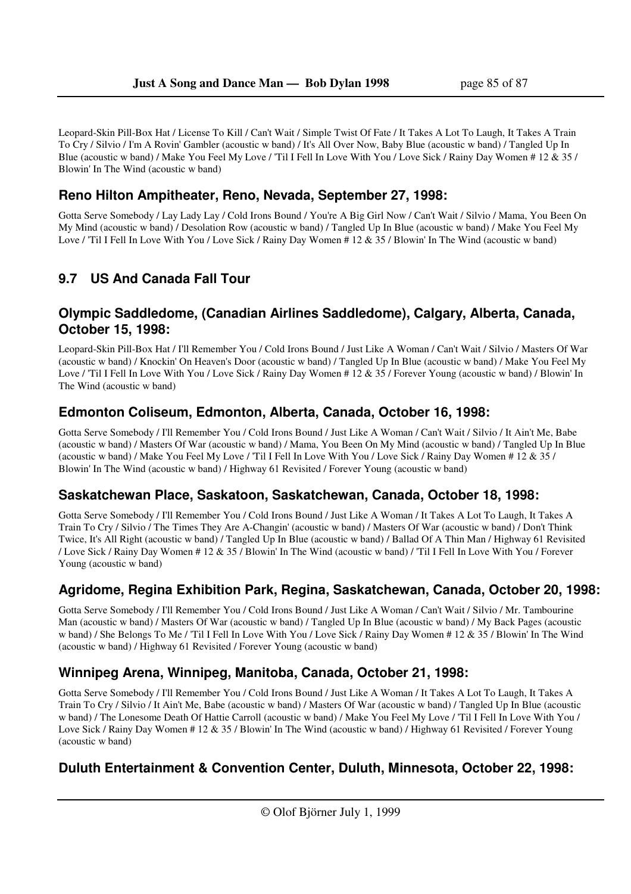Leopard-Skin Pill-Box Hat / License To Kill / Can't Wait / Simple Twist Of Fate / It Takes A Lot To Laugh, It Takes A Train To Cry / Silvio / I'm A Rovin' Gambler (acoustic w band) / It's All Over Now, Baby Blue (acoustic w band) / Tangled Up In Blue (acoustic w band) / Make You Feel My Love / 'Til I Fell In Love With You / Love Sick / Rainy Day Women # 12 & 35 / Blowin' In The Wind (acoustic w band)

### Reno Hilton Ampitheater, Reno, Nevada, September 27, 1998:

Gotta Serve Somebody / Lay Lady Lay / Cold Irons Bound / You're A Big Girl Now / Can't Wait / Silvio / Mama, You Been On My Mind (acoustic w band) / Desolation Row (acoustic w band) / Tangled Up In Blue (acoustic w band) / Make You Feel My Love / 'Til I Fell In Love With You / Love Sick / Rainy Day Women # 12 & 35 / Blowin' In The Wind (acoustic w band)

## 9.7 US And Canada Fall Tour

### Olympic Saddledome, (Canadian Airlines Saddledome), Calgary, Alberta, Canada, October 15, 1998:

Leopard-Skin Pill-Box Hat / I'll Remember You / Cold Irons Bound / Just Like A Woman / Can't Wait / Silvio / Masters Of War (acoustic w band) / Knockin' On Heaven's Door (acoustic w band) / Tangled Up In Blue (acoustic w band) / Make You Feel My Love / 'Til I Fell In Love With You / Love Sick / Rainy Day Women # 12 & 35 / Forever Young (acoustic w band) / Blowin' In The Wind (acoustic w band)

### Edmonton Coliseum, Edmonton, Alberta, Canada, October 16, 1998:

Gotta Serve Somebody / I'll Remember You / Cold Irons Bound / Just Like A Woman / Can't Wait / Silvio / It Ain't Me, Babe (acoustic w band) / Masters Of War (acoustic w band) / Mama, You Been On My Mind (acoustic w band) / Tangled Up In Blue (acoustic w band) / Make You Feel My Love / 'Til I Fell In Love With You / Love Sick / Rainy Day Women # 12 & 35 / Blowin' In The Wind (acoustic w band) / Highway 61 Revisited / Forever Young (acoustic w band)

### Saskatchewan Place, Saskatoon, Saskatchewan, Canada, October 18, 1998:

Gotta Serve Somebody / I'll Remember You / Cold Irons Bound / Just Like A Woman / It Takes A Lot To Laugh, It Takes A Train To Cry / Silvio / The Times They Are A-Changin' (acoustic w band) / Masters Of War (acoustic w band) / Don't Think Twice, It's All Right (acoustic w band) / Tangled Up In Blue (acoustic w band) / Ballad Of A Thin Man / Highway 61 Revisited / Love Sick / Rainy Day Women # 12 & 35 / Blowin' In The Wind (acoustic w band) / 'Til I Fell In Love With You / Forever Young (acoustic w band)

### Agridome, Regina Exhibition Park, Regina, Saskatchewan, Canada, October 20, 1998:

Gotta Serve Somebody / I'll Remember You / Cold Irons Bound / Just Like A Woman / Can't Wait / Silvio / Mr. Tambourine Man (acoustic w band) / Masters Of War (acoustic w band) / Tangled Up In Blue (acoustic w band) / My Back Pages (acoustic w band) / She Belongs To Me / 'Til I Fell In Love With You / Love Sick / Rainy Day Women # 12 & 35 / Blowin' In The Wind (acoustic w band) / Highway 61 Revisited / Forever Young (acoustic w band)

### Winnipeg Arena, Winnipeg, Manitoba, Canada, October 21, 1998:

Gotta Serve Somebody / I'll Remember You / Cold Irons Bound / Just Like A Woman / It Takes A Lot To Laugh, It Takes A Train To Cry / Silvio / It Ain't Me, Babe (acoustic w band) / Masters Of War (acoustic w band) / Tangled Up In Blue (acoustic w band) / The Lonesome Death Of Hattie Carroll (acoustic w band) / Make You Feel My Love / 'Til I Fell In Love With You / Love Sick / Rainy Day Women # 12 & 35 / Blowin' In The Wind (acoustic w band) / Highway 61 Revisited / Forever Young (acoustic w band)

### Duluth Entertainment & Convention Center, Duluth, Minnesota, October 22, 1998: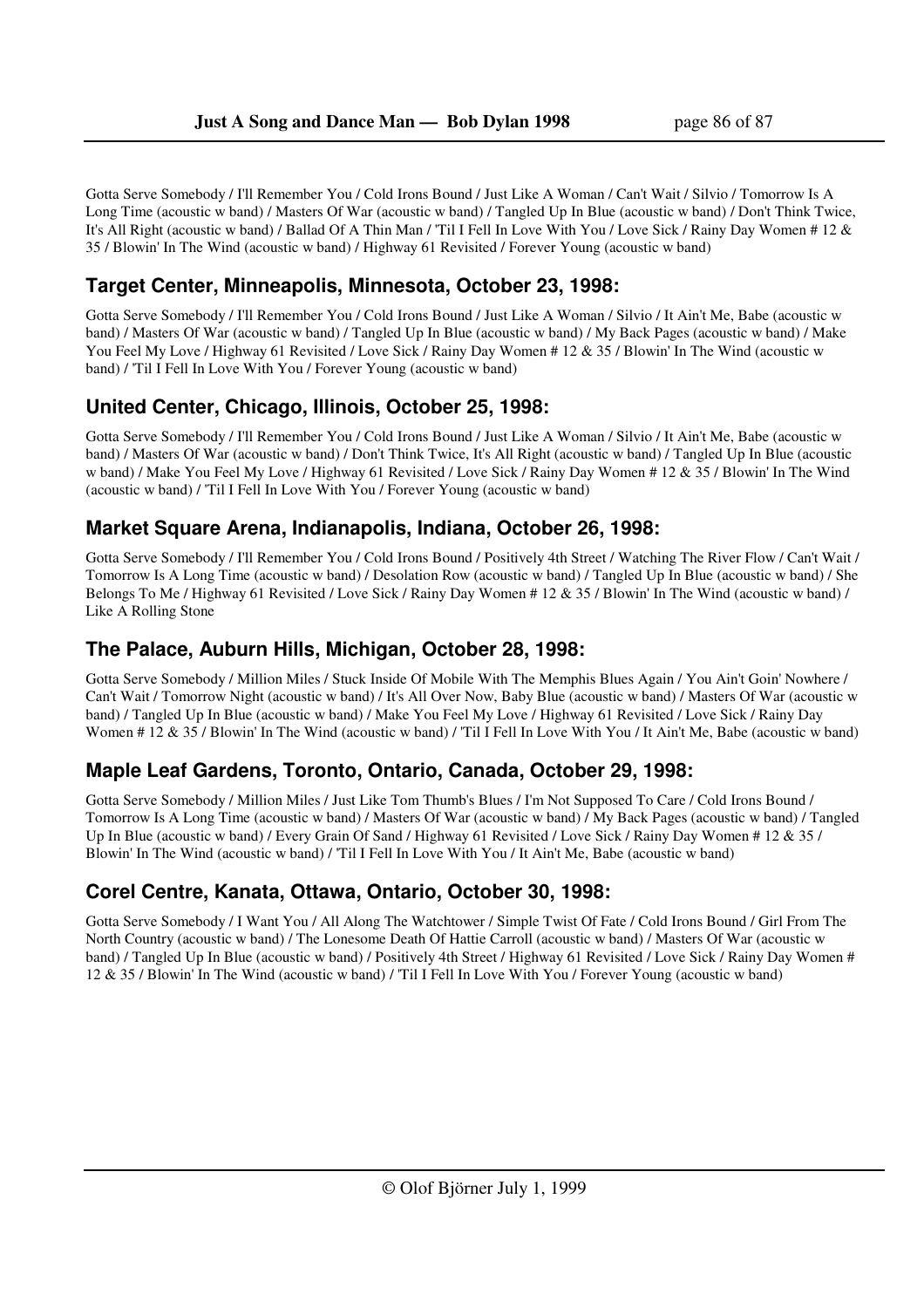Gotta Serve Somebody / I'll Remember You / Cold Irons Bound / Just Like A Woman / Can't Wait / Silvio / Tomorrow Is A Long Time (acoustic w band) / Masters Of War (acoustic w band) / Tangled Up In Blue (acoustic w band) / Don't Think Twice, It's All Right (acoustic w band) / Ballad Of A Thin Man / 'Til I Fell In Love With You / Love Sick / Rainy Day Women # 12 & 35 / Blowin' In The Wind (acoustic w band) / Highway 61 Revisited / Forever Young (acoustic w band)

## Target Center, Minneapolis, Minnesota, October 23, 1998:

Gotta Serve Somebody / I'll Remember You / Cold Irons Bound / Just Like A Woman / Silvio / It Ain't Me, Babe (acoustic w band) / Masters Of War (acoustic w band) / Tangled Up In Blue (acoustic w band) / My Back Pages (acoustic w band) / Make You Feel My Love / Highway 61 Revisited / Love Sick / Rainy Day Women # 12 & 35 / Blowin' In The Wind (acoustic w band) / 'Til I Fell In Love With You / Forever Young (acoustic w band)

## United Center, Chicago, Illinois, October 25, 1998:

Gotta Serve Somebody / I'll Remember You / Cold Irons Bound / Just Like A Woman / Silvio / It Ain't Me, Babe (acoustic w band) / Masters Of War (acoustic w band) / Don't Think Twice, It's All Right (acoustic w band) / Tangled Up In Blue (acoustic w band) / Make You Feel My Love / Highway 61 Revisited / Love Sick / Rainy Day Women # 12 & 35 / Blowin' In The Wind (acoustic w band) / 'Til I Fell In Love With You / Forever Young (acoustic w band)

## Market Square Arena, Indianapolis, Indiana, October 26, 1998:

Gotta Serve Somebody / I'll Remember You / Cold Irons Bound / Positively 4th Street / Watching The River Flow / Can't Wait / Tomorrow Is A Long Time (acoustic w band) / Desolation Row (acoustic w band) / Tangled Up In Blue (acoustic w band) / She Belongs To Me / Highway 61 Revisited / Love Sick / Rainy Day Women # 12 & 35 / Blowin' In The Wind (acoustic w band) / Like A Rolling Stone

## The Palace, Auburn Hills, Michigan, October 28, 1998:

Gotta Serve Somebody / Million Miles / Stuck Inside Of Mobile With The Memphis Blues Again / You Ain't Goin' Nowhere / Can't Wait / Tomorrow Night (acoustic w band) / It's All Over Now, Baby Blue (acoustic w band) / Masters Of War (acoustic w band) / Tangled Up In Blue (acoustic w band) / Make You Feel My Love / Highway 61 Revisited / Love Sick / Rainy Day Women # 12 & 35 / Blowin' In The Wind (acoustic w band) / 'Til I Fell In Love With You / It Ain't Me, Babe (acoustic w band)

## Maple Leaf Gardens, Toronto, Ontario, Canada, October 29, 1998:

Gotta Serve Somebody / Million Miles / Just Like Tom Thumb's Blues / I'm Not Supposed To Care / Cold Irons Bound / Tomorrow Is A Long Time (acoustic w band) / Masters Of War (acoustic w band) / My Back Pages (acoustic w band) / Tangled Up In Blue (acoustic w band) / Every Grain Of Sand / Highway 61 Revisited / Love Sick / Rainy Day Women # 12 & 35 / Blowin' In The Wind (acoustic w band) / 'Til I Fell In Love With You / It Ain't Me, Babe (acoustic w band)

## Corel Centre, Kanata, Ottawa, Ontario, October 30, 1998:

Gotta Serve Somebody / I Want You / All Along The Watchtower / Simple Twist Of Fate / Cold Irons Bound / Girl From The North Country (acoustic w band) / The Lonesome Death Of Hattie Carroll (acoustic w band) / Masters Of War (acoustic w band) / Tangled Up In Blue (acoustic w band) / Positively 4th Street / Highway 61 Revisited / Love Sick / Rainy Day Women # 12 & 35 / Blowin' In The Wind (acoustic w band) / 'Til I Fell In Love With You / Forever Young (acoustic w band)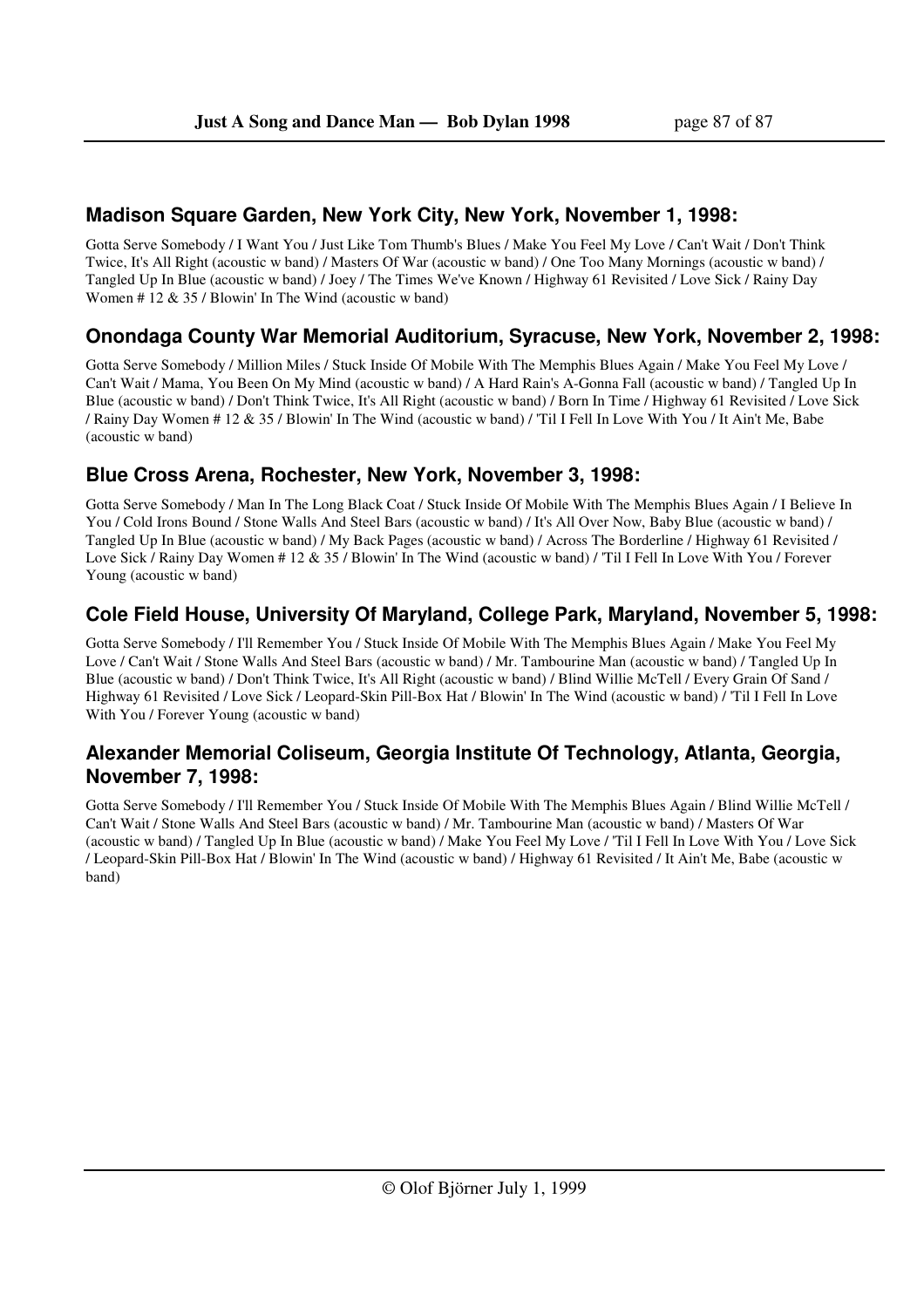## Madison Square Garden, New York City, New York, November 1, 1998:

Gotta Serve Somebody / I Want You / Just Like Tom Thumb's Blues / Make You Feel My Love / Can't Wait / Don't Think Twice, It's All Right (acoustic w band) / Masters Of War (acoustic w band) / One Too Many Mornings (acoustic w band) / Tangled Up In Blue (acoustic w band) / Joey / The Times We've Known / Highway 61 Revisited / Love Sick / Rainy Day Women # 12 & 35 / Blowin' In The Wind (acoustic w band)

## Onondaga County War Memorial Auditorium, Syracuse, New York, November 2, 1998:

Gotta Serve Somebody / Million Miles / Stuck Inside Of Mobile With The Memphis Blues Again / Make You Feel My Love / Can't Wait / Mama, You Been On My Mind (acoustic w band) / A Hard Rain's A-Gonna Fall (acoustic w band) / Tangled Up In Blue (acoustic w band) / Don't Think Twice, It's All Right (acoustic w band) / Born In Time / Highway 61 Revisited / Love Sick / Rainy Day Women # 12 & 35 / Blowin' In The Wind (acoustic w band) / 'Til I Fell In Love With You / It Ain't Me, Babe (acoustic w band)

## Blue Cross Arena, Rochester, New York, November 3, 1998:

Gotta Serve Somebody / Man In The Long Black Coat / Stuck Inside Of Mobile With The Memphis Blues Again / I Believe In You / Cold Irons Bound / Stone Walls And Steel Bars (acoustic w band) / It's All Over Now, Baby Blue (acoustic w band) / Tangled Up In Blue (acoustic w band) / My Back Pages (acoustic w band) / Across The Borderline / Highway 61 Revisited / Love Sick / Rainy Day Women # 12 & 35 / Blowin' In The Wind (acoustic w band) / 'Til I Fell In Love With You / Forever Young (acoustic w band)

## Cole Field House, University Of Maryland, College Park, Maryland, November 5, 1998:

Gotta Serve Somebody / I'll Remember You / Stuck Inside Of Mobile With The Memphis Blues Again / Make You Feel My Love / Can't Wait / Stone Walls And Steel Bars (acoustic w band) / Mr. Tambourine Man (acoustic w band) / Tangled Up In Blue (acoustic w band) / Don't Think Twice, It's All Right (acoustic w band) / Blind Willie McTell / Every Grain Of Sand / Highway 61 Revisited / Love Sick / Leopard-Skin Pill-Box Hat / Blowin' In The Wind (acoustic w band) / 'Til I Fell In Love With You / Forever Young (acoustic w band)

## Alexander Memorial Coliseum, Georgia Institute Of Technology, Atlanta, Georgia, November 7, 1998:

Gotta Serve Somebody / I'll Remember You / Stuck Inside Of Mobile With The Memphis Blues Again / Blind Willie McTell / Can't Wait / Stone Walls And Steel Bars (acoustic w band) / Mr. Tambourine Man (acoustic w band) / Masters Of War (acoustic w band) / Tangled Up In Blue (acoustic w band) / Make You Feel My Love / 'Til I Fell In Love With You / Love Sick / Leopard-Skin Pill-Box Hat / Blowin' In The Wind (acoustic w band) / Highway 61 Revisited / It Ain't Me, Babe (acoustic w band)

© Olof Björner July 1, 1999